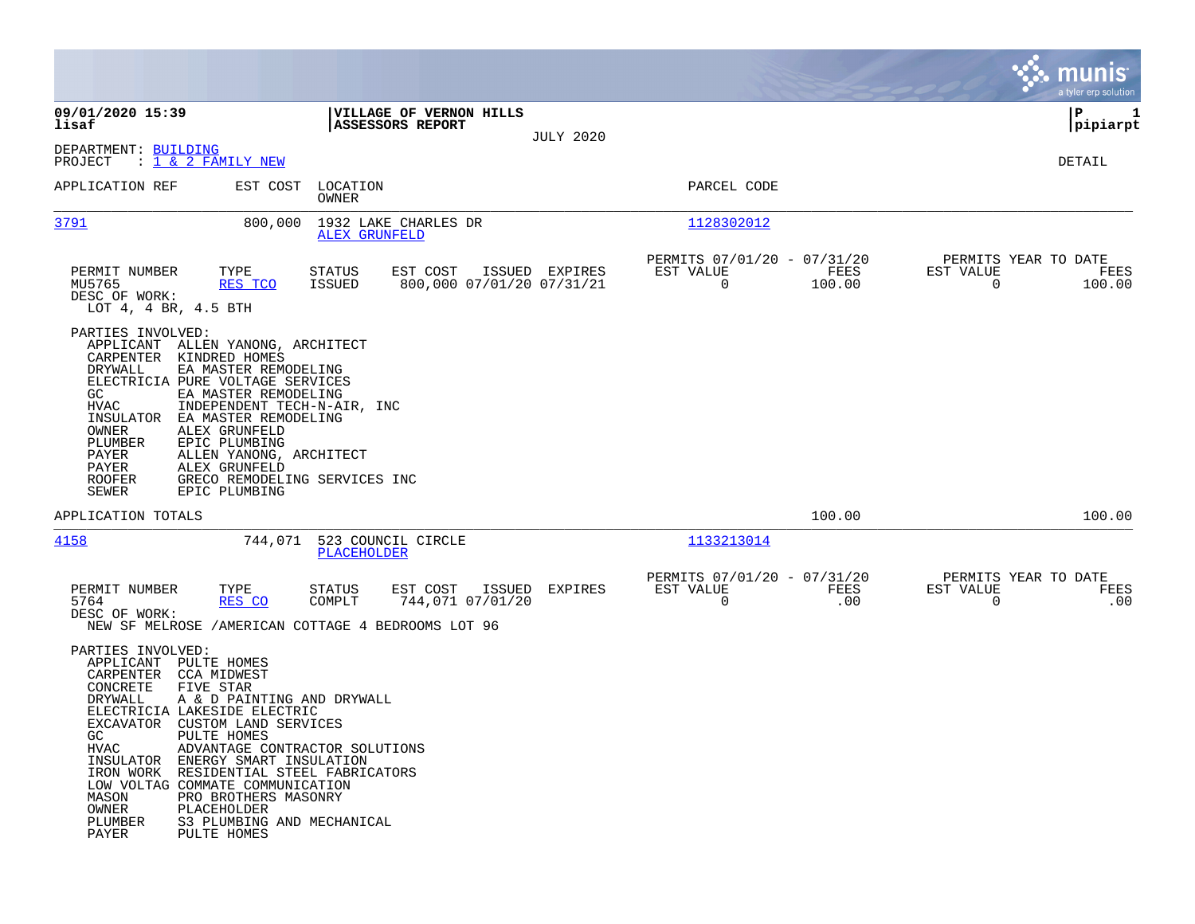**09/01/2020 15:39**
**lisaf**

**VILLAGE OF VERNON HILLS**
**ASSESSORS REPORT**

JULY 2020

**P 1**
**pipiarpt**

DEPARTMENT: BUILDING
PROJECT : 1 & 2 FAMILY NEW

DETAIL

| APPLICATION REF | EST COST | LOCATION / OWNER | PARCEL CODE |
|---|---|---|---|
| 3791 | 800,000 | 1932 LAKE CHARLES DR / ALEX GRUNFELD | 1128302012 |

| PERMIT NUMBER | TYPE | STATUS | EST COST | ISSUED | EXPIRES | PERMITS 07/01/20 - 07/31/20 EST VALUE | FEES | PERMITS YEAR TO DATE EST VALUE | FEES |
|---|---|---|---|---|---|---|---|---|---|
| MU5765 | RES TCO | ISSUED | 800,000 | 07/01/20 | 07/31/21 | 0 | 100.00 | 0 | 100.00 |

DESC OF WORK:
LOT 4, 4 BR, 4.5 BTH

PARTIES INVOLVED:

| | |
|---|---|
| APPLICANT | ALLEN YANONG, ARCHITECT |
| CARPENTER | KINDRED HOMES |
| DRYWALL | EA MASTER REMODELING |
| ELECTRICIA | PURE VOLTAGE SERVICES |
| GC | EA MASTER REMODELING |
| HVAC | INDEPENDENT TECH-N-AIR, INC |
| INSULATOR | EA MASTER REMODELING |
| OWNER | ALEX GRUNFELD |
| PLUMBER | EPIC PLUMBING |
| PAYER | ALLEN YANONG, ARCHITECT |
| PAYER | ALEX GRUNFELD |
| ROOFER | GRECO REMODELING SERVICES INC |
| SEWER | EPIC PLUMBING |

APPLICATION TOTALS — 100.00 — 100.00

| APPLICATION REF | EST COST | LOCATION / OWNER | PARCEL CODE |
|---|---|---|---|
| 4158 | 744,071 | 523 COUNCIL CIRCLE / PLACEHOLDER | 1133213014 |

| PERMIT NUMBER | TYPE | STATUS | EST COST | ISSUED | EXPIRES | PERMITS 07/01/20 - 07/31/20 EST VALUE | FEES | PERMITS YEAR TO DATE EST VALUE | FEES |
|---|---|---|---|---|---|---|---|---|---|
| 5764 | RES CO | COMPLT | 744,071 | 07/01/20 | | 0 | .00 | 0 | .00 |

DESC OF WORK:
NEW SF MELROSE /AMERICAN COTTAGE 4 BEDROOMS LOT 96

PARTIES INVOLVED:

| | |
|---|---|
| APPLICANT | PULTE HOMES |
| CARPENTER | CCA MIDWEST |
| CONCRETE | FIVE STAR |
| DRYWALL | A & D PAINTING AND DRYWALL |
| ELECTRICIA | LAKESIDE ELECTRIC |
| EXCAVATOR | CUSTOM LAND SERVICES |
| GC | PULTE HOMES |
| HVAC | ADVANTAGE CONTRACTOR SOLUTIONS |
| INSULATOR | ENERGY SMART INSULATION |
| IRON WORK | RESIDENTIAL STEEL FABRICATORS |
| LOW VOLTAG | COMMATE COMMUNICATION |
| MASON | PRO BROTHERS MASONRY |
| OWNER | PLACEHOLDER |
| PLUMBER | S3 PLUMBING AND MECHANICAL |
| PAYER | PULTE HOMES |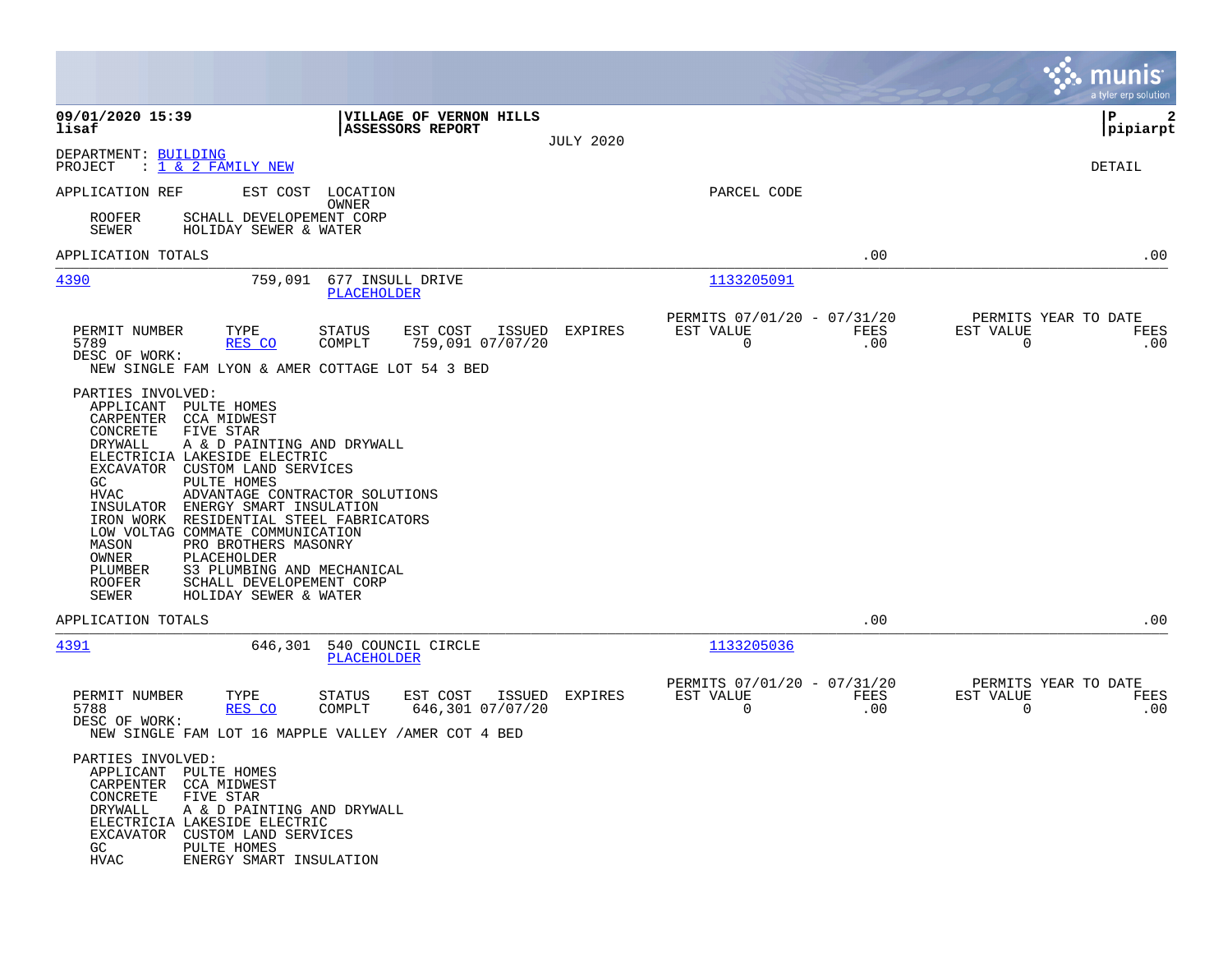**09/01/2020 15:39**
**lisaf**

**VILLAGE OF VERNON HILLS**
**ASSESSORS REPORT**

JULY 2020

**P 2**
**pipiarpt**

DEPARTMENT: BUILDING
PROJECT : 1 & 2 FAMILY NEW

DETAIL

| APPLICATION REF | EST COST | LOCATION / OWNER | PARCEL CODE |
|---|---|---|---|

| | |
|---|---|
| ROOFER | SCHALL DEVELOPEMENT CORP |
| SEWER | HOLIDAY SEWER & WATER |

APPLICATION TOTALS .00 .00

---

**4390** — 759,091 — 677 INSULL DRIVE — PLACEHOLDER — Parcel: 1133205091

| PERMIT NUMBER | TYPE | STATUS | EST COST | ISSUED | EXPIRES | PERMITS 07/01/20 - 07/31/20 EST VALUE | FEES | PERMITS YEAR TO DATE EST VALUE | FEES |
|---|---|---|---|---|---|---|---|---|---|
| 5789 | RES CO | COMPLT | 759,091 | 07/07/20 | | 0 | .00 | 0 | .00 |

DESC OF WORK:
NEW SINGLE FAM LYON & AMER COTTAGE LOT 54 3 BED

PARTIES INVOLVED:

| | |
|---|---|
| APPLICANT | PULTE HOMES |
| CARPENTER | CCA MIDWEST |
| CONCRETE | FIVE STAR |
| DRYWALL | A & D PAINTING AND DRYWALL |
| ELECTRICIA | LAKESIDE ELECTRIC |
| EXCAVATOR | CUSTOM LAND SERVICES |
| GC | PULTE HOMES |
| HVAC | ADVANTAGE CONTRACTOR SOLUTIONS |
| INSULATOR | ENERGY SMART INSULATION |
| IRON WORK | RESIDENTIAL STEEL FABRICATORS |
| LOW VOLTAG | COMMATE COMMUNICATION |
| MASON | PRO BROTHERS MASONRY |
| OWNER | PLACEHOLDER |
| PLUMBER | S3 PLUMBING AND MECHANICAL |
| ROOFER | SCHALL DEVELOPEMENT CORP |
| SEWER | HOLIDAY SEWER & WATER |

APPLICATION TOTALS .00 .00

---

**4391** — 646,301 — 540 COUNCIL CIRCLE — PLACEHOLDER — Parcel: 1133205036

| PERMIT NUMBER | TYPE | STATUS | EST COST | ISSUED | EXPIRES | PERMITS 07/01/20 - 07/31/20 EST VALUE | FEES | PERMITS YEAR TO DATE EST VALUE | FEES |
|---|---|---|---|---|---|---|---|---|---|
| 5788 | RES CO | COMPLT | 646,301 | 07/07/20 | | 0 | .00 | 0 | .00 |

DESC OF WORK:
NEW SINGLE FAM LOT 16 MAPPLE VALLEY /AMER COT 4 BED

PARTIES INVOLVED:

| | |
|---|---|
| APPLICANT | PULTE HOMES |
| CARPENTER | CCA MIDWEST |
| CONCRETE | FIVE STAR |
| DRYWALL | A & D PAINTING AND DRYWALL |
| ELECTRICIA | LAKESIDE ELECTRIC |
| EXCAVATOR | CUSTOM LAND SERVICES |
| GC | PULTE HOMES |
| HVAC | ENERGY SMART INSULATION |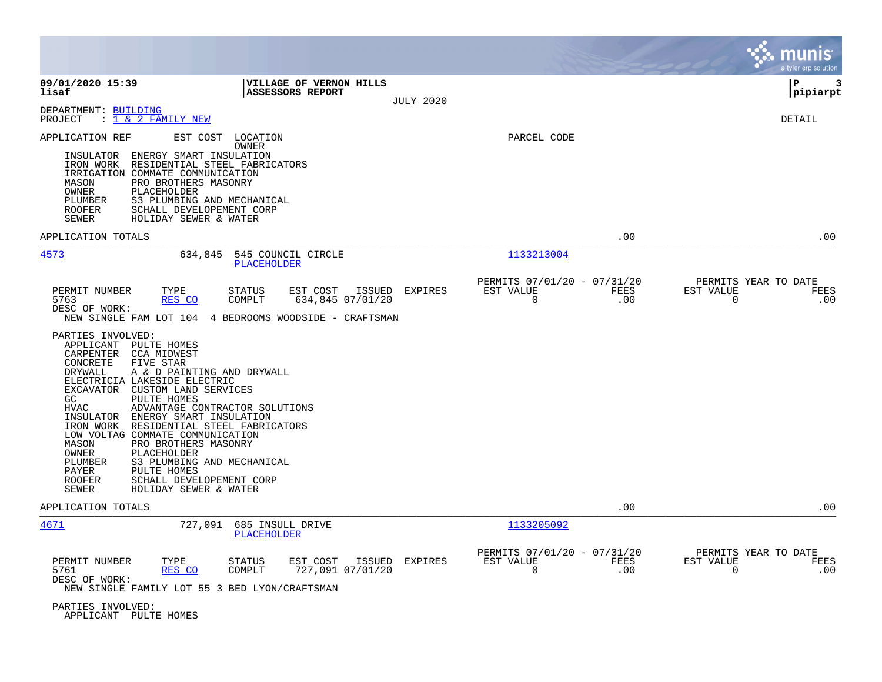**09/01/2020 15:39** | **VILLAGE OF VERNON HILLS** | **P 3**
**lisaf** | **ASSESSORS REPORT** | **pipiarpt**

JULY 2020

DEPARTMENT: BUILDING
PROJECT : 1 & 2 FAMILY NEW

DETAIL

APPLICATION REF EST COST LOCATION PARCEL CODE
OWNER

```
  INSULATOR  ENERGY SMART INSULATION
  IRON WORK  RESIDENTIAL STEEL FABRICATORS
  IRRIGATION COMMATE COMMUNICATION
  MASON      PRO BROTHERS MASONRY
  OWNER      PLACEHOLDER
  PLUMBER    S3 PLUMBING AND MECHANICAL
  ROOFER     SCHALL DEVELOPEMENT CORP
  SEWER      HOLIDAY SEWER & WATER
```

APPLICATION TOTALS .00 .00

---

**4573** 634,845 545 COUNCIL CIRCLE 1133213004
PLACEHOLDER

| PERMIT NUMBER | TYPE | STATUS | EST COST | ISSUED | EXPIRES | PERMITS 07/01/20 - 07/31/20 EST VALUE | FEES | PERMITS YEAR TO DATE EST VALUE | FEES |
|---|---|---|---|---|---|---|---|---|---|
| 5763 | RES CO | COMPLT | 634,845 | 07/01/20 | | 0 | .00 | 0 | .00 |

DESC OF WORK:
NEW SINGLE FAM LOT 104 4 BEDROOMS WOODSIDE - CRAFTSMAN

PARTIES INVOLVED:

```
  APPLICANT  PULTE HOMES
  CARPENTER  CCA MIDWEST
  CONCRETE   FIVE STAR
  DRYWALL    A & D PAINTING AND DRYWALL
  ELECTRICIA LAKESIDE ELECTRIC
  EXCAVATOR  CUSTOM LAND SERVICES
  GC         PULTE HOMES
  HVAC       ADVANTAGE CONTRACTOR SOLUTIONS
  INSULATOR  ENERGY SMART INSULATION
  IRON WORK  RESIDENTIAL STEEL FABRICATORS
  LOW VOLTAG COMMATE COMMUNICATION
  MASON      PRO BROTHERS MASONRY
  OWNER      PLACEHOLDER
  PLUMBER    S3 PLUMBING AND MECHANICAL
  PAYER      PULTE HOMES
  ROOFER     SCHALL DEVELOPEMENT CORP
  SEWER      HOLIDAY SEWER & WATER
```

APPLICATION TOTALS .00 .00

---

**4671** 727,091 685 INSULL DRIVE 1133205092
PLACEHOLDER

| PERMIT NUMBER | TYPE | STATUS | EST COST | ISSUED | EXPIRES | PERMITS 07/01/20 - 07/31/20 EST VALUE | FEES | PERMITS YEAR TO DATE EST VALUE | FEES |
|---|---|---|---|---|---|---|---|---|---|
| 5761 | RES CO | COMPLT | 727,091 | 07/01/20 | | 0 | .00 | 0 | .00 |

DESC OF WORK:
NEW SINGLE FAMILY LOT 55 3 BED LYON/CRAFTSMAN

PARTIES INVOLVED:

```
  APPLICANT  PULTE HOMES
```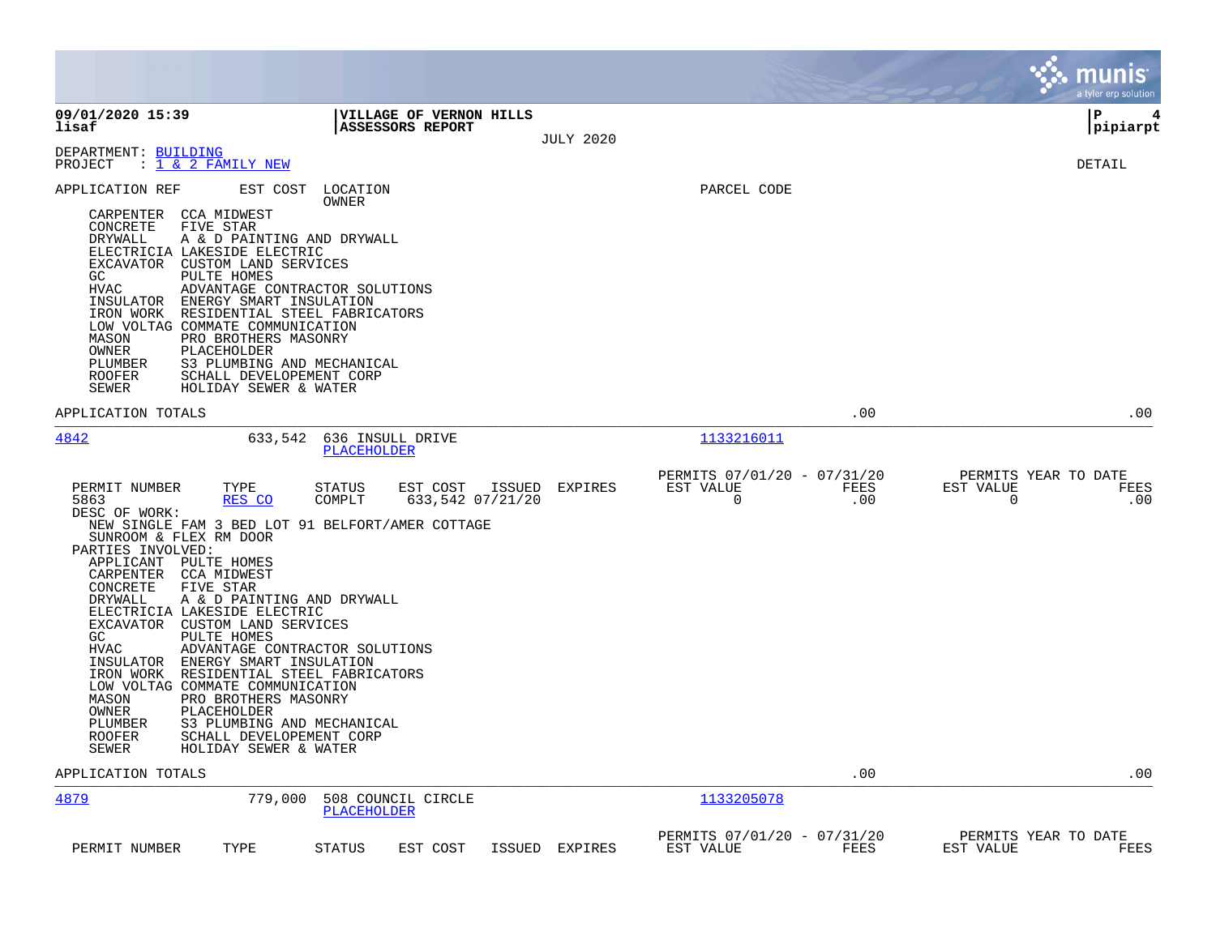**09/01/2020 15:39**
**lisaf**

**VILLAGE OF VERNON HILLS**
**ASSESSORS REPORT**

JULY 2020

**P 4**
**pipiarpt**

DEPARTMENT: BUILDING
PROJECT : 1 & 2 FAMILY NEW

DETAIL

| APPLICATION REF | EST COST | LOCATION / OWNER | PARCEL CODE |
|---|---|---|---|

- CARPENTER CCA MIDWEST
- CONCRETE FIVE STAR
- DRYWALL A & D PAINTING AND DRYWALL
- ELECTRICIA LAKESIDE ELECTRIC
- EXCAVATOR CUSTOM LAND SERVICES
- GC PULTE HOMES
- HVAC ADVANTAGE CONTRACTOR SOLUTIONS
- INSULATOR ENERGY SMART INSULATION
- IRON WORK RESIDENTIAL STEEL FABRICATORS
- LOW VOLTAG COMMATE COMMUNICATION
- MASON PRO BROTHERS MASONRY
- OWNER PLACEHOLDER
- PLUMBER S3 PLUMBING AND MECHANICAL
- ROOFER SCHALL DEVELOPEMENT CORP
- SEWER HOLIDAY SEWER & WATER

APPLICATION TOTALS .00 .00

---

| APPLICATION REF | EST COST | LOCATION / OWNER | PARCEL CODE |
|---|---|---|---|
| 4842 | 633,542 | 636 INSULL DRIVE / PLACEHOLDER | 1133216011 |

| PERMIT NUMBER | TYPE | STATUS | EST COST | ISSUED | EXPIRES | PERMITS 07/01/20 - 07/31/20 EST VALUE | FEES | PERMITS YEAR TO DATE EST VALUE | FEES |
|---|---|---|---|---|---|---|---|---|---|
| 5863 | RES CO | COMPLT | 633,542 | 07/21/20 | | 0 | .00 | 0 | .00 |

DESC OF WORK:
NEW SINGLE FAM 3 BED LOT 91 BELFORT/AMER COTTAGE
SUNROOM & FLEX RM DOOR

PARTIES INVOLVED:

- APPLICANT PULTE HOMES
- CARPENTER CCA MIDWEST
- CONCRETE FIVE STAR
- DRYWALL A & D PAINTING AND DRYWALL
- ELECTRICIA LAKESIDE ELECTRIC
- EXCAVATOR CUSTOM LAND SERVICES
- GC PULTE HOMES
- HVAC ADVANTAGE CONTRACTOR SOLUTIONS
- INSULATOR ENERGY SMART INSULATION
- IRON WORK RESIDENTIAL STEEL FABRICATORS
- LOW VOLTAG COMMATE COMMUNICATION
- MASON PRO BROTHERS MASONRY
- OWNER PLACEHOLDER
- PLUMBER S3 PLUMBING AND MECHANICAL
- ROOFER SCHALL DEVELOPEMENT CORP
- SEWER HOLIDAY SEWER & WATER

APPLICATION TOTALS .00 .00

---

| APPLICATION REF | EST COST | LOCATION / OWNER | PARCEL CODE |
|---|---|---|---|
| 4879 | 779,000 | 508 COUNCIL CIRCLE / PLACEHOLDER | 1133205078 |

| PERMIT NUMBER | TYPE | STATUS | EST COST | ISSUED | EXPIRES | PERMITS 07/01/20 - 07/31/20 EST VALUE | FEES | PERMITS YEAR TO DATE EST VALUE | FEES |
|---|---|---|---|---|---|---|---|---|---|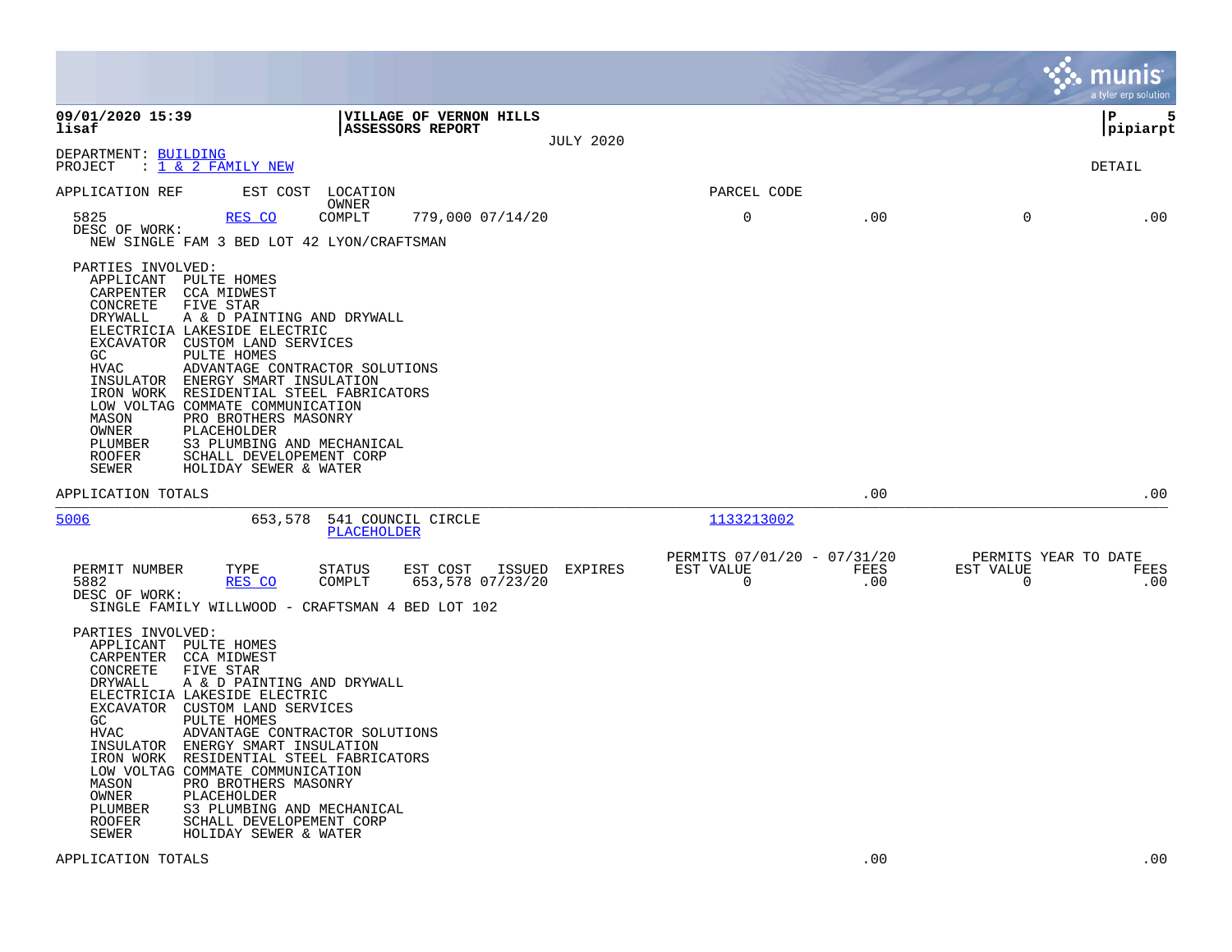**09/01/2020 15:39** | **VILLAGE OF VERNON HILLS** | **P 5**
**lisaf** | **ASSESSORS REPORT** | **pipiarpt**

JULY 2020

DEPARTMENT: BUILDING
PROJECT : 1 & 2 FAMILY NEW

DETAIL

| APPLICATION REF | EST COST | LOCATION / OWNER | | PARCEL CODE | | | |
|---|---|---|---|---|---|---|---|
| 5825 | RES CO | COMPLT | 779,000 07/14/20 | 0 | .00 | 0 | .00 |

DESC OF WORK:
NEW SINGLE FAM 3 BED LOT 42 LYON/CRAFTSMAN

PARTIES INVOLVED:

| Role | Party |
|---|---|
| APPLICANT | PULTE HOMES |
| CARPENTER | CCA MIDWEST |
| CONCRETE | FIVE STAR |
| DRYWALL | A & D PAINTING AND DRYWALL |
| ELECTRICIA | LAKESIDE ELECTRIC |
| EXCAVATOR | CUSTOM LAND SERVICES |
| GC | PULTE HOMES |
| HVAC | ADVANTAGE CONTRACTOR SOLUTIONS |
| INSULATOR | ENERGY SMART INSULATION |
| IRON WORK | RESIDENTIAL STEEL FABRICATORS |
| LOW VOLTAG | COMMATE COMMUNICATION |
| MASON | PRO BROTHERS MASONRY |
| OWNER | PLACEHOLDER |
| PLUMBER | S3 PLUMBING AND MECHANICAL |
| ROOFER | SCHALL DEVELOPEMENT CORP |
| SEWER | HOLIDAY SEWER & WATER |

APPLICATION TOTALS .00 .00

---

| APPLICATION REF | EST COST | LOCATION | OWNER | PARCEL CODE |
|---|---|---|---|---|
| 5006 | 653,578 | 541 COUNCIL CIRCLE | PLACEHOLDER | 1133213002 |

| PERMIT NUMBER | TYPE | STATUS | EST COST | ISSUED | EXPIRES | PERMITS 07/01/20 - 07/31/20 EST VALUE | FEES | PERMITS YEAR TO DATE EST VALUE | FEES |
|---|---|---|---|---|---|---|---|---|---|
| 5882 | RES CO | COMPLT | 653,578 | 07/23/20 | | 0 | .00 | 0 | .00 |

DESC OF WORK:
SINGLE FAMILY WILLWOOD - CRAFTSMAN 4 BED LOT 102

PARTIES INVOLVED:

| Role | Party |
|---|---|
| APPLICANT | PULTE HOMES |
| CARPENTER | CCA MIDWEST |
| CONCRETE | FIVE STAR |
| DRYWALL | A & D PAINTING AND DRYWALL |
| ELECTRICIA | LAKESIDE ELECTRIC |
| EXCAVATOR | CUSTOM LAND SERVICES |
| GC | PULTE HOMES |
| HVAC | ADVANTAGE CONTRACTOR SOLUTIONS |
| INSULATOR | ENERGY SMART INSULATION |
| IRON WORK | RESIDENTIAL STEEL FABRICATORS |
| LOW VOLTAG | COMMATE COMMUNICATION |
| MASON | PRO BROTHERS MASONRY |
| OWNER | PLACEHOLDER |
| PLUMBER | S3 PLUMBING AND MECHANICAL |
| ROOFER | SCHALL DEVELOPEMENT CORP |
| SEWER | HOLIDAY SEWER & WATER |

APPLICATION TOTALS .00 .00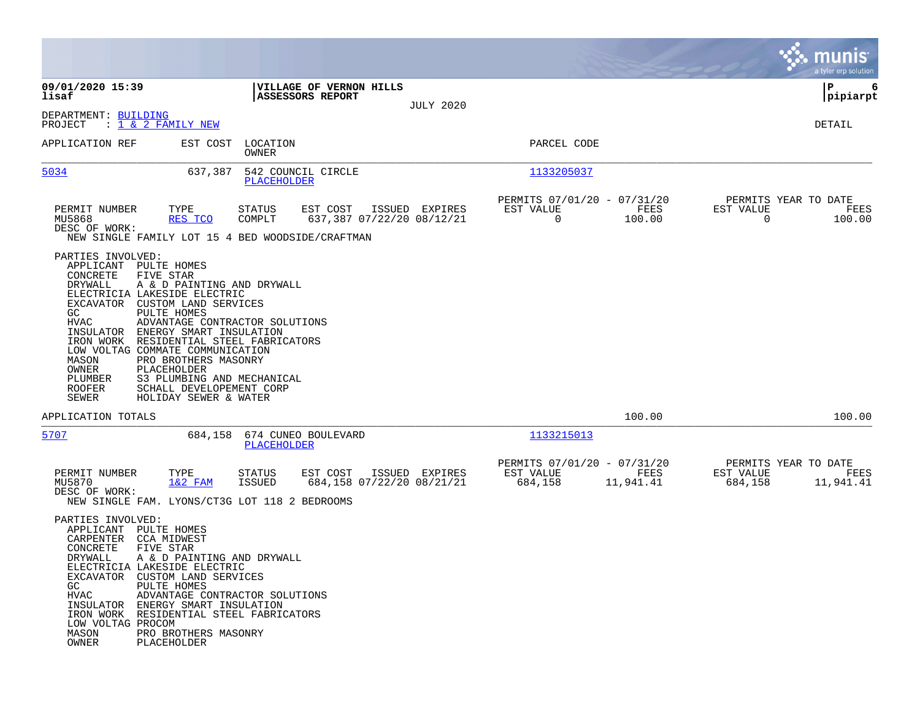**09/01/2020 15:39** | **VILLAGE OF VERNON HILLS** | **P 6**
**lisaf** | **ASSESSORS REPORT** | **pipiarpt**

JULY 2020

DEPARTMENT: BUILDING
PROJECT : 1 & 2 FAMILY NEW

DETAIL

| APPLICATION REF | EST COST | LOCATION / OWNER | PARCEL CODE |
|---|---|---|---|
| 5034 | 637,387 | 542 COUNCIL CIRCLE / PLACEHOLDER | 1133205037 |

| PERMIT NUMBER | TYPE | STATUS | EST COST | ISSUED | EXPIRES | PERMITS 07/01/20 - 07/31/20 EST VALUE | FEES | PERMITS YEAR TO DATE EST VALUE | FEES |
|---|---|---|---|---|---|---|---|---|---|
| MU5868 | RES TCO | COMPLT | 637,387 | 07/22/20 | 08/12/21 | 0 | 100.00 | 0 | 100.00 |

DESC OF WORK:
NEW SINGLE FAMILY LOT 15 4 BED WOODSIDE/CRAFTMAN

PARTIES INVOLVED:

| Role | Name |
|---|---|
| APPLICANT | PULTE HOMES |
| CONCRETE | FIVE STAR |
| DRYWALL | A & D PAINTING AND DRYWALL |
| ELECTRICIA | LAKESIDE ELECTRIC |
| EXCAVATOR | CUSTOM LAND SERVICES |
| GC | PULTE HOMES |
| HVAC | ADVANTAGE CONTRACTOR SOLUTIONS |
| INSULATOR | ENERGY SMART INSULATION |
| IRON WORK | RESIDENTIAL STEEL FABRICATORS |
| LOW VOLTAG | COMMATE COMMUNICATION |
| MASON | PRO BROTHERS MASONRY |
| OWNER | PLACEHOLDER |
| PLUMBER | S3 PLUMBING AND MECHANICAL |
| ROOFER | SCHALL DEVELOPEMENT CORP |
| SEWER | HOLIDAY SEWER & WATER |

APPLICATION TOTALS — 100.00 — 100.00

| APPLICATION REF | EST COST | LOCATION / OWNER | PARCEL CODE |
|---|---|---|---|
| 5707 | 684,158 | 674 CUNEO BOULEVARD / PLACEHOLDER | 1133215013 |

| PERMIT NUMBER | TYPE | STATUS | EST COST | ISSUED | EXPIRES | PERMITS 07/01/20 - 07/31/20 EST VALUE | FEES | PERMITS YEAR TO DATE EST VALUE | FEES |
|---|---|---|---|---|---|---|---|---|---|
| MU5870 | 1&2 FAM | ISSUED | 684,158 | 07/22/20 | 08/21/21 | 684,158 | 11,941.41 | 684,158 | 11,941.41 |

DESC OF WORK:
NEW SINGLE FAM. LYONS/CT3G LOT 118 2 BEDROOMS

PARTIES INVOLVED:

| Role | Name |
|---|---|
| APPLICANT | PULTE HOMES |
| CARPENTER | CCA MIDWEST |
| CONCRETE | FIVE STAR |
| DRYWALL | A & D PAINTING AND DRYWALL |
| ELECTRICIA | LAKESIDE ELECTRIC |
| EXCAVATOR | CUSTOM LAND SERVICES |
| GC | PULTE HOMES |
| HVAC | ADVANTAGE CONTRACTOR SOLUTIONS |
| INSULATOR | ENERGY SMART INSULATION |
| IRON WORK | RESIDENTIAL STEEL FABRICATORS |
| LOW VOLTAG | PROCOM |
| MASON | PRO BROTHERS MASONRY |
| OWNER | PLACEHOLDER |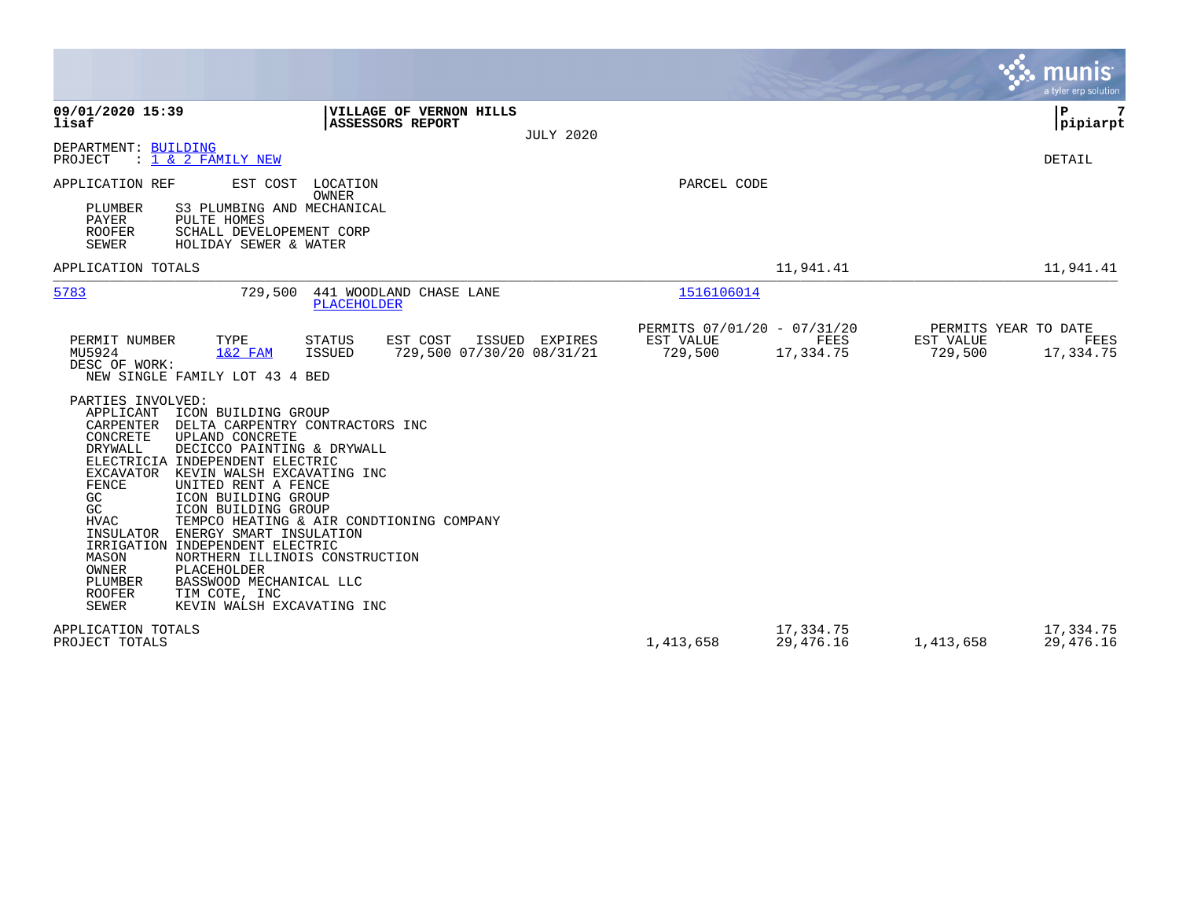**09/01/2020 15:39**
**lisaf**

**VILLAGE OF VERNON HILLS**
**ASSESSORS REPORT**

JULY 2020

**P 7**
**pipiarpt**

DEPARTMENT: BUILDING
PROJECT : 1 & 2 FAMILY NEW

DETAIL

APPLICATION REF EST COST LOCATION PARCEL CODE
OWNER

| | |
|---|---|
| PLUMBER | S3 PLUMBING AND MECHANICAL |
| PAYER | PULTE HOMES |
| ROOFER | SCHALL DEVELOPEMENT CORP |
| SEWER | HOLIDAY SEWER & WATER |

APPLICATION TOTALS 11,941.41 11,941.41

---

**5783** 729,500 441 WOODLAND CHASE LANE 1516106014
PLACEHOLDER

| PERMIT NUMBER | TYPE | STATUS | EST COST | ISSUED | EXPIRES | PERMITS 07/01/20 - 07/31/20 EST VALUE | FEES | PERMITS YEAR TO DATE EST VALUE | FEES |
|---|---|---|---|---|---|---|---|---|---|
| MU5924 | 1&2 FAM | ISSUED | 729,500 | 07/30/20 | 08/31/21 | 729,500 | 17,334.75 | 729,500 | 17,334.75 |

DESC OF WORK:
NEW SINGLE FAMILY LOT 43 4 BED

PARTIES INVOLVED:

| | |
|---|---|
| APPLICANT | ICON BUILDING GROUP |
| CARPENTER | DELTA CARPENTRY CONTRACTORS INC |
| CONCRETE | UPLAND CONCRETE |
| DRYWALL | DECICCO PAINTING & DRYWALL |
| ELECTRICIA | INDEPENDENT ELECTRIC |
| EXCAVATOR | KEVIN WALSH EXCAVATING INC |
| FENCE | UNITED RENT A FENCE |
| GC | ICON BUILDING GROUP |
| GC | ICON BUILDING GROUP |
| HVAC | TEMPCO HEATING & AIR CONDTIONING COMPANY |
| INSULATOR | ENERGY SMART INSULATION |
| IRRIGATION | INDEPENDENT ELECTRIC |
| MASON | NORTHERN ILLINOIS CONSTRUCTION |
| OWNER | PLACEHOLDER |
| PLUMBER | BASSWOOD MECHANICAL LLC |
| ROOFER | TIM COTE, INC |
| SEWER | KEVIN WALSH EXCAVATING INC |

| | EST VALUE | FEES | EST VALUE | FEES |
|---|---|---|---|---|
| APPLICATION TOTALS | | 17,334.75 | | 17,334.75 |
| PROJECT TOTALS | 1,413,658 | 29,476.16 | 1,413,658 | 29,476.16 |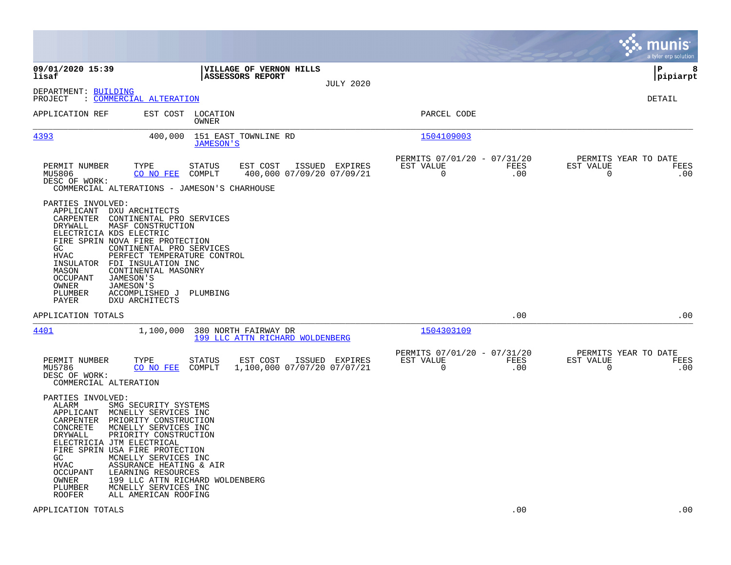**09/01/2020 15:39**
**lisaf**

**VILLAGE OF VERNON HILLS**
**ASSESSORS REPORT**

JULY 2020

**P 8**
**pipiarpt**

DEPARTMENT: BUILDING
PROJECT : COMMERCIAL ALTERATION

DETAIL

| APPLICATION REF | EST COST | LOCATION / OWNER | PARCEL CODE |
|---|---|---|---|
| 4393 | 400,000 | 151 EAST TOWNLINE RD / JAMESON'S | 1504109003 |

| PERMIT NUMBER | TYPE | STATUS | EST COST | ISSUED | EXPIRES | PERMITS 07/01/20 - 07/31/20 EST VALUE | FEES | PERMITS YEAR TO DATE EST VALUE | FEES |
|---|---|---|---|---|---|---|---|---|---|
| MU5806 | CO NO FEE | COMPLT | 400,000 | 07/09/20 | 07/09/21 | 0 | .00 | 0 | .00 |

DESC OF WORK:
COMMERCIAL ALTERATIONS - JAMESON'S CHARHOUSE

PARTIES INVOLVED:

| ROLE | NAME |
|---|---|
| APPLICANT | DXU ARCHITECTS |
| CARPENTER | CONTINENTAL PRO SERVICES |
| DRYWALL | MASF CONSTRUCTION |
| ELECTRICIA | KDS ELECTRIC |
| FIRE SPRIN | NOVA FIRE PROTECTION |
| GC | CONTINENTAL PRO SERVICES |
| HVAC | PERFECT TEMPERATURE CONTROL |
| INSULATOR | FDI INSULATION INC |
| MASON | CONTINENTAL MASONRY |
| OCCUPANT | JAMESON'S |
| OWNER | JAMESON'S |
| PLUMBER | ACCOMPLISHED J PLUMBING |
| PAYER | DXU ARCHITECTS |

APPLICATION TOTALS .00 .00

| APPLICATION REF | EST COST | LOCATION / OWNER | PARCEL CODE |
|---|---|---|---|
| 4401 | 1,100,000 | 380 NORTH FAIRWAY DR / 199 LLC ATTN RICHARD WOLDENBERG | 1504303109 |

| PERMIT NUMBER | TYPE | STATUS | EST COST | ISSUED | EXPIRES | PERMITS 07/01/20 - 07/31/20 EST VALUE | FEES | PERMITS YEAR TO DATE EST VALUE | FEES |
|---|---|---|---|---|---|---|---|---|---|
| MU5786 | CO NO FEE | COMPLT | 1,100,000 | 07/07/20 | 07/07/21 | 0 | .00 | 0 | .00 |

DESC OF WORK:
COMMERCIAL ALTERATION

PARTIES INVOLVED:

| ROLE | NAME |
|---|---|
| ALARM | SMG SECURITY SYSTEMS |
| APPLICANT | MCNELLY SERVICES INC |
| CARPENTER | PRIORITY CONSTRUCTION |
| CONCRETE | MCNELLY SERVICES INC |
| DRYWALL | PRIORITY CONSTRUCTION |
| ELECTRICIA | JTM ELECTRICAL |
| FIRE SPRIN | USA FIRE PROTECTION |
| GC | MCNELLY SERVICES INC |
| HVAC | ASSURANCE HEATING & AIR |
| OCCUPANT | LEARNING RESOURCES |
| OWNER | 199 LLC ATTN RICHARD WOLDENBERG |
| PLUMBER | MCNELLY SERVICES INC |
| ROOFER | ALL AMERICAN ROOFING |

APPLICATION TOTALS .00 .00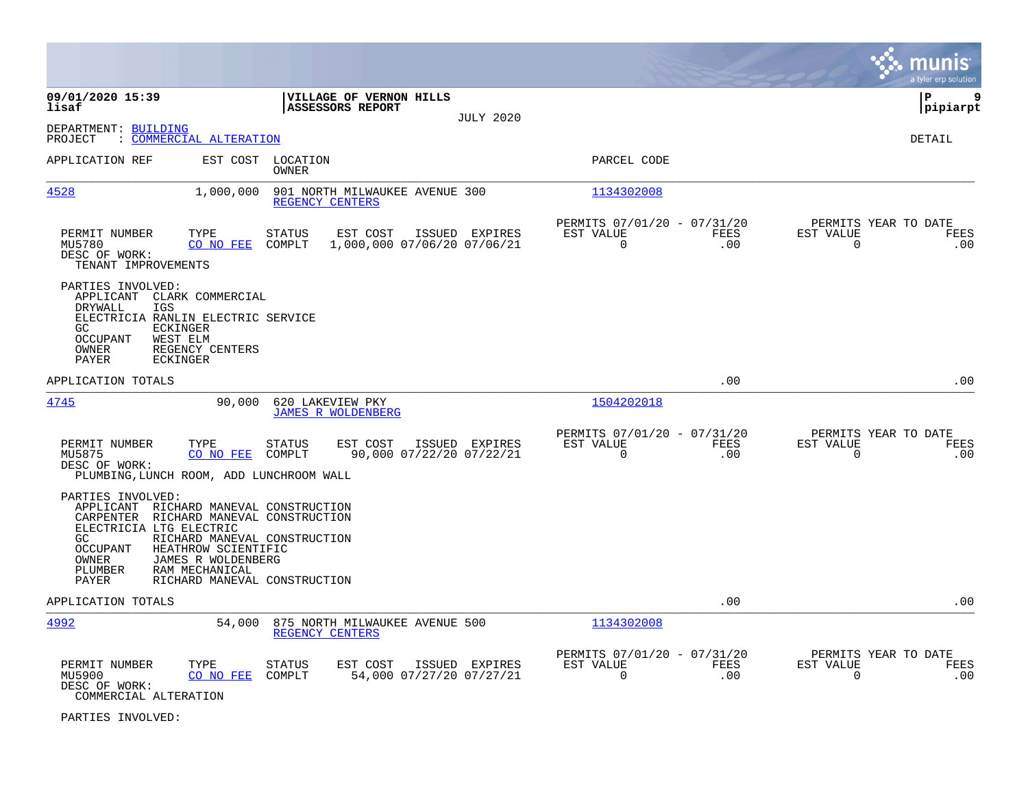**09/01/2020 15:39**
**lisaf**

**VILLAGE OF VERNON HILLS**
**ASSESSORS REPORT**

JULY 2020

**P 9**
**pipiarpt**

DEPARTMENT: BUILDING
PROJECT : COMMERCIAL ALTERATION

DETAIL

| APPLICATION REF | EST COST | LOCATION / OWNER | PARCEL CODE |
|---|---|---|---|
| 4528 | 1,000,000 | 901 NORTH MILWAUKEE AVENUE 300 / REGENCY CENTERS | 1134302008 |

| PERMIT NUMBER | TYPE | STATUS | EST COST | ISSUED | EXPIRES | PERMITS 07/01/20 - 07/31/20 EST VALUE | FEES | PERMITS YEAR TO DATE EST VALUE | FEES |
|---|---|---|---|---|---|---|---|---|---|
| MU5780 | CO NO FEE | COMPLT | 1,000,000 | 07/06/20 | 07/06/21 | 0 | .00 | 0 | .00 |

DESC OF WORK:
TENANT IMPROVEMENTS

PARTIES INVOLVED:
- APPLICANT CLARK COMMERCIAL
- DRYWALL IGS
- ELECTRICIA RANLIN ELECTRIC SERVICE
- GC ECKINGER
- OCCUPANT WEST ELM
- OWNER REGENCY CENTERS
- PAYER ECKINGER

APPLICATION TOTALS .00 .00

| APPLICATION REF | EST COST | LOCATION / OWNER | PARCEL CODE |
|---|---|---|---|
| 4745 | 90,000 | 620 LAKEVIEW PKY / JAMES R WOLDENBERG | 1504202018 |

| PERMIT NUMBER | TYPE | STATUS | EST COST | ISSUED | EXPIRES | PERMITS 07/01/20 - 07/31/20 EST VALUE | FEES | PERMITS YEAR TO DATE EST VALUE | FEES |
|---|---|---|---|---|---|---|---|---|---|
| MU5875 | CO NO FEE | COMPLT | 90,000 | 07/22/20 | 07/22/21 | 0 | .00 | 0 | .00 |

DESC OF WORK:
PLUMBING,LUNCH ROOM, ADD LUNCHROOM WALL

PARTIES INVOLVED:
- APPLICANT RICHARD MANEVAL CONSTRUCTION
- CARPENTER RICHARD MANEVAL CONSTRUCTION
- ELECTRICIA LTG ELECTRIC
- GC RICHARD MANEVAL CONSTRUCTION
- OCCUPANT HEATHROW SCIENTIFIC
- OWNER JAMES R WOLDENBERG
- PLUMBER RAM MECHANICAL
- PAYER RICHARD MANEVAL CONSTRUCTION

APPLICATION TOTALS .00 .00

| APPLICATION REF | EST COST | LOCATION / OWNER | PARCEL CODE |
|---|---|---|---|
| 4992 | 54,000 | 875 NORTH MILWAUKEE AVENUE 500 / REGENCY CENTERS | 1134302008 |

| PERMIT NUMBER | TYPE | STATUS | EST COST | ISSUED | EXPIRES | PERMITS 07/01/20 - 07/31/20 EST VALUE | FEES | PERMITS YEAR TO DATE EST VALUE | FEES |
|---|---|---|---|---|---|---|---|---|---|
| MU5900 | CO NO FEE | COMPLT | 54,000 | 07/27/20 | 07/27/21 | 0 | .00 | 0 | .00 |

DESC OF WORK:
COMMERCIAL ALTERATION

PARTIES INVOLVED: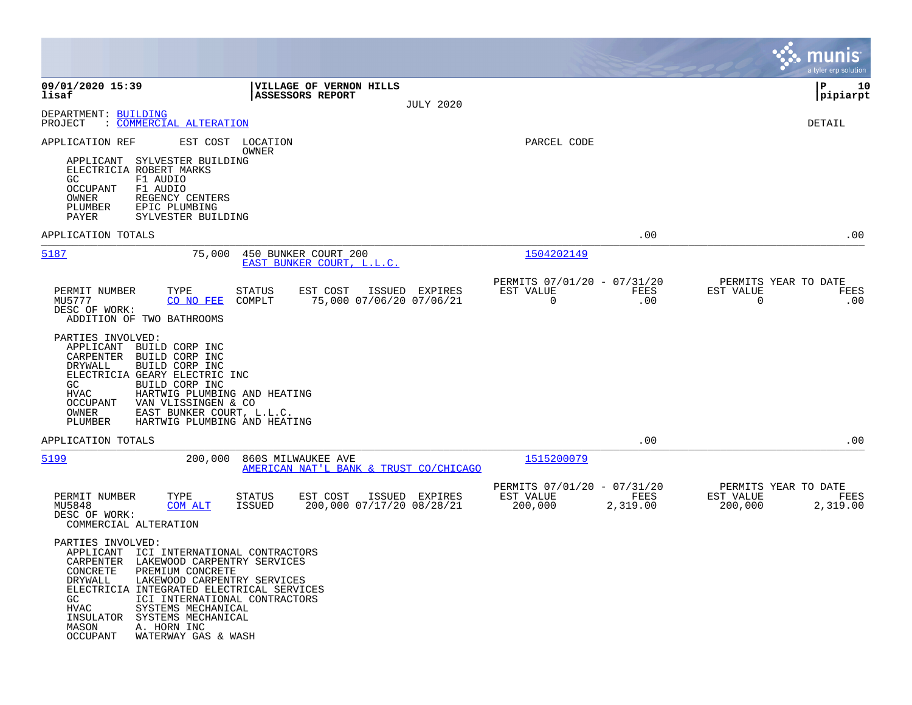09/01/2020 15:39
lisaf

**VILLAGE OF VERNON HILLS**
**ASSESSORS REPORT**

JULY 2020

P 10
pipiarpt

DEPARTMENT: BUILDING
PROJECT : COMMERCIAL ALTERATION

DETAIL

APPLICATION REF | EST COST | LOCATION / OWNER | PARCEL CODE

PARTIES INVOLVED (continued):
- APPLICANT SYLVESTER BUILDING
- ELECTRICIA ROBERT MARKS
- GC F1 AUDIO
- OCCUPANT F1 AUDIO
- OWNER REGENCY CENTERS
- PLUMBER EPIC PLUMBING
- PAYER SYLVESTER BUILDING

APPLICATION TOTALS .00 .00

---

**5187** | 75,000 | 450 BUNKER COURT 200 / EAST BUNKER COURT, L.L.C. | 1504202149

| PERMIT NUMBER | TYPE | STATUS | EST COST | ISSUED | EXPIRES | PERMITS 07/01/20 - 07/31/20 EST VALUE | FEES | PERMITS YEAR TO DATE EST VALUE | FEES |
|---|---|---|---|---|---|---|---|---|---|
| MU5777 | CO NO FEE | COMPLT | 75,000 | 07/06/20 | 07/06/21 | 0 | .00 | 0 | .00 |

DESC OF WORK:
ADDITION OF TWO BATHROOMS

PARTIES INVOLVED:
- APPLICANT BUILD CORP INC
- CARPENTER BUILD CORP INC
- DRYWALL BUILD CORP INC
- ELECTRICIA GEARY ELECTRIC INC
- GC BUILD CORP INC
- HVAC HARTWIG PLUMBING AND HEATING
- OCCUPANT VAN VLISSINGEN & CO
- OWNER EAST BUNKER COURT, L.L.C.
- PLUMBER HARTWIG PLUMBING AND HEATING

APPLICATION TOTALS .00 .00

---

**5199** | 200,000 | 860S MILWAUKEE AVE / AMERICAN NAT'L BANK & TRUST CO/CHICAGO | 1515200079

| PERMIT NUMBER | TYPE | STATUS | EST COST | ISSUED | EXPIRES | PERMITS 07/01/20 - 07/31/20 EST VALUE | FEES | PERMITS YEAR TO DATE EST VALUE | FEES |
|---|---|---|---|---|---|---|---|---|---|
| MU5848 | COM ALT | ISSUED | 200,000 | 07/17/20 | 08/28/21 | 200,000 | 2,319.00 | 200,000 | 2,319.00 |

DESC OF WORK:
COMMERCIAL ALTERATION

PARTIES INVOLVED:
- APPLICANT ICI INTERNATIONAL CONTRACTORS
- CARPENTER LAKEWOOD CARPENTRY SERVICES
- CONCRETE PREMIUM CONCRETE
- DRYWALL LAKEWOOD CARPENTRY SERVICES
- ELECTRICIA INTEGRATED ELECTRICAL SERVICES
- GC ICI INTERNATIONAL CONTRACTORS
- HVAC SYSTEMS MECHANICAL
- INSULATOR SYSTEMS MECHANICAL
- MASON A. HORN INC
- OCCUPANT WATERWAY GAS & WASH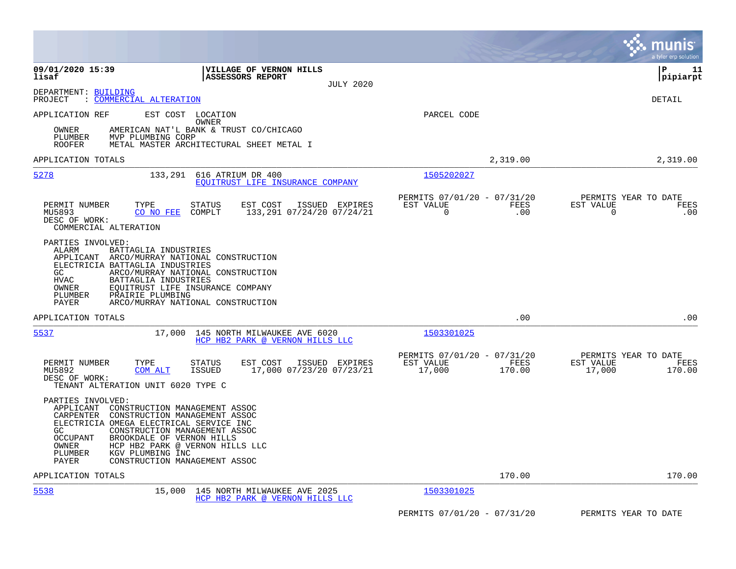**VILLAGE OF VERNON HILLS**
**ASSESSORS REPORT**
JULY 2020

09/01/2020 15:39
lisaf

P 11
pipiarpt

DEPARTMENT: BUILDING
PROJECT : COMMERCIAL ALTERATION

DETAIL

APPLICATION REF    EST COST    LOCATION    PARCEL CODE
OWNER

OWNER    AMERICAN NAT'L BANK & TRUST CO/CHICAGO
PLUMBER    MVP PLUMBING CORP
ROOFER    METAL MASTER ARCHITECTURAL SHEET METAL I

APPLICATION TOTALS    2,319.00    2,319.00

---

**5278**    133,291    616 ATRIUM DR 400    1505202027
EQUITRUST LIFE INSURANCE COMPANY

| PERMIT NUMBER | TYPE | STATUS | EST COST | ISSUED | EXPIRES | PERMITS 07/01/20 - 07/31/20 EST VALUE | FEES | PERMITS YEAR TO DATE EST VALUE | FEES |
|---|---|---|---|---|---|---|---|---|---|
| MU5893 | CO NO FEE | COMPLT | 133,291 | 07/24/20 | 07/24/21 | 0 | .00 | 0 | .00 |

DESC OF WORK:
COMMERCIAL ALTERATION

PARTIES INVOLVED:
- ALARM    BATTAGLIA INDUSTRIES
- APPLICANT    ARCO/MURRAY NATIONAL CONSTRUCTION
- ELECTRICIA    BATTAGLIA INDUSTRIES
- GC    ARCO/MURRAY NATIONAL CONSTRUCTION
- HVAC    BATTAGLIA INDUSTRIES
- OWNER    EQUITRUST LIFE INSURANCE COMPANY
- PLUMBER    PRAIRIE PLUMBING
- PAYER    ARCO/MURRAY NATIONAL CONSTRUCTION

APPLICATION TOTALS    .00    .00

---

**5537**    17,000    145 NORTH MILWAUKEE AVE 6020    1503301025
HCP HB2 PARK @ VERNON HILLS LLC

| PERMIT NUMBER | TYPE | STATUS | EST COST | ISSUED | EXPIRES | PERMITS 07/01/20 - 07/31/20 EST VALUE | FEES | PERMITS YEAR TO DATE EST VALUE | FEES |
|---|---|---|---|---|---|---|---|---|---|
| MU5892 | COM ALT | ISSUED | 17,000 | 07/23/20 | 07/23/21 | 17,000 | 170.00 | 17,000 | 170.00 |

DESC OF WORK:
TENANT ALTERATION UNIT 6020 TYPE C

PARTIES INVOLVED:
- APPLICANT    CONSTRUCTION MANAGEMENT ASSOC
- CARPENTER    CONSTRUCTION MANAGEMENT ASSOC
- ELECTRICIA    OMEGA ELECTRICAL SERVICE INC
- GC    CONSTRUCTION MANAGEMENT ASSOC
- OCCUPANT    BROOKDALE OF VERNON HILLS
- OWNER    HCP HB2 PARK @ VERNON HILLS LLC
- PLUMBER    KGV PLUMBING INC
- PAYER    CONSTRUCTION MANAGEMENT ASSOC

APPLICATION TOTALS    170.00    170.00

---

**5538**    15,000    145 NORTH MILWAUKEE AVE 2025    1503301025
HCP HB2 PARK @ VERNON HILLS LLC

PERMITS 07/01/20 - 07/31/20    PERMITS YEAR TO DATE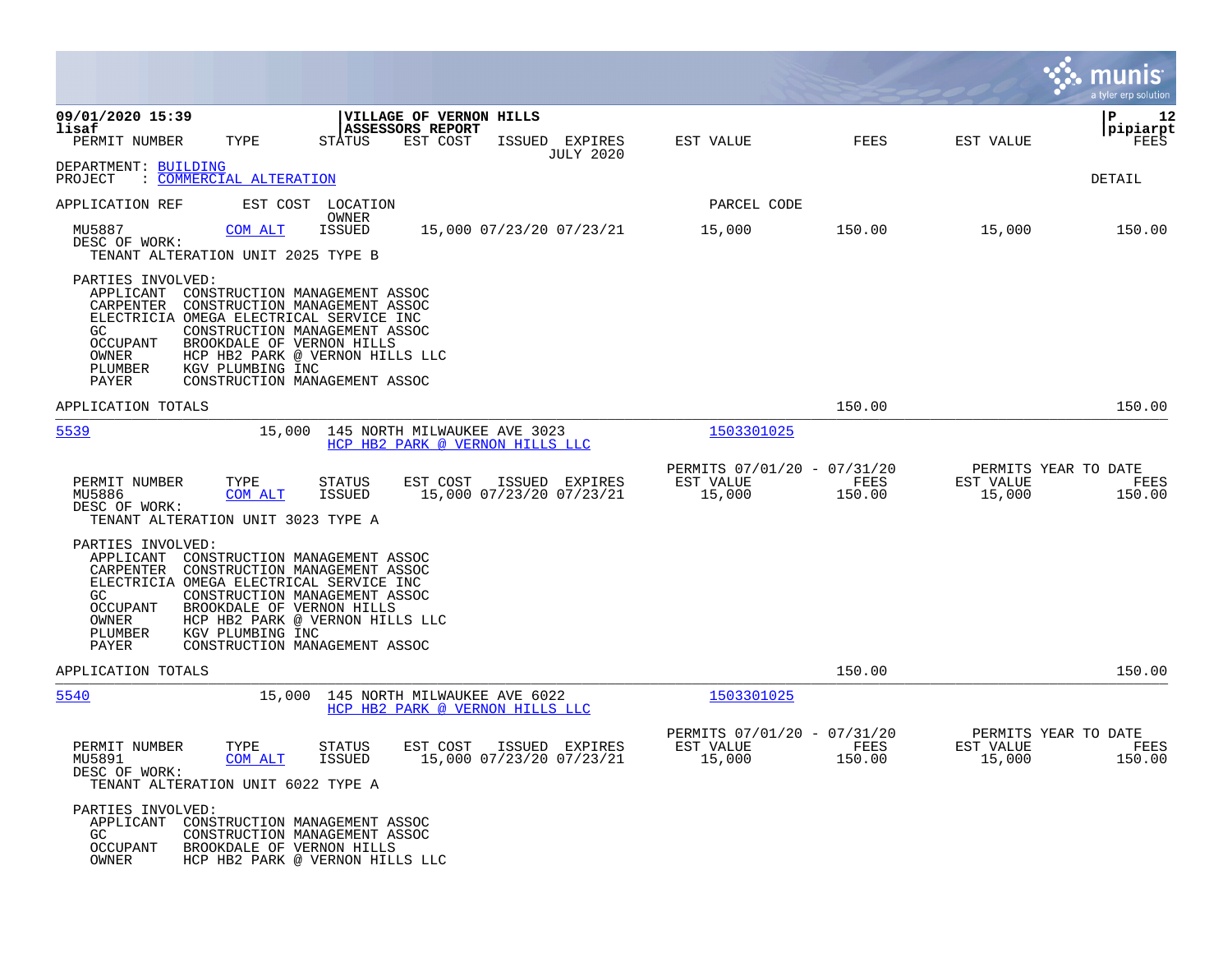09/01/2020 15:39
lisaf

**VILLAGE OF VERNON HILLS**
**ASSESSORS REPORT**

JULY 2020

DEPARTMENT: BUILDING
PROJECT : COMMERCIAL ALTERATION

DETAIL

| APPLICATION REF | EST COST | LOCATION / OWNER | | | PARCEL CODE | | | |
|---|---|---|---|---|---|---|---|---|
| PERMIT NUMBER | TYPE | STATUS | EST COST | ISSUED EXPIRES | EST VALUE | FEES | EST VALUE | FEES |
| MU5887 | COM ALT | ISSUED | 15,000 | 07/23/20 07/23/21 | 15,000 | 150.00 | 15,000 | 150.00 |

DESC OF WORK:
TENANT ALTERATION UNIT 2025 TYPE B

PARTIES INVOLVED:
- APPLICANT CONSTRUCTION MANAGEMENT ASSOC
- CARPENTER CONSTRUCTION MANAGEMENT ASSOC
- ELECTRICIA OMEGA ELECTRICAL SERVICE INC
- GC CONSTRUCTION MANAGEMENT ASSOC
- OCCUPANT BROOKDALE OF VERNON HILLS
- OWNER HCP HB2 PARK @ VERNON HILLS LLC
- PLUMBER KGV PLUMBING INC
- PAYER CONSTRUCTION MANAGEMENT ASSOC

APPLICATION TOTALS 150.00 150.00

---

**5539** | 15,000 | 145 NORTH MILWAUKEE AVE 3023 | HCP HB2 PARK @ VERNON HILLS LLC | 1503301025

| PERMIT NUMBER | TYPE | STATUS | EST COST | ISSUED EXPIRES | PERMITS 07/01/20 - 07/31/20 EST VALUE | FEES | PERMITS YEAR TO DATE EST VALUE | FEES |
|---|---|---|---|---|---|---|---|---|
| MU5886 | COM ALT | ISSUED | 15,000 | 07/23/20 07/23/21 | 15,000 | 150.00 | 15,000 | 150.00 |

DESC OF WORK:
TENANT ALTERATION UNIT 3023 TYPE A

PARTIES INVOLVED:
- APPLICANT CONSTRUCTION MANAGEMENT ASSOC
- CARPENTER CONSTRUCTION MANAGEMENT ASSOC
- ELECTRICIA OMEGA ELECTRICAL SERVICE INC
- GC CONSTRUCTION MANAGEMENT ASSOC
- OCCUPANT BROOKDALE OF VERNON HILLS
- OWNER HCP HB2 PARK @ VERNON HILLS LLC
- PLUMBER KGV PLUMBING INC
- PAYER CONSTRUCTION MANAGEMENT ASSOC

APPLICATION TOTALS 150.00 150.00

---

**5540** | 15,000 | 145 NORTH MILWAUKEE AVE 6022 | HCP HB2 PARK @ VERNON HILLS LLC | 1503301025

| PERMIT NUMBER | TYPE | STATUS | EST COST | ISSUED EXPIRES | PERMITS 07/01/20 - 07/31/20 EST VALUE | FEES | PERMITS YEAR TO DATE EST VALUE | FEES |
|---|---|---|---|---|---|---|---|---|
| MU5891 | COM ALT | ISSUED | 15,000 | 07/23/20 07/23/21 | 15,000 | 150.00 | 15,000 | 150.00 |

DESC OF WORK:
TENANT ALTERATION UNIT 6022 TYPE A

PARTIES INVOLVED:
- APPLICANT CONSTRUCTION MANAGEMENT ASSOC
- GC CONSTRUCTION MANAGEMENT ASSOC
- OCCUPANT BROOKDALE OF VERNON HILLS
- OWNER HCP HB2 PARK @ VERNON HILLS LLC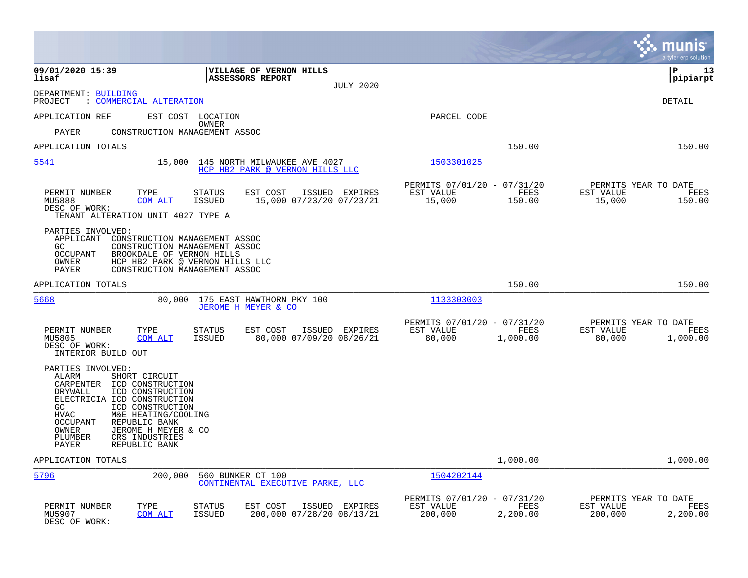09/01/2020 15:39 | VILLAGE OF VERNON HILLS | P 13
lisaf | ASSESSORS REPORT | pipiarpt
JULY 2020

DEPARTMENT: BUILDING
PROJECT : COMMERCIAL ALTERATION

DETAIL

APPLICATION REF EST COST LOCATION PARCEL CODE
OWNER

PAYER CONSTRUCTION MANAGEMENT ASSOC

APPLICATION TOTALS 150.00 150.00

---

**5541** 15,000 145 NORTH MILWAUKEE AVE 4027 — 1503301025
HCP HB2 PARK @ VERNON HILLS LLC

| PERMIT NUMBER | TYPE | STATUS | EST COST | ISSUED | EXPIRES | PERMITS 07/01/20 - 07/31/20 EST VALUE | FEES | PERMITS YEAR TO DATE EST VALUE | FEES |
|---|---|---|---|---|---|---|---|---|---|
| MU5888 | COM ALT | ISSUED | 15,000 | 07/23/20 | 07/23/21 | 15,000 | 150.00 | 15,000 | 150.00 |

DESC OF WORK:
TENANT ALTERATION UNIT 4027 TYPE A

PARTIES INVOLVED:
- APPLICANT CONSTRUCTION MANAGEMENT ASSOC
- GC CONSTRUCTION MANAGEMENT ASSOC
- OCCUPANT BROOKDALE OF VERNON HILLS
- OWNER HCP HB2 PARK @ VERNON HILLS LLC
- PAYER CONSTRUCTION MANAGEMENT ASSOC

APPLICATION TOTALS 150.00 150.00

---

**5668** 80,000 175 EAST HAWTHORN PKY 100 — 1133303003
JEROME H MEYER & CO

| PERMIT NUMBER | TYPE | STATUS | EST COST | ISSUED | EXPIRES | PERMITS 07/01/20 - 07/31/20 EST VALUE | FEES | PERMITS YEAR TO DATE EST VALUE | FEES |
|---|---|---|---|---|---|---|---|---|---|
| MU5805 | COM ALT | ISSUED | 80,000 | 07/09/20 | 08/26/21 | 80,000 | 1,000.00 | 80,000 | 1,000.00 |

DESC OF WORK:
INTERIOR BUILD OUT

PARTIES INVOLVED:
- ALARM SHORT CIRCUIT
- CARPENTER ICD CONSTRUCTION
- DRYWALL ICD CONSTRUCTION
- ELECTRICIA ICD CONSTRUCTION
- GC ICD CONSTRUCTION
- HVAC M&E HEATING/COOLING
- OCCUPANT REPUBLIC BANK
- OWNER JEROME H MEYER & CO
- PLUMBER CRS INDUSTRIES
- PAYER REPUBLIC BANK

APPLICATION TOTALS 1,000.00 1,000.00

---

**5796** 200,000 560 BUNKER CT 100 — 1504202144
CONTINENTAL EXECUTIVE PARKE, LLC

| PERMIT NUMBER | TYPE | STATUS | EST COST | ISSUED | EXPIRES | PERMITS 07/01/20 - 07/31/20 EST VALUE | FEES | PERMITS YEAR TO DATE EST VALUE | FEES |
|---|---|---|---|---|---|---|---|---|---|
| MU5907 | COM ALT | ISSUED | 200,000 | 07/28/20 | 08/13/21 | 200,000 | 2,200.00 | 200,000 | 2,200.00 |

DESC OF WORK: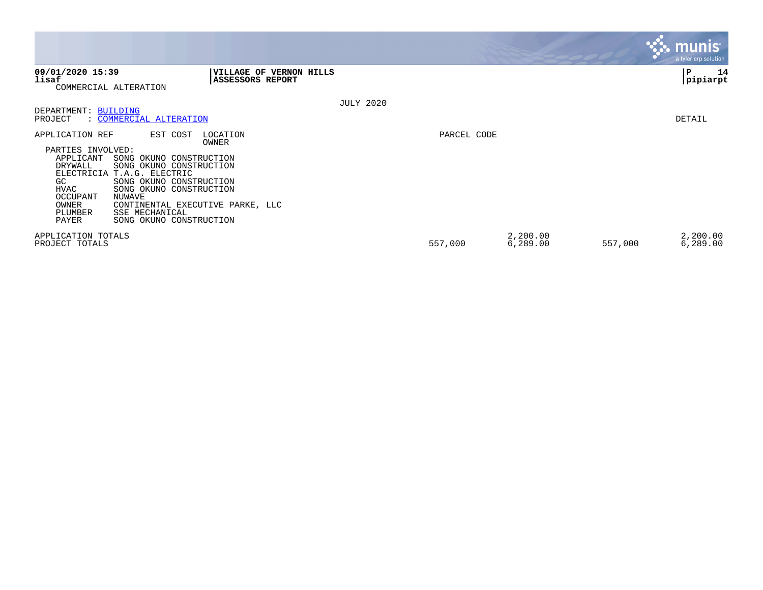**VILLAGE OF VERNON HILLS**
**ASSESSORS REPORT**

**09/01/2020 15:39**
**lisaf**
COMMERCIAL ALTERATION

JULY 2020

DEPARTMENT: BUILDING
PROJECT : COMMERCIAL ALTERATION

DETAIL

APPLICATION REF    EST COST    LOCATION    OWNER    PARCEL CODE

PARTIES INVOLVED:

| Role | Party |
|---|---|
| APPLICANT | SONG OKUNO CONSTRUCTION |
| DRYWALL | SONG OKUNO CONSTRUCTION |
| ELECTRICIA | T.A.G. ELECTRIC |
| GC | SONG OKUNO CONSTRUCTION |
| HVAC | SONG OKUNO CONSTRUCTION |
| OCCUPANT | NUWAVE |
| OWNER | CONTINENTAL EXECUTIVE PARKE, LLC |
| PLUMBER | SSE MECHANICAL |
| PAYER | SONG OKUNO CONSTRUCTION |

| | | | | |
|---|---|---|---|---|
| APPLICATION TOTALS | | 2,200.00 | | 2,200.00 |
| PROJECT TOTALS | 557,000 | 6,289.00 | 557,000 | 6,289.00 |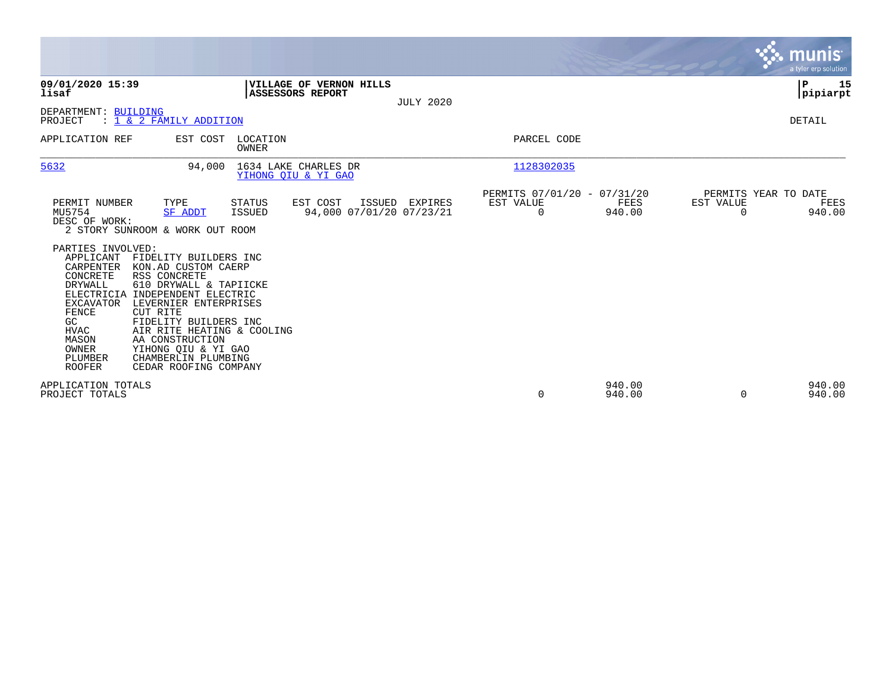**09/01/2020 15:39**
**lisaf**

**VILLAGE OF VERNON HILLS**
**ASSESSORS REPORT**

JULY 2020

**P 15**
**pipiarpt**

DEPARTMENT: BUILDING
PROJECT : 1 & 2 FAMILY ADDITION

DETAIL

| APPLICATION REF | EST COST | LOCATION / OWNER | PARCEL CODE |
|---|---|---|---|
| 5632 | 94,000 | 1634 LAKE CHARLES DR / YIHONG QIU & YI GAO | 1128302035 |

| PERMIT NUMBER | TYPE | STATUS | EST COST | ISSUED | EXPIRES | PERMITS 07/01/20 - 07/31/20 EST VALUE | FEES | PERMITS YEAR TO DATE EST VALUE | FEES |
|---|---|---|---|---|---|---|---|---|---|
| MU5754 | SF ADDT | ISSUED | 94,000 | 07/01/20 | 07/23/21 | 0 | 940.00 | 0 | 940.00 |

DESC OF WORK:
2 STORY SUNROOM & WORK OUT ROOM

PARTIES INVOLVED:

| Role | Party |
|---|---|
| APPLICANT | FIDELITY BUILDERS INC |
| CARPENTER | KON.AD CUSTOM CAERP |
| CONCRETE | RSS CONCRETE |
| DRYWALL | 610 DRYWALL & TAPIICKE |
| ELECTRICIA | INDEPENDENT ELECTRIC |
| EXCAVATOR | LEVERNIER ENTERPRISES |
| FENCE | CUT RITE |
| GC | FIDELITY BUILDERS INC |
| HVAC | AIR RITE HEATING & COOLING |
| MASON | AA CONSTRUCTION |
| OWNER | YIHONG QIU & YI GAO |
| PLUMBER | CHAMBERLIN PLUMBING |
| ROOFER | CEDAR ROOFING COMPANY |

| | PERMITS EST VALUE | FEES | YEAR TO DATE EST VALUE | FEES |
|---|---|---|---|---|
| APPLICATION TOTALS | | 940.00 | | 940.00 |
| PROJECT TOTALS | 0 | 940.00 | 0 | 940.00 |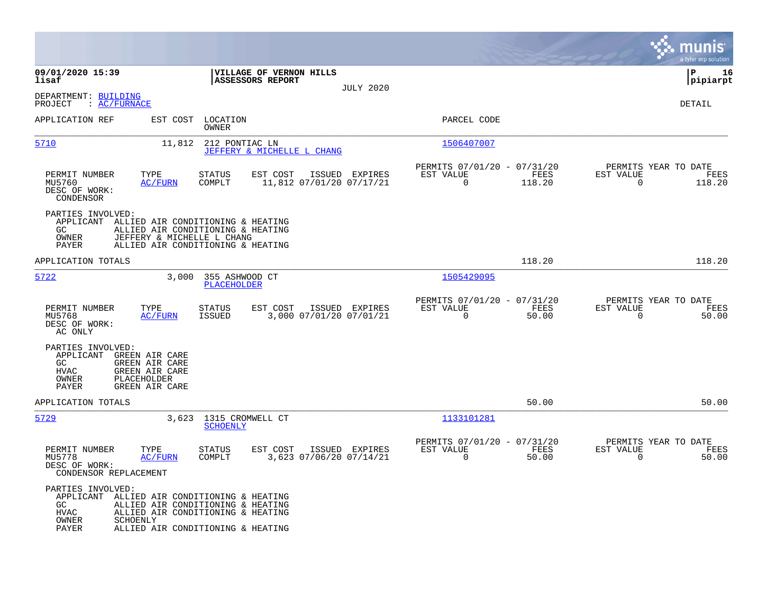**09/01/2020 15:39**
**lisaf**

**VILLAGE OF VERNON HILLS**
**ASSESSORS REPORT**

JULY 2020

DEPARTMENT: BUILDING
PROJECT : AC/FURNACE

DETAIL

| APPLICATION REF | EST COST | LOCATION / OWNER | PARCEL CODE |
|---|---|---|---|
| 5710 | 11,812 | 212 PONTIAC LN / JEFFERY & MICHELLE L CHANG | 1506407007 |

| PERMIT NUMBER | TYPE | STATUS | EST COST | ISSUED | EXPIRES | PERMITS 07/01/20 - 07/31/20 EST VALUE | FEES | PERMITS YEAR TO DATE EST VALUE | FEES |
|---|---|---|---|---|---|---|---|---|---|
| MU5760 | AC/FURN | COMPLT | 11,812 | 07/01/20 | 07/17/21 | 0 | 118.20 | 0 | 118.20 |

DESC OF WORK:
CONDENSOR

PARTIES INVOLVED:
- APPLICANT: ALLIED AIR CONDITIONING & HEATING
- GC: ALLIED AIR CONDITIONING & HEATING
- OWNER: JEFFERY & MICHELLE L CHANG
- PAYER: ALLIED AIR CONDITIONING & HEATING

APPLICATION TOTALS: 118.20 | 118.20

| APPLICATION REF | EST COST | LOCATION / OWNER | PARCEL CODE |
|---|---|---|---|
| 5722 | 3,000 | 355 ASHWOOD CT / PLACEHOLDER | 1505429095 |

| PERMIT NUMBER | TYPE | STATUS | EST COST | ISSUED | EXPIRES | PERMITS 07/01/20 - 07/31/20 EST VALUE | FEES | PERMITS YEAR TO DATE EST VALUE | FEES |
|---|---|---|---|---|---|---|---|---|---|
| MU5768 | AC/FURN | ISSUED | 3,000 | 07/01/20 | 07/01/21 | 0 | 50.00 | 0 | 50.00 |

DESC OF WORK:
AC ONLY

PARTIES INVOLVED:
- APPLICANT: GREEN AIR CARE
- GC: GREEN AIR CARE
- HVAC: GREEN AIR CARE
- OWNER: PLACEHOLDER
- PAYER: GREEN AIR CARE

APPLICATION TOTALS: 50.00 | 50.00

| APPLICATION REF | EST COST | LOCATION / OWNER | PARCEL CODE |
|---|---|---|---|
| 5729 | 3,623 | 1315 CROMWELL CT / SCHOENLY | 1133101281 |

| PERMIT NUMBER | TYPE | STATUS | EST COST | ISSUED | EXPIRES | PERMITS 07/01/20 - 07/31/20 EST VALUE | FEES | PERMITS YEAR TO DATE EST VALUE | FEES |
|---|---|---|---|---|---|---|---|---|---|
| MU5778 | AC/FURN | COMPLT | 3,623 | 07/06/20 | 07/14/21 | 0 | 50.00 | 0 | 50.00 |

DESC OF WORK:
CONDENSOR REPLACEMENT

PARTIES INVOLVED:
- APPLICANT: ALLIED AIR CONDITIONING & HEATING
- GC: ALLIED AIR CONDITIONING & HEATING
- HVAC: ALLIED AIR CONDITIONING & HEATING
- OWNER: SCHOENLY
- PAYER: ALLIED AIR CONDITIONING & HEATING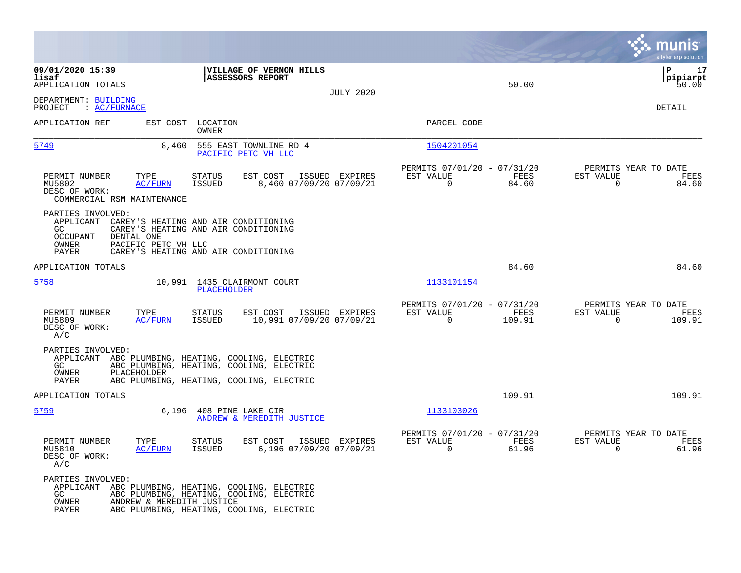09/01/2020 15:39
lisaf
APPLICATION TOTALS

**VILLAGE OF VERNON HILLS**
**ASSESSORS REPORT**

JULY 2020

50.00 | 50.00

P | pipiarpt

DEPARTMENT: BUILDING
PROJECT : AC/FURNACE

DETAIL

| APPLICATION REF | EST COST | LOCATION / OWNER | PARCEL CODE |
|---|---|---|---|
| 5749 | 8,460 | 555 EAST TOWNLINE RD 4 / PACIFIC PETC VH LLC | 1504201054 |

| PERMIT NUMBER | TYPE | STATUS | EST COST | ISSUED | EXPIRES | PERMITS 07/01/20 - 07/31/20 EST VALUE | FEES | PERMITS YEAR TO DATE EST VALUE | FEES |
|---|---|---|---|---|---|---|---|---|---|
| MU5802 | AC/FURN | ISSUED | 8,460 | 07/09/20 | 07/09/21 | 0 | 84.60 | 0 | 84.60 |

DESC OF WORK:
COMMERCIAL RSM MAINTENANCE

PARTIES INVOLVED:
- APPLICANT CAREY'S HEATING AND AIR CONDITIONING
- GC CAREY'S HEATING AND AIR CONDITIONING
- OCCUPANT DENTAL ONE
- OWNER PACIFIC PETC VH LLC
- PAYER CAREY'S HEATING AND AIR CONDITIONING

APPLICATION TOTALS 84.60 84.60

| APPLICATION REF | EST COST | LOCATION / OWNER | PARCEL CODE |
|---|---|---|---|
| 5758 | 10,991 | 1435 CLAIRMONT COURT / PLACEHOLDER | 1133101154 |

| PERMIT NUMBER | TYPE | STATUS | EST COST | ISSUED | EXPIRES | PERMITS 07/01/20 - 07/31/20 EST VALUE | FEES | PERMITS YEAR TO DATE EST VALUE | FEES |
|---|---|---|---|---|---|---|---|---|---|
| MU5809 | AC/FURN | ISSUED | 10,991 | 07/09/20 | 07/09/21 | 0 | 109.91 | 0 | 109.91 |

DESC OF WORK:
A/C

PARTIES INVOLVED:
- APPLICANT ABC PLUMBING, HEATING, COOLING, ELECTRIC
- GC ABC PLUMBING, HEATING, COOLING, ELECTRIC
- OWNER PLACEHOLDER
- PAYER ABC PLUMBING, HEATING, COOLING, ELECTRIC

APPLICATION TOTALS 109.91 109.91

| APPLICATION REF | EST COST | LOCATION / OWNER | PARCEL CODE |
|---|---|---|---|
| 5759 | 6,196 | 408 PINE LAKE CIR / ANDREW & MEREDITH JUSTICE | 1133103026 |

| PERMIT NUMBER | TYPE | STATUS | EST COST | ISSUED | EXPIRES | PERMITS 07/01/20 - 07/31/20 EST VALUE | FEES | PERMITS YEAR TO DATE EST VALUE | FEES |
|---|---|---|---|---|---|---|---|---|---|
| MU5810 | AC/FURN | ISSUED | 6,196 | 07/09/20 | 07/09/21 | 0 | 61.96 | 0 | 61.96 |

DESC OF WORK:
A/C

PARTIES INVOLVED:
- APPLICANT ABC PLUMBING, HEATING, COOLING, ELECTRIC
- GC ABC PLUMBING, HEATING, COOLING, ELECTRIC
- OWNER ANDREW & MEREDITH JUSTICE
- PAYER ABC PLUMBING, HEATING, COOLING, ELECTRIC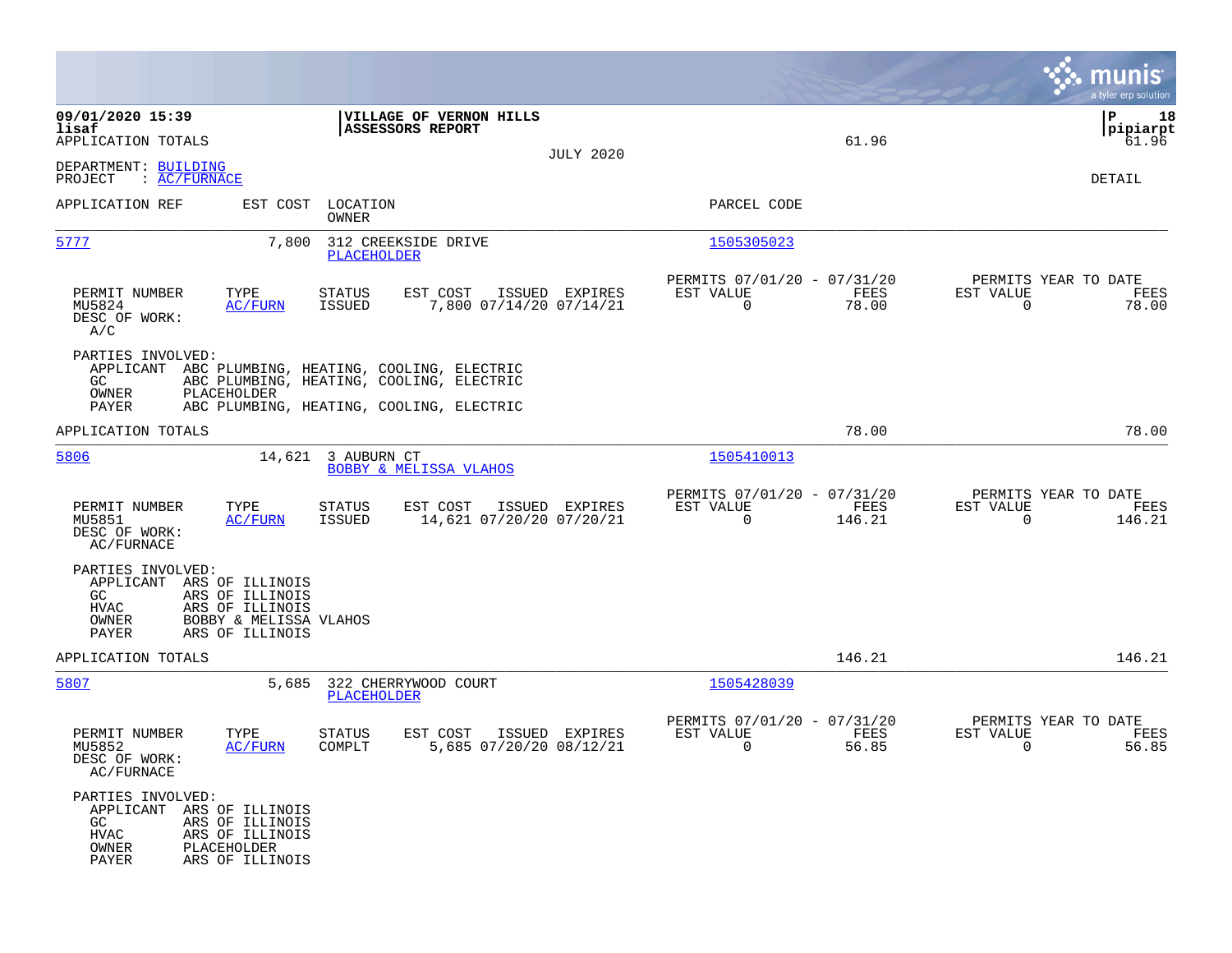**09/01/2020 15:39**
**lisaf**
APPLICATION TOTALS

**VILLAGE OF VERNON HILLS**
**ASSESSORS REPORT**

JULY 2020

61.96

P 18
pipiarpt
61.96

DEPARTMENT: BUILDING
PROJECT : AC/FURNACE

DETAIL

| APPLICATION REF | EST COST | LOCATION / OWNER | PARCEL CODE |
|---|---|---|---|
| 5777 | 7,800 | 312 CREEKSIDE DRIVE / PLACEHOLDER | 1505305023 |

| PERMIT NUMBER | TYPE | STATUS | EST COST | ISSUED | EXPIRES | PERMITS 07/01/20 - 07/31/20 EST VALUE | FEES | PERMITS YEAR TO DATE EST VALUE | FEES |
|---|---|---|---|---|---|---|---|---|---|
| MU5824 | AC/FURN | ISSUED | 7,800 | 07/14/20 | 07/14/21 | 0 | 78.00 | 0 | 78.00 |

DESC OF WORK:
A/C

PARTIES INVOLVED:
APPLICANT ABC PLUMBING, HEATING, COOLING, ELECTRIC
GC ABC PLUMBING, HEATING, COOLING, ELECTRIC
OWNER PLACEHOLDER
PAYER ABC PLUMBING, HEATING, COOLING, ELECTRIC

APPLICATION TOTALS 78.00 78.00

| APPLICATION REF | EST COST | LOCATION / OWNER | PARCEL CODE |
|---|---|---|---|
| 5806 | 14,621 | 3 AUBURN CT / BOBBY & MELISSA VLAHOS | 1505410013 |

| PERMIT NUMBER | TYPE | STATUS | EST COST | ISSUED | EXPIRES | PERMITS 07/01/20 - 07/31/20 EST VALUE | FEES | PERMITS YEAR TO DATE EST VALUE | FEES |
|---|---|---|---|---|---|---|---|---|---|
| MU5851 | AC/FURN | ISSUED | 14,621 | 07/20/20 | 07/20/21 | 0 | 146.21 | 0 | 146.21 |

DESC OF WORK:
AC/FURNACE

PARTIES INVOLVED:
APPLICANT ARS OF ILLINOIS
GC ARS OF ILLINOIS
HVAC ARS OF ILLINOIS
OWNER BOBBY & MELISSA VLAHOS
PAYER ARS OF ILLINOIS

APPLICATION TOTALS 146.21 146.21

| APPLICATION REF | EST COST | LOCATION / OWNER | PARCEL CODE |
|---|---|---|---|
| 5807 | 5,685 | 322 CHERRYWOOD COURT / PLACEHOLDER | 1505428039 |

| PERMIT NUMBER | TYPE | STATUS | EST COST | ISSUED | EXPIRES | PERMITS 07/01/20 - 07/31/20 EST VALUE | FEES | PERMITS YEAR TO DATE EST VALUE | FEES |
|---|---|---|---|---|---|---|---|---|---|
| MU5852 | AC/FURN | COMPLT | 5,685 | 07/20/20 | 08/12/21 | 0 | 56.85 | 0 | 56.85 |

DESC OF WORK:
AC/FURNACE

PARTIES INVOLVED:
APPLICANT ARS OF ILLINOIS
GC ARS OF ILLINOIS
HVAC ARS OF ILLINOIS
OWNER PLACEHOLDER
PAYER ARS OF ILLINOIS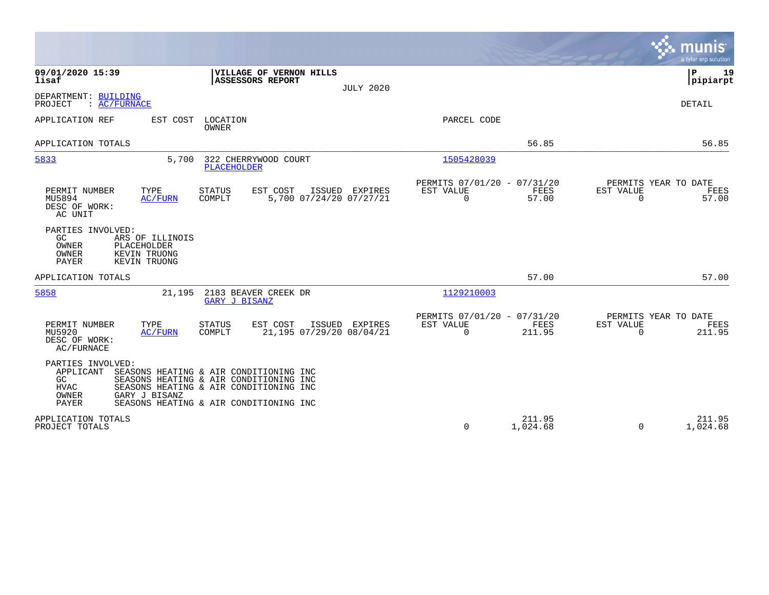**09/01/2020 15:39**
**lisaf**

**VILLAGE OF VERNON HILLS**
**ASSESSORS REPORT**

JULY 2020

**P 19**
**pipiarpt**

DEPARTMENT: BUILDING
PROJECT : AC/FURNACE

DETAIL

| APPLICATION REF | EST COST | LOCATION / OWNER | PARCEL CODE | | |
|---|---|---|---|---|---|
| APPLICATION TOTALS | | | | 56.85 | 56.85 |
| 5833 | 5,700 | 322 CHERRYWOOD COURT / PLACEHOLDER | 1505428039 | | |

| PERMIT NUMBER | TYPE | STATUS | EST COST | ISSUED | EXPIRES | PERMITS 07/01/20 - 07/31/20 EST VALUE | FEES | PERMITS YEAR TO DATE EST VALUE | FEES |
|---|---|---|---|---|---|---|---|---|---|
| MU5894 | AC/FURN | COMPLT | 5,700 | 07/24/20 | 07/27/21 | 0 | 57.00 | 0 | 57.00 |

DESC OF WORK:
AC UNIT

PARTIES INVOLVED:
GC ARS OF ILLINOIS
OWNER PLACEHOLDER
OWNER KEVIN TRUONG
PAYER KEVIN TRUONG

| APPLICATION REF | EST COST | LOCATION / OWNER | PARCEL CODE | | |
|---|---|---|---|---|---|
| APPLICATION TOTALS | | | | 57.00 | 57.00 |
| 5858 | 21,195 | 2183 BEAVER CREEK DR / GARY J BISANZ | 1129210003 | | |

| PERMIT NUMBER | TYPE | STATUS | EST COST | ISSUED | EXPIRES | PERMITS 07/01/20 - 07/31/20 EST VALUE | FEES | PERMITS YEAR TO DATE EST VALUE | FEES |
|---|---|---|---|---|---|---|---|---|---|
| MU5920 | AC/FURN | COMPLT | 21,195 | 07/29/20 | 08/04/21 | 0 | 211.95 | 0 | 211.95 |

DESC OF WORK:
AC/FURNACE

PARTIES INVOLVED:
APPLICANT SEASONS HEATING & AIR CONDITIONING INC
GC SEASONS HEATING & AIR CONDITIONING INC
HVAC SEASONS HEATING & AIR CONDITIONING INC
OWNER GARY J BISANZ
PAYER SEASONS HEATING & AIR CONDITIONING INC

| | EST VALUE | FEES | EST VALUE | FEES |
|---|---|---|---|---|
| APPLICATION TOTALS | | 211.95 | | 211.95 |
| PROJECT TOTALS | 0 | 1,024.68 | 0 | 1,024.68 |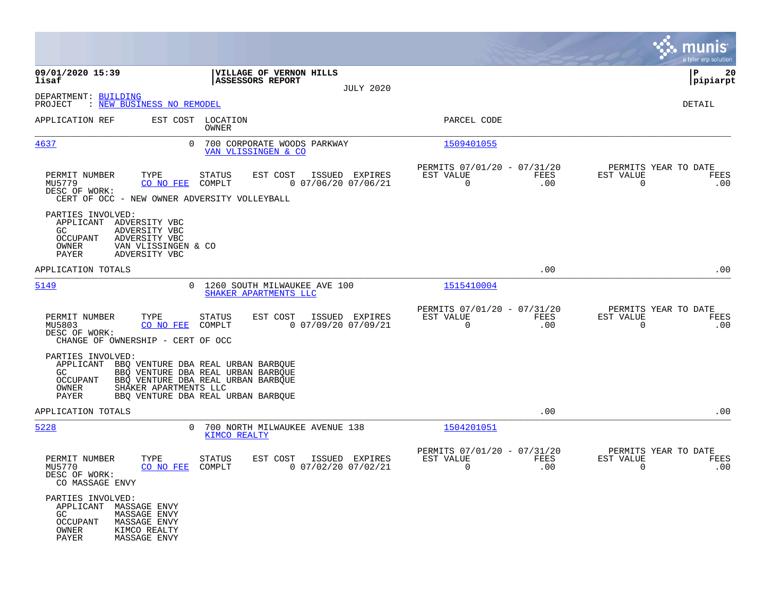09/01/2020 15:39 | VILLAGE OF VERNON HILLS | P 20
lisaf | ASSESSORS REPORT | pipiarpt

JULY 2020

DEPARTMENT: BUILDING
PROJECT : NEW BUSINESS NO REMODEL

DETAIL

| APPLICATION REF | EST COST | LOCATION / OWNER | PARCEL CODE |
|---|---|---|---|
| 4637 | 0 | 700 CORPORATE WOODS PARKWAY / VAN VLISSINGEN & CO | 1509401055 |

| PERMIT NUMBER | TYPE | STATUS | EST COST | ISSUED | EXPIRES | PERMITS 07/01/20 - 07/31/20 EST VALUE | FEES | PERMITS YEAR TO DATE EST VALUE | FEES |
|---|---|---|---|---|---|---|---|---|---|
| MU5779 | CO NO FEE | COMPLT | 0 | 07/06/20 | 07/06/21 | 0 | .00 | 0 | .00 |

DESC OF WORK:
CERT OF OCC - NEW OWNER ADVERSITY VOLLEYBALL

PARTIES INVOLVED:
- APPLICANT ADVERSITY VBC
- GC ADVERSITY VBC
- OCCUPANT ADVERSITY VBC
- OWNER VAN VLISSINGEN & CO
- PAYER ADVERSITY VBC

APPLICATION TOTALS .00 .00

| APPLICATION REF | EST COST | LOCATION / OWNER | PARCEL CODE |
|---|---|---|---|
| 5149 | 0 | 1260 SOUTH MILWAUKEE AVE 100 / SHAKER APARTMENTS LLC | 1515410004 |

| PERMIT NUMBER | TYPE | STATUS | EST COST | ISSUED | EXPIRES | PERMITS 07/01/20 - 07/31/20 EST VALUE | FEES | PERMITS YEAR TO DATE EST VALUE | FEES |
|---|---|---|---|---|---|---|---|---|---|
| MU5803 | CO NO FEE | COMPLT | 0 | 07/09/20 | 07/09/21 | 0 | .00 | 0 | .00 |

DESC OF WORK:
CHANGE OF OWNERSHIP - CERT OF OCC

PARTIES INVOLVED:
- APPLICANT BBQ VENTURE DBA REAL URBAN BARBQUE
- GC BBQ VENTURE DBA REAL URBAN BARBQUE
- OCCUPANT BBQ VENTURE DBA REAL URBAN BARBQUE
- OWNER SHAKER APARTMENTS LLC
- PAYER BBQ VENTURE DBA REAL URBAN BARBQUE

APPLICATION TOTALS .00 .00

| APPLICATION REF | EST COST | LOCATION / OWNER | PARCEL CODE |
|---|---|---|---|
| 5228 | 0 | 700 NORTH MILWAUKEE AVENUE 138 / KIMCO REALTY | 1504201051 |

| PERMIT NUMBER | TYPE | STATUS | EST COST | ISSUED | EXPIRES | PERMITS 07/01/20 - 07/31/20 EST VALUE | FEES | PERMITS YEAR TO DATE EST VALUE | FEES |
|---|---|---|---|---|---|---|---|---|---|
| MU5770 | CO NO FEE | COMPLT | 0 | 07/02/20 | 07/02/21 | 0 | .00 | 0 | .00 |

DESC OF WORK:
CO MASSAGE ENVY

PARTIES INVOLVED:
- APPLICANT MASSAGE ENVY
- GC MASSAGE ENVY
- OCCUPANT MASSAGE ENVY
- OWNER KIMCO REALTY
- PAYER MASSAGE ENVY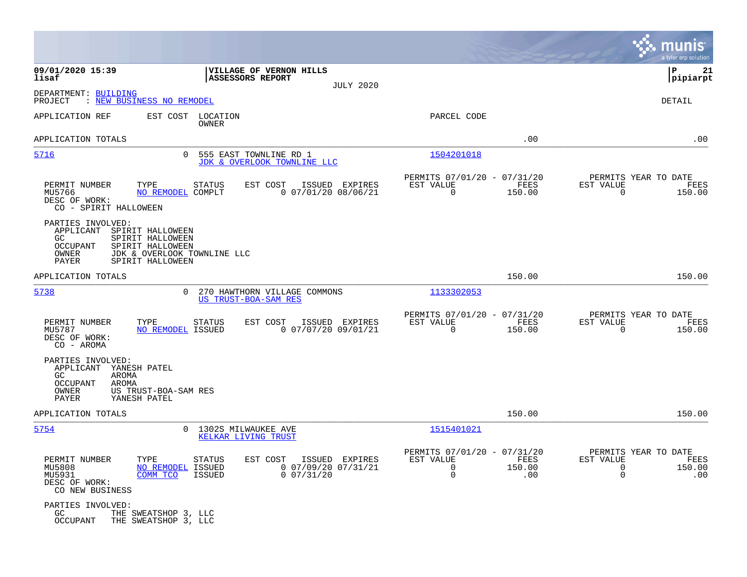**09/01/2020 15:39**
**lisaf**

**VILLAGE OF VERNON HILLS**
**ASSESSORS REPORT**
JULY 2020

**P 21**
**pipiarpt**

DEPARTMENT: BUILDING
PROJECT : NEW BUSINESS NO REMODEL

DETAIL

| APPLICATION REF | EST COST | LOCATION / OWNER | PARCEL CODE | | |
|---|---|---|---|---|---|
| APPLICATION TOTALS | | | | .00 | .00 |

---

**5716** — EST COST 0 — 555 EAST TOWNLINE RD 1 — JDK & OVERLOOK TOWNLINE LLC — PARCEL CODE 1504201018

| PERMIT NUMBER | TYPE | STATUS | EST COST | ISSUED | EXPIRES | PERMITS 07/01/20 - 07/31/20 EST VALUE | FEES | PERMITS YEAR TO DATE EST VALUE | FEES |
|---|---|---|---|---|---|---|---|---|---|
| MU5766 | NO REMODEL | COMPLT | 0 | 07/01/20 | 08/06/21 | 0 | 150.00 | 0 | 150.00 |

DESC OF WORK:
CO - SPIRIT HALLOWEEN

PARTIES INVOLVED:
- APPLICANT SPIRIT HALLOWEEN
- GC SPIRIT HALLOWEEN
- OCCUPANT SPIRIT HALLOWEEN
- OWNER JDK & OVERLOOK TOWNLINE LLC
- PAYER SPIRIT HALLOWEEN

APPLICATION TOTALS: 150.00 | 150.00

---

**5738** — EST COST 0 — 270 HAWTHORN VILLAGE COMMONS — US TRUST-BOA-SAM RES — PARCEL CODE 1133302053

| PERMIT NUMBER | TYPE | STATUS | EST COST | ISSUED | EXPIRES | PERMITS 07/01/20 - 07/31/20 EST VALUE | FEES | PERMITS YEAR TO DATE EST VALUE | FEES |
|---|---|---|---|---|---|---|---|---|---|
| MU5787 | NO REMODEL | ISSUED | 0 | 07/07/20 | 09/01/21 | 0 | 150.00 | 0 | 150.00 |

DESC OF WORK:
CO - AROMA

PARTIES INVOLVED:
- APPLICANT YANESH PATEL
- GC AROMA
- OCCUPANT AROMA
- OWNER US TRUST-BOA-SAM RES
- PAYER YANESH PATEL

APPLICATION TOTALS: 150.00 | 150.00

---

**5754** — EST COST 0 — 1302S MILWAUKEE AVE — KELKAR LIVING TRUST — PARCEL CODE 1515401021

| PERMIT NUMBER | TYPE | STATUS | EST COST | ISSUED | EXPIRES | PERMITS 07/01/20 - 07/31/20 EST VALUE | FEES | PERMITS YEAR TO DATE EST VALUE | FEES |
|---|---|---|---|---|---|---|---|---|---|
| MU5808 | NO REMODEL | ISSUED | 0 | 07/09/20 | 07/31/21 | 0 | 150.00 | 0 | 150.00 |
| MU5931 | COMM TCO | ISSUED | 0 | 07/31/20 | | 0 | .00 | 0 | .00 |

DESC OF WORK:
CO NEW BUSINESS

PARTIES INVOLVED:
- GC THE SWEATSHOP 3, LLC
- OCCUPANT THE SWEATSHOP 3, LLC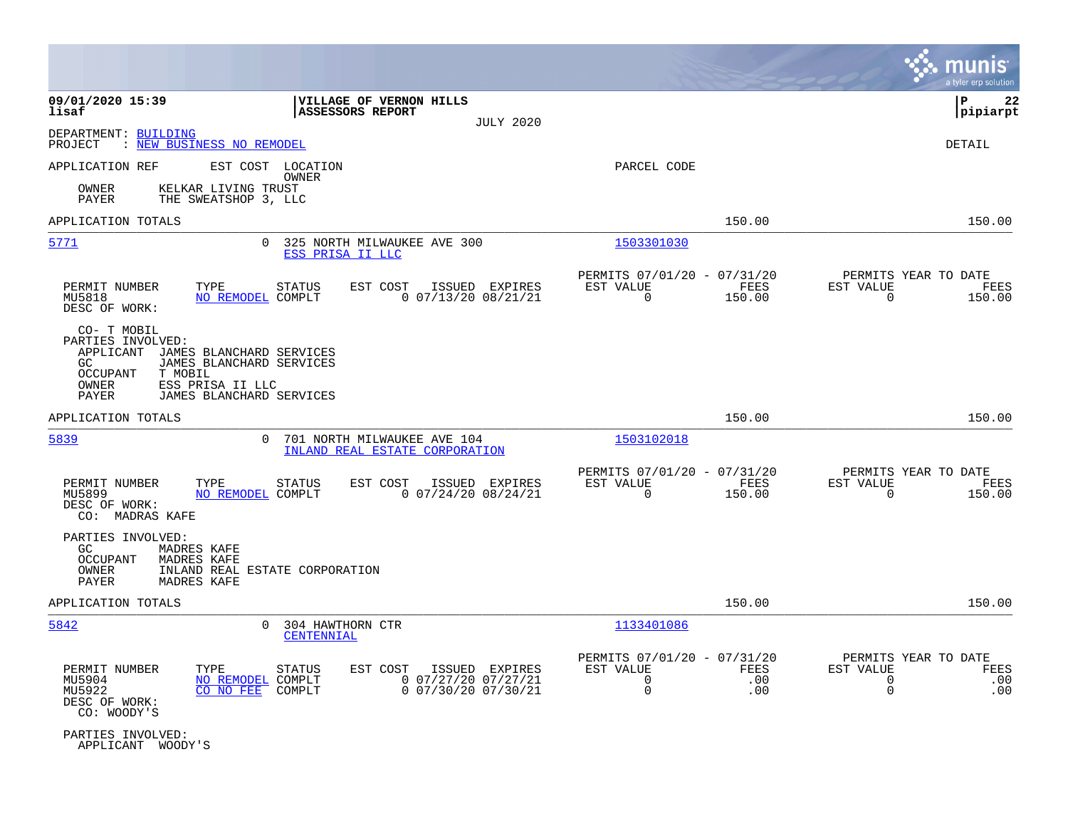**09/01/2020 15:39** | **VILLAGE OF VERNON HILLS** | **P 22**
**lisaf** | **ASSESSORS REPORT** | **pipiarpt**

JULY 2020

DEPARTMENT: BUILDING
PROJECT : NEW BUSINESS NO REMODEL

DETAIL

APPLICATION REF    EST COST    LOCATION    PARCEL CODE
OWNER

OWNER    KELKAR LIVING TRUST
PAYER    THE SWEATSHOP 3, LLC

APPLICATION TOTALS    150.00    150.00

---

**5771**    0    325 NORTH MILWAUKEE AVE 300    1503301030
ESS PRISA II LLC

| PERMIT NUMBER | TYPE | STATUS | EST COST | ISSUED | EXPIRES | PERMITS 07/01/20 - 07/31/20 EST VALUE | FEES | PERMITS YEAR TO DATE EST VALUE | FEES |
|---|---|---|---|---|---|---|---|---|---|
| MU5818 | NO REMODEL | COMPLT | 0 | 07/13/20 | 08/21/21 | 0 | 150.00 | 0 | 150.00 |

DESC OF WORK:

CO- T MOBIL

PARTIES INVOLVED:
APPLICANT    JAMES BLANCHARD SERVICES
GC    JAMES BLANCHARD SERVICES
OCCUPANT    T MOBIL
OWNER    ESS PRISA II LLC
PAYER    JAMES BLANCHARD SERVICES

APPLICATION TOTALS    150.00    150.00

---

**5839**    0    701 NORTH MILWAUKEE AVE 104    1503102018
INLAND REAL ESTATE CORPORATION

| PERMIT NUMBER | TYPE | STATUS | EST COST | ISSUED | EXPIRES | PERMITS 07/01/20 - 07/31/20 EST VALUE | FEES | PERMITS YEAR TO DATE EST VALUE | FEES |
|---|---|---|---|---|---|---|---|---|---|
| MU5899 | NO REMODEL | COMPLT | 0 | 07/24/20 | 08/24/21 | 0 | 150.00 | 0 | 150.00 |

DESC OF WORK:
CO:  MADRAS KAFE

PARTIES INVOLVED:
GC    MADRES KAFE
OCCUPANT    MADRES KAFE
OWNER    INLAND REAL ESTATE CORPORATION
PAYER    MADRES KAFE

APPLICATION TOTALS    150.00    150.00

---

**5842**    0    304 HAWTHORN CTR    1133401086
CENTENNIAL

| PERMIT NUMBER | TYPE | STATUS | EST COST | ISSUED | EXPIRES | PERMITS 07/01/20 - 07/31/20 EST VALUE | FEES | PERMITS YEAR TO DATE EST VALUE | FEES |
|---|---|---|---|---|---|---|---|---|---|
| MU5904 | NO REMODEL | COMPLT | 0 | 07/27/20 | 07/27/21 | 0 | .00 | 0 | .00 |
| MU5922 | CO NO FEE | COMPLT | 0 | 07/30/20 | 07/30/21 | 0 | .00 | 0 | .00 |

DESC OF WORK:
CO: WOODY'S

PARTIES INVOLVED:
APPLICANT    WOODY'S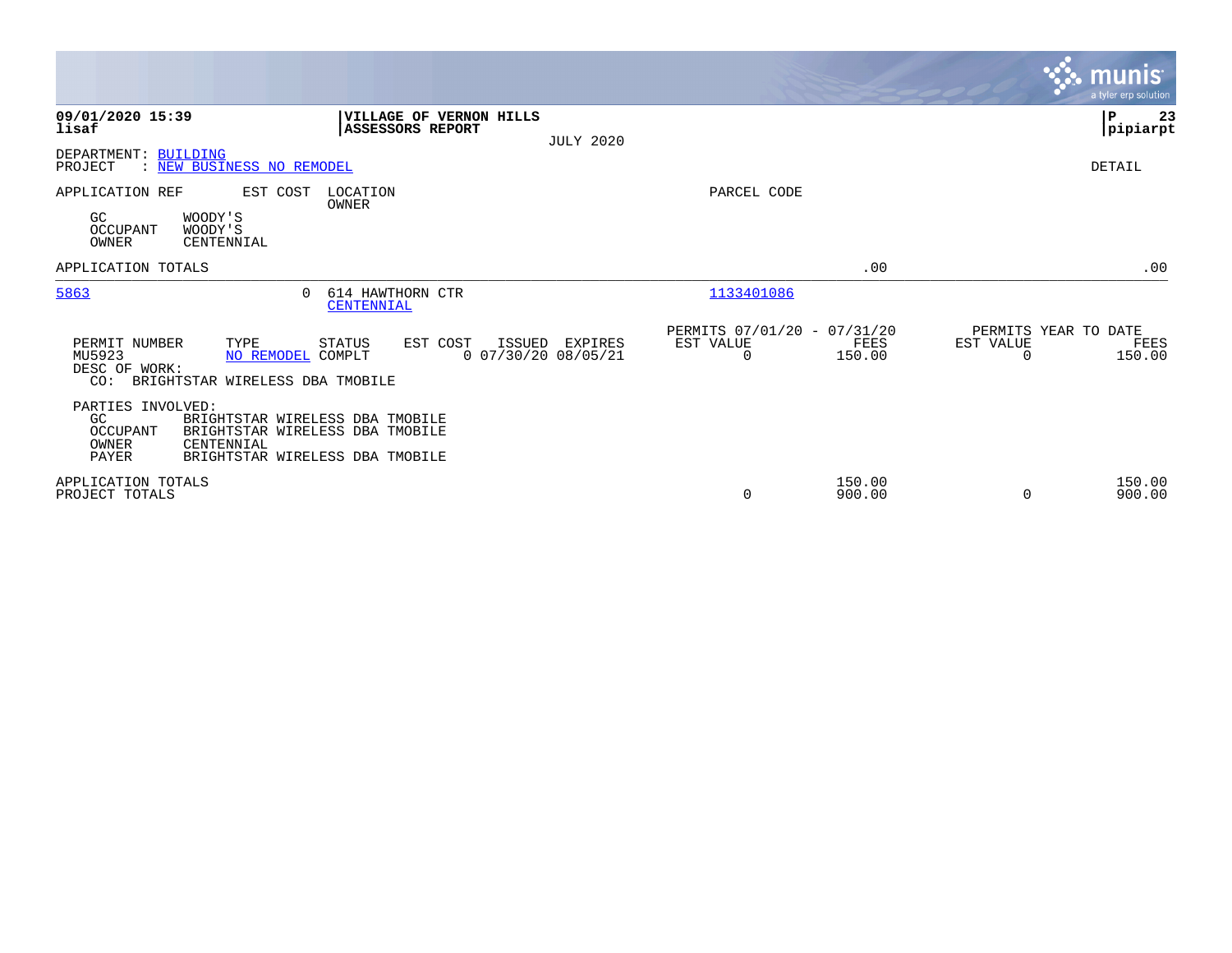**09/01/2020 15:39**
**lisaf**

**VILLAGE OF VERNON HILLS**
**ASSESSORS REPORT**
JULY 2020

**P 23**
**pipiarpt**

DEPARTMENT: BUILDING
PROJECT : NEW BUSINESS NO REMODEL

DETAIL

APPLICATION REF    EST COST    LOCATION / OWNER    PARCEL CODE

GC WOODY'S
OCCUPANT WOODY'S
OWNER CENTENNIAL

APPLICATION TOTALS .00 .00

---

5863    0    614 HAWTHORN CTR / CENTENNIAL    1133401086

| PERMIT NUMBER | TYPE | STATUS | EST COST | ISSUED | EXPIRES | PERMITS 07/01/20 - 07/31/20 EST VALUE | FEES | PERMITS YEAR TO DATE EST VALUE | FEES |
|---|---|---|---|---|---|---|---|---|---|
| MU5923 | NO REMODEL | COMPLT | 0 | 07/30/20 | 08/05/21 | 0 | 150.00 | 0 | 150.00 |

DESC OF WORK:
CO: BRIGHTSTAR WIRELESS DBA TMOBILE

PARTIES INVOLVED:
GC BRIGHTSTAR WIRELESS DBA TMOBILE
OCCUPANT BRIGHTSTAR WIRELESS DBA TMOBILE
OWNER CENTENNIAL
PAYER BRIGHTSTAR WIRELESS DBA TMOBILE

| | EST VALUE | FEES | EST VALUE | FEES |
|---|---|---|---|---|
| APPLICATION TOTALS | | 150.00 | | 150.00 |
| PROJECT TOTALS | 0 | 900.00 | 0 | 900.00 |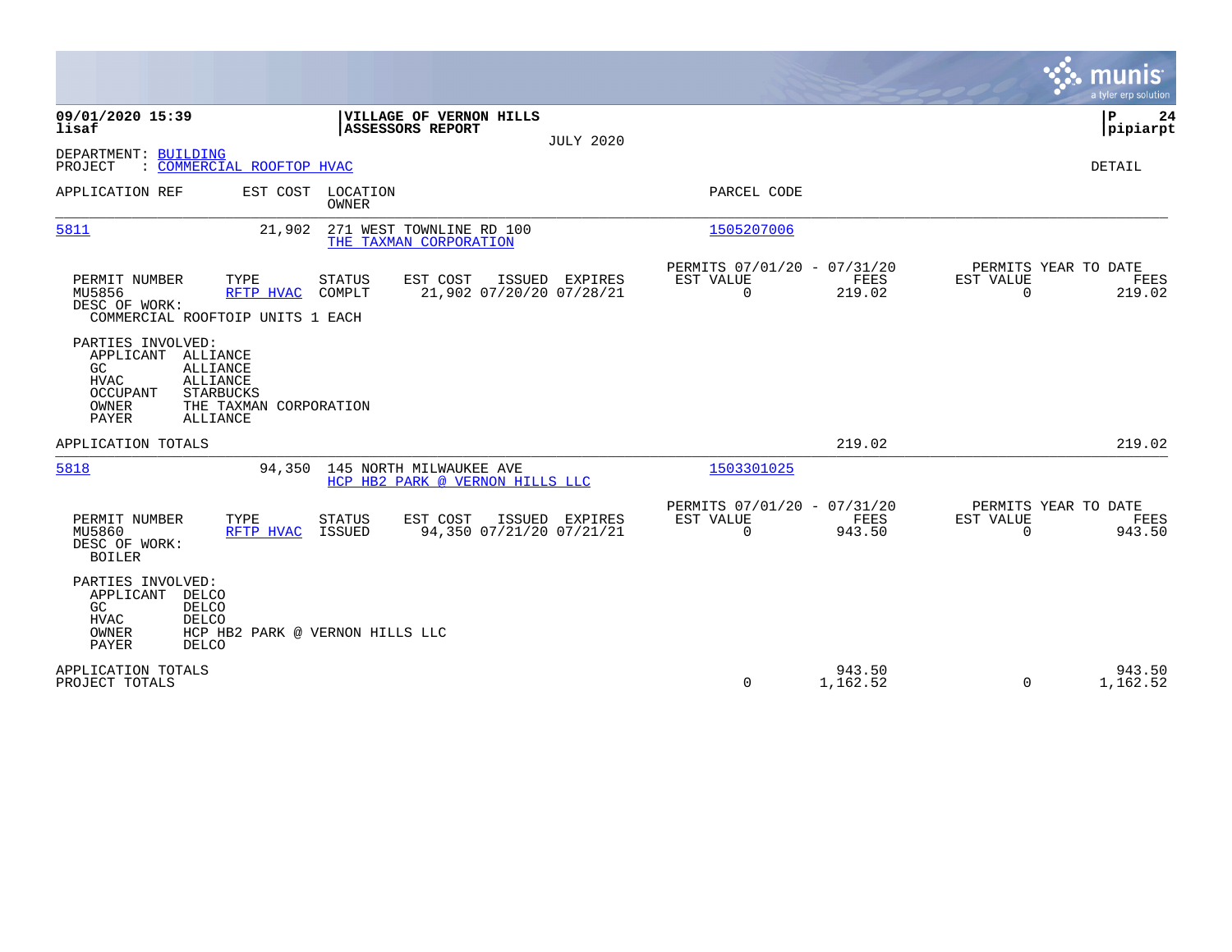**09/01/2020 15:39**
**lisaf**

**VILLAGE OF VERNON HILLS**
**ASSESSORS REPORT**

JULY 2020

**P 24**
**pipiarpt**

DEPARTMENT: BUILDING
PROJECT : COMMERCIAL ROOFTOP HVAC

DETAIL

| APPLICATION REF | EST COST | LOCATION / OWNER | PARCEL CODE |
|---|---|---|---|
| 5811 | 21,902 | 271 WEST TOWNLINE RD 100 / THE TAXMAN CORPORATION | 1505207006 |

| PERMIT NUMBER | TYPE | STATUS | EST COST | ISSUED | EXPIRES | PERMITS 07/01/20 - 07/31/20 EST VALUE | FEES | PERMITS YEAR TO DATE EST VALUE | FEES |
|---|---|---|---|---|---|---|---|---|---|
| MU5856 | RFTP HVAC | COMPLT | 21,902 | 07/20/20 | 07/28/21 | 0 | 219.02 | 0 | 219.02 |

DESC OF WORK:
COMMERCIAL ROOFTOIP UNITS 1 EACH

PARTIES INVOLVED:
- APPLICANT ALLIANCE
- GC ALLIANCE
- HVAC ALLIANCE
- OCCUPANT STARBUCKS
- OWNER THE TAXMAN CORPORATION
- PAYER ALLIANCE

APPLICATION TOTALS: 219.02 | 219.02

| APPLICATION REF | EST COST | LOCATION / OWNER | PARCEL CODE |
|---|---|---|---|
| 5818 | 94,350 | 145 NORTH MILWAUKEE AVE / HCP HB2 PARK @ VERNON HILLS LLC | 1503301025 |

| PERMIT NUMBER | TYPE | STATUS | EST COST | ISSUED | EXPIRES | PERMITS 07/01/20 - 07/31/20 EST VALUE | FEES | PERMITS YEAR TO DATE EST VALUE | FEES |
|---|---|---|---|---|---|---|---|---|---|
| MU5860 | RFTP HVAC | ISSUED | 94,350 | 07/21/20 | 07/21/21 | 0 | 943.50 | 0 | 943.50 |

DESC OF WORK:
BOILER

PARTIES INVOLVED:
- APPLICANT DELCO
- GC DELCO
- HVAC DELCO
- OWNER HCP HB2 PARK @ VERNON HILLS LLC
- PAYER DELCO

| | PERMITS EST VALUE | FEES | YTD EST VALUE | FEES |
|---|---|---|---|---|
| APPLICATION TOTALS | | 943.50 | | 943.50 |
| PROJECT TOTALS | 0 | 1,162.52 | 0 | 1,162.52 |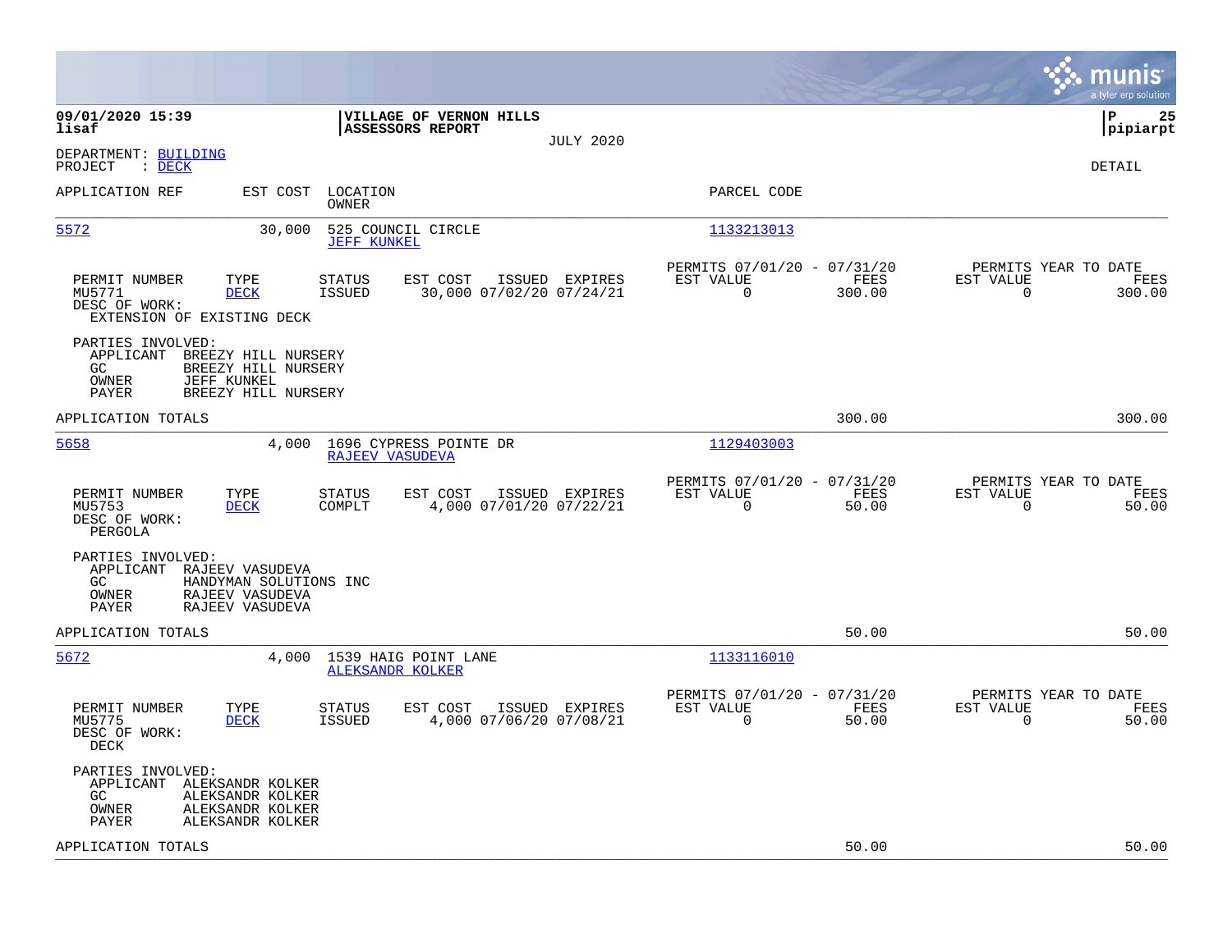**09/01/2020 15:39**
**lisaf**

**VILLAGE OF VERNON HILLS**
**ASSESSORS REPORT**
JULY 2020

**P 25**
**pipiarpt**

DEPARTMENT: BUILDING
PROJECT : DECK

DETAIL

| APPLICATION REF | EST COST | LOCATION / OWNER | PARCEL CODE |
|---|---|---|---|
| 5572 | 30,000 | 525 COUNCIL CIRCLE / JEFF KUNKEL | 1133213013 |

| PERMIT NUMBER | TYPE | STATUS | EST COST | ISSUED | EXPIRES | PERMITS 07/01/20 - 07/31/20 EST VALUE | FEES | PERMITS YEAR TO DATE EST VALUE | FEES |
|---|---|---|---|---|---|---|---|---|---|
| MU5771 | DECK | ISSUED | 30,000 | 07/02/20 | 07/24/21 | 0 | 300.00 | 0 | 300.00 |

DESC OF WORK:
EXTENSION OF EXISTING DECK

PARTIES INVOLVED:
- APPLICANT BREEZY HILL NURSERY
- GC BREEZY HILL NURSERY
- OWNER JEFF KUNKEL
- PAYER BREEZY HILL NURSERY

APPLICATION TOTALS — 300.00 — 300.00

| APPLICATION REF | EST COST | LOCATION / OWNER | PARCEL CODE |
|---|---|---|---|
| 5658 | 4,000 | 1696 CYPRESS POINTE DR / RAJEEV VASUDEVA | 1129403003 |

| PERMIT NUMBER | TYPE | STATUS | EST COST | ISSUED | EXPIRES | PERMITS 07/01/20 - 07/31/20 EST VALUE | FEES | PERMITS YEAR TO DATE EST VALUE | FEES |
|---|---|---|---|---|---|---|---|---|---|
| MU5753 | DECK | COMPLT | 4,000 | 07/01/20 | 07/22/21 | 0 | 50.00 | 0 | 50.00 |

DESC OF WORK:
PERGOLA

PARTIES INVOLVED:
- APPLICANT RAJEEV VASUDEVA
- GC HANDYMAN SOLUTIONS INC
- OWNER RAJEEV VASUDEVA
- PAYER RAJEEV VASUDEVA

APPLICATION TOTALS — 50.00 — 50.00

| APPLICATION REF | EST COST | LOCATION / OWNER | PARCEL CODE |
|---|---|---|---|
| 5672 | 4,000 | 1539 HAIG POINT LANE / ALEKSANDR KOLKER | 1133116010 |

| PERMIT NUMBER | TYPE | STATUS | EST COST | ISSUED | EXPIRES | PERMITS 07/01/20 - 07/31/20 EST VALUE | FEES | PERMITS YEAR TO DATE EST VALUE | FEES |
|---|---|---|---|---|---|---|---|---|---|
| MU5775 | DECK | ISSUED | 4,000 | 07/06/20 | 07/08/21 | 0 | 50.00 | 0 | 50.00 |

DESC OF WORK:
DECK

PARTIES INVOLVED:
- APPLICANT ALEKSANDR KOLKER
- GC ALEKSANDR KOLKER
- OWNER ALEKSANDR KOLKER
- PAYER ALEKSANDR KOLKER

APPLICATION TOTALS — 50.00 — 50.00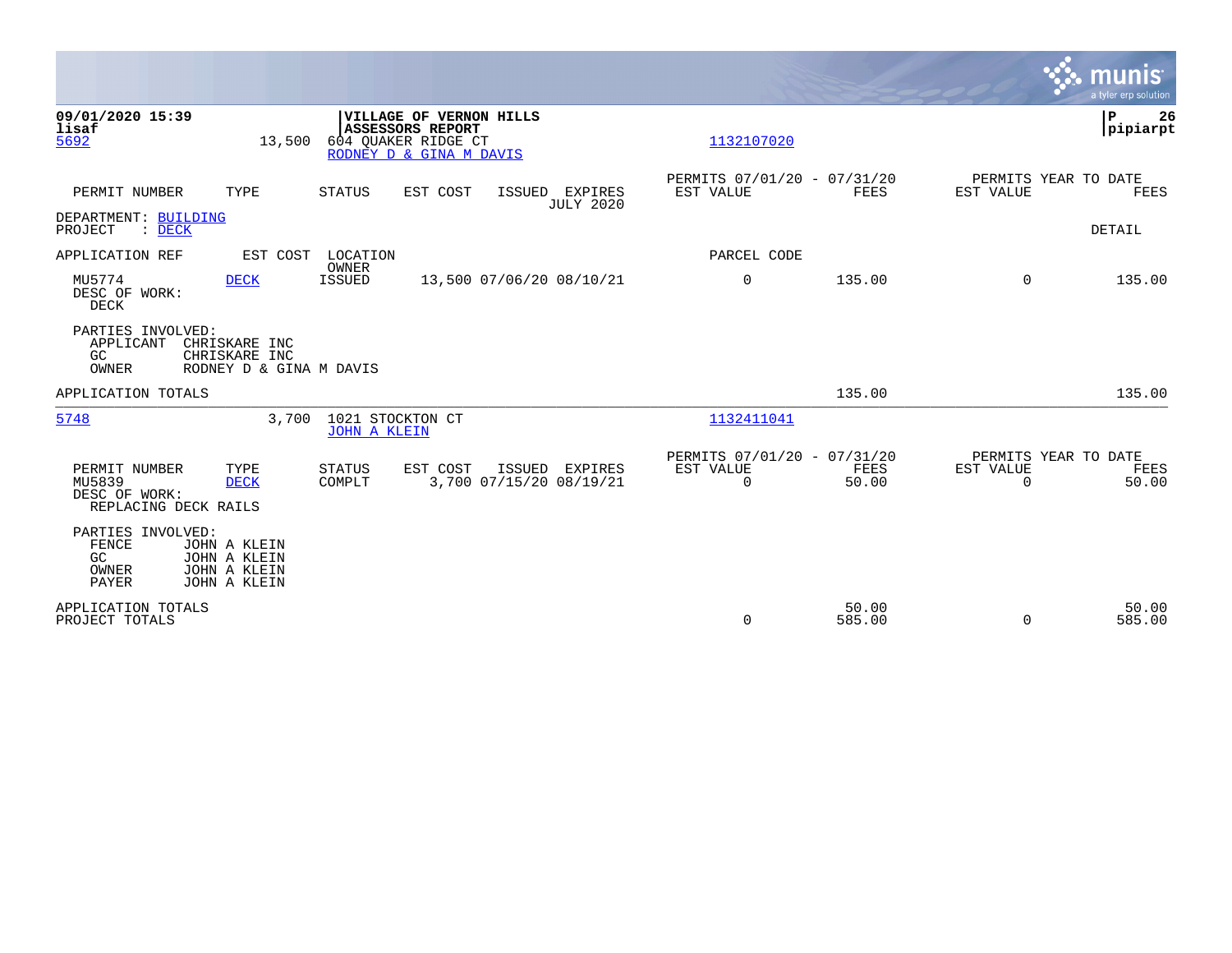09/01/2020 15:39
lisaf

**VILLAGE OF VERNON HILLS**
**ASSESSORS REPORT**

P 26
pipiarpt

5692 | 13,500 | 604 QUAKER RIDGE CT
RODNEY D & GINA M DAVIS | 1132107020

| PERMIT NUMBER | TYPE | STATUS | EST COST | ISSUED | EXPIRES | PERMITS 07/01/20 - 07/31/20 EST VALUE | FEES | PERMITS YEAR TO DATE EST VALUE | FEES |
|---|---|---|---|---|---|---|---|---|---|
| | | | | | JULY 2020 | | | | |

DEPARTMENT: BUILDING
PROJECT : DECK

DETAIL

APPLICATION REF | EST COST | LOCATION / OWNER | PARCEL CODE

| PERMIT NUMBER | TYPE | STATUS | EST COST | ISSUED | EXPIRES | EST VALUE | FEES | EST VALUE | FEES |
|---|---|---|---|---|---|---|---|---|---|
| MU5774 | DECK | ISSUED | 13,500 | 07/06/20 | 08/10/21 | 0 | 135.00 | 0 | 135.00 |

DESC OF WORK:
DECK

PARTIES INVOLVED:
APPLICANT CHRISKARE INC
GC CHRISKARE INC
OWNER RODNEY D & GINA M DAVIS

APPLICATION TOTALS | | 135.00 | | 135.00

5748 | 3,700 | 1021 STOCKTON CT
JOHN A KLEIN | 1132411041

| PERMIT NUMBER | TYPE | STATUS | EST COST | ISSUED | EXPIRES | PERMITS 07/01/20 - 07/31/20 EST VALUE | FEES | PERMITS YEAR TO DATE EST VALUE | FEES |
|---|---|---|---|---|---|---|---|---|---|
| MU5839 | DECK | COMPLT | 3,700 | 07/15/20 | 08/19/21 | 0 | 50.00 | 0 | 50.00 |

DESC OF WORK:
REPLACING DECK RAILS

PARTIES INVOLVED:
FENCE JOHN A KLEIN
GC JOHN A KLEIN
OWNER JOHN A KLEIN
PAYER JOHN A KLEIN

| | EST VALUE | FEES | EST VALUE | FEES |
|---|---|---|---|---|
| APPLICATION TOTALS | | 50.00 | | 50.00 |
| PROJECT TOTALS | 0 | 585.00 | 0 | 585.00 |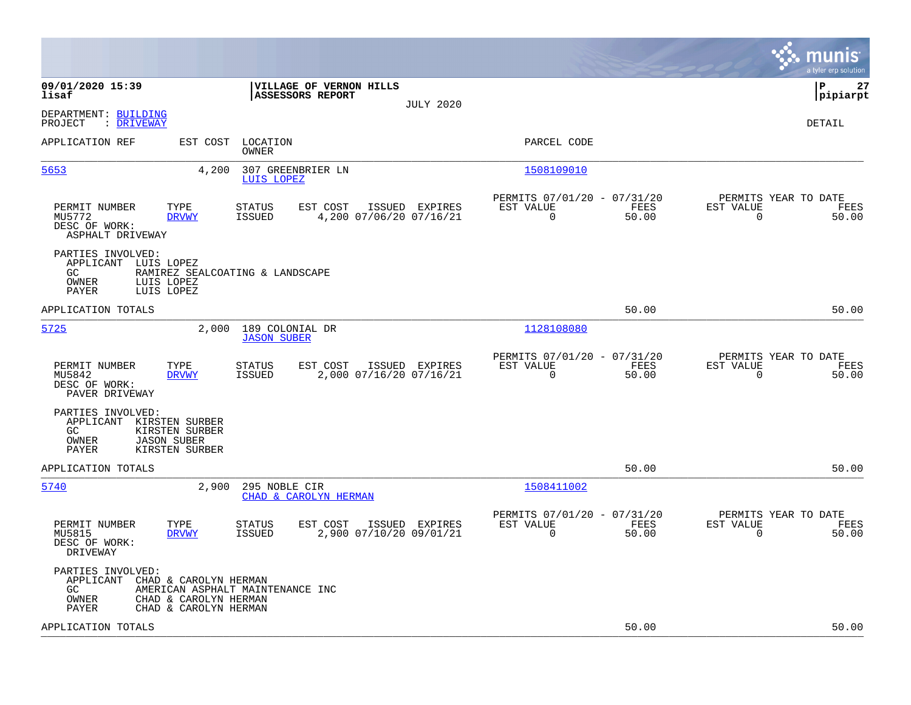09/01/2020 15:39
lisaf

**VILLAGE OF VERNON HILLS**
**ASSESSORS REPORT**

JULY 2020

pipiarpt

DEPARTMENT: BUILDING
PROJECT : DRIVEWAY

DETAIL

| APPLICATION REF | EST COST | LOCATION / OWNER | PARCEL CODE |
|---|---|---|---|
| 5653 | 4,200 | 307 GREENBRIER LN / LUIS LOPEZ | 1508109010 |

| PERMIT NUMBER | TYPE | STATUS | EST COST | ISSUED | EXPIRES | PERMITS 07/01/20 - 07/31/20 EST VALUE | FEES | PERMITS YEAR TO DATE EST VALUE | FEES |
|---|---|---|---|---|---|---|---|---|---|
| MU5772 | DRVWY | ISSUED | 4,200 | 07/06/20 | 07/16/21 | 0 | 50.00 | 0 | 50.00 |

DESC OF WORK:
ASPHALT DRIVEWAY

PARTIES INVOLVED:
- APPLICANT LUIS LOPEZ
- GC RAMIREZ SEALCOATING & LANDSCAPE
- OWNER LUIS LOPEZ
- PAYER LUIS LOPEZ

APPLICATION TOTALS 50.00 50.00

| APPLICATION REF | EST COST | LOCATION / OWNER | PARCEL CODE |
|---|---|---|---|
| 5725 | 2,000 | 189 COLONIAL DR / JASON SUBER | 1128108080 |

| PERMIT NUMBER | TYPE | STATUS | EST COST | ISSUED | EXPIRES | PERMITS 07/01/20 - 07/31/20 EST VALUE | FEES | PERMITS YEAR TO DATE EST VALUE | FEES |
|---|---|---|---|---|---|---|---|---|---|
| MU5842 | DRVWY | ISSUED | 2,000 | 07/16/20 | 07/16/21 | 0 | 50.00 | 0 | 50.00 |

DESC OF WORK:
PAVER DRIVEWAY

PARTIES INVOLVED:
- APPLICANT KIRSTEN SURBER
- GC KIRSTEN SURBER
- OWNER JASON SUBER
- PAYER KIRSTEN SURBER

APPLICATION TOTALS 50.00 50.00

| APPLICATION REF | EST COST | LOCATION / OWNER | PARCEL CODE |
|---|---|---|---|
| 5740 | 2,900 | 295 NOBLE CIR / CHAD & CAROLYN HERMAN | 1508411002 |

| PERMIT NUMBER | TYPE | STATUS | EST COST | ISSUED | EXPIRES | PERMITS 07/01/20 - 07/31/20 EST VALUE | FEES | PERMITS YEAR TO DATE EST VALUE | FEES |
|---|---|---|---|---|---|---|---|---|---|
| MU5815 | DRVWY | ISSUED | 2,900 | 07/10/20 | 09/01/21 | 0 | 50.00 | 0 | 50.00 |

DESC OF WORK:
DRIVEWAY

PARTIES INVOLVED:
- APPLICANT CHAD & CAROLYN HERMAN
- GC AMERICAN ASPHALT MAINTENANCE INC
- OWNER CHAD & CAROLYN HERMAN
- PAYER CHAD & CAROLYN HERMAN

APPLICATION TOTALS 50.00 50.00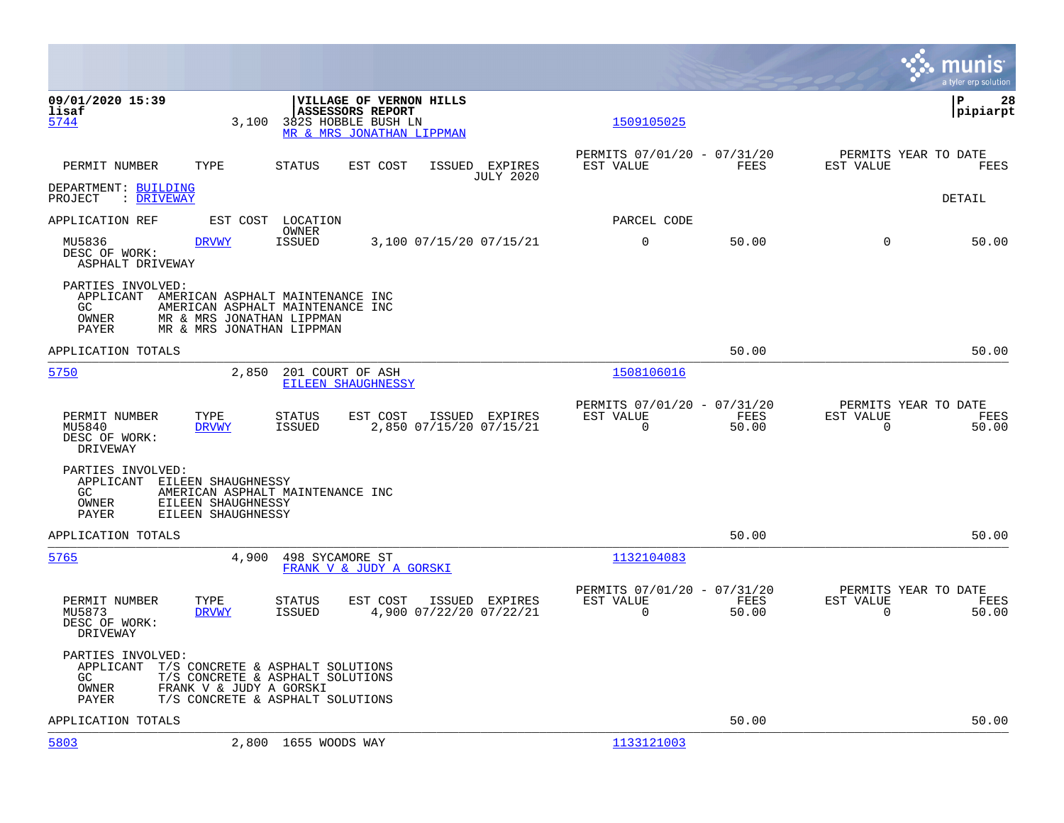**09/01/2020 15:39** | **VILLAGE OF VERNON HILLS** | **P 28**
**lisaf** | **ASSESSORS REPORT** | **pipiarpt**

5744 3,100 382S HOBBLE BUSH LN — MR & MRS JONATHAN LIPPMAN — 1509105025

| PERMIT NUMBER | TYPE | STATUS | EST COST | ISSUED | EXPIRES | PERMITS 07/01/20 - 07/31/20 EST VALUE | FEES | PERMITS YEAR TO DATE EST VALUE | FEES |
|---|---|---|---|---|---|---|---|---|---|
| | | | | | JULY 2020 | | | | |

DEPARTMENT: BUILDING
PROJECT : DRIVEWAY

DETAIL

| APPLICATION REF | EST COST | LOCATION / OWNER | | | | PARCEL CODE | | | |
|---|---|---|---|---|---|---|---|---|---|
| MU5836 | DRVWY | ISSUED | 3,100 | 07/15/20 | 07/15/21 | 0 | 50.00 | 0 | 50.00 |

DESC OF WORK:
ASPHALT DRIVEWAY

PARTIES INVOLVED:
APPLICANT AMERICAN ASPHALT MAINTENANCE INC
GC AMERICAN ASPHALT MAINTENANCE INC
OWNER MR & MRS JONATHAN LIPPMAN
PAYER MR & MRS JONATHAN LIPPMAN

APPLICATION TOTALS 50.00 50.00

---

5750 2,850 201 COURT OF ASH — EILEEN SHAUGHNESSY — 1508106016

| PERMIT NUMBER | TYPE | STATUS | EST COST | ISSUED | EXPIRES | PERMITS 07/01/20 - 07/31/20 EST VALUE | FEES | PERMITS YEAR TO DATE EST VALUE | FEES |
|---|---|---|---|---|---|---|---|---|---|
| MU5840 | DRVWY | ISSUED | 2,850 | 07/15/20 | 07/15/21 | 0 | 50.00 | 0 | 50.00 |

DESC OF WORK:
DRIVEWAY

PARTIES INVOLVED:
APPLICANT EILEEN SHAUGHNESSY
GC AMERICAN ASPHALT MAINTENANCE INC
OWNER EILEEN SHAUGHNESSY
PAYER EILEEN SHAUGHNESSY

APPLICATION TOTALS 50.00 50.00

---

5765 4,900 498 SYCAMORE ST — FRANK V & JUDY A GORSKI — 1132104083

| PERMIT NUMBER | TYPE | STATUS | EST COST | ISSUED | EXPIRES | PERMITS 07/01/20 - 07/31/20 EST VALUE | FEES | PERMITS YEAR TO DATE EST VALUE | FEES |
|---|---|---|---|---|---|---|---|---|---|
| MU5873 | DRVWY | ISSUED | 4,900 | 07/22/20 | 07/22/21 | 0 | 50.00 | 0 | 50.00 |

DESC OF WORK:
DRIVEWAY

PARTIES INVOLVED:
APPLICANT T/S CONCRETE & ASPHALT SOLUTIONS
GC T/S CONCRETE & ASPHALT SOLUTIONS
OWNER FRANK V & JUDY A GORSKI
PAYER T/S CONCRETE & ASPHALT SOLUTIONS

APPLICATION TOTALS 50.00 50.00

---

5803 2,800 1655 WOODS WAY — 1133121003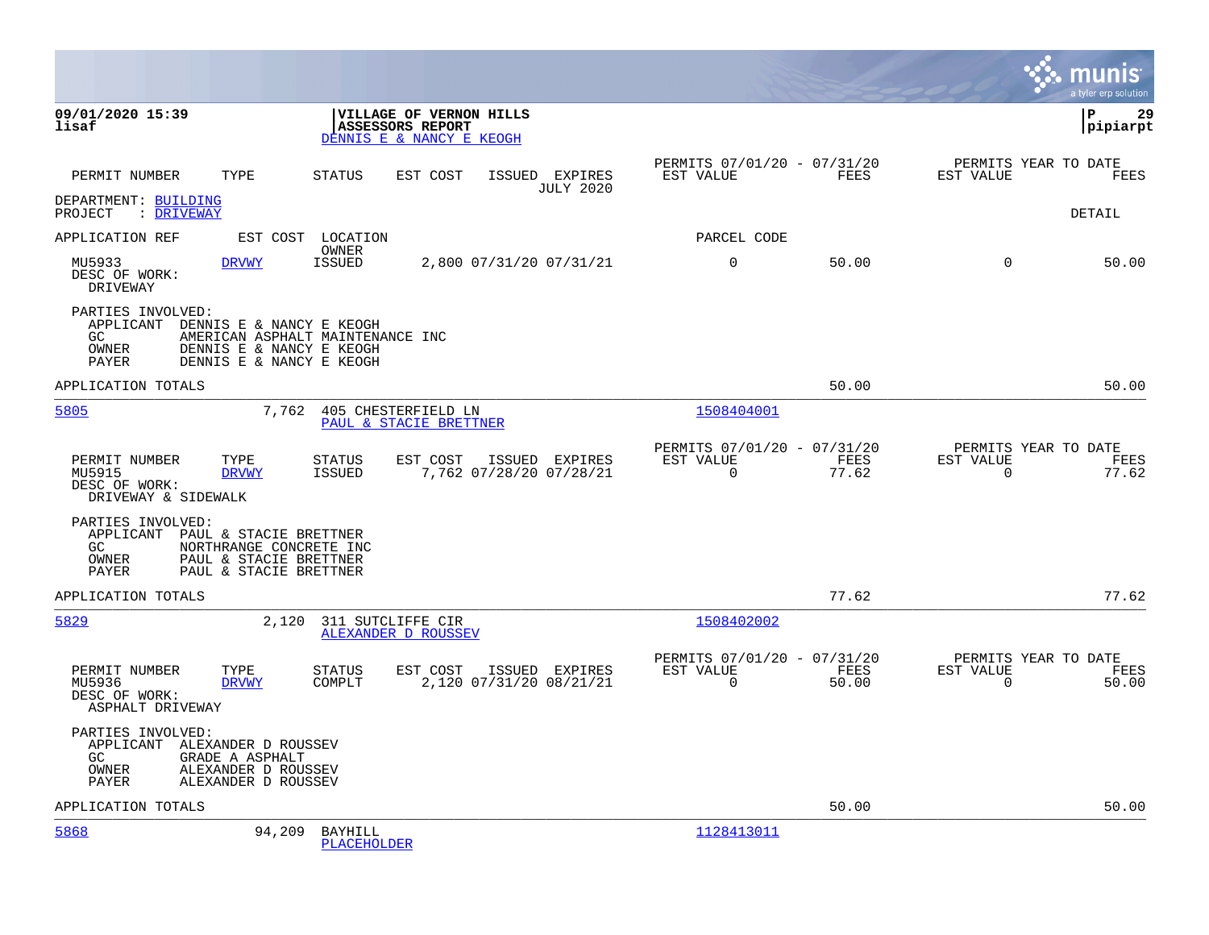**09/01/2020 15:39**
**lisaf**

**VILLAGE OF VERNON HILLS**
**ASSESSORS REPORT**
DENNIS E & NANCY E KEOGH

| PERMIT NUMBER | TYPE | STATUS | EST COST | ISSUED | EXPIRES | PERMITS 07/01/20 - 07/31/20 EST VALUE | FEES | PERMITS YEAR TO DATE EST VALUE | FEES |
|---|---|---|---|---|---|---|---|---|---|
| | | | | | JULY 2020 | | | | |

DEPARTMENT: BUILDING
PROJECT : DRIVEWAY

DETAIL

| APPLICATION REF | EST COST | LOCATION / OWNER | | | | PARCEL CODE | | | |
|---|---|---|---|---|---|---|---|---|---|
| MU5933 | DRVWY | ISSUED | 2,800 | 07/31/20 | 07/31/21 | 0 | 50.00 | 0 | 50.00 |

DESC OF WORK:
DRIVEWAY

PARTIES INVOLVED:
APPLICANT DENNIS E & NANCY E KEOGH
GC AMERICAN ASPHALT MAINTENANCE INC
OWNER DENNIS E & NANCY E KEOGH
PAYER DENNIS E & NANCY E KEOGH

APPLICATION TOTALS — 50.00 — 50.00

---

**5805** 7,762 405 CHESTERFIELD LN — PAUL & STACIE BRETTNER — 1508404001

| PERMIT NUMBER | TYPE | STATUS | EST COST | ISSUED | EXPIRES | PERMITS 07/01/20 - 07/31/20 EST VALUE | FEES | PERMITS YEAR TO DATE EST VALUE | FEES |
|---|---|---|---|---|---|---|---|---|---|
| MU5915 | DRVWY | ISSUED | 7,762 | 07/28/20 | 07/28/21 | 0 | 77.62 | 0 | 77.62 |

DESC OF WORK:
DRIVEWAY & SIDEWALK

PARTIES INVOLVED:
APPLICANT PAUL & STACIE BRETTNER
GC NORTHRANGE CONCRETE INC
OWNER PAUL & STACIE BRETTNER
PAYER PAUL & STACIE BRETTNER

APPLICATION TOTALS — 77.62 — 77.62

---

**5829** 2,120 311 SUTCLIFFE CIR — ALEXANDER D ROUSSEV — 1508402002

| PERMIT NUMBER | TYPE | STATUS | EST COST | ISSUED | EXPIRES | PERMITS 07/01/20 - 07/31/20 EST VALUE | FEES | PERMITS YEAR TO DATE EST VALUE | FEES |
|---|---|---|---|---|---|---|---|---|---|
| MU5936 | DRVWY | COMPLT | 2,120 | 07/31/20 | 08/21/21 | 0 | 50.00 | 0 | 50.00 |

DESC OF WORK:
ASPHALT DRIVEWAY

PARTIES INVOLVED:
APPLICANT ALEXANDER D ROUSSEV
GC GRADE A ASPHALT
OWNER ALEXANDER D ROUSSEV
PAYER ALEXANDER D ROUSSEV

APPLICATION TOTALS — 50.00 — 50.00

---

**5868** 94,209 BAYHILL — PLACEHOLDER — 1128413011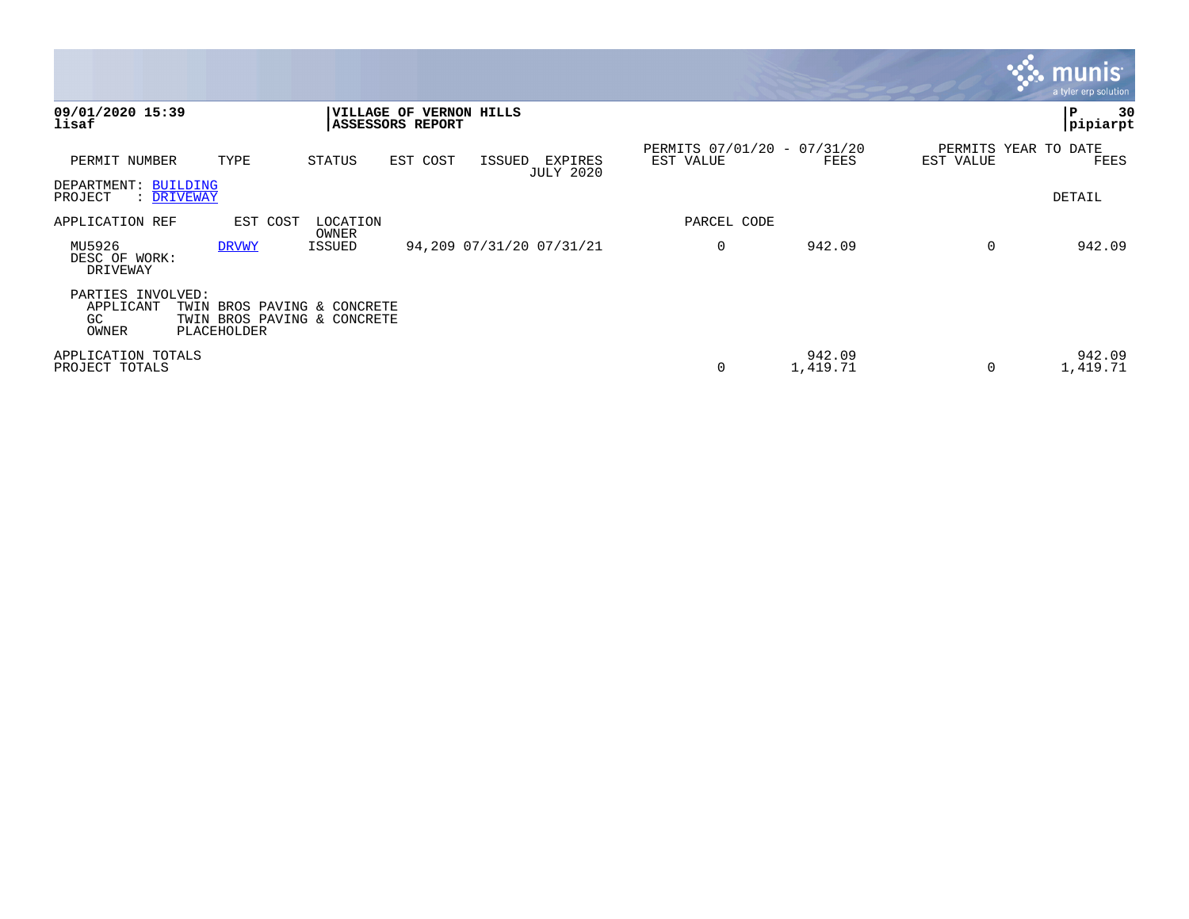**09/01/2020 15:39**
**lisaf**

**VILLAGE OF VERNON HILLS**
**ASSESSORS REPORT**

**P 30**
**pipiarpt**

| PERMIT NUMBER | TYPE | STATUS | EST COST | ISSUED | EXPIRES JULY 2020 | PERMITS 07/01/20 - 07/31/20 EST VALUE | FEES | PERMITS YEAR TO DATE EST VALUE | FEES |
|---|---|---|---|---|---|---|---|---|---|

DEPARTMENT: BUILDING
PROJECT : DRIVEWAY

DETAIL

| APPLICATION REF | EST COST | LOCATION OWNER | | | | PARCEL CODE | | | |
|---|---|---|---|---|---|---|---|---|---|
| MU5926 | DRVWY | ISSUED | 94,209 | 07/31/20 | 07/31/21 | 0 | 942.09 | 0 | 942.09 |

DESC OF WORK:
DRIVEWAY

PARTIES INVOLVED:
APPLICANT TWIN BROS PAVING & CONCRETE
GC TWIN BROS PAVING & CONCRETE
OWNER PLACEHOLDER

| | | | | |
|---|---|---|---|---|
| APPLICATION TOTALS | | 942.09 | | 942.09 |
| PROJECT TOTALS | 0 | 1,419.71 | 0 | 1,419.71 |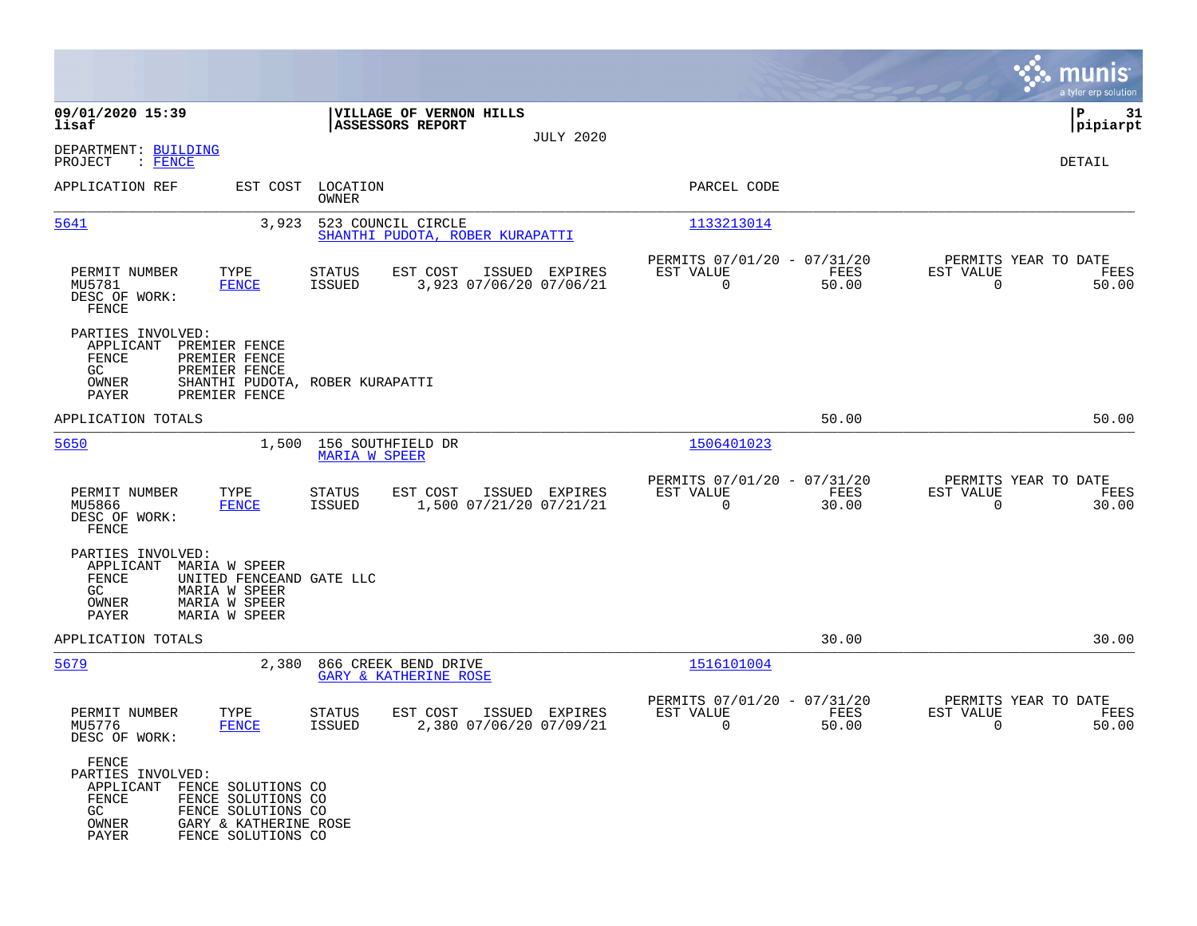**09/01/2020 15:39**
**lisaf**

**VILLAGE OF VERNON HILLS**
**ASSESSORS REPORT**
JULY 2020

**P 31**
**pipiarpt**

DEPARTMENT: BUILDING
PROJECT : FENCE

DETAIL

| APPLICATION REF | EST COST | LOCATION / OWNER | PARCEL CODE |
|---|---|---|---|
| 5641 | 3,923 | 523 COUNCIL CIRCLE / SHANTHI PUDOTA, ROBER KURAPATTI | 1133213014 |

| PERMIT NUMBER | TYPE | STATUS | EST COST | ISSUED | EXPIRES | PERMITS 07/01/20 - 07/31/20 EST VALUE | FEES | PERMITS YEAR TO DATE EST VALUE | FEES |
|---|---|---|---|---|---|---|---|---|---|
| MU5781 | FENCE | ISSUED | 3,923 | 07/06/20 | 07/06/21 | 0 | 50.00 | 0 | 50.00 |

DESC OF WORK:
FENCE

PARTIES INVOLVED:
- APPLICANT PREMIER FENCE
- FENCE PREMIER FENCE
- GC PREMIER FENCE
- OWNER SHANTHI PUDOTA, ROBER KURAPATTI
- PAYER PREMIER FENCE

APPLICATION TOTALS 50.00 50.00

| APPLICATION REF | EST COST | LOCATION / OWNER | PARCEL CODE |
|---|---|---|---|
| 5650 | 1,500 | 156 SOUTHFIELD DR / MARIA W SPEER | 1506401023 |

| PERMIT NUMBER | TYPE | STATUS | EST COST | ISSUED | EXPIRES | PERMITS 07/01/20 - 07/31/20 EST VALUE | FEES | PERMITS YEAR TO DATE EST VALUE | FEES |
|---|---|---|---|---|---|---|---|---|---|
| MU5866 | FENCE | ISSUED | 1,500 | 07/21/20 | 07/21/21 | 0 | 30.00 | 0 | 30.00 |

DESC OF WORK:
FENCE

PARTIES INVOLVED:
- APPLICANT MARIA W SPEER
- FENCE UNITED FENCEAND GATE LLC
- GC MARIA W SPEER
- OWNER MARIA W SPEER
- PAYER MARIA W SPEER

APPLICATION TOTALS 30.00 30.00

| APPLICATION REF | EST COST | LOCATION / OWNER | PARCEL CODE |
|---|---|---|---|
| 5679 | 2,380 | 866 CREEK BEND DRIVE / GARY & KATHERINE ROSE | 1516101004 |

| PERMIT NUMBER | TYPE | STATUS | EST COST | ISSUED | EXPIRES | PERMITS 07/01/20 - 07/31/20 EST VALUE | FEES | PERMITS YEAR TO DATE EST VALUE | FEES |
|---|---|---|---|---|---|---|---|---|---|
| MU5776 | FENCE | ISSUED | 2,380 | 07/06/20 | 07/09/21 | 0 | 50.00 | 0 | 50.00 |

DESC OF WORK:
FENCE

PARTIES INVOLVED:
- APPLICANT FENCE SOLUTIONS CO
- FENCE FENCE SOLUTIONS CO
- GC FENCE SOLUTIONS CO
- OWNER GARY & KATHERINE ROSE
- PAYER FENCE SOLUTIONS CO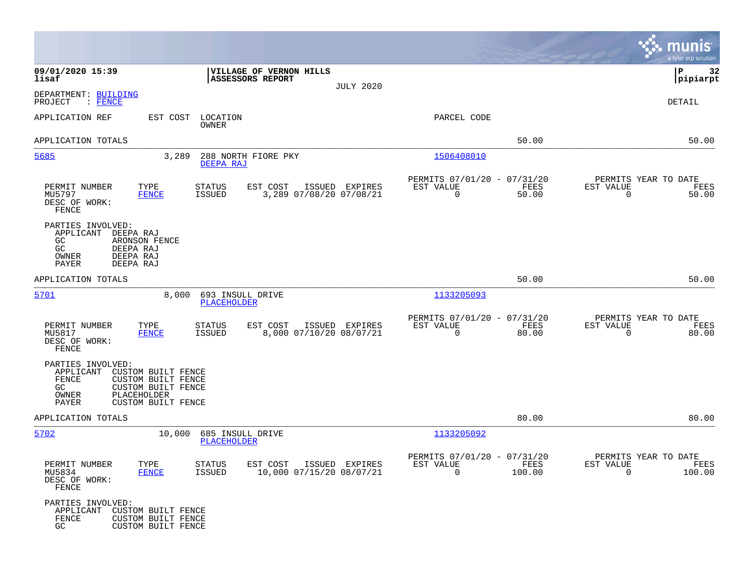**09/01/2020 15:39** | **VILLAGE OF VERNON HILLS** | **P 32**
**lisaf** | **ASSESSORS REPORT** | **pipiarpt**

JULY 2020

DEPARTMENT: BUILDING
PROJECT : FENCE

DETAIL

| APPLICATION REF | EST COST | LOCATION / OWNER | PARCEL CODE | | |
|---|---|---|---|---|---|
| APPLICATION TOTALS | | | | 50.00 | 50.00 |

**5685** | 3,289 | 288 NORTH FIORE PKY / DEEPA RAJ | 1506408010

| PERMIT NUMBER | TYPE | STATUS | EST COST | ISSUED | EXPIRES | PERMITS 07/01/20 - 07/31/20 EST VALUE | FEES | PERMITS YEAR TO DATE EST VALUE | FEES |
|---|---|---|---|---|---|---|---|---|---|
| MU5797 | FENCE | ISSUED | 3,289 | 07/08/20 | 07/08/21 | 0 | 50.00 | 0 | 50.00 |

DESC OF WORK:
FENCE

PARTIES INVOLVED:
- APPLICANT DEEPA RAJ
- GC ARONSON FENCE
- GC DEEPA RAJ
- OWNER DEEPA RAJ
- PAYER DEEPA RAJ

APPLICATION TOTALS 50.00 50.00

**5701** | 8,000 | 693 INSULL DRIVE / PLACEHOLDER | 1133205093

| PERMIT NUMBER | TYPE | STATUS | EST COST | ISSUED | EXPIRES | PERMITS 07/01/20 - 07/31/20 EST VALUE | FEES | PERMITS YEAR TO DATE EST VALUE | FEES |
|---|---|---|---|---|---|---|---|---|---|
| MU5817 | FENCE | ISSUED | 8,000 | 07/10/20 | 08/07/21 | 0 | 80.00 | 0 | 80.00 |

DESC OF WORK:
FENCE

PARTIES INVOLVED:
- APPLICANT CUSTOM BUILT FENCE
- FENCE CUSTOM BUILT FENCE
- GC CUSTOM BUILT FENCE
- OWNER PLACEHOLDER
- PAYER CUSTOM BUILT FENCE

APPLICATION TOTALS 80.00 80.00

**5702** | 10,000 | 685 INSULL DRIVE / PLACEHOLDER | 1133205092

| PERMIT NUMBER | TYPE | STATUS | EST COST | ISSUED | EXPIRES | PERMITS 07/01/20 - 07/31/20 EST VALUE | FEES | PERMITS YEAR TO DATE EST VALUE | FEES |
|---|---|---|---|---|---|---|---|---|---|
| MU5834 | FENCE | ISSUED | 10,000 | 07/15/20 | 08/07/21 | 0 | 100.00 | 0 | 100.00 |

DESC OF WORK:
FENCE

PARTIES INVOLVED:
- APPLICANT CUSTOM BUILT FENCE
- FENCE CUSTOM BUILT FENCE
- GC CUSTOM BUILT FENCE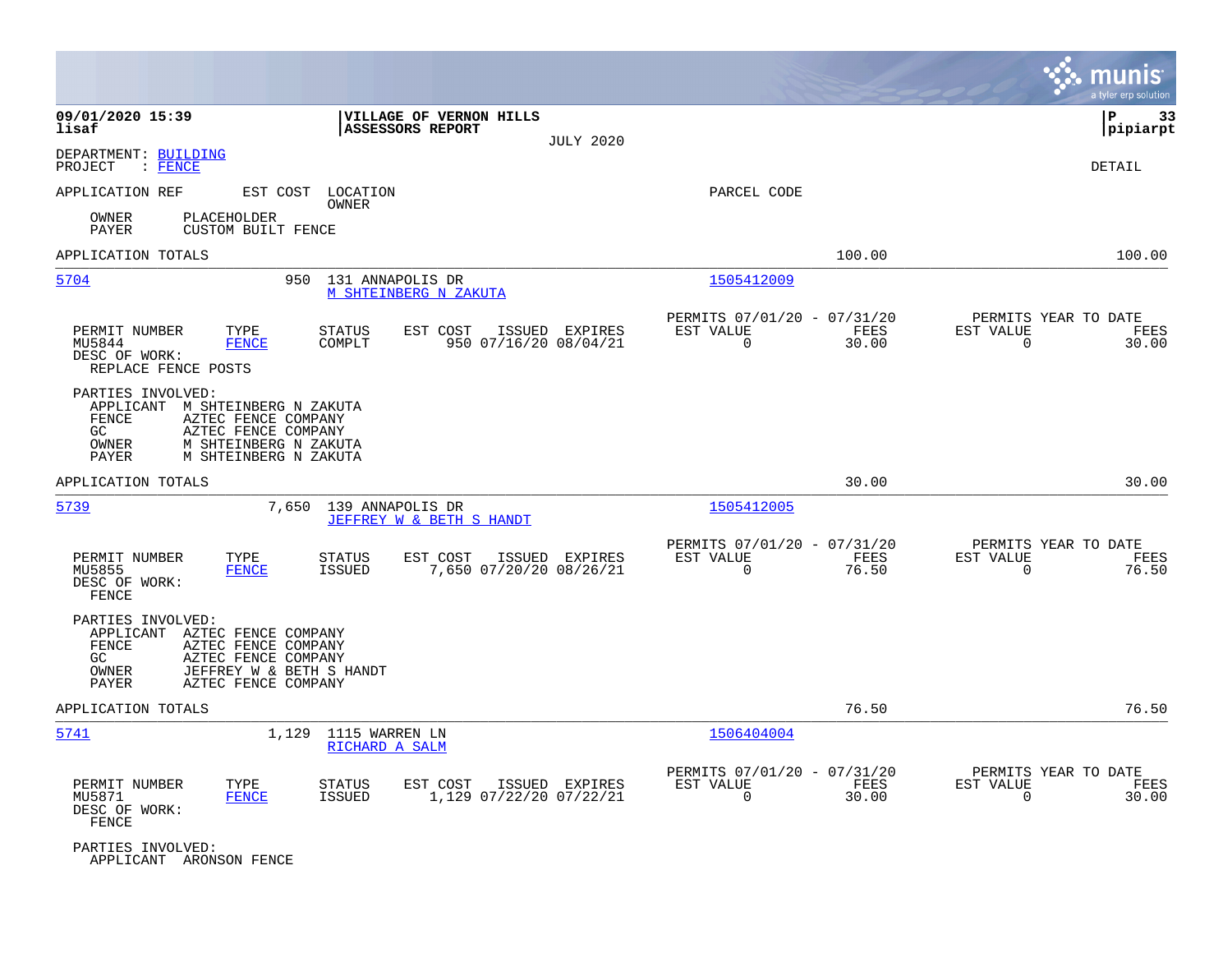**09/01/2020 15:39** | **VILLAGE OF VERNON HILLS** | **P 33**
**lisaf** | **ASSESSORS REPORT** | **pipiarpt**

JULY 2020

DEPARTMENT: BUILDING
PROJECT : FENCE

DETAIL

APPLICATION REF | EST COST | LOCATION / OWNER | PARCEL CODE

OWNER PLACEHOLDER
PAYER CUSTOM BUILT FENCE

APPLICATION TOTALS 100.00 100.00

---

**5704** | 950 | 131 ANNAPOLIS DR | M SHTEINBERG N ZAKUTA | 1505412009

| PERMIT NUMBER | TYPE | STATUS | EST COST | ISSUED | EXPIRES | PERMITS 07/01/20 - 07/31/20 EST VALUE | FEES | PERMITS YEAR TO DATE EST VALUE | FEES |
|---|---|---|---|---|---|---|---|---|---|
| MU5844 | FENCE | COMPLT | 950 | 07/16/20 | 08/04/21 | 0 | 30.00 | 0 | 30.00 |

DESC OF WORK:
REPLACE FENCE POSTS

PARTIES INVOLVED:
- APPLICANT M SHTEINBERG N ZAKUTA
- FENCE AZTEC FENCE COMPANY
- GC AZTEC FENCE COMPANY
- OWNER M SHTEINBERG N ZAKUTA
- PAYER M SHTEINBERG N ZAKUTA

APPLICATION TOTALS 30.00 30.00

---

**5739** | 7,650 | 139 ANNAPOLIS DR | JEFFREY W & BETH S HANDT | 1505412005

| PERMIT NUMBER | TYPE | STATUS | EST COST | ISSUED | EXPIRES | PERMITS 07/01/20 - 07/31/20 EST VALUE | FEES | PERMITS YEAR TO DATE EST VALUE | FEES |
|---|---|---|---|---|---|---|---|---|---|
| MU5855 | FENCE | ISSUED | 7,650 | 07/20/20 | 08/26/21 | 0 | 76.50 | 0 | 76.50 |

DESC OF WORK:
FENCE

PARTIES INVOLVED:
- APPLICANT AZTEC FENCE COMPANY
- FENCE AZTEC FENCE COMPANY
- GC AZTEC FENCE COMPANY
- OWNER JEFFREY W & BETH S HANDT
- PAYER AZTEC FENCE COMPANY

APPLICATION TOTALS 76.50 76.50

---

**5741** | 1,129 | 1115 WARREN LN | RICHARD A SALM | 1506404004

| PERMIT NUMBER | TYPE | STATUS | EST COST | ISSUED | EXPIRES | PERMITS 07/01/20 - 07/31/20 EST VALUE | FEES | PERMITS YEAR TO DATE EST VALUE | FEES |
|---|---|---|---|---|---|---|---|---|---|
| MU5871 | FENCE | ISSUED | 1,129 | 07/22/20 | 07/22/21 | 0 | 30.00 | 0 | 30.00 |

DESC OF WORK:
FENCE

PARTIES INVOLVED:
- APPLICANT ARONSON FENCE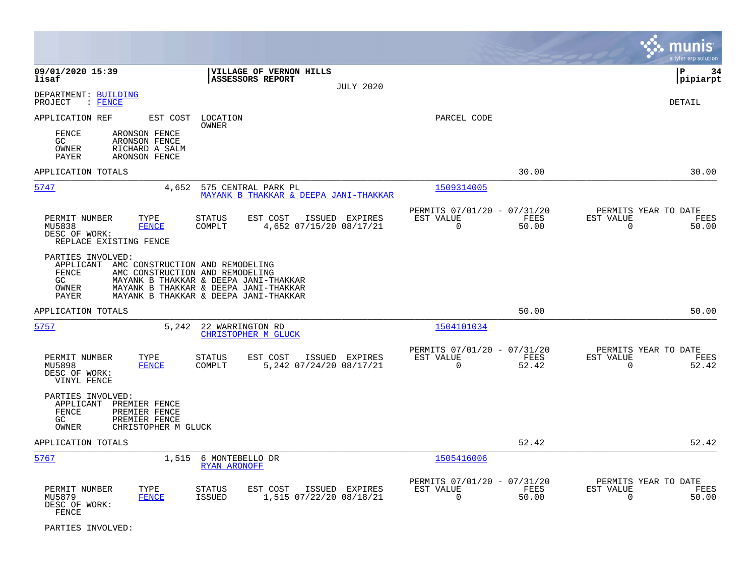**09/01/2020 15:39** | **VILLAGE OF VERNON HILLS** | **P 34**
**lisaf** | **ASSESSORS REPORT** | **pipiarpt**

JULY 2020

DEPARTMENT: BUILDING
PROJECT : FENCE

DETAIL

APPLICATION REF EST COST LOCATION
OWNER
PARCEL CODE

FENCE ARONSON FENCE
GC ARONSON FENCE
OWNER RICHARD A SALM
PAYER ARONSON FENCE

APPLICATION TOTALS 30.00 30.00

---

**5747** 4,652 575 CENTRAL PARK PL
MAYANK B THAKKAR & DEEPA JANI-THAKKAR
1509314005

| PERMIT NUMBER | TYPE | STATUS | EST COST | ISSUED | EXPIRES | PERMITS 07/01/20 - 07/31/20 EST VALUE | FEES | PERMITS YEAR TO DATE EST VALUE | FEES |
|---|---|---|---|---|---|---|---|---|---|
| MU5838 | FENCE | COMPLT | 4,652 | 07/15/20 | 08/17/21 | 0 | 50.00 | 0 | 50.00 |

DESC OF WORK:
REPLACE EXISTING FENCE

PARTIES INVOLVED:
APPLICANT AMC CONSTRUCTION AND REMODELING
FENCE AMC CONSTRUCTION AND REMODELING
GC MAYANK B THAKKAR & DEEPA JANI-THAKKAR
OWNER MAYANK B THAKKAR & DEEPA JANI-THAKKAR
PAYER MAYANK B THAKKAR & DEEPA JANI-THAKKAR

APPLICATION TOTALS 50.00 50.00

---

**5757** 5,242 22 WARRINGTON RD
CHRISTOPHER M GLUCK
1504101034

| PERMIT NUMBER | TYPE | STATUS | EST COST | ISSUED | EXPIRES | PERMITS 07/01/20 - 07/31/20 EST VALUE | FEES | PERMITS YEAR TO DATE EST VALUE | FEES |
|---|---|---|---|---|---|---|---|---|---|
| MU5898 | FENCE | COMPLT | 5,242 | 07/24/20 | 08/17/21 | 0 | 52.42 | 0 | 52.42 |

DESC OF WORK:
VINYL FENCE

PARTIES INVOLVED:
APPLICANT PREMIER FENCE
FENCE PREMIER FENCE
GC PREMIER FENCE
OWNER CHRISTOPHER M GLUCK

APPLICATION TOTALS 52.42 52.42

---

**5767** 1,515 6 MONTEBELLO DR
RYAN ARONOFF
1505416006

| PERMIT NUMBER | TYPE | STATUS | EST COST | ISSUED | EXPIRES | PERMITS 07/01/20 - 07/31/20 EST VALUE | FEES | PERMITS YEAR TO DATE EST VALUE | FEES |
|---|---|---|---|---|---|---|---|---|---|
| MU5879 | FENCE | ISSUED | 1,515 | 07/22/20 | 08/18/21 | 0 | 50.00 | 0 | 50.00 |

DESC OF WORK:
FENCE

PARTIES INVOLVED: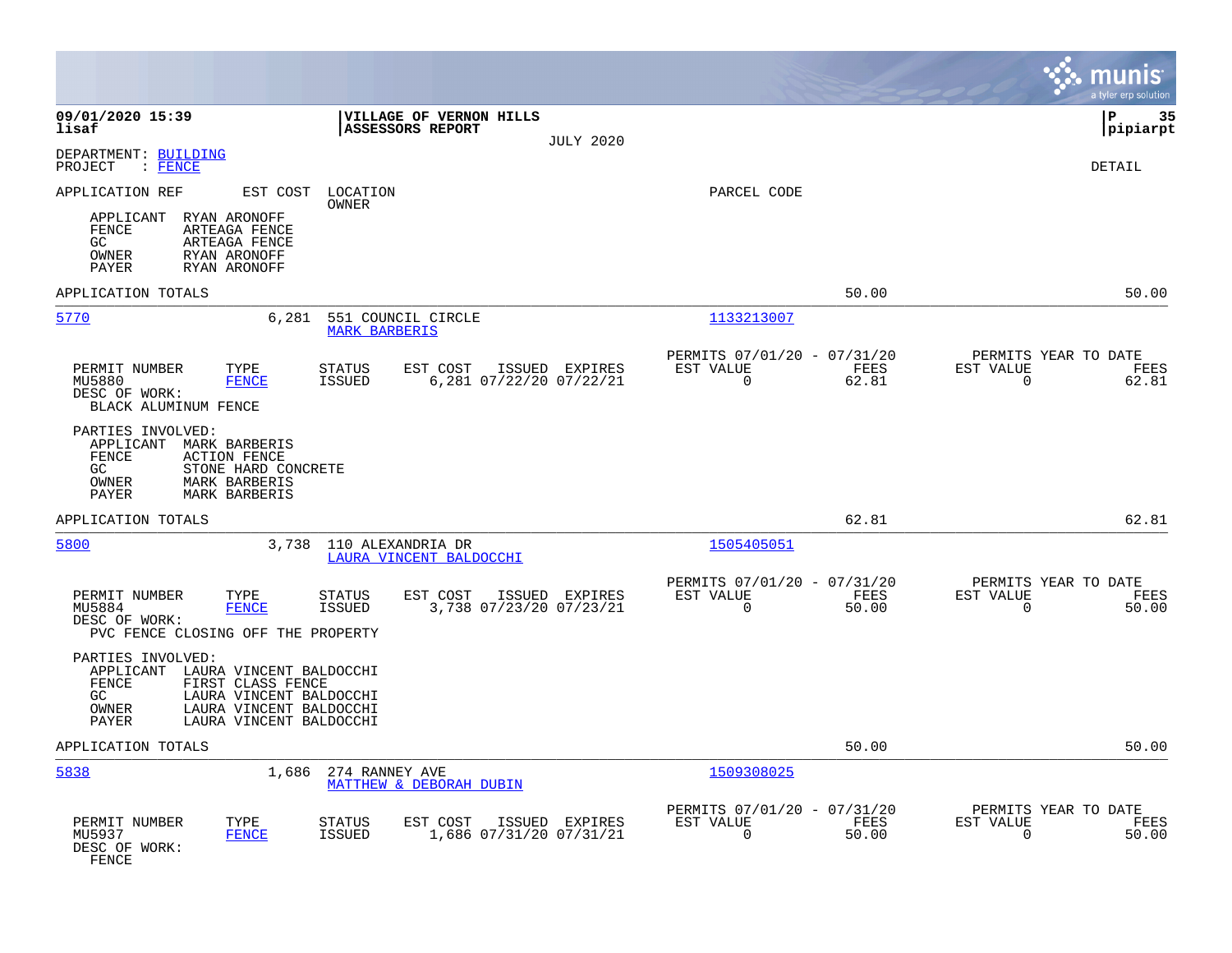09/01/2020 15:39 | VILLAGE OF VERNON HILLS | P 35
lisaf | ASSESSORS REPORT | pipiarpt

JULY 2020

DEPARTMENT: BUILDING
PROJECT : FENCE

DETAIL

APPLICATION REF | EST COST | LOCATION / OWNER | PARCEL CODE

APPLICANT RYAN ARONOFF
FENCE ARTEAGA FENCE
GC ARTEAGA FENCE
OWNER RYAN ARONOFF
PAYER RYAN ARONOFF

APPLICATION TOTALS 50.00 50.00

---

**5770** 6,281 551 COUNCIL CIRCLE — MARK BARBERIS — 1133213007

| PERMIT NUMBER | TYPE | STATUS | EST COST | ISSUED | EXPIRES | PERMITS 07/01/20 - 07/31/20 EST VALUE | FEES | PERMITS YEAR TO DATE EST VALUE | FEES |
|---|---|---|---|---|---|---|---|---|---|
| MU5880 | FENCE | ISSUED | 6,281 | 07/22/20 | 07/22/21 | 0 | 62.81 | 0 | 62.81 |

DESC OF WORK:
BLACK ALUMINUM FENCE

PARTIES INVOLVED:
APPLICANT MARK BARBERIS
FENCE ACTION FENCE
GC STONE HARD CONCRETE
OWNER MARK BARBERIS
PAYER MARK BARBERIS

APPLICATION TOTALS 62.81 62.81

---

**5800** 3,738 110 ALEXANDRIA DR — LAURA VINCENT BALDOCCHI — 1505405051

| PERMIT NUMBER | TYPE | STATUS | EST COST | ISSUED | EXPIRES | PERMITS 07/01/20 - 07/31/20 EST VALUE | FEES | PERMITS YEAR TO DATE EST VALUE | FEES |
|---|---|---|---|---|---|---|---|---|---|
| MU5884 | FENCE | ISSUED | 3,738 | 07/23/20 | 07/23/21 | 0 | 50.00 | 0 | 50.00 |

DESC OF WORK:
PVC FENCE CLOSING OFF THE PROPERTY

PARTIES INVOLVED:
APPLICANT LAURA VINCENT BALDOCCHI
FENCE FIRST CLASS FENCE
GC LAURA VINCENT BALDOCCHI
OWNER LAURA VINCENT BALDOCCHI
PAYER LAURA VINCENT BALDOCCHI

APPLICATION TOTALS 50.00 50.00

---

**5838** 1,686 274 RANNEY AVE — MATTHEW & DEBORAH DUBIN — 1509308025

| PERMIT NUMBER | TYPE | STATUS | EST COST | ISSUED | EXPIRES | PERMITS 07/01/20 - 07/31/20 EST VALUE | FEES | PERMITS YEAR TO DATE EST VALUE | FEES |
|---|---|---|---|---|---|---|---|---|---|
| MU5937 | FENCE | ISSUED | 1,686 | 07/31/20 | 07/31/21 | 0 | 50.00 | 0 | 50.00 |

DESC OF WORK:
FENCE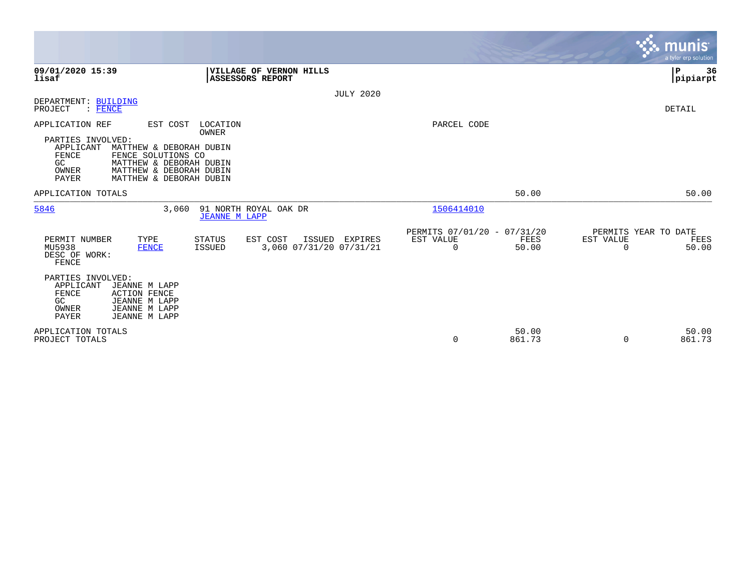**09/01/2020 15:39**
**lisaf**

**VILLAGE OF VERNON HILLS**
**ASSESSORS REPORT**

JULY 2020

DEPARTMENT: BUILDING
PROJECT : FENCE

DETAIL

| APPLICATION REF | EST COST | LOCATION / OWNER | PARCEL CODE |
|---|---|---|---|

PARTIES INVOLVED:

| Role | Name |
|---|---|
| APPLICANT | MATTHEW & DEBORAH DUBIN |
| FENCE | FENCE SOLUTIONS CO |
| GC | MATTHEW & DEBORAH DUBIN |
| OWNER | MATTHEW & DEBORAH DUBIN |
| PAYER | MATTHEW & DEBORAH DUBIN |

APPLICATION TOTALS 50.00 50.00

---

| APPLICATION REF | EST COST | LOCATION / OWNER | PARCEL CODE |
|---|---|---|---|
| 5846 | 3,060 | 91 NORTH ROYAL OAK DR / JEANNE M LAPP | 1506414010 |

| PERMIT NUMBER | TYPE | STATUS | EST COST | ISSUED | EXPIRES | PERMITS 07/01/20 - 07/31/20 EST VALUE | FEES | PERMITS YEAR TO DATE EST VALUE | FEES |
|---|---|---|---|---|---|---|---|---|---|
| MU5938 | FENCE | ISSUED | 3,060 | 07/31/20 | 07/31/21 | 0 | 50.00 | 0 | 50.00 |

DESC OF WORK:
FENCE

PARTIES INVOLVED:

| Role | Name |
|---|---|
| APPLICANT | JEANNE M LAPP |
| FENCE | ACTION FENCE |
| GC | JEANNE M LAPP |
| OWNER | JEANNE M LAPP |
| PAYER | JEANNE M LAPP |

| | EST VALUE | FEES | YTD EST VALUE | YTD FEES |
|---|---|---|---|---|
| APPLICATION TOTALS | | 50.00 | | 50.00 |
| PROJECT TOTALS | 0 | 861.73 | 0 | 861.73 |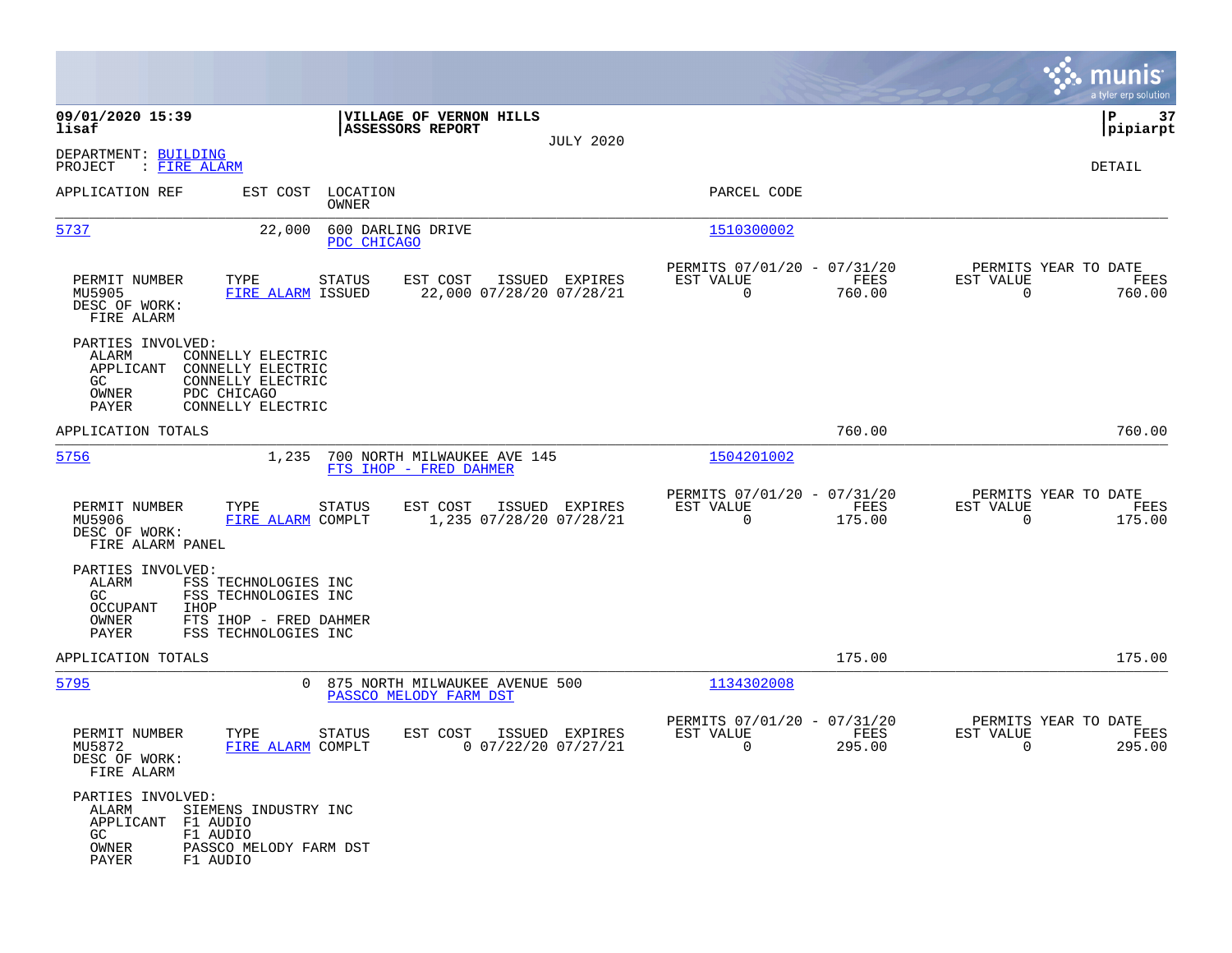**09/01/2020 15:39**
**lisaf**

**VILLAGE OF VERNON HILLS**
**ASSESSORS REPORT**

JULY 2020

**P 37**
**pipiarpt**

DEPARTMENT: BUILDING
PROJECT : FIRE ALARM

DETAIL

| APPLICATION REF | EST COST | LOCATION / OWNER | PARCEL CODE |
|---|---|---|---|
| 5737 | 22,000 | 600 DARLING DRIVE / PDC CHICAGO | 1510300002 |

| PERMIT NUMBER | TYPE | STATUS | EST COST | ISSUED | EXPIRES | PERMITS 07/01/20 - 07/31/20 EST VALUE | FEES | PERMITS YEAR TO DATE EST VALUE | FEES |
|---|---|---|---|---|---|---|---|---|---|
| MU5905 | FIRE ALARM | ISSUED | 22,000 | 07/28/20 | 07/28/21 | 0 | 760.00 | 0 | 760.00 |

DESC OF WORK:
FIRE ALARM

PARTIES INVOLVED:

| ROLE | NAME |
|---|---|
| ALARM | CONNELLY ELECTRIC |
| APPLICANT | CONNELLY ELECTRIC |
| GC | CONNELLY ELECTRIC |
| OWNER | PDC CHICAGO |
| PAYER | CONNELLY ELECTRIC |

APPLICATION TOTALS: 760.00 | 760.00

| APPLICATION REF | EST COST | LOCATION / OWNER | PARCEL CODE |
|---|---|---|---|
| 5756 | 1,235 | 700 NORTH MILWAUKEE AVE 145 / FTS IHOP - FRED DAHMER | 1504201002 |

| PERMIT NUMBER | TYPE | STATUS | EST COST | ISSUED | EXPIRES | PERMITS 07/01/20 - 07/31/20 EST VALUE | FEES | PERMITS YEAR TO DATE EST VALUE | FEES |
|---|---|---|---|---|---|---|---|---|---|
| MU5906 | FIRE ALARM | COMPLT | 1,235 | 07/28/20 | 07/28/21 | 0 | 175.00 | 0 | 175.00 |

DESC OF WORK:
FIRE ALARM PANEL

PARTIES INVOLVED:

| ROLE | NAME |
|---|---|
| ALARM | FSS TECHNOLOGIES INC |
| GC | FSS TECHNOLOGIES INC |
| OCCUPANT | IHOP |
| OWNER | FTS IHOP - FRED DAHMER |
| PAYER | FSS TECHNOLOGIES INC |

APPLICATION TOTALS: 175.00 | 175.00

| APPLICATION REF | EST COST | LOCATION / OWNER | PARCEL CODE |
|---|---|---|---|
| 5795 | 0 | 875 NORTH MILWAUKEE AVENUE 500 / PASSCO MELODY FARM DST | 1134302008 |

| PERMIT NUMBER | TYPE | STATUS | EST COST | ISSUED | EXPIRES | PERMITS 07/01/20 - 07/31/20 EST VALUE | FEES | PERMITS YEAR TO DATE EST VALUE | FEES |
|---|---|---|---|---|---|---|---|---|---|
| MU5872 | FIRE ALARM | COMPLT | 0 | 07/22/20 | 07/27/21 | 0 | 295.00 | 0 | 295.00 |

DESC OF WORK:
FIRE ALARM

PARTIES INVOLVED:

| ROLE | NAME |
|---|---|
| ALARM | SIEMENS INDUSTRY INC |
| APPLICANT | F1 AUDIO |
| GC | F1 AUDIO |
| OWNER | PASSCO MELODY FARM DST |
| PAYER | F1 AUDIO |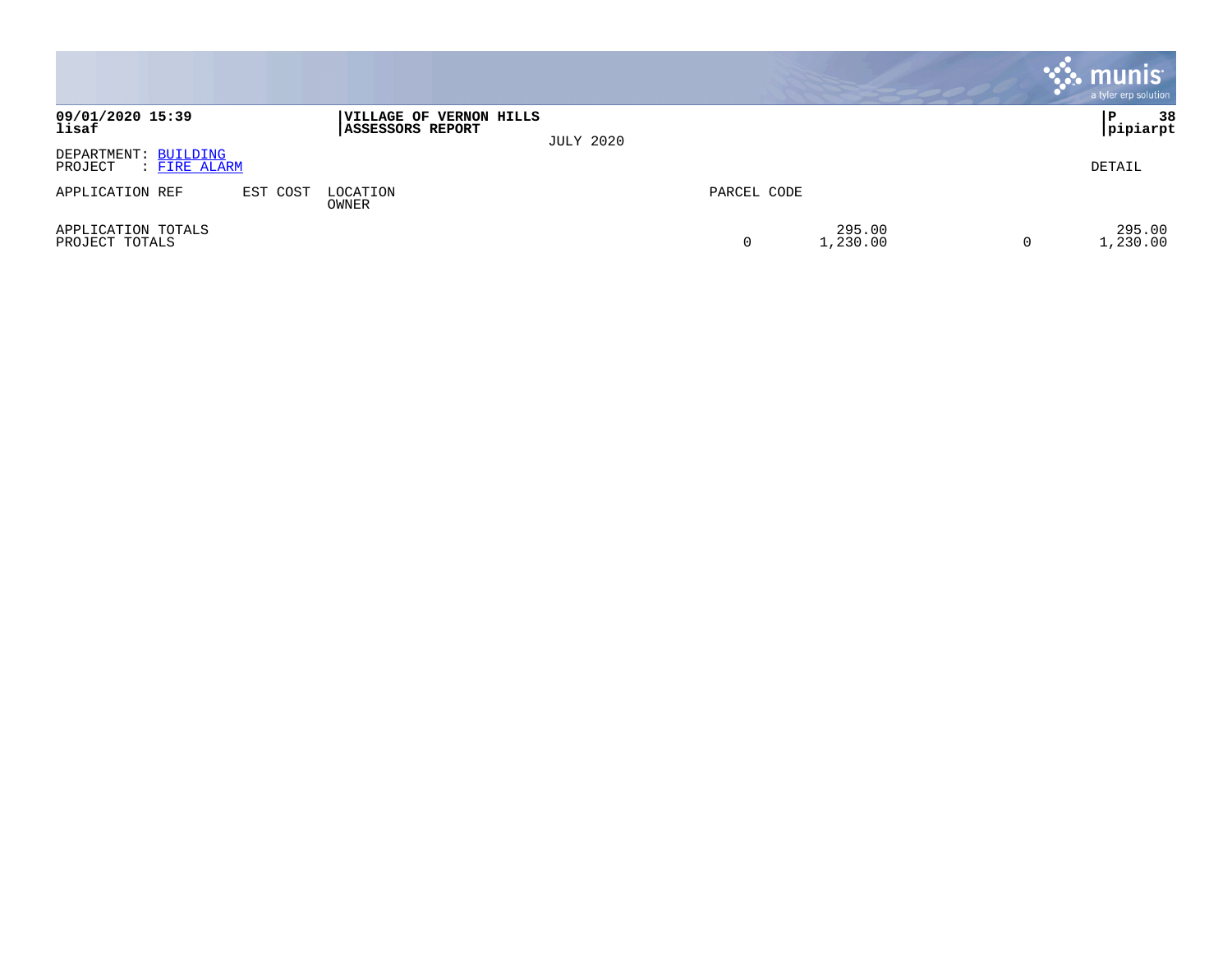**09/01/2020 15:39**
**lisaf**

**VILLAGE OF VERNON HILLS**
**ASSESSORS REPORT**

JULY 2020

**P 38**
**pipiarpt**

DEPARTMENT: BUILDING
PROJECT : FIRE ALARM

DETAIL

| APPLICATION REF | EST COST | LOCATION OWNER | PARCEL CODE | | | | |
|---|---|---|---|---|---|---|---|
| APPLICATION TOTALS | | | | 295.00 | | 295.00 |
| PROJECT TOTALS | | | 0 | 1,230.00 | 0 | 1,230.00 |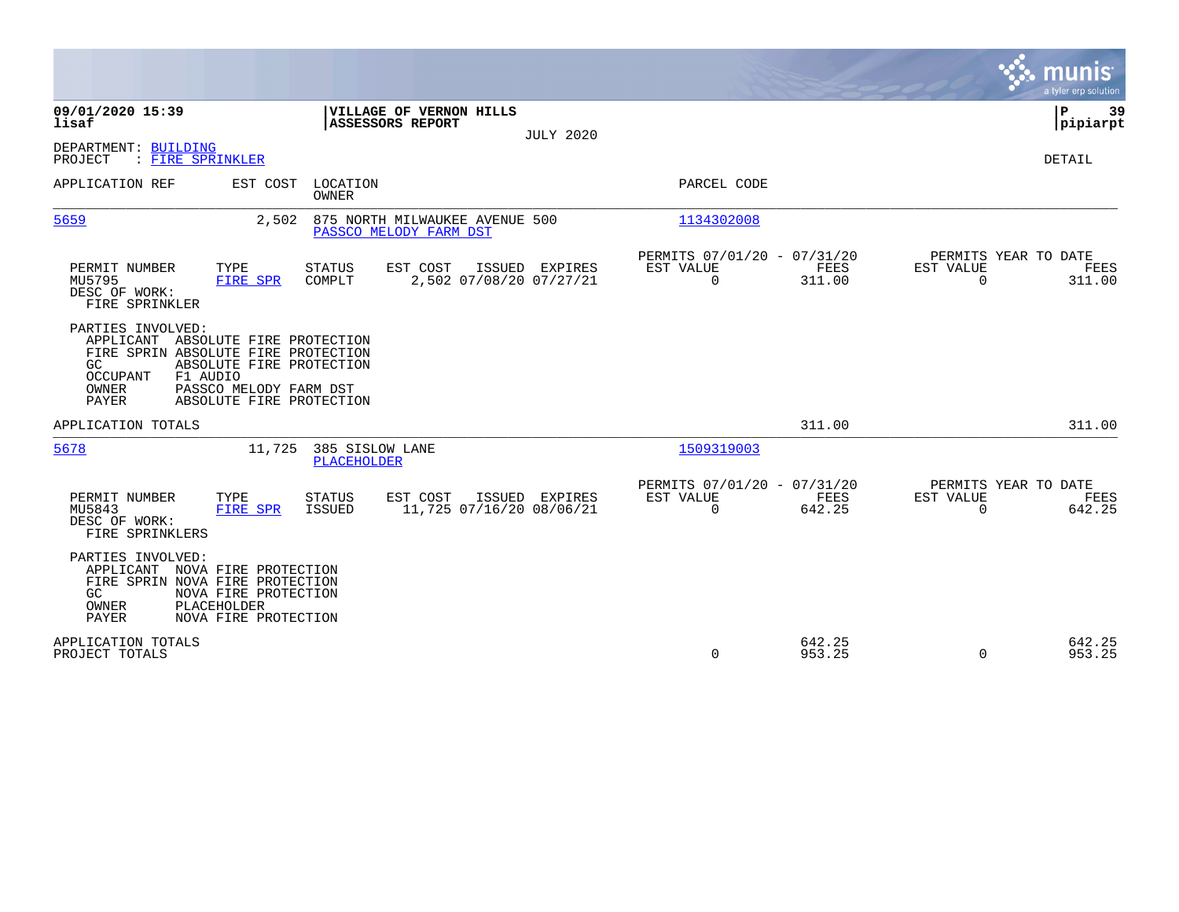**09/01/2020 15:39**
**lisaf**

**VILLAGE OF VERNON HILLS**
**ASSESSORS REPORT**
JULY 2020

**P 39**
**pipiarpt**

DEPARTMENT: BUILDING
PROJECT : FIRE SPRINKLER

DETAIL

| APPLICATION REF | EST COST | LOCATION / OWNER | PARCEL CODE |
|---|---|---|---|
| 5659 | 2,502 | 875 NORTH MILWAUKEE AVENUE 500 / PASSCO MELODY FARM DST | 1134302008 |

| PERMIT NUMBER | TYPE | STATUS | EST COST | ISSUED | EXPIRES | PERMITS 07/01/20 - 07/31/20 EST VALUE | FEES | PERMITS YEAR TO DATE EST VALUE | FEES |
|---|---|---|---|---|---|---|---|---|---|
| MU5795 | FIRE SPR | COMPLT | 2,502 | 07/08/20 | 07/27/21 | 0 | 311.00 | 0 | 311.00 |

DESC OF WORK:
FIRE SPRINKLER

PARTIES INVOLVED:
- APPLICANT ABSOLUTE FIRE PROTECTION
- FIRE SPRIN ABSOLUTE FIRE PROTECTION
- GC ABSOLUTE FIRE PROTECTION
- OCCUPANT F1 AUDIO
- OWNER PASSCO MELODY FARM DST
- PAYER ABSOLUTE FIRE PROTECTION

APPLICATION TOTALS 311.00 311.00

| APPLICATION REF | EST COST | LOCATION / OWNER | PARCEL CODE |
|---|---|---|---|
| 5678 | 11,725 | 385 SISLOW LANE / PLACEHOLDER | 1509319003 |

| PERMIT NUMBER | TYPE | STATUS | EST COST | ISSUED | EXPIRES | PERMITS 07/01/20 - 07/31/20 EST VALUE | FEES | PERMITS YEAR TO DATE EST VALUE | FEES |
|---|---|---|---|---|---|---|---|---|---|
| MU5843 | FIRE SPR | ISSUED | 11,725 | 07/16/20 | 08/06/21 | 0 | 642.25 | 0 | 642.25 |

DESC OF WORK:
FIRE SPRINKLERS

PARTIES INVOLVED:
- APPLICANT NOVA FIRE PROTECTION
- FIRE SPRIN NOVA FIRE PROTECTION
- GC NOVA FIRE PROTECTION
- OWNER PLACEHOLDER
- PAYER NOVA FIRE PROTECTION

| | EST VALUE | FEES | YTD EST VALUE | YTD FEES |
|---|---|---|---|---|
| APPLICATION TOTALS | | 642.25 | | 642.25 |
| PROJECT TOTALS | 0 | 953.25 | 0 | 953.25 |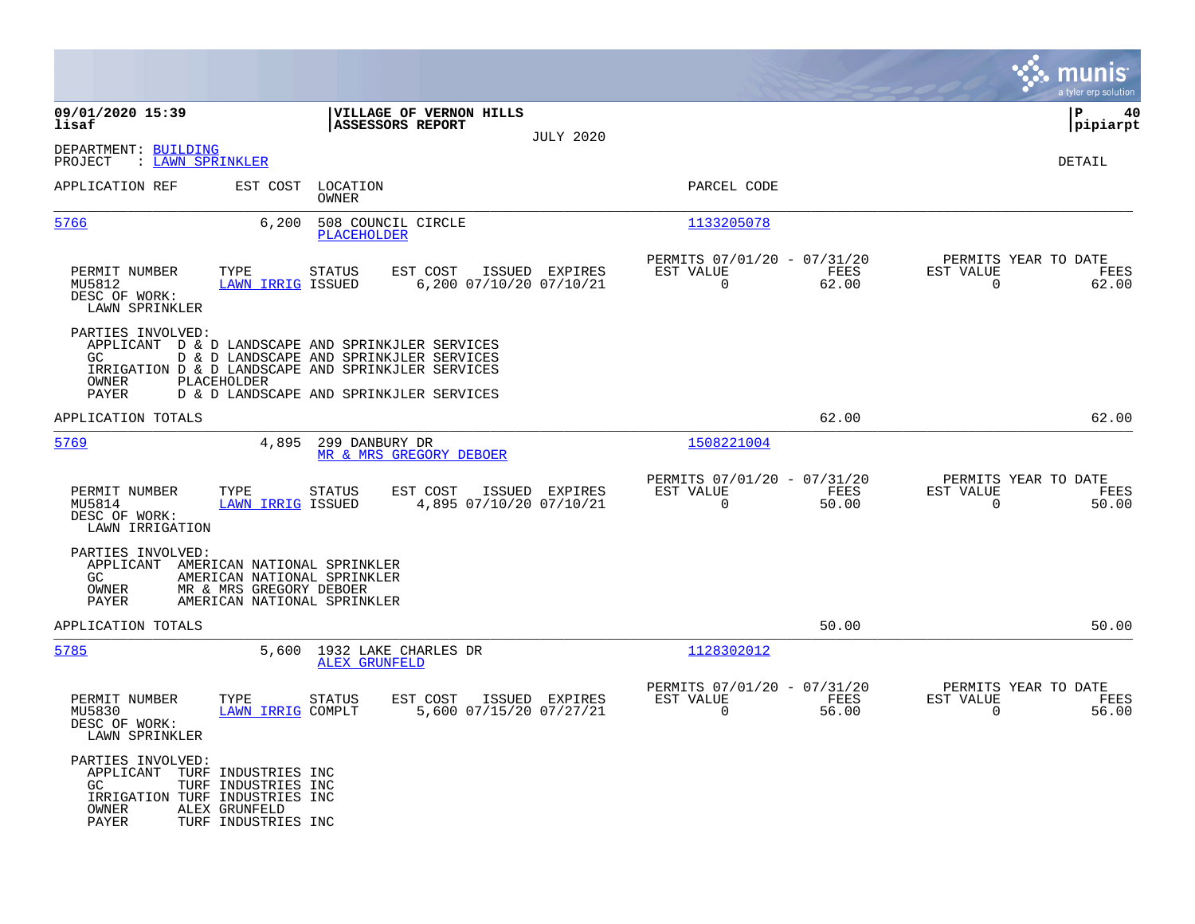09/01/2020 15:39
lisaf

**VILLAGE OF VERNON HILLS**
**ASSESSORS REPORT**

JULY 2020

P 40
pipiarpt

DEPARTMENT: BUILDING
PROJECT : LAWN SPRINKLER

DETAIL

| APPLICATION REF | EST COST | LOCATION / OWNER | PARCEL CODE |
|---|---|---|---|
| 5766 | 6,200 | 508 COUNCIL CIRCLE / PLACEHOLDER | 1133205078 |

| PERMIT NUMBER | TYPE | STATUS | EST COST | ISSUED | EXPIRES | PERMITS 07/01/20 - 07/31/20 EST VALUE | FEES | PERMITS YEAR TO DATE EST VALUE | FEES |
|---|---|---|---|---|---|---|---|---|---|
| MU5812 | LAWN IRRIG | ISSUED | 6,200 | 07/10/20 | 07/10/21 | 0 | 62.00 | 0 | 62.00 |

DESC OF WORK:
LAWN SPRINKLER

PARTIES INVOLVED:
- APPLICANT D & D LANDSCAPE AND SPRINKJLER SERVICES
- GC D & D LANDSCAPE AND SPRINKJLER SERVICES
- IRRIGATION D & D LANDSCAPE AND SPRINKJLER SERVICES
- OWNER PLACEHOLDER
- PAYER D & D LANDSCAPE AND SPRINKJLER SERVICES

APPLICATION TOTALS: 62.00 | 62.00

| APPLICATION REF | EST COST | LOCATION / OWNER | PARCEL CODE |
|---|---|---|---|
| 5769 | 4,895 | 299 DANBURY DR / MR & MRS GREGORY DEBOER | 1508221004 |

| PERMIT NUMBER | TYPE | STATUS | EST COST | ISSUED | EXPIRES | PERMITS 07/01/20 - 07/31/20 EST VALUE | FEES | PERMITS YEAR TO DATE EST VALUE | FEES |
|---|---|---|---|---|---|---|---|---|---|
| MU5814 | LAWN IRRIG | ISSUED | 4,895 | 07/10/20 | 07/10/21 | 0 | 50.00 | 0 | 50.00 |

DESC OF WORK:
LAWN IRRIGATION

PARTIES INVOLVED:
- APPLICANT AMERICAN NATIONAL SPRINKLER
- GC AMERICAN NATIONAL SPRINKLER
- OWNER MR & MRS GREGORY DEBOER
- PAYER AMERICAN NATIONAL SPRINKLER

APPLICATION TOTALS: 50.00 | 50.00

| APPLICATION REF | EST COST | LOCATION / OWNER | PARCEL CODE |
|---|---|---|---|
| 5785 | 5,600 | 1932 LAKE CHARLES DR / ALEX GRUNFELD | 1128302012 |

| PERMIT NUMBER | TYPE | STATUS | EST COST | ISSUED | EXPIRES | PERMITS 07/01/20 - 07/31/20 EST VALUE | FEES | PERMITS YEAR TO DATE EST VALUE | FEES |
|---|---|---|---|---|---|---|---|---|---|
| MU5830 | LAWN IRRIG | COMPLT | 5,600 | 07/15/20 | 07/27/21 | 0 | 56.00 | 0 | 56.00 |

DESC OF WORK:
LAWN SPRINKLER

PARTIES INVOLVED:
- APPLICANT TURF INDUSTRIES INC
- GC TURF INDUSTRIES INC
- IRRIGATION TURF INDUSTRIES INC
- OWNER ALEX GRUNFELD
- PAYER TURF INDUSTRIES INC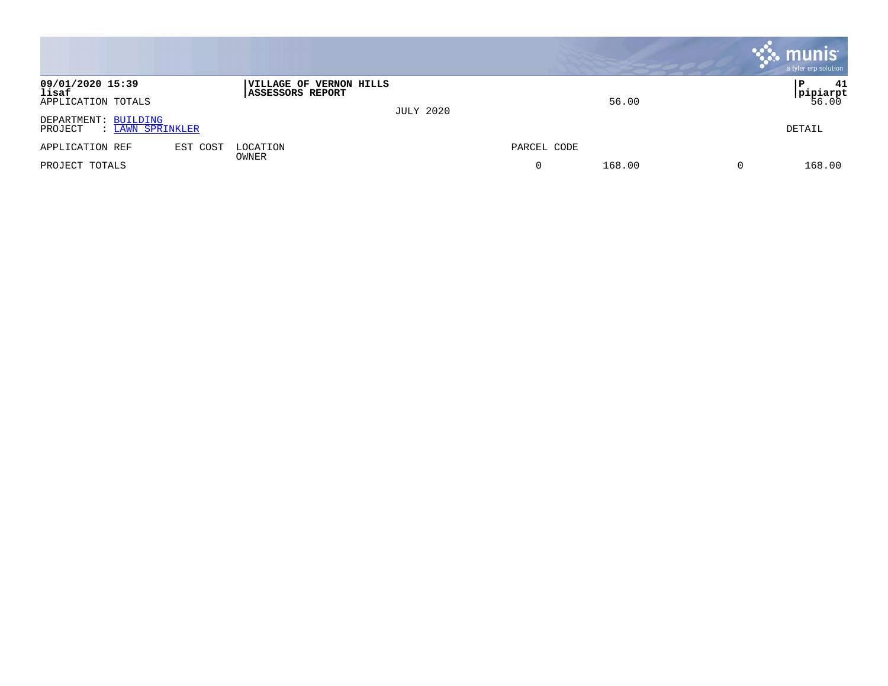**09/01/2020 15:39** | **VILLAGE OF VERNON HILLS** | **P 41**
**lisaf** | **ASSESSORS REPORT** | **pipiarpt**

APPLICATION TOTALS 56.00 56.00

JULY 2020

DEPARTMENT: BUILDING
PROJECT : LAWN SPRINKLER

DETAIL

| APPLICATION REF | EST COST | LOCATION<br>OWNER | PARCEL CODE | | | |
|---|---|---|---|---|---|---|
| PROJECT TOTALS | | | 0 | 168.00 | 0 | 168.00 |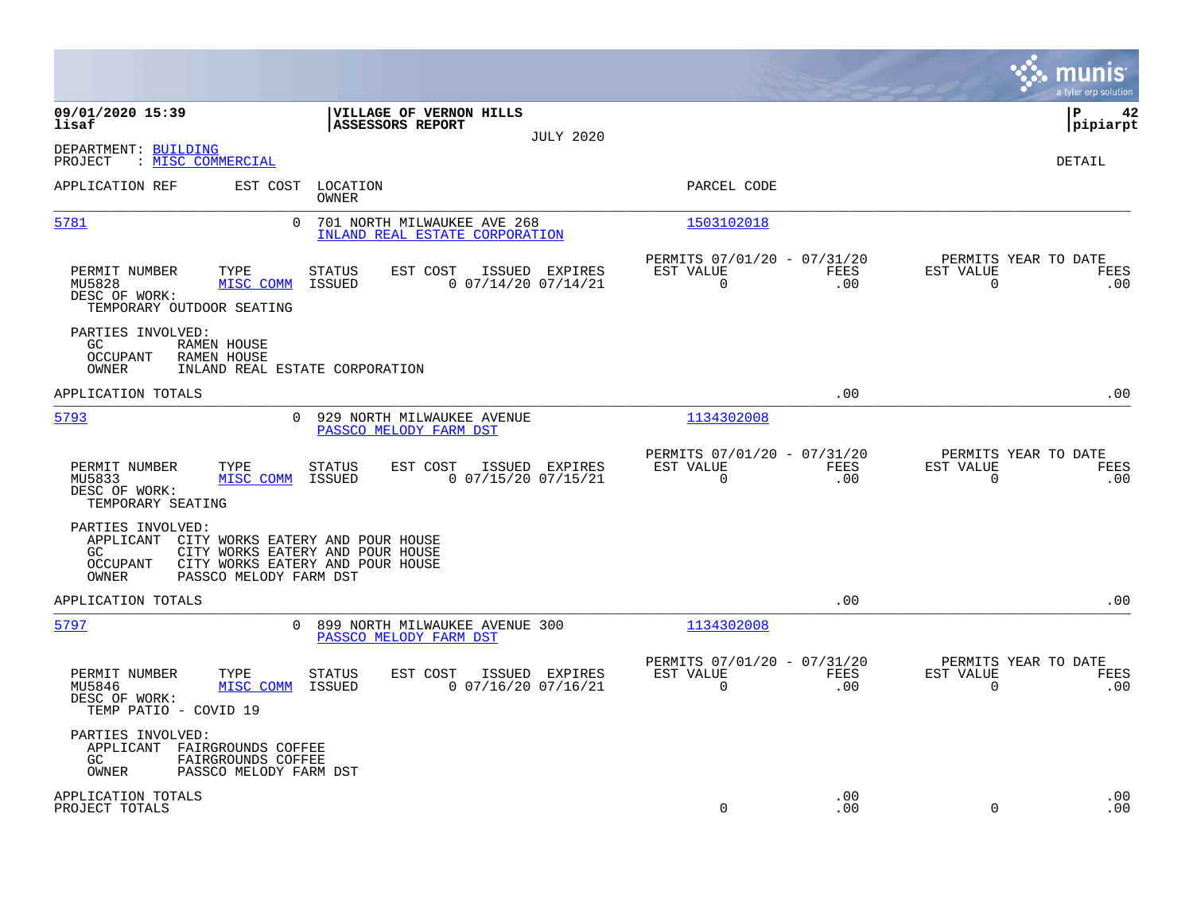**09/01/2020 15:39**
**lisaf**

**VILLAGE OF VERNON HILLS**
**ASSESSORS REPORT**

JULY 2020

**P 42**
**pipiarpt**

DEPARTMENT: BUILDING
PROJECT : MISC COMMERCIAL

DETAIL

| APPLICATION REF | EST COST | LOCATION / OWNER | PARCEL CODE |
|---|---|---|---|
| 5781 | 0 | 701 NORTH MILWAUKEE AVE 268 / INLAND REAL ESTATE CORPORATION | 1503102018 |

| PERMIT NUMBER | TYPE | STATUS | EST COST | ISSUED | EXPIRES | PERMITS 07/01/20 - 07/31/20 EST VALUE | FEES | PERMITS YEAR TO DATE EST VALUE | FEES |
|---|---|---|---|---|---|---|---|---|---|
| MU5828 | MISC COMM | ISSUED | 0 | 07/14/20 | 07/14/21 | 0 | .00 | 0 | .00 |

DESC OF WORK:
TEMPORARY OUTDOOR SEATING

PARTIES INVOLVED:
- GC RAMEN HOUSE
- OCCUPANT RAMEN HOUSE
- OWNER INLAND REAL ESTATE CORPORATION

APPLICATION TOTALS .00 .00

| APPLICATION REF | EST COST | LOCATION / OWNER | PARCEL CODE |
|---|---|---|---|
| 5793 | 0 | 929 NORTH MILWAUKEE AVENUE / PASSCO MELODY FARM DST | 1134302008 |

| PERMIT NUMBER | TYPE | STATUS | EST COST | ISSUED | EXPIRES | PERMITS 07/01/20 - 07/31/20 EST VALUE | FEES | PERMITS YEAR TO DATE EST VALUE | FEES |
|---|---|---|---|---|---|---|---|---|---|
| MU5833 | MISC COMM | ISSUED | 0 | 07/15/20 | 07/15/21 | 0 | .00 | 0 | .00 |

DESC OF WORK:
TEMPORARY SEATING

PARTIES INVOLVED:
- APPLICANT CITY WORKS EATERY AND POUR HOUSE
- GC CITY WORKS EATERY AND POUR HOUSE
- OCCUPANT CITY WORKS EATERY AND POUR HOUSE
- OWNER PASSCO MELODY FARM DST

APPLICATION TOTALS .00 .00

| APPLICATION REF | EST COST | LOCATION / OWNER | PARCEL CODE |
|---|---|---|---|
| 5797 | 0 | 899 NORTH MILWAUKEE AVENUE 300 / PASSCO MELODY FARM DST | 1134302008 |

| PERMIT NUMBER | TYPE | STATUS | EST COST | ISSUED | EXPIRES | PERMITS 07/01/20 - 07/31/20 EST VALUE | FEES | PERMITS YEAR TO DATE EST VALUE | FEES |
|---|---|---|---|---|---|---|---|---|---|
| MU5846 | MISC COMM | ISSUED | 0 | 07/16/20 | 07/16/21 | 0 | .00 | 0 | .00 |

DESC OF WORK:
TEMP PATIO - COVID 19

PARTIES INVOLVED:
- APPLICANT FAIRGROUNDS COFFEE
- GC FAIRGROUNDS COFFEE
- OWNER PASSCO MELODY FARM DST

| | EST VALUE | FEES | EST VALUE | FEES |
|---|---|---|---|---|
| APPLICATION TOTALS | | .00 | | .00 |
| PROJECT TOTALS | 0 | .00 | 0 | .00 |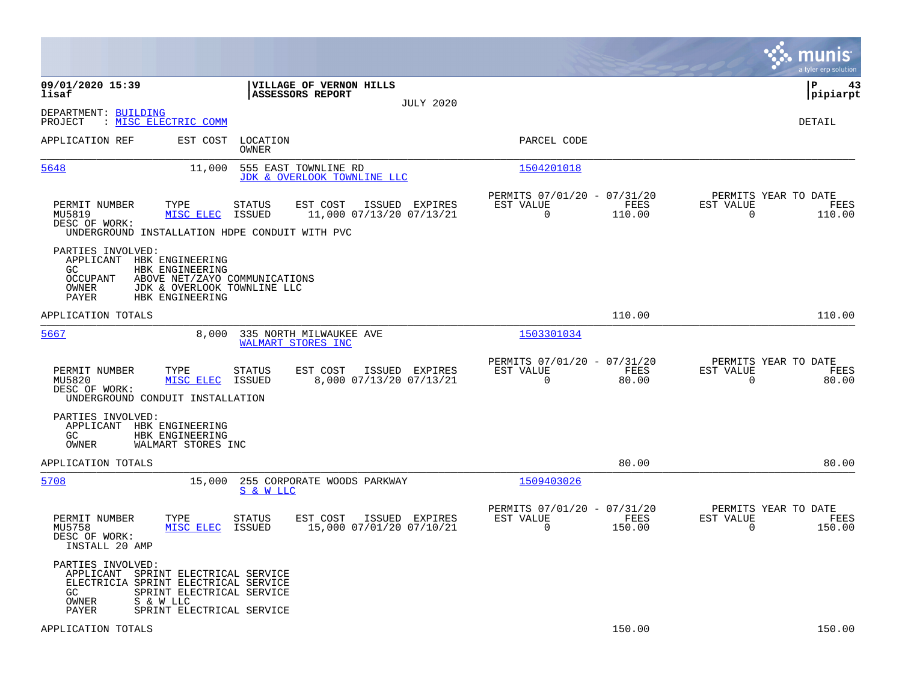**09/01/2020 15:39**
**lisaf**

**VILLAGE OF VERNON HILLS**
**ASSESSORS REPORT**
JULY 2020

**P 43**
**pipiarpt**

DEPARTMENT: BUILDING
PROJECT : MISC ELECTRIC COMM

DETAIL

| APPLICATION REF | EST COST | LOCATION / OWNER | PARCEL CODE |
|---|---|---|---|
| 5648 | 11,000 | 555 EAST TOWNLINE RD / JDK & OVERLOOK TOWNLINE LLC | 1504201018 |

| PERMIT NUMBER | TYPE | STATUS | EST COST | ISSUED | EXPIRES | PERMITS 07/01/20 - 07/31/20 EST VALUE | FEES | PERMITS YEAR TO DATE EST VALUE | FEES |
|---|---|---|---|---|---|---|---|---|---|
| MU5819 | MISC ELEC | ISSUED | 11,000 | 07/13/20 | 07/13/21 | 0 | 110.00 | 0 | 110.00 |

DESC OF WORK:
UNDERGROUND INSTALLATION HDPE CONDUIT WITH PVC

PARTIES INVOLVED:
- APPLICANT HBK ENGINEERING
- GC HBK ENGINEERING
- OCCUPANT ABOVE NET/ZAYO COMMUNICATIONS
- OWNER JDK & OVERLOOK TOWNLINE LLC
- PAYER HBK ENGINEERING

APPLICATION TOTALS 110.00 110.00

| APPLICATION REF | EST COST | LOCATION / OWNER | PARCEL CODE |
|---|---|---|---|
| 5667 | 8,000 | 335 NORTH MILWAUKEE AVE / WALMART STORES INC | 1503301034 |

| PERMIT NUMBER | TYPE | STATUS | EST COST | ISSUED | EXPIRES | PERMITS 07/01/20 - 07/31/20 EST VALUE | FEES | PERMITS YEAR TO DATE EST VALUE | FEES |
|---|---|---|---|---|---|---|---|---|---|
| MU5820 | MISC ELEC | ISSUED | 8,000 | 07/13/20 | 07/13/21 | 0 | 80.00 | 0 | 80.00 |

DESC OF WORK:
UNDERGROUND CONDUIT INSTALLATION

PARTIES INVOLVED:
- APPLICANT HBK ENGINEERING
- GC HBK ENGINEERING
- OWNER WALMART STORES INC

APPLICATION TOTALS 80.00 80.00

| APPLICATION REF | EST COST | LOCATION / OWNER | PARCEL CODE |
|---|---|---|---|
| 5708 | 15,000 | 255 CORPORATE WOODS PARKWAY / S & W LLC | 1509403026 |

| PERMIT NUMBER | TYPE | STATUS | EST COST | ISSUED | EXPIRES | PERMITS 07/01/20 - 07/31/20 EST VALUE | FEES | PERMITS YEAR TO DATE EST VALUE | FEES |
|---|---|---|---|---|---|---|---|---|---|
| MU5758 | MISC ELEC | ISSUED | 15,000 | 07/01/20 | 07/10/21 | 0 | 150.00 | 0 | 150.00 |

DESC OF WORK:
INSTALL 20 AMP

PARTIES INVOLVED:
- APPLICANT SPRINT ELECTRICAL SERVICE
- ELECTRICIA SPRINT ELECTRICAL SERVICE
- GC SPRINT ELECTRICAL SERVICE
- OWNER S & W LLC
- PAYER SPRINT ELECTRICAL SERVICE

APPLICATION TOTALS 150.00 150.00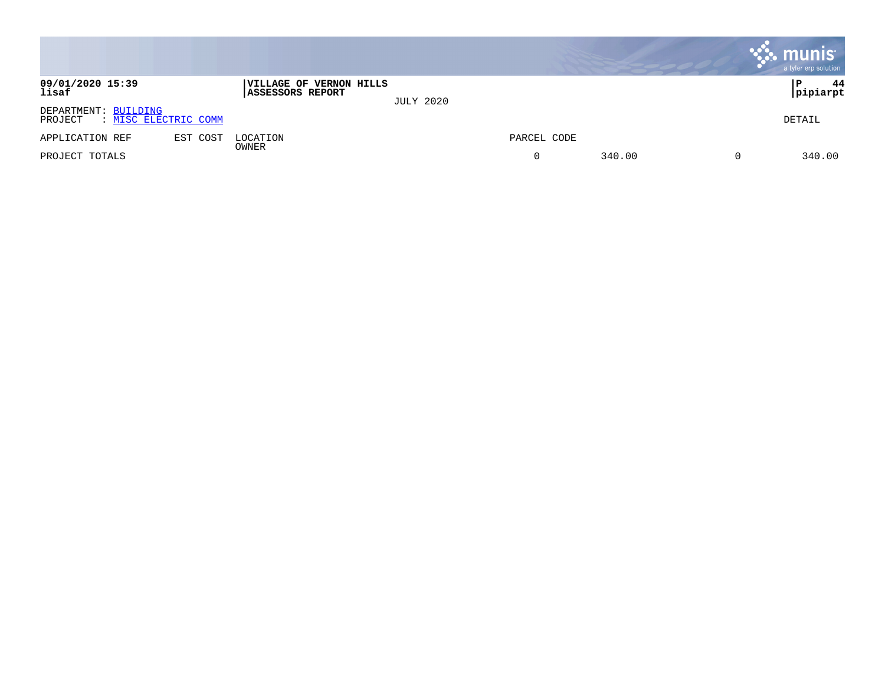**VILLAGE OF VERNON HILLS**
**ASSESSORS REPORT**

JULY 2020

DEPARTMENT: BUILDING
PROJECT : MISC ELECTRIC COMM

DETAIL

| APPLICATION REF | EST COST | LOCATION<br>OWNER | PARCEL CODE | | | |
|---|---|---|---|---|---|---|
| PROJECT TOTALS | | | 0 | 340.00 | 0 | 340.00 |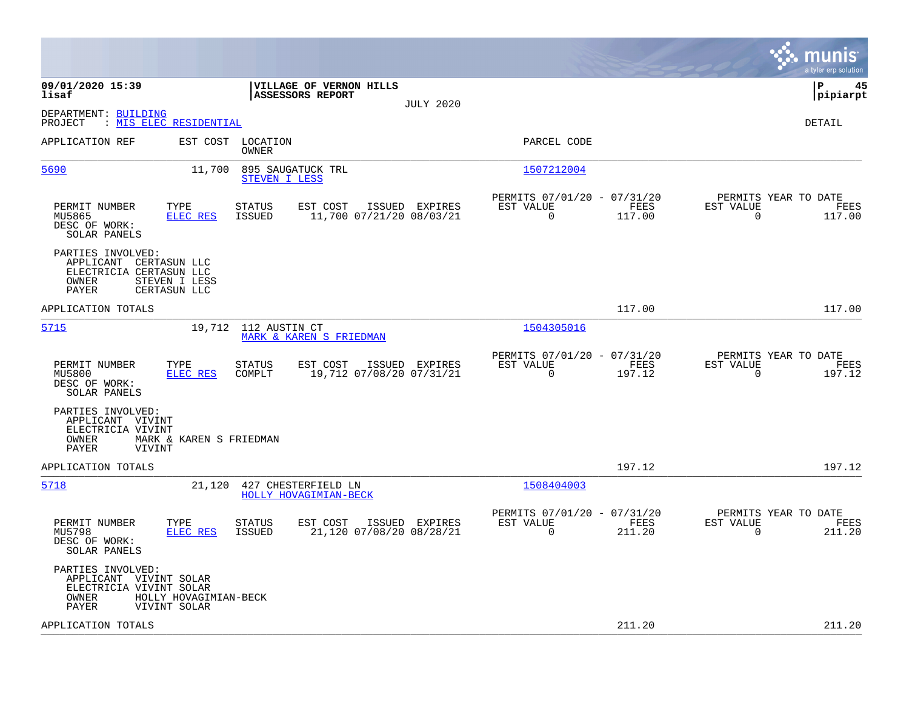09/01/2020 15:39
lisaf

**VILLAGE OF VERNON HILLS**
**ASSESSORS REPORT**
JULY 2020

P 45
pipiarpt

DEPARTMENT: BUILDING
PROJECT : MIS ELEC RESIDENTIAL

DETAIL

| APPLICATION REF | EST COST | LOCATION / OWNER | PARCEL CODE |
|---|---|---|---|
| 5690 | 11,700 | 895 SAUGATUCK TRL / STEVEN I LESS | 1507212004 |

| PERMIT NUMBER | TYPE | STATUS | EST COST | ISSUED | EXPIRES | PERMITS 07/01/20 - 07/31/20 EST VALUE | FEES | PERMITS YEAR TO DATE EST VALUE | FEES |
|---|---|---|---|---|---|---|---|---|---|
| MU5865 | ELEC RES | ISSUED | 11,700 | 07/21/20 | 08/03/21 | 0 | 117.00 | 0 | 117.00 |

DESC OF WORK:
SOLAR PANELS

PARTIES INVOLVED:
APPLICANT CERTASUN LLC
ELECTRICIA CERTASUN LLC
OWNER STEVEN I LESS
PAYER CERTASUN LLC

APPLICATION TOTALS 117.00 117.00

| APPLICATION REF | EST COST | LOCATION / OWNER | PARCEL CODE |
|---|---|---|---|
| 5715 | 19,712 | 112 AUSTIN CT / MARK & KAREN S FRIEDMAN | 1504305016 |

| PERMIT NUMBER | TYPE | STATUS | EST COST | ISSUED | EXPIRES | PERMITS 07/01/20 - 07/31/20 EST VALUE | FEES | PERMITS YEAR TO DATE EST VALUE | FEES |
|---|---|---|---|---|---|---|---|---|---|
| MU5800 | ELEC RES | COMPLT | 19,712 | 07/08/20 | 07/31/21 | 0 | 197.12 | 0 | 197.12 |

DESC OF WORK:
SOLAR PANELS

PARTIES INVOLVED:
APPLICANT VIVINT
ELECTRICIA VIVINT
OWNER MARK & KAREN S FRIEDMAN
PAYER VIVINT

APPLICATION TOTALS 197.12 197.12

| APPLICATION REF | EST COST | LOCATION / OWNER | PARCEL CODE |
|---|---|---|---|
| 5718 | 21,120 | 427 CHESTERFIELD LN / HOLLY HOVAGIMIAN-BECK | 1508404003 |

| PERMIT NUMBER | TYPE | STATUS | EST COST | ISSUED | EXPIRES | PERMITS 07/01/20 - 07/31/20 EST VALUE | FEES | PERMITS YEAR TO DATE EST VALUE | FEES |
|---|---|---|---|---|---|---|---|---|---|
| MU5798 | ELEC RES | ISSUED | 21,120 | 07/08/20 | 08/28/21 | 0 | 211.20 | 0 | 211.20 |

DESC OF WORK:
SOLAR PANELS

PARTIES INVOLVED:
APPLICANT VIVINT SOLAR
ELECTRICIA VIVINT SOLAR
OWNER HOLLY HOVAGIMIAN-BECK
PAYER VIVINT SOLAR

APPLICATION TOTALS 211.20 211.20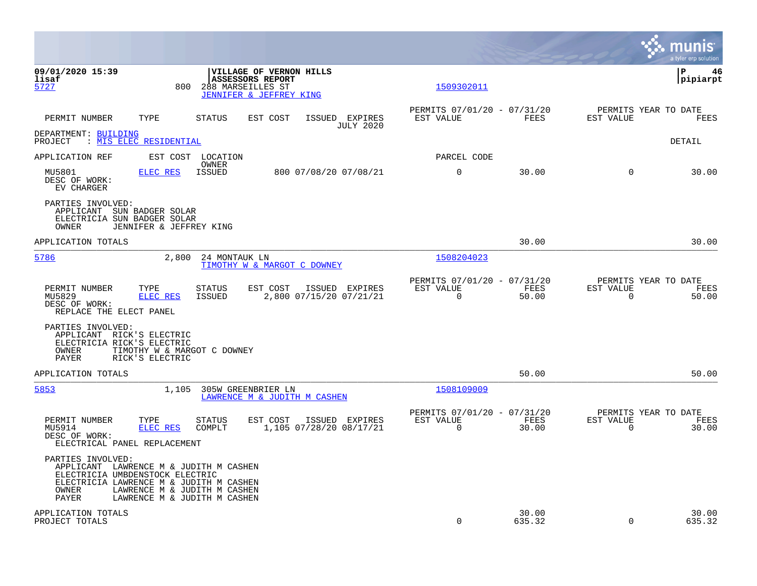**09/01/2020 15:39**
**lisaf**

**VILLAGE OF VERNON HILLS**
**ASSESSORS REPORT**

**P 46**
**pipiarpt**

5727 — 800 — 288 MARSEILLES ST — JENNIFER & JEFFREY KING — 1509302011

| PERMIT NUMBER | TYPE | STATUS | EST COST | ISSUED | EXPIRES | PERMITS 07/01/20 - 07/31/20 EST VALUE | FEES | PERMITS YEAR TO DATE EST VALUE | FEES |
|---|---|---|---|---|---|---|---|---|---|
| | | | | | JULY 2020 | | | | |

DEPARTMENT: BUILDING
PROJECT : MIS ELEC RESIDENTIAL — DETAIL

| APPLICATION REF | EST COST | LOCATION / OWNER | | | | PARCEL CODE | | | |
|---|---|---|---|---|---|---|---|---|---|
| MU5801 | ELEC RES | ISSUED | 800 | 07/08/20 | 07/08/21 | 0 | 30.00 | 0 | 30.00 |

DESC OF WORK:
EV CHARGER

PARTIES INVOLVED:
APPLICANT SUN BADGER SOLAR
ELECTRICIA SUN BADGER SOLAR
OWNER JENNIFER & JEFFREY KING

APPLICATION TOTALS — 30.00 — 30.00

---

5786 — 2,800 — 24 MONTAUK LN — TIMOTHY W & MARGOT C DOWNEY — 1508204023

| PERMIT NUMBER | TYPE | STATUS | EST COST | ISSUED | EXPIRES | PERMITS 07/01/20 - 07/31/20 EST VALUE | FEES | PERMITS YEAR TO DATE EST VALUE | FEES |
|---|---|---|---|---|---|---|---|---|---|
| MU5829 | ELEC RES | ISSUED | 2,800 | 07/15/20 | 07/21/21 | 0 | 50.00 | 0 | 50.00 |

DESC OF WORK:
REPLACE THE ELECT PANEL

PARTIES INVOLVED:
APPLICANT RICK'S ELECTRIC
ELECTRICIA RICK'S ELECTRIC
OWNER TIMOTHY W & MARGOT C DOWNEY
PAYER RICK'S ELECTRIC

APPLICATION TOTALS — 50.00 — 50.00

---

5853 — 1,105 — 305W GREENBRIER LN — LAWRENCE M & JUDITH M CASHEN — 1508109009

| PERMIT NUMBER | TYPE | STATUS | EST COST | ISSUED | EXPIRES | PERMITS 07/01/20 - 07/31/20 EST VALUE | FEES | PERMITS YEAR TO DATE EST VALUE | FEES |
|---|---|---|---|---|---|---|---|---|---|
| MU5914 | ELEC RES | COMPLT | 1,105 | 07/28/20 | 08/17/21 | 0 | 30.00 | 0 | 30.00 |

DESC OF WORK:
ELECTRICAL PANEL REPLACEMENT

PARTIES INVOLVED:
APPLICANT LAWRENCE M & JUDITH M CASHEN
ELECTRICIA UMBDENSTOCK ELECTRIC
ELECTRICIA LAWRENCE M & JUDITH M CASHEN
OWNER LAWRENCE M & JUDITH M CASHEN
PAYER LAWRENCE M & JUDITH M CASHEN

| | EST VALUE | FEES | EST VALUE | FEES |
|---|---|---|---|---|
| APPLICATION TOTALS | | 30.00 | | 30.00 |
| PROJECT TOTALS | 0 | 635.32 | 0 | 635.32 |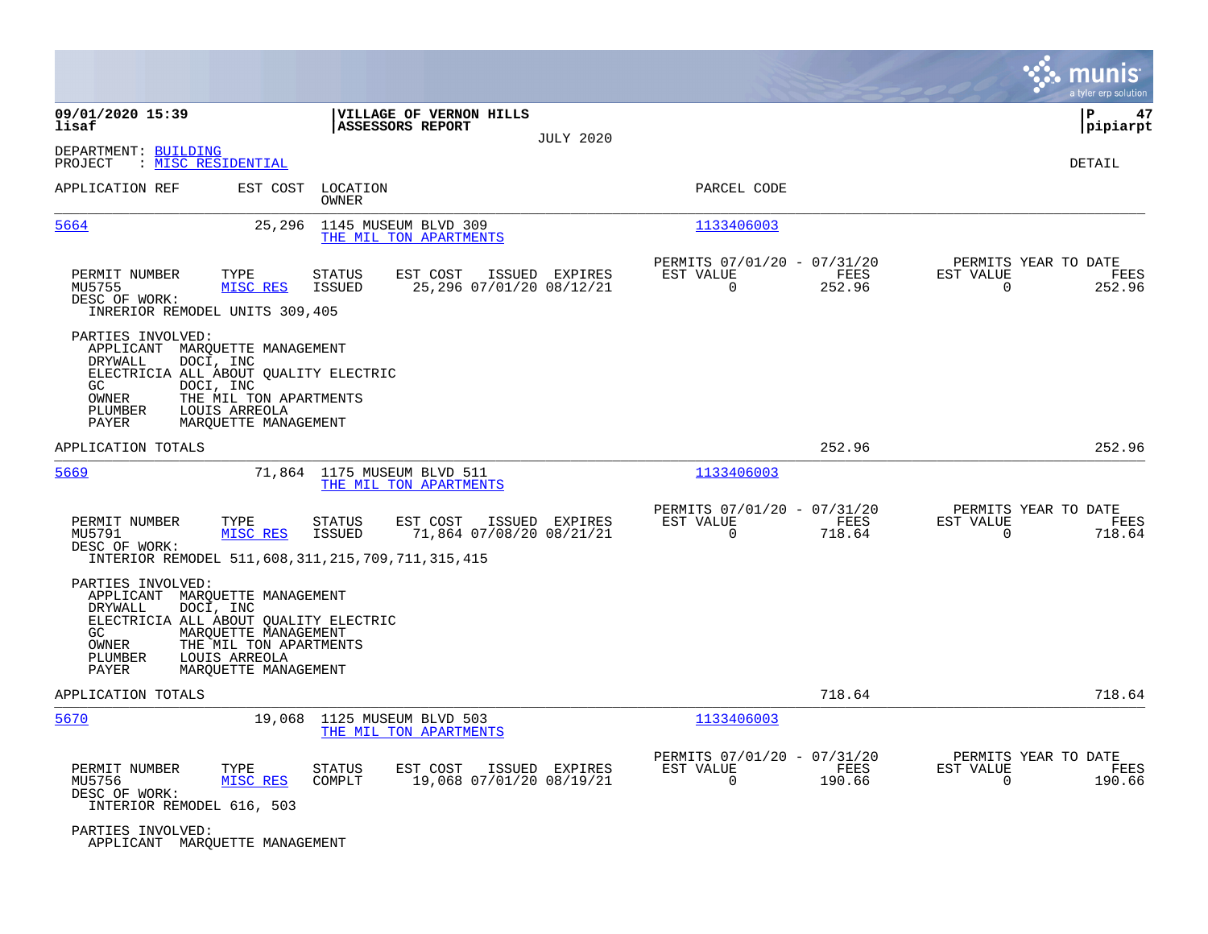09/01/2020 15:39 — lisaf

**VILLAGE OF VERNON HILLS**
**ASSESSORS REPORT**
JULY 2020

pipiarpt

DEPARTMENT: BUILDING
PROJECT : MISC RESIDENTIAL

DETAIL

| APPLICATION REF | EST COST | LOCATION / OWNER | PARCEL CODE |
|---|---|---|---|
| 5664 | 25,296 | 1145 MUSEUM BLVD 309 / THE MIL TON APARTMENTS | 1133406003 |

| PERMIT NUMBER | TYPE | STATUS | EST COST | ISSUED | EXPIRES | PERMITS 07/01/20 - 07/31/20 EST VALUE | FEES | PERMITS YEAR TO DATE EST VALUE | FEES |
|---|---|---|---|---|---|---|---|---|---|
| MU5755 | MISC RES | ISSUED | 25,296 | 07/01/20 | 08/12/21 | 0 | 252.96 | 0 | 252.96 |

DESC OF WORK:
INRERIOR REMODEL UNITS 309,405

PARTIES INVOLVED:
- APPLICANT MARQUETTE MANAGEMENT
- DRYWALL DOCI, INC
- ELECTRICIA ALL ABOUT QUALITY ELECTRIC
- GC DOCI, INC
- OWNER THE MIL TON APARTMENTS
- PLUMBER LOUIS ARREOLA
- PAYER MARQUETTE MANAGEMENT

APPLICATION TOTALS: 252.96 | 252.96

| APPLICATION REF | EST COST | LOCATION / OWNER | PARCEL CODE |
|---|---|---|---|
| 5669 | 71,864 | 1175 MUSEUM BLVD 511 / THE MIL TON APARTMENTS | 1133406003 |

| PERMIT NUMBER | TYPE | STATUS | EST COST | ISSUED | EXPIRES | PERMITS 07/01/20 - 07/31/20 EST VALUE | FEES | PERMITS YEAR TO DATE EST VALUE | FEES |
|---|---|---|---|---|---|---|---|---|---|
| MU5791 | MISC RES | ISSUED | 71,864 | 07/08/20 | 08/21/21 | 0 | 718.64 | 0 | 718.64 |

DESC OF WORK:
INTERIOR REMODEL 511,608,311,215,709,711,315,415

PARTIES INVOLVED:
- APPLICANT MARQUETTE MANAGEMENT
- DRYWALL DOCI, INC
- ELECTRICIA ALL ABOUT QUALITY ELECTRIC
- GC MARQUETTE MANAGEMENT
- OWNER THE MIL TON APARTMENTS
- PLUMBER LOUIS ARREOLA
- PAYER MARQUETTE MANAGEMENT

APPLICATION TOTALS: 718.64 | 718.64

| APPLICATION REF | EST COST | LOCATION / OWNER | PARCEL CODE |
|---|---|---|---|
| 5670 | 19,068 | 1125 MUSEUM BLVD 503 / THE MIL TON APARTMENTS | 1133406003 |

| PERMIT NUMBER | TYPE | STATUS | EST COST | ISSUED | EXPIRES | PERMITS 07/01/20 - 07/31/20 EST VALUE | FEES | PERMITS YEAR TO DATE EST VALUE | FEES |
|---|---|---|---|---|---|---|---|---|---|
| MU5756 | MISC RES | COMPLT | 19,068 | 07/01/20 | 08/19/21 | 0 | 190.66 | 0 | 190.66 |

DESC OF WORK:
INTERIOR REMODEL 616, 503

PARTIES INVOLVED:
- APPLICANT MARQUETTE MANAGEMENT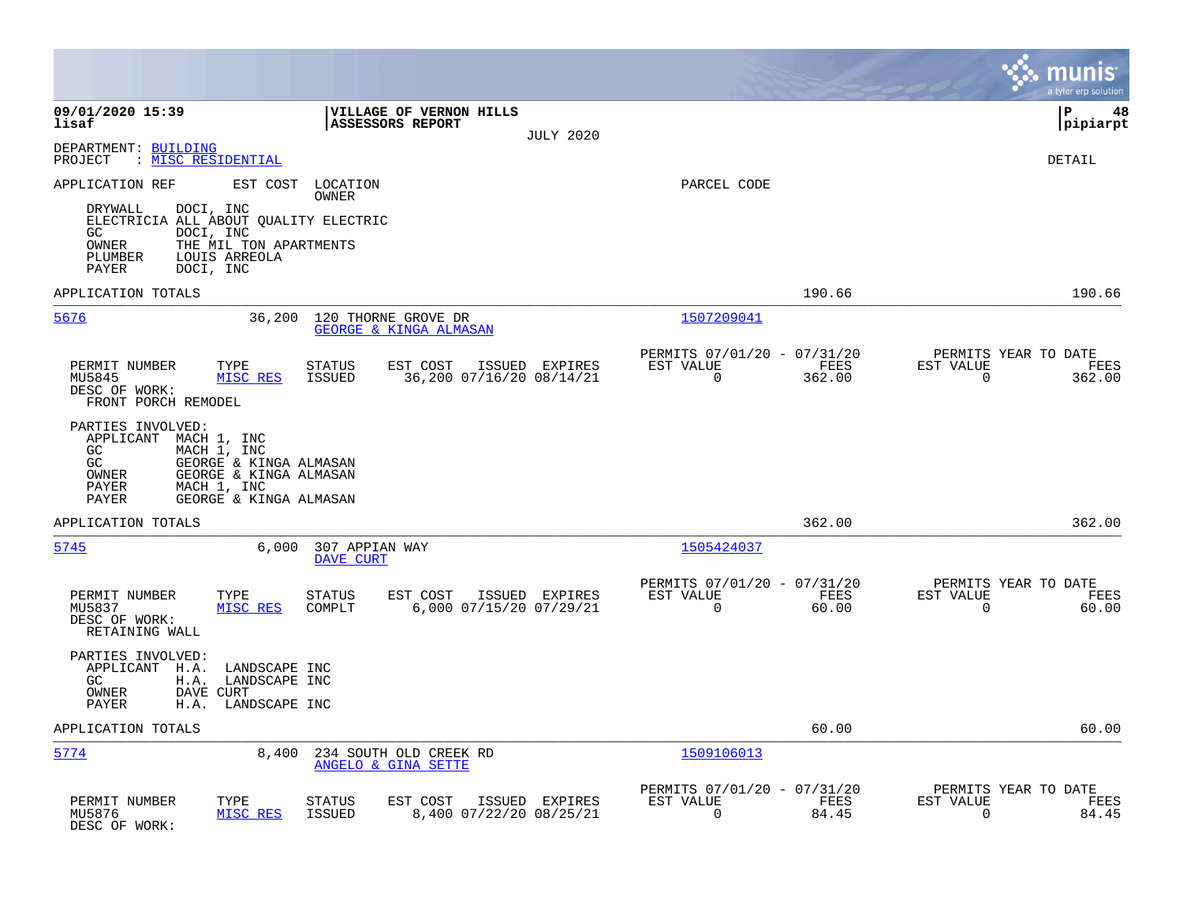**09/01/2020 15:39** | **VILLAGE OF VERNON HILLS** | **P 48**
**lisaf** | **ASSESSORS REPORT** | **pipiarpt**

JULY 2020

DEPARTMENT: BUILDING
PROJECT : MISC RESIDENTIAL

DETAIL

APPLICATION REF | EST COST | LOCATION / OWNER | PARCEL CODE

```
DRYWALL     DOCI, INC
ELECTRICIA  ALL ABOUT QUALITY ELECTRIC
GC          DOCI, INC
OWNER       THE MIL TON APARTMENTS
PLUMBER     LOUIS ARREOLA
PAYER       DOCI, INC
```

APPLICATION TOTALS — 190.66 — 190.66

---

**5676** — 36,200 — 120 THORNE GROVE DR — GEORGE & KINGA ALMASAN — 1507209041

| PERMIT NUMBER | TYPE | STATUS | EST COST | ISSUED | EXPIRES | PERMITS 07/01/20 - 07/31/20 EST VALUE | FEES | PERMITS YEAR TO DATE EST VALUE | FEES |
|---|---|---|---|---|---|---|---|---|---|
| MU5845 | MISC RES | ISSUED | 36,200 | 07/16/20 | 08/14/21 | 0 | 362.00 | 0 | 362.00 |

DESC OF WORK:
FRONT PORCH REMODEL

PARTIES INVOLVED:
```
APPLICANT  MACH 1, INC
GC         MACH 1, INC
GC         GEORGE & KINGA ALMASAN
OWNER      GEORGE & KINGA ALMASAN
PAYER      MACH 1, INC
PAYER      GEORGE & KINGA ALMASAN
```

APPLICATION TOTALS — 362.00 — 362.00

---

**5745** — 6,000 — 307 APPIAN WAY — DAVE CURT — 1505424037

| PERMIT NUMBER | TYPE | STATUS | EST COST | ISSUED | EXPIRES | PERMITS 07/01/20 - 07/31/20 EST VALUE | FEES | PERMITS YEAR TO DATE EST VALUE | FEES |
|---|---|---|---|---|---|---|---|---|---|
| MU5837 | MISC RES | COMPLT | 6,000 | 07/15/20 | 07/29/21 | 0 | 60.00 | 0 | 60.00 |

DESC OF WORK:
RETAINING WALL

PARTIES INVOLVED:
```
APPLICANT  H.A.  LANDSCAPE INC
GC         H.A.  LANDSCAPE INC
OWNER      DAVE CURT
PAYER      H.A.  LANDSCAPE INC
```

APPLICATION TOTALS — 60.00 — 60.00

---

**5774** — 8,400 — 234 SOUTH OLD CREEK RD — ANGELO & GINA SETTE — 1509106013

| PERMIT NUMBER | TYPE | STATUS | EST COST | ISSUED | EXPIRES | PERMITS 07/01/20 - 07/31/20 EST VALUE | FEES | PERMITS YEAR TO DATE EST VALUE | FEES |
|---|---|---|---|---|---|---|---|---|---|
| MU5876 | MISC RES | ISSUED | 8,400 | 07/22/20 | 08/25/21 | 0 | 84.45 | 0 | 84.45 |

DESC OF WORK: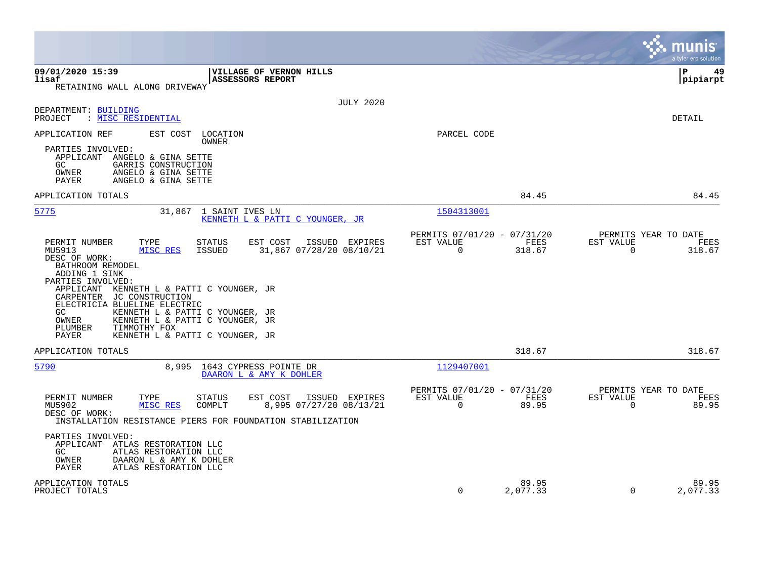09/01/2020 15:39 | VILLAGE OF VERNON HILLS
lisaf | ASSESSORS REPORT

RETAINING WALL ALONG DRIVEWAY

JULY 2020

DEPARTMENT: BUILDING
PROJECT : MISC RESIDENTIAL

DETAIL

| APPLICATION REF | EST COST | LOCATION / OWNER | PARCEL CODE |
|---|---|---|---|

PARTIES INVOLVED:
- APPLICANT ANGELO & GINA SETTE
- GC GARRIS CONSTRUCTION
- OWNER ANGELO & GINA SETTE
- PAYER ANGELO & GINA SETTE

APPLICATION TOTALS — 84.45 — 84.45

---

**5775** — 31,867 — 1 SAINT IVES LN — KENNETH L & PATTI C YOUNGER, JR — 1504313001

| PERMIT NUMBER | TYPE | STATUS | EST COST | ISSUED | EXPIRES | PERMITS 07/01/20 - 07/31/20 EST VALUE | FEES | PERMITS YEAR TO DATE EST VALUE | FEES |
|---|---|---|---|---|---|---|---|---|---|
| MU5913 | MISC RES | ISSUED | 31,867 | 07/28/20 | 08/10/21 | 0 | 318.67 | 0 | 318.67 |

DESC OF WORK:
BATHROOM REMODEL
ADDING 1 SINK

PARTIES INVOLVED:
- APPLICANT KENNETH L & PATTI C YOUNGER, JR
- CARPENTER JC CONSTRUCTION
- ELECTRICIA BLUELINE ELECTRIC
- GC KENNETH L & PATTI C YOUNGER, JR
- OWNER KENNETH L & PATTI C YOUNGER, JR
- PLUMBER TIMMOTHY FOX
- PAYER KENNETH L & PATTI C YOUNGER, JR

APPLICATION TOTALS — 318.67 — 318.67

---

**5790** — 8,995 — 1643 CYPRESS POINTE DR — DAARON L & AMY K DOHLER — 1129407001

| PERMIT NUMBER | TYPE | STATUS | EST COST | ISSUED | EXPIRES | PERMITS 07/01/20 - 07/31/20 EST VALUE | FEES | PERMITS YEAR TO DATE EST VALUE | FEES |
|---|---|---|---|---|---|---|---|---|---|
| MU5902 | MISC RES | COMPLT | 8,995 | 07/27/20 | 08/13/21 | 0 | 89.95 | 0 | 89.95 |

DESC OF WORK:
INSTALLATION RESISTANCE PIERS FOR FOUNDATION STABILIZATION

PARTIES INVOLVED:
- APPLICANT ATLAS RESTORATION LLC
- GC ATLAS RESTORATION LLC
- OWNER DAARON L & AMY K DOHLER
- PAYER ATLAS RESTORATION LLC

| | EST VALUE | FEES | YTD EST VALUE | YTD FEES |
|---|---|---|---|---|
| APPLICATION TOTALS | | 89.95 | | 89.95 |
| PROJECT TOTALS | 0 | 2,077.33 | 0 | 2,077.33 |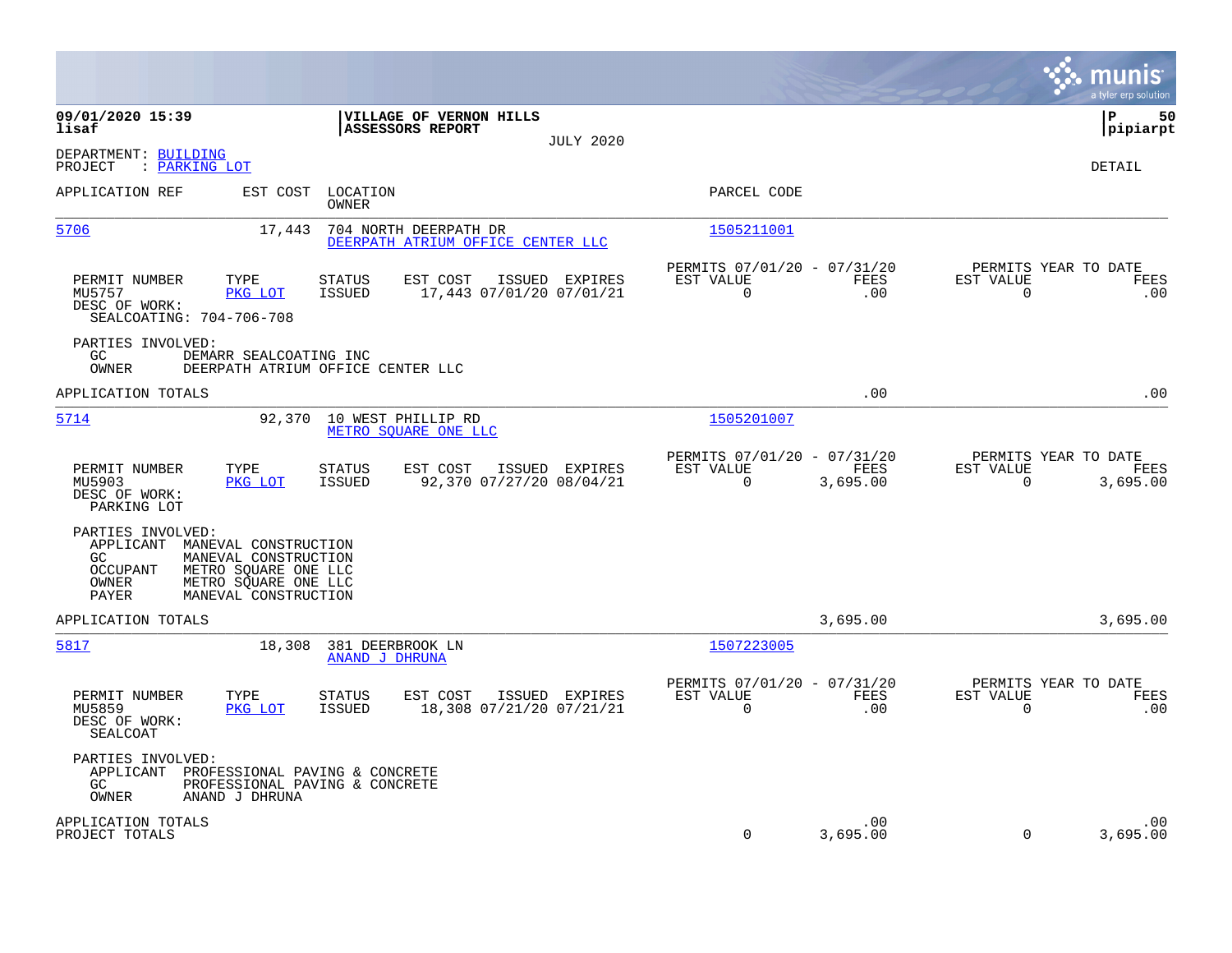**09/01/2020 15:39**
**lisaf**

**VILLAGE OF VERNON HILLS**
**ASSESSORS REPORT**
JULY 2020

**P 50**
**pipiarpt**

DEPARTMENT: BUILDING
PROJECT : PARKING LOT

DETAIL

| APPLICATION REF | EST COST | LOCATION / OWNER | PARCEL CODE |
|---|---|---|---|
| 5706 | 17,443 | 704 NORTH DEERPATH DR / DEERPATH ATRIUM OFFICE CENTER LLC | 1505211001 |

| PERMIT NUMBER | TYPE | STATUS | EST COST | ISSUED | EXPIRES | PERMITS 07/01/20 - 07/31/20 EST VALUE | FEES | PERMITS YEAR TO DATE EST VALUE | FEES |
|---|---|---|---|---|---|---|---|---|---|
| MU5757 | PKG LOT | ISSUED | 17,443 | 07/01/20 | 07/01/21 | 0 | .00 | 0 | .00 |

DESC OF WORK:
SEALCOATING: 704-706-708

PARTIES INVOLVED:
GC DEMARR SEALCOATING INC
OWNER DEERPATH ATRIUM OFFICE CENTER LLC

APPLICATION TOTALS .00 .00

| APPLICATION REF | EST COST | LOCATION / OWNER | PARCEL CODE |
|---|---|---|---|
| 5714 | 92,370 | 10 WEST PHILLIP RD / METRO SQUARE ONE LLC | 1505201007 |

| PERMIT NUMBER | TYPE | STATUS | EST COST | ISSUED | EXPIRES | PERMITS 07/01/20 - 07/31/20 EST VALUE | FEES | PERMITS YEAR TO DATE EST VALUE | FEES |
|---|---|---|---|---|---|---|---|---|---|
| MU5903 | PKG LOT | ISSUED | 92,370 | 07/27/20 | 08/04/21 | 0 | 3,695.00 | 0 | 3,695.00 |

DESC OF WORK:
PARKING LOT

PARTIES INVOLVED:
APPLICANT MANEVAL CONSTRUCTION
GC MANEVAL CONSTRUCTION
OCCUPANT METRO SQUARE ONE LLC
OWNER METRO SQUARE ONE LLC
PAYER MANEVAL CONSTRUCTION

APPLICATION TOTALS 3,695.00 3,695.00

| APPLICATION REF | EST COST | LOCATION / OWNER | PARCEL CODE |
|---|---|---|---|
| 5817 | 18,308 | 381 DEERBROOK LN / ANAND J DHRUNA | 1507223005 |

| PERMIT NUMBER | TYPE | STATUS | EST COST | ISSUED | EXPIRES | PERMITS 07/01/20 - 07/31/20 EST VALUE | FEES | PERMITS YEAR TO DATE EST VALUE | FEES |
|---|---|---|---|---|---|---|---|---|---|
| MU5859 | PKG LOT | ISSUED | 18,308 | 07/21/20 | 07/21/21 | 0 | .00 | 0 | .00 |

DESC OF WORK:
SEALCOAT

PARTIES INVOLVED:
APPLICANT PROFESSIONAL PAVING & CONCRETE
GC PROFESSIONAL PAVING & CONCRETE
OWNER ANAND J DHRUNA

| | EST VALUE | FEES | EST VALUE | FEES |
|---|---|---|---|---|
| APPLICATION TOTALS | | .00 | | .00 |
| PROJECT TOTALS | 0 | 3,695.00 | 0 | 3,695.00 |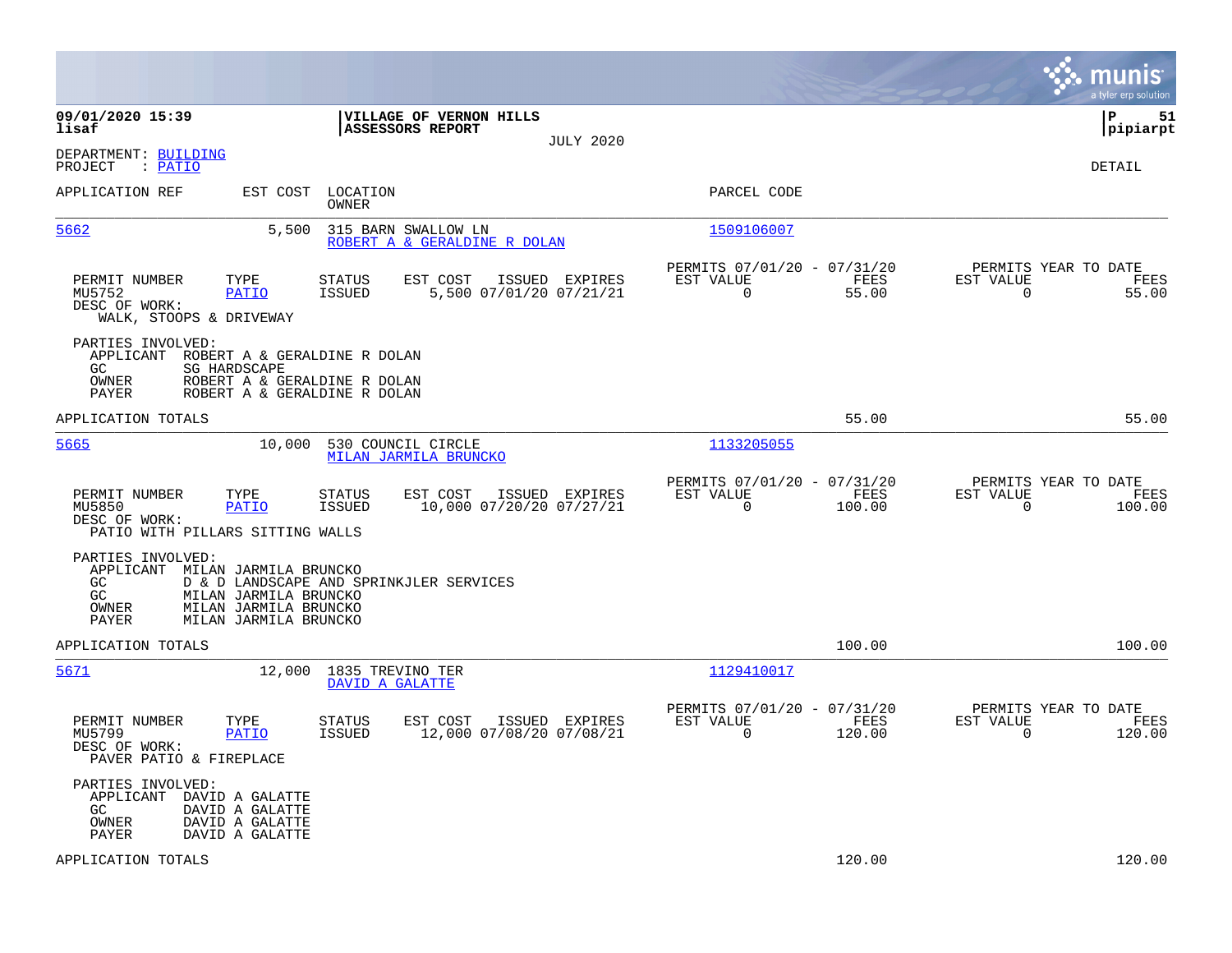**09/01/2020 15:39**
**lisaf**

**VILLAGE OF VERNON HILLS**
**ASSESSORS REPORT**
JULY 2020

**P 51**
**pipiarpt**

DEPARTMENT: BUILDING
PROJECT : PATIO

DETAIL

| APPLICATION REF | EST COST | LOCATION / OWNER | PARCEL CODE |
|---|---|---|---|
| 5662 | 5,500 | 315 BARN SWALLOW LN / ROBERT A & GERALDINE R DOLAN | 1509106007 |

| PERMIT NUMBER | TYPE | STATUS | EST COST | ISSUED | EXPIRES | PERMITS 07/01/20 - 07/31/20 EST VALUE | FEES | PERMITS YEAR TO DATE EST VALUE | FEES |
|---|---|---|---|---|---|---|---|---|---|
| MU5752 | PATIO | ISSUED | 5,500 | 07/01/20 | 07/21/21 | 0 | 55.00 | 0 | 55.00 |

DESC OF WORK:
WALK, STOOPS & DRIVEWAY

PARTIES INVOLVED:
- APPLICANT ROBERT A & GERALDINE R DOLAN
- GC SG HARDSCAPE
- OWNER ROBERT A & GERALDINE R DOLAN
- PAYER ROBERT A & GERALDINE R DOLAN

APPLICATION TOTALS 55.00 55.00

| APPLICATION REF | EST COST | LOCATION / OWNER | PARCEL CODE |
|---|---|---|---|
| 5665 | 10,000 | 530 COUNCIL CIRCLE / MILAN JARMILA BRUNCKO | 1133205055 |

| PERMIT NUMBER | TYPE | STATUS | EST COST | ISSUED | EXPIRES | PERMITS 07/01/20 - 07/31/20 EST VALUE | FEES | PERMITS YEAR TO DATE EST VALUE | FEES |
|---|---|---|---|---|---|---|---|---|---|
| MU5850 | PATIO | ISSUED | 10,000 | 07/20/20 | 07/27/21 | 0 | 100.00 | 0 | 100.00 |

DESC OF WORK:
PATIO WITH PILLARS SITTING WALLS

PARTIES INVOLVED:
- APPLICANT MILAN JARMILA BRUNCKO
- GC D & D LANDSCAPE AND SPRINKJLER SERVICES
- GC MILAN JARMILA BRUNCKO
- OWNER MILAN JARMILA BRUNCKO
- PAYER MILAN JARMILA BRUNCKO

APPLICATION TOTALS 100.00 100.00

| APPLICATION REF | EST COST | LOCATION / OWNER | PARCEL CODE |
|---|---|---|---|
| 5671 | 12,000 | 1835 TREVINO TER / DAVID A GALATTE | 1129410017 |

| PERMIT NUMBER | TYPE | STATUS | EST COST | ISSUED | EXPIRES | PERMITS 07/01/20 - 07/31/20 EST VALUE | FEES | PERMITS YEAR TO DATE EST VALUE | FEES |
|---|---|---|---|---|---|---|---|---|---|
| MU5799 | PATIO | ISSUED | 12,000 | 07/08/20 | 07/08/21 | 0 | 120.00 | 0 | 120.00 |

DESC OF WORK:
PAVER PATIO & FIREPLACE

PARTIES INVOLVED:
- APPLICANT DAVID A GALATTE
- GC DAVID A GALATTE
- OWNER DAVID A GALATTE
- PAYER DAVID A GALATTE

APPLICATION TOTALS 120.00 120.00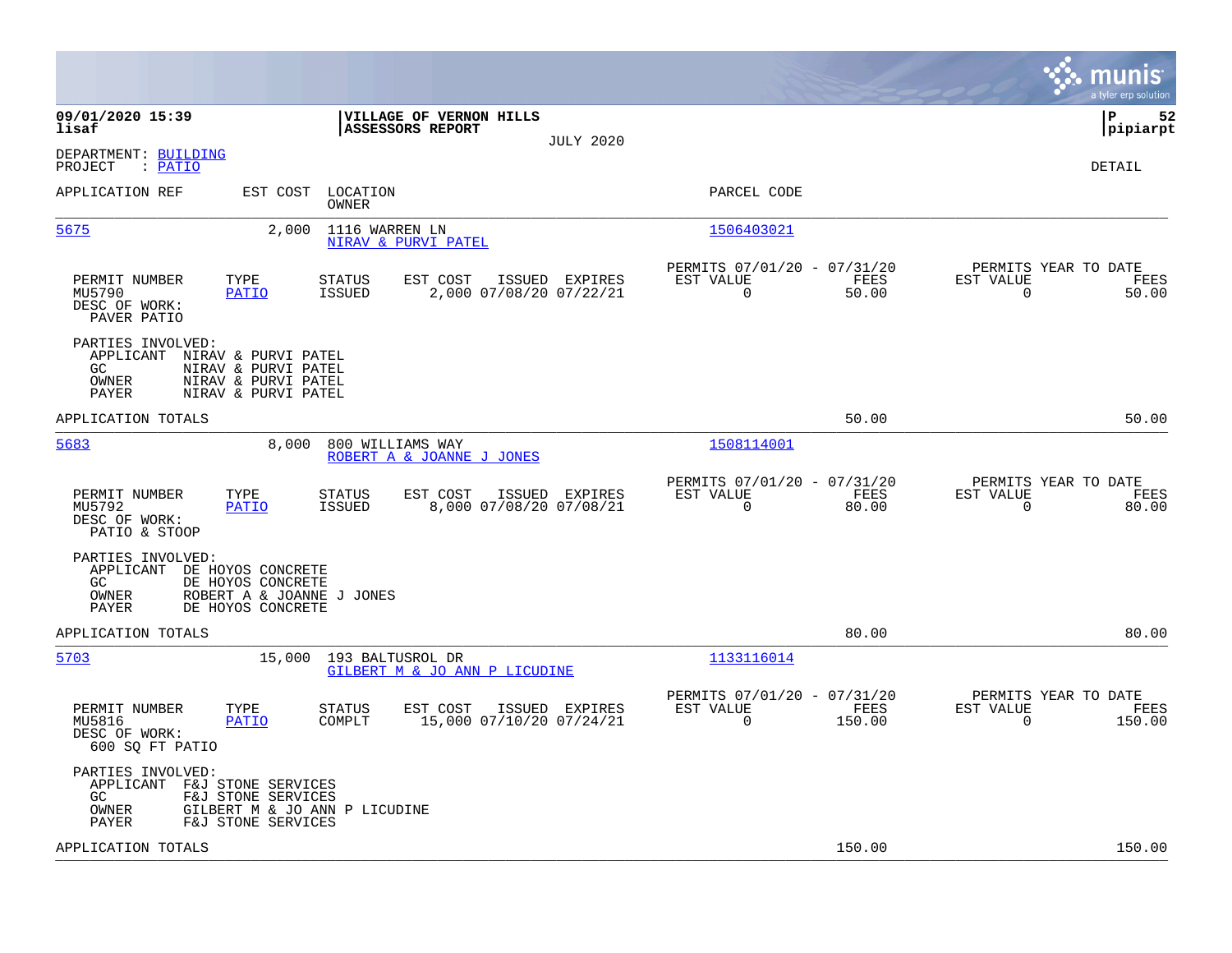**09/01/2020 15:39**
**lisaf**

**VILLAGE OF VERNON HILLS**
**ASSESSORS REPORT**
JULY 2020

**P 52**
**pipiarpt**

DEPARTMENT: BUILDING
PROJECT : PATIO

DETAIL

| APPLICATION REF | EST COST | LOCATION / OWNER | PARCEL CODE |
|---|---|---|---|
| 5675 | 2,000 | 1116 WARREN LN / NIRAV & PURVI PATEL | 1506403021 |

| PERMIT NUMBER | TYPE | STATUS | EST COST | ISSUED | EXPIRES | PERMITS 07/01/20 - 07/31/20 EST VALUE | FEES | PERMITS YEAR TO DATE EST VALUE | FEES |
|---|---|---|---|---|---|---|---|---|---|
| MU5790 | PATIO | ISSUED | 2,000 | 07/08/20 | 07/22/21 | 0 | 50.00 | 0 | 50.00 |

DESC OF WORK:
PAVER PATIO

PARTIES INVOLVED:
- APPLICANT NIRAV & PURVI PATEL
- GC NIRAV & PURVI PATEL
- OWNER NIRAV & PURVI PATEL
- PAYER NIRAV & PURVI PATEL

APPLICATION TOTALS: 50.00 | 50.00

| APPLICATION REF | EST COST | LOCATION / OWNER | PARCEL CODE |
|---|---|---|---|
| 5683 | 8,000 | 800 WILLIAMS WAY / ROBERT A & JOANNE J JONES | 1508114001 |

| PERMIT NUMBER | TYPE | STATUS | EST COST | ISSUED | EXPIRES | PERMITS 07/01/20 - 07/31/20 EST VALUE | FEES | PERMITS YEAR TO DATE EST VALUE | FEES |
|---|---|---|---|---|---|---|---|---|---|
| MU5792 | PATIO | ISSUED | 8,000 | 07/08/20 | 07/08/21 | 0 | 80.00 | 0 | 80.00 |

DESC OF WORK:
PATIO & STOOP

PARTIES INVOLVED:
- APPLICANT DE HOYOS CONCRETE
- GC DE HOYOS CONCRETE
- OWNER ROBERT A & JOANNE J JONES
- PAYER DE HOYOS CONCRETE

APPLICATION TOTALS: 80.00 | 80.00

| APPLICATION REF | EST COST | LOCATION / OWNER | PARCEL CODE |
|---|---|---|---|
| 5703 | 15,000 | 193 BALTUSROL DR / GILBERT M & JO ANN P LICUDINE | 1133116014 |

| PERMIT NUMBER | TYPE | STATUS | EST COST | ISSUED | EXPIRES | PERMITS 07/01/20 - 07/31/20 EST VALUE | FEES | PERMITS YEAR TO DATE EST VALUE | FEES |
|---|---|---|---|---|---|---|---|---|---|
| MU5816 | PATIO | COMPLT | 15,000 | 07/10/20 | 07/24/21 | 0 | 150.00 | 0 | 150.00 |

DESC OF WORK:
600 SQ FT PATIO

PARTIES INVOLVED:
- APPLICANT F&J STONE SERVICES
- GC F&J STONE SERVICES
- OWNER GILBERT M & JO ANN P LICUDINE
- PAYER F&J STONE SERVICES

APPLICATION TOTALS: 150.00 | 150.00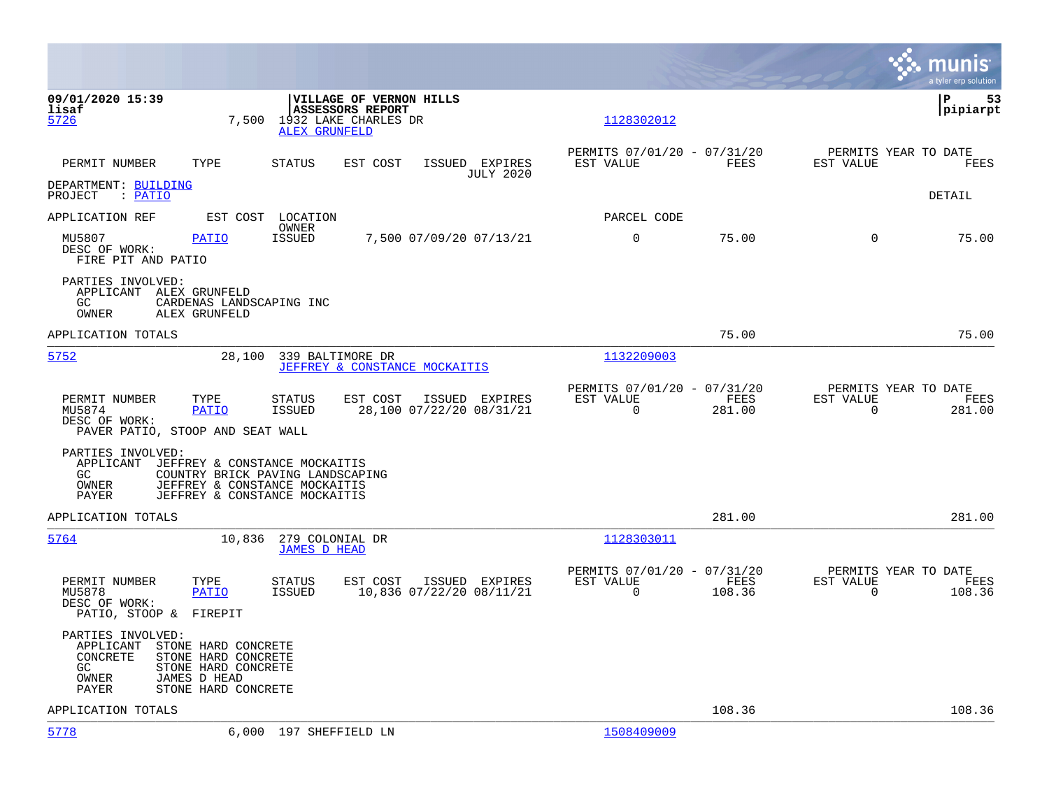**09/01/2020 15:39** | **VILLAGE OF VERNON HILLS** | **ASSESSORS REPORT** | **pipiarpt**
**lisaf**

5726 — 7,500 — 1932 LAKE CHARLES DR — ALEX GRUNFELD — 1128302012

| PERMIT NUMBER | TYPE | STATUS | EST COST | ISSUED | EXPIRES | PERMITS 07/01/20 - 07/31/20 EST VALUE | FEES | PERMITS YEAR TO DATE EST VALUE | FEES |
|---|---|---|---|---|---|---|---|---|---|
| | | | | | JULY 2020 | | | | |

DEPARTMENT: BUILDING
PROJECT : PATIO — DETAIL

| APPLICATION REF | EST COST | LOCATION / OWNER | | | | PARCEL CODE | | | |
|---|---|---|---|---|---|---|---|---|---|
| MU5807 | PATIO | ISSUED | 7,500 | 07/09/20 | 07/13/21 | 0 | 75.00 | 0 | 75.00 |

DESC OF WORK:
FIRE PIT AND PATIO

PARTIES INVOLVED:
APPLICANT ALEX GRUNFELD
GC CARDENAS LANDSCAPING INC
OWNER ALEX GRUNFELD

APPLICATION TOTALS — 75.00 — 75.00

---

5752 — 28,100 — 339 BALTIMORE DR — JEFFREY & CONSTANCE MOCKAITIS — 1132209003

| PERMIT NUMBER | TYPE | STATUS | EST COST | ISSUED | EXPIRES | PERMITS 07/01/20 - 07/31/20 EST VALUE | FEES | PERMITS YEAR TO DATE EST VALUE | FEES |
|---|---|---|---|---|---|---|---|---|---|
| MU5874 | PATIO | ISSUED | 28,100 | 07/22/20 | 08/31/21 | 0 | 281.00 | 0 | 281.00 |

DESC OF WORK:
PAVER PATIO, STOOP AND SEAT WALL

PARTIES INVOLVED:
APPLICANT JEFFREY & CONSTANCE MOCKAITIS
GC COUNTRY BRICK PAVING LANDSCAPING
OWNER JEFFREY & CONSTANCE MOCKAITIS
PAYER JEFFREY & CONSTANCE MOCKAITIS

APPLICATION TOTALS — 281.00 — 281.00

---

5764 — 10,836 — 279 COLONIAL DR — JAMES D HEAD — 1128303011

| PERMIT NUMBER | TYPE | STATUS | EST COST | ISSUED | EXPIRES | PERMITS 07/01/20 - 07/31/20 EST VALUE | FEES | PERMITS YEAR TO DATE EST VALUE | FEES |
|---|---|---|---|---|---|---|---|---|---|
| MU5878 | PATIO | ISSUED | 10,836 | 07/22/20 | 08/11/21 | 0 | 108.36 | 0 | 108.36 |

DESC OF WORK:
PATIO, STOOP & FIREPIT

PARTIES INVOLVED:
APPLICANT STONE HARD CONCRETE
CONCRETE STONE HARD CONCRETE
GC STONE HARD CONCRETE
OWNER JAMES D HEAD
PAYER STONE HARD CONCRETE

APPLICATION TOTALS — 108.36 — 108.36

---

5778 — 6,000 — 197 SHEFFIELD LN — 1508409009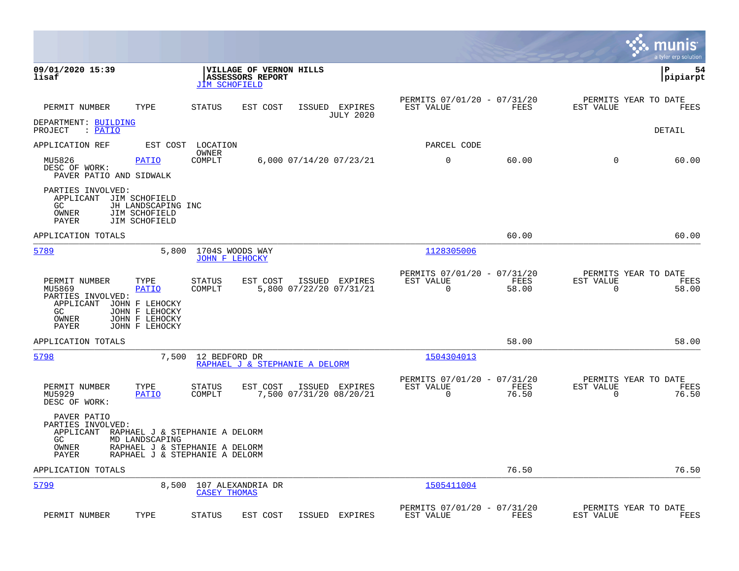**09/01/2020 15:39**
**lisaf**

**VILLAGE OF VERNON HILLS**
**ASSESSORS REPORT**
JIM SCHOFIELD

**P 54**
**pipiarpt**

| PERMIT NUMBER | TYPE | STATUS | EST COST | ISSUED | EXPIRES | PERMITS 07/01/20 - 07/31/20 EST VALUE | FEES | PERMITS YEAR TO DATE EST VALUE | FEES |
|---|---|---|---|---|---|---|---|---|---|
| | | | | | JULY 2020 | | | | |

DEPARTMENT: BUILDING
PROJECT : PATIO

DETAIL

| APPLICATION REF | EST COST | LOCATION / OWNER | | | | PARCEL CODE | | | |
|---|---|---|---|---|---|---|---|---|---|
| MU5826 | PATIO | COMPLT | 6,000 | 07/14/20 | 07/23/21 | 0 | 60.00 | 0 | 60.00 |

DESC OF WORK:
PAVER PATIO AND SIDWALK

PARTIES INVOLVED:
APPLICANT JIM SCHOFIELD
GC JH LANDSCAPING INC
OWNER JIM SCHOFIELD
PAYER JIM SCHOFIELD

APPLICATION TOTALS 60.00 60.00

---

5789 — 5,800 — 1704S WOODS WAY — JOHN F LEHOCKY — Parcel 1128305006

| PERMIT NUMBER | TYPE | STATUS | EST COST | ISSUED | EXPIRES | PERMITS 07/01/20 - 07/31/20 EST VALUE | FEES | PERMITS YEAR TO DATE EST VALUE | FEES |
|---|---|---|---|---|---|---|---|---|---|
| MU5869 | PATIO | COMPLT | 5,800 | 07/22/20 | 07/31/21 | 0 | 58.00 | 0 | 58.00 |

PARTIES INVOLVED:
APPLICANT JOHN F LEHOCKY
GC JOHN F LEHOCKY
OWNER JOHN F LEHOCKY
PAYER JOHN F LEHOCKY

APPLICATION TOTALS 58.00 58.00

---

5798 — 7,500 — 12 BEDFORD DR — RAPHAEL J & STEPHANIE A DELORM — Parcel 1504304013

| PERMIT NUMBER | TYPE | STATUS | EST COST | ISSUED | EXPIRES | PERMITS 07/01/20 - 07/31/20 EST VALUE | FEES | PERMITS YEAR TO DATE EST VALUE | FEES |
|---|---|---|---|---|---|---|---|---|---|
| MU5929 | PATIO | COMPLT | 7,500 | 07/31/20 | 08/20/21 | 0 | 76.50 | 0 | 76.50 |

DESC OF WORK:
PAVER PATIO

PARTIES INVOLVED:
APPLICANT RAPHAEL J & STEPHANIE A DELORM
GC MD LANDSCAPING
OWNER RAPHAEL J & STEPHANIE A DELORM
PAYER RAPHAEL J & STEPHANIE A DELORM

APPLICATION TOTALS 76.50 76.50

---

5799 — 8,500 — 107 ALEXANDRIA DR — CASEY THOMAS — Parcel 1505411004

| PERMIT NUMBER | TYPE | STATUS | EST COST | ISSUED | EXPIRES | PERMITS 07/01/20 - 07/31/20 EST VALUE | FEES | PERMITS YEAR TO DATE EST VALUE | FEES |
|---|---|---|---|---|---|---|---|---|---|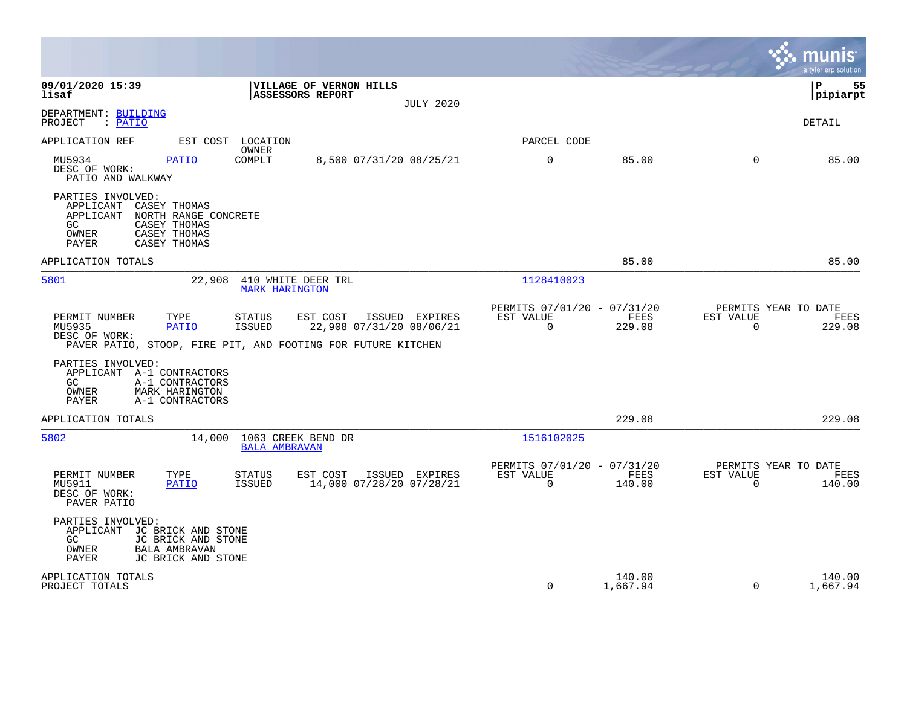**09/01/2020 15:39**
**lisaf**

**VILLAGE OF VERNON HILLS**
**ASSESSORS REPORT**
JULY 2020

**P 55**
**pipiarpt**

DEPARTMENT: BUILDING
PROJECT : PATIO

DETAIL

| APPLICATION REF | EST COST | LOCATION / OWNER | | PARCEL CODE | | | |
|---|---|---|---|---|---|---|---|
| MU5934 | PATIO | COMPLT | 8,500 07/31/20 08/25/21 | 0 | 85.00 | 0 | 85.00 |

DESC OF WORK:
PATIO AND WALKWAY

PARTIES INVOLVED:
- APPLICANT CASEY THOMAS
- APPLICANT NORTH RANGE CONCRETE
- GC CASEY THOMAS
- OWNER CASEY THOMAS
- PAYER CASEY THOMAS

APPLICATION TOTALS 85.00 85.00

---

**5801** 22,908 410 WHITE DEER TRL — MARK HARINGTON — Parcel 1128410023

| PERMIT NUMBER | TYPE | STATUS | EST COST | ISSUED | EXPIRES | PERMITS 07/01/20 - 07/31/20 EST VALUE | FEES | PERMITS YEAR TO DATE EST VALUE | FEES |
|---|---|---|---|---|---|---|---|---|---|
| MU5935 | PATIO | ISSUED | 22,908 | 07/31/20 | 08/06/21 | 0 | 229.08 | 0 | 229.08 |

DESC OF WORK:
PAVER PATIO, STOOP, FIRE PIT, AND FOOTING FOR FUTURE KITCHEN

PARTIES INVOLVED:
- APPLICANT A-1 CONTRACTORS
- GC A-1 CONTRACTORS
- OWNER MARK HARINGTON
- PAYER A-1 CONTRACTORS

APPLICATION TOTALS 229.08 229.08

---

**5802** 14,000 1063 CREEK BEND DR — BALA AMBRAVAN — Parcel 1516102025

| PERMIT NUMBER | TYPE | STATUS | EST COST | ISSUED | EXPIRES | PERMITS 07/01/20 - 07/31/20 EST VALUE | FEES | PERMITS YEAR TO DATE EST VALUE | FEES |
|---|---|---|---|---|---|---|---|---|---|
| MU5911 | PATIO | ISSUED | 14,000 | 07/28/20 | 07/28/21 | 0 | 140.00 | 0 | 140.00 |

DESC OF WORK:
PAVER PATIO

PARTIES INVOLVED:
- APPLICANT JC BRICK AND STONE
- GC JC BRICK AND STONE
- OWNER BALA AMBRAVAN
- PAYER JC BRICK AND STONE

| | EST VALUE | FEES | EST VALUE | FEES |
|---|---|---|---|---|
| APPLICATION TOTALS | | 140.00 | | 140.00 |
| PROJECT TOTALS | 0 | 1,667.94 | 0 | 1,667.94 |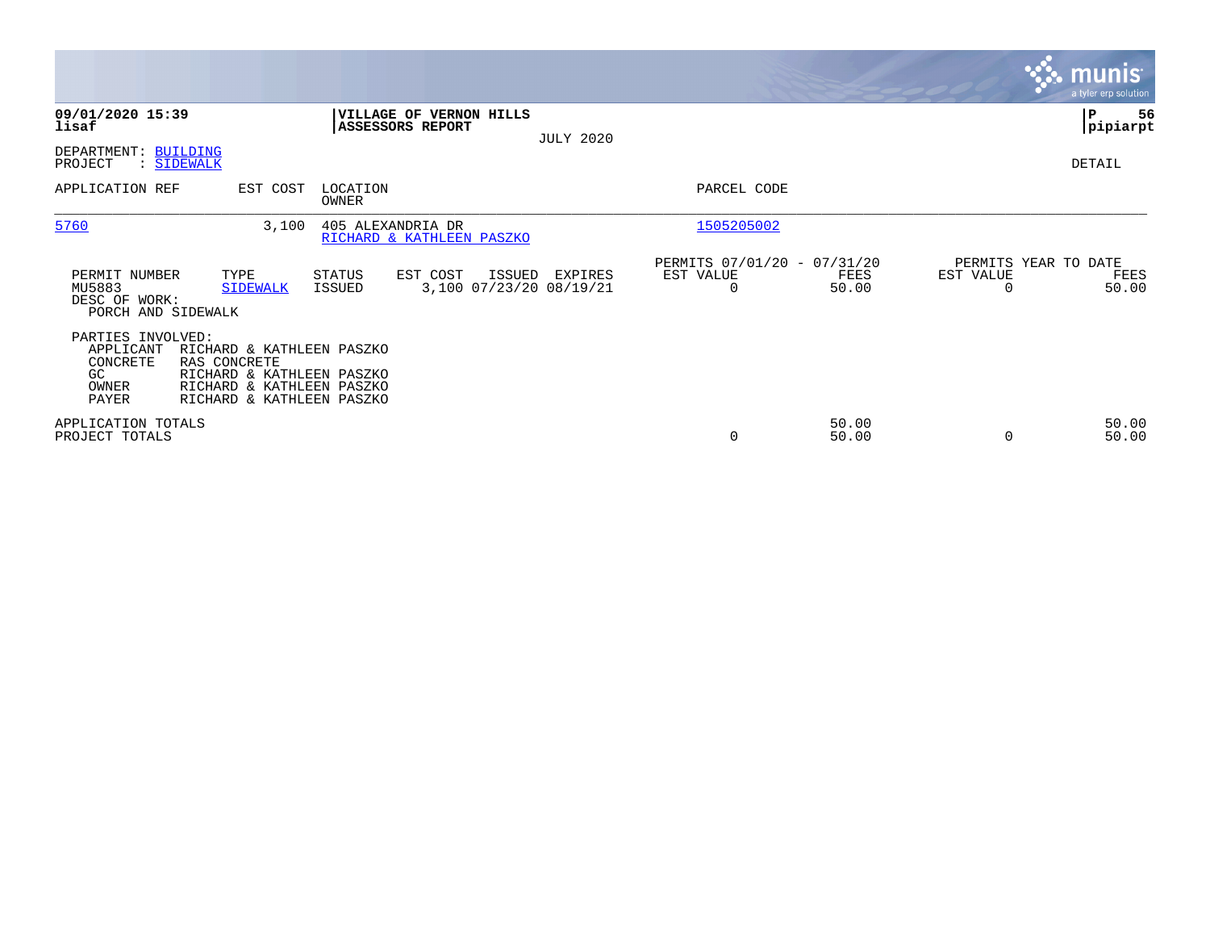**09/01/2020 15:39**
**lisaf**

**VILLAGE OF VERNON HILLS**
**ASSESSORS REPORT**

JULY 2020

**P 56**
**pipiarpt**

DEPARTMENT: BUILDING
PROJECT : SIDEWALK

DETAIL

| APPLICATION REF | EST COST | LOCATION / OWNER | PARCEL CODE |
|---|---|---|---|
| 5760 | 3,100 | 405 ALEXANDRIA DR / RICHARD & KATHLEEN PASZKO | 1505205002 |

| PERMIT NUMBER | TYPE | STATUS | EST COST | ISSUED | EXPIRES | PERMITS 07/01/20 - 07/31/20 EST VALUE | FEES | PERMITS YEAR TO DATE EST VALUE | FEES |
|---|---|---|---|---|---|---|---|---|---|
| MU5883 | SIDEWALK | ISSUED | 3,100 | 07/23/20 | 08/19/21 | 0 | 50.00 | 0 | 50.00 |

DESC OF WORK:
PORCH AND SIDEWALK

PARTIES INVOLVED:

| | |
|---|---|
| APPLICANT | RICHARD & KATHLEEN PASZKO |
| CONCRETE | RAS CONCRETE |
| GC | RICHARD & KATHLEEN PASZKO |
| OWNER | RICHARD & KATHLEEN PASZKO |
| PAYER | RICHARD & KATHLEEN PASZKO |

| | EST VALUE | FEES | YTD EST VALUE | YTD FEES |
|---|---|---|---|---|
| APPLICATION TOTALS | | 50.00 | | 50.00 |
| PROJECT TOTALS | 0 | 50.00 | 0 | 50.00 |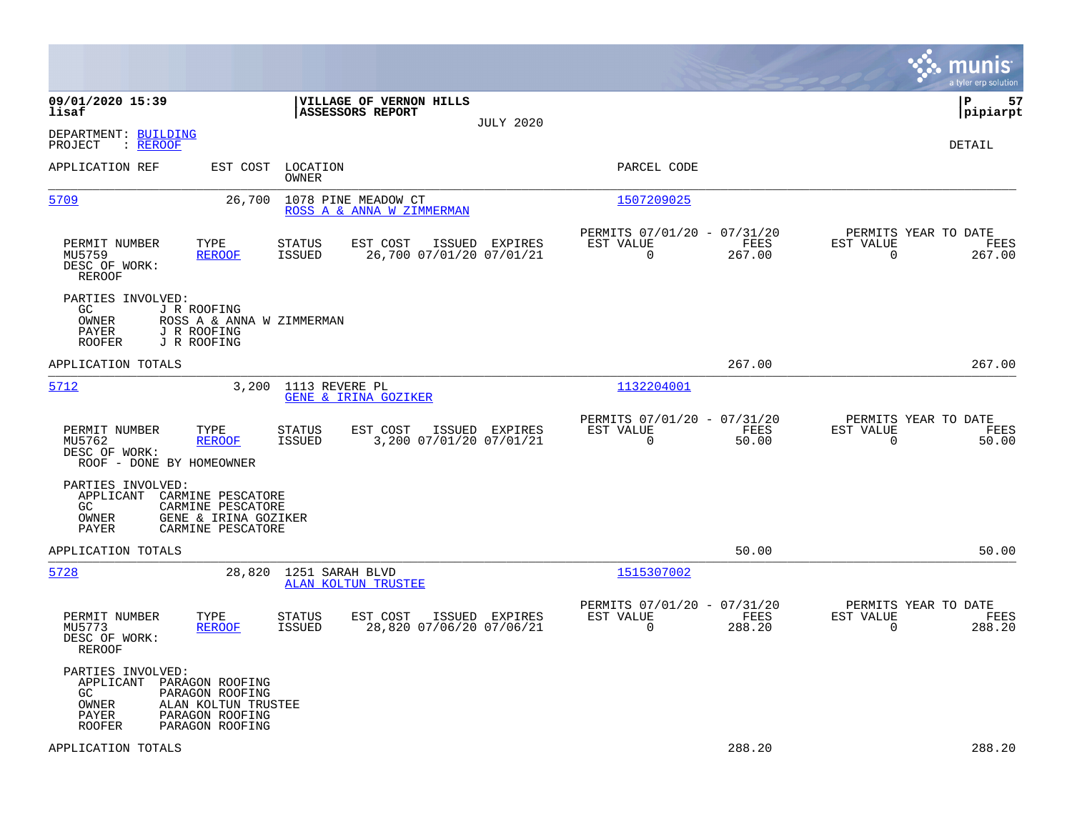**09/01/2020 15:39**
**lisaf**

**VILLAGE OF VERNON HILLS**
**ASSESSORS REPORT**
JULY 2020

**P 57**
**pipiarpt**

DEPARTMENT: BUILDING
PROJECT : REROOF

DETAIL

| APPLICATION REF | EST COST | LOCATION / OWNER | PARCEL CODE |
|---|---|---|---|
| 5709 | 26,700 | 1078 PINE MEADOW CT / ROSS A & ANNA W ZIMMERMAN | 1507209025 |

| PERMIT NUMBER | TYPE | STATUS | EST COST | ISSUED | EXPIRES | PERMITS 07/01/20 - 07/31/20 EST VALUE | FEES | PERMITS YEAR TO DATE EST VALUE | FEES |
|---|---|---|---|---|---|---|---|---|---|
| MU5759 | REROOF | ISSUED | 26,700 | 07/01/20 | 07/01/21 | 0 | 267.00 | 0 | 267.00 |

DESC OF WORK:
REROOF

PARTIES INVOLVED:
- GC: J R ROOFING
- OWNER: ROSS A & ANNA W ZIMMERMAN
- PAYER: J R ROOFING
- ROOFER: J R ROOFING

APPLICATION TOTALS: 267.00 | 267.00

| APPLICATION REF | EST COST | LOCATION / OWNER | PARCEL CODE |
|---|---|---|---|
| 5712 | 3,200 | 1113 REVERE PL / GENE & IRINA GOZIKER | 1132204001 |

| PERMIT NUMBER | TYPE | STATUS | EST COST | ISSUED | EXPIRES | PERMITS 07/01/20 - 07/31/20 EST VALUE | FEES | PERMITS YEAR TO DATE EST VALUE | FEES |
|---|---|---|---|---|---|---|---|---|---|
| MU5762 | REROOF | ISSUED | 3,200 | 07/01/20 | 07/01/21 | 0 | 50.00 | 0 | 50.00 |

DESC OF WORK:
ROOF - DONE BY HOMEOWNER

PARTIES INVOLVED:
- APPLICANT: CARMINE PESCATORE
- GC: CARMINE PESCATORE
- OWNER: GENE & IRINA GOZIKER
- PAYER: CARMINE PESCATORE

APPLICATION TOTALS: 50.00 | 50.00

| APPLICATION REF | EST COST | LOCATION / OWNER | PARCEL CODE |
|---|---|---|---|
| 5728 | 28,820 | 1251 SARAH BLVD / ALAN KOLTUN TRUSTEE | 1515307002 |

| PERMIT NUMBER | TYPE | STATUS | EST COST | ISSUED | EXPIRES | PERMITS 07/01/20 - 07/31/20 EST VALUE | FEES | PERMITS YEAR TO DATE EST VALUE | FEES |
|---|---|---|---|---|---|---|---|---|---|
| MU5773 | REROOF | ISSUED | 28,820 | 07/06/20 | 07/06/21 | 0 | 288.20 | 0 | 288.20 |

DESC OF WORK:
REROOF

PARTIES INVOLVED:
- APPLICANT: PARAGON ROOFING
- GC: PARAGON ROOFING
- OWNER: ALAN KOLTUN TRUSTEE
- PAYER: PARAGON ROOFING
- ROOFER: PARAGON ROOFING

APPLICATION TOTALS: 288.20 | 288.20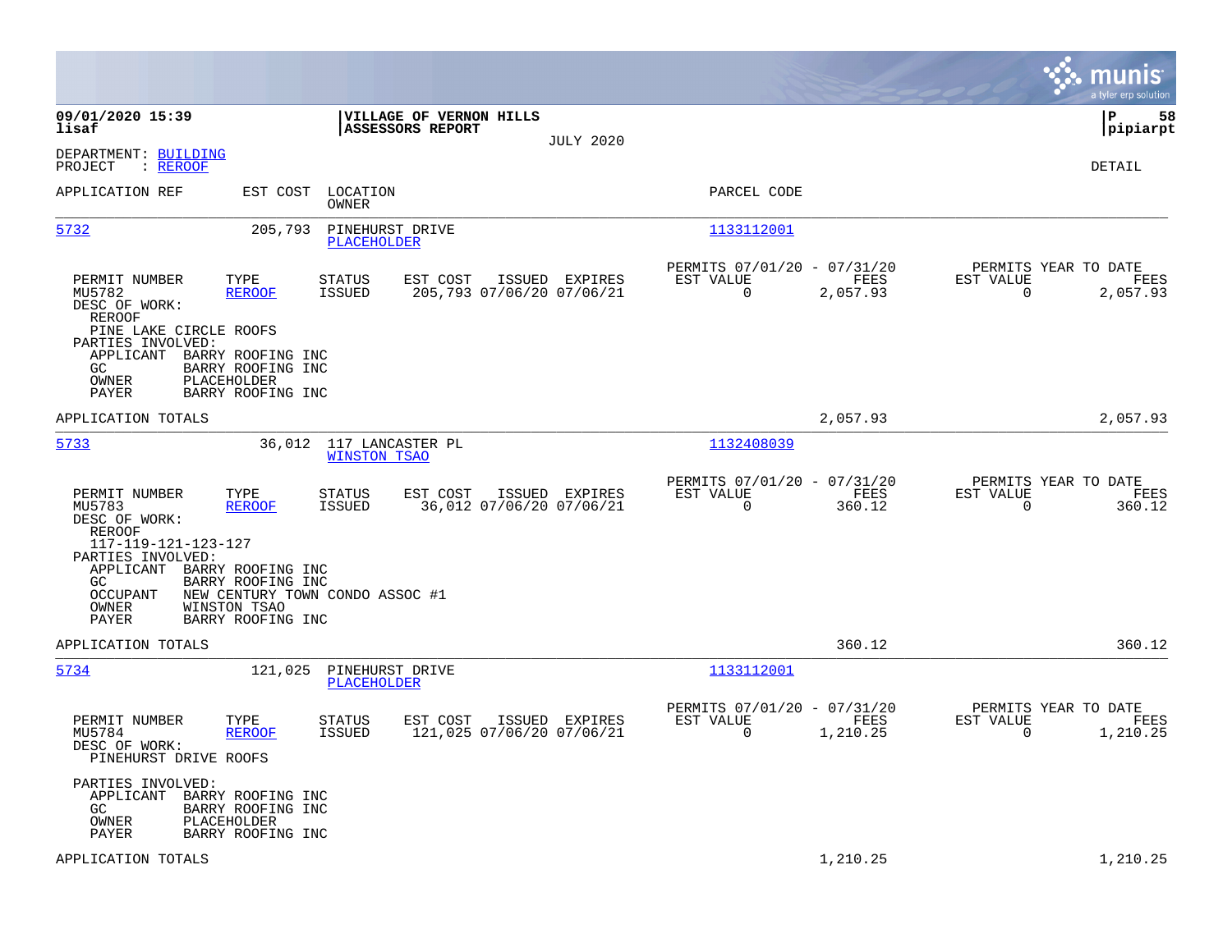**09/01/2020 15:39** | **VILLAGE OF VERNON HILLS** | **P 58**
**lisaf** | **ASSESSORS REPORT** | **pipiarpt**

JULY 2020

DEPARTMENT: BUILDING
PROJECT : REROOF

DETAIL

| APPLICATION REF | EST COST | LOCATION / OWNER | PARCEL CODE |
|---|---|---|---|
| 5732 | 205,793 | PINEHURST DRIVE / PLACEHOLDER | 1133112001 |

| PERMIT NUMBER | TYPE | STATUS | EST COST | ISSUED | EXPIRES | PERMITS 07/01/20 - 07/31/20 EST VALUE | FEES | PERMITS YEAR TO DATE EST VALUE | FEES |
|---|---|---|---|---|---|---|---|---|---|
| MU5782 | REROOF | ISSUED | 205,793 | 07/06/20 | 07/06/21 | 0 | 2,057.93 | 0 | 2,057.93 |

DESC OF WORK:
REROOF
PINE LAKE CIRCLE ROOFS
PARTIES INVOLVED:
APPLICANT BARRY ROOFING INC
GC BARRY ROOFING INC
OWNER PLACEHOLDER
PAYER BARRY ROOFING INC

APPLICATION TOTALS 2,057.93 2,057.93

| APPLICATION REF | EST COST | LOCATION / OWNER | PARCEL CODE |
|---|---|---|---|
| 5733 | 36,012 | 117 LANCASTER PL / WINSTON TSAO | 1132408039 |

| PERMIT NUMBER | TYPE | STATUS | EST COST | ISSUED | EXPIRES | PERMITS 07/01/20 - 07/31/20 EST VALUE | FEES | PERMITS YEAR TO DATE EST VALUE | FEES |
|---|---|---|---|---|---|---|---|---|---|
| MU5783 | REROOF | ISSUED | 36,012 | 07/06/20 | 07/06/21 | 0 | 360.12 | 0 | 360.12 |

DESC OF WORK:
REROOF
117-119-121-123-127
PARTIES INVOLVED:
APPLICANT BARRY ROOFING INC
GC BARRY ROOFING INC
OCCUPANT NEW CENTURY TOWN CONDO ASSOC #1
OWNER WINSTON TSAO
PAYER BARRY ROOFING INC

APPLICATION TOTALS 360.12 360.12

| APPLICATION REF | EST COST | LOCATION / OWNER | PARCEL CODE |
|---|---|---|---|
| 5734 | 121,025 | PINEHURST DRIVE / PLACEHOLDER | 1133112001 |

| PERMIT NUMBER | TYPE | STATUS | EST COST | ISSUED | EXPIRES | PERMITS 07/01/20 - 07/31/20 EST VALUE | FEES | PERMITS YEAR TO DATE EST VALUE | FEES |
|---|---|---|---|---|---|---|---|---|---|
| MU5784 | REROOF | ISSUED | 121,025 | 07/06/20 | 07/06/21 | 0 | 1,210.25 | 0 | 1,210.25 |

DESC OF WORK:
PINEHURST DRIVE ROOFS

PARTIES INVOLVED:
APPLICANT BARRY ROOFING INC
GC BARRY ROOFING INC
OWNER PLACEHOLDER
PAYER BARRY ROOFING INC

APPLICATION TOTALS 1,210.25 1,210.25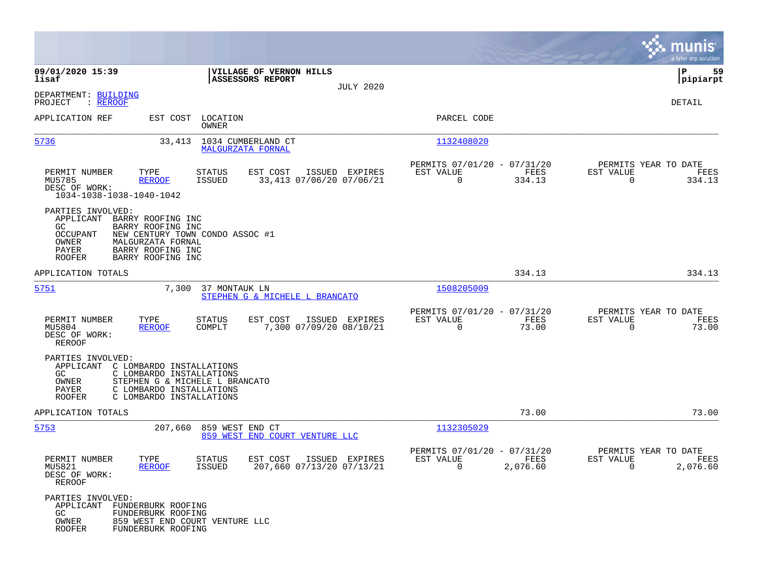**09/01/2020 15:39**
**lisaf**

**VILLAGE OF VERNON HILLS**
**ASSESSORS REPORT**
JULY 2020

**P 59**
**pipiarpt**

DEPARTMENT: BUILDING
PROJECT : REROOF

DETAIL

| APPLICATION REF | EST COST | LOCATION / OWNER | PARCEL CODE |
|---|---|---|---|
| 5736 | 33,413 | 1034 CUMBERLAND CT / MALGURZATA FORNAL | 1132408020 |

| PERMIT NUMBER | TYPE | STATUS | EST COST | ISSUED | EXPIRES | PERMITS 07/01/20 - 07/31/20 EST VALUE | FEES | PERMITS YEAR TO DATE EST VALUE | FEES |
|---|---|---|---|---|---|---|---|---|---|
| MU5785 | REROOF | ISSUED | 33,413 | 07/06/20 | 07/06/21 | 0 | 334.13 | 0 | 334.13 |

DESC OF WORK:
1034-1038-1038-1040-1042

PARTIES INVOLVED:
- APPLICANT BARRY ROOFING INC
- GC BARRY ROOFING INC
- OCCUPANT NEW CENTURY TOWN CONDO ASSOC #1
- OWNER MALGURZATA FORNAL
- PAYER BARRY ROOFING INC
- ROOFER BARRY ROOFING INC

APPLICATION TOTALS: 334.13 | 334.13

| APPLICATION REF | EST COST | LOCATION / OWNER | PARCEL CODE |
|---|---|---|---|
| 5751 | 7,300 | 37 MONTAUK LN / STEPHEN G & MICHELE L BRANCATO | 1508205009 |

| PERMIT NUMBER | TYPE | STATUS | EST COST | ISSUED | EXPIRES | PERMITS 07/01/20 - 07/31/20 EST VALUE | FEES | PERMITS YEAR TO DATE EST VALUE | FEES |
|---|---|---|---|---|---|---|---|---|---|
| MU5804 | REROOF | COMPLT | 7,300 | 07/09/20 | 08/10/21 | 0 | 73.00 | 0 | 73.00 |

DESC OF WORK:
REROOF

PARTIES INVOLVED:
- APPLICANT C LOMBARDO INSTALLATIONS
- GC C LOMBARDO INSTALLATIONS
- OWNER STEPHEN G & MICHELE L BRANCATO
- PAYER C LOMBARDO INSTALLATIONS
- ROOFER C LOMBARDO INSTALLATIONS

APPLICATION TOTALS: 73.00 | 73.00

| APPLICATION REF | EST COST | LOCATION / OWNER | PARCEL CODE |
|---|---|---|---|
| 5753 | 207,660 | 859 WEST END CT / 859 WEST END COURT VENTURE LLC | 1132305029 |

| PERMIT NUMBER | TYPE | STATUS | EST COST | ISSUED | EXPIRES | PERMITS 07/01/20 - 07/31/20 EST VALUE | FEES | PERMITS YEAR TO DATE EST VALUE | FEES |
|---|---|---|---|---|---|---|---|---|---|
| MU5821 | REROOF | ISSUED | 207,660 | 07/13/20 | 07/13/21 | 0 | 2,076.60 | 0 | 2,076.60 |

DESC OF WORK:
REROOF

PARTIES INVOLVED:
- APPLICANT FUNDERBURK ROOFING
- GC FUNDERBURK ROOFING
- OWNER 859 WEST END COURT VENTURE LLC
- ROOFER FUNDERBURK ROOFING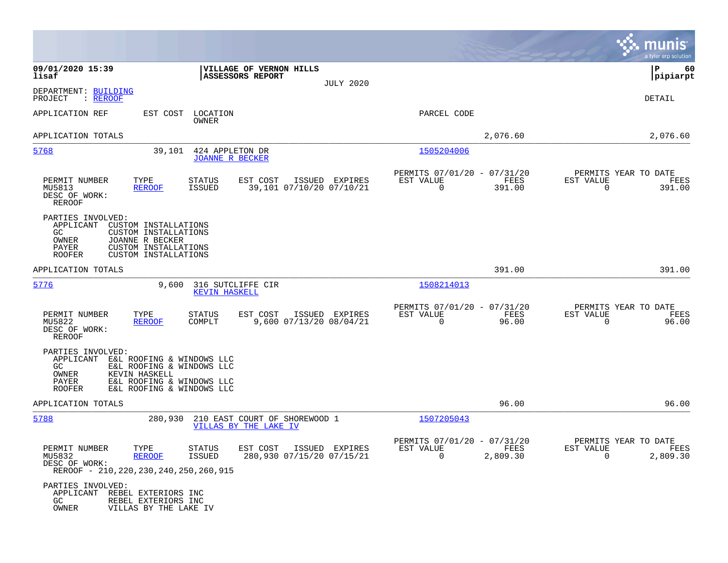**09/01/2020 15:39** | **VILLAGE OF VERNON HILLS** | **P 60**
**lisaf** | **ASSESSORS REPORT** | **pipiarpt**

JULY 2020

DEPARTMENT: BUILDING
PROJECT : REROOF

DETAIL

| APPLICATION REF | EST COST | LOCATION / OWNER | PARCEL CODE | | |
|---|---|---|---|---|---|
| APPLICATION TOTALS | | | | 2,076.60 | 2,076.60 |

---

**5768** — EST COST 39,101 — 424 APPLETON DR — JOANNE R BECKER — PARCEL CODE 1505204006

| PERMIT NUMBER | TYPE | STATUS | EST COST | ISSUED | EXPIRES | PERMITS 07/01/20 - 07/31/20 EST VALUE | FEES | PERMITS YEAR TO DATE EST VALUE | FEES |
|---|---|---|---|---|---|---|---|---|---|
| MU5813 | REROOF | ISSUED | 39,101 | 07/10/20 | 07/10/21 | 0 | 391.00 | 0 | 391.00 |

DESC OF WORK:
REROOF

PARTIES INVOLVED:
- APPLICANT CUSTOM INSTALLATIONS
- GC CUSTOM INSTALLATIONS
- OWNER JOANNE R BECKER
- PAYER CUSTOM INSTALLATIONS
- ROOFER CUSTOM INSTALLATIONS

APPLICATION TOTALS 391.00 391.00

---

**5776** — EST COST 9,600 — 316 SUTCLIFFE CIR — KEVIN HASKELL — PARCEL CODE 1508214013

| PERMIT NUMBER | TYPE | STATUS | EST COST | ISSUED | EXPIRES | PERMITS 07/01/20 - 07/31/20 EST VALUE | FEES | PERMITS YEAR TO DATE EST VALUE | FEES |
|---|---|---|---|---|---|---|---|---|---|
| MU5822 | REROOF | COMPLT | 9,600 | 07/13/20 | 08/04/21 | 0 | 96.00 | 0 | 96.00 |

DESC OF WORK:
REROOF

PARTIES INVOLVED:
- APPLICANT E&L ROOFING & WINDOWS LLC
- GC E&L ROOFING & WINDOWS LLC
- OWNER KEVIN HASKELL
- PAYER E&L ROOFING & WINDOWS LLC
- ROOFER E&L ROOFING & WINDOWS LLC

APPLICATION TOTALS 96.00 96.00

---

**5788** — EST COST 280,930 — 210 EAST COURT OF SHOREWOOD 1 — VILLAS BY THE LAKE IV — PARCEL CODE 1507205043

| PERMIT NUMBER | TYPE | STATUS | EST COST | ISSUED | EXPIRES | PERMITS 07/01/20 - 07/31/20 EST VALUE | FEES | PERMITS YEAR TO DATE EST VALUE | FEES |
|---|---|---|---|---|---|---|---|---|---|
| MU5832 | REROOF | ISSUED | 280,930 | 07/15/20 | 07/15/21 | 0 | 2,809.30 | 0 | 2,809.30 |

DESC OF WORK:
REROOF - 210,220,230,240,250,260,915

PARTIES INVOLVED:
- APPLICANT REBEL EXTERIORS INC
- GC REBEL EXTERIORS INC
- OWNER VILLAS BY THE LAKE IV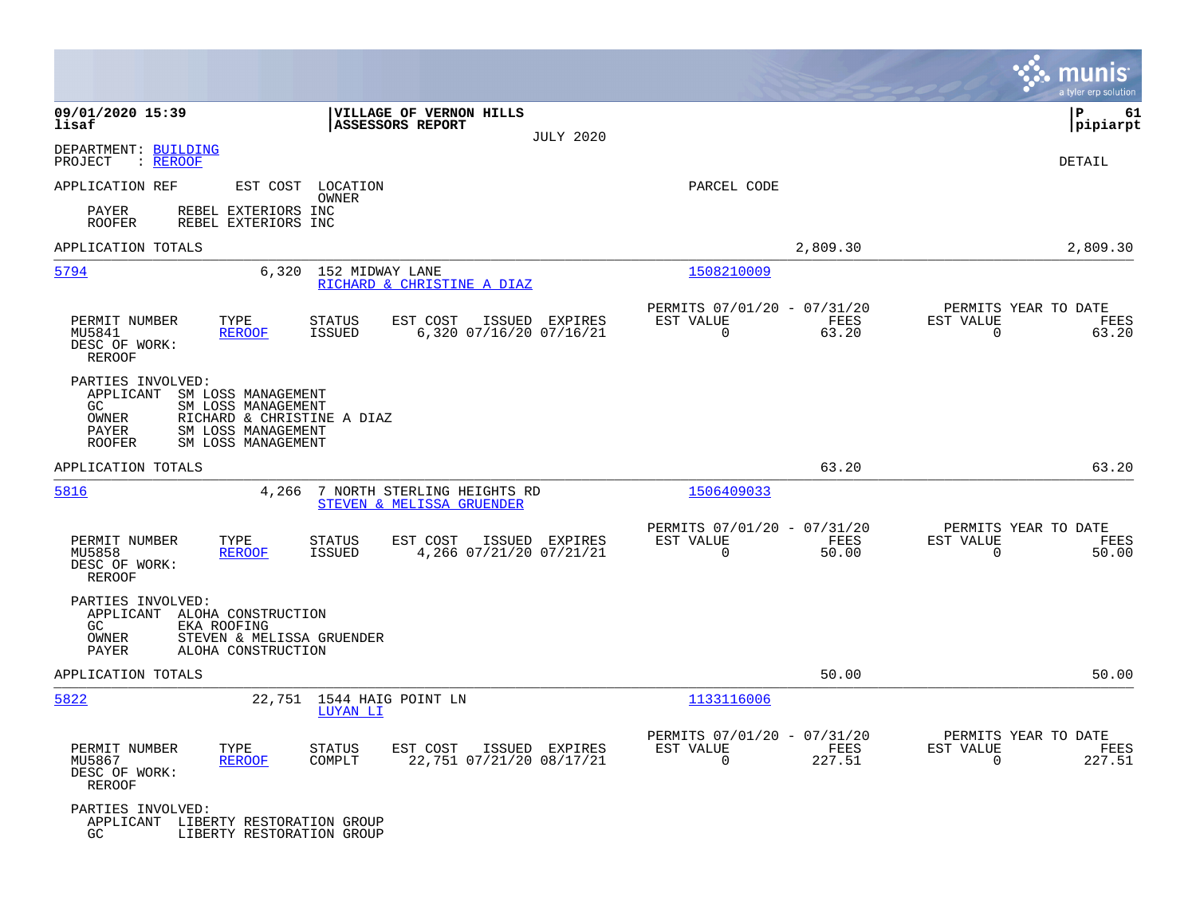**09/01/2020 15:39**
**lisaf**

**VILLAGE OF VERNON HILLS**
**ASSESSORS REPORT**
JULY 2020

**P 61**
**pipiarpt**

DEPARTMENT: BUILDING
PROJECT : REROOF

DETAIL

APPLICATION REF    EST COST    LOCATION / OWNER    PARCEL CODE

PAYER    REBEL EXTERIORS INC
ROOFER    REBEL EXTERIORS INC

APPLICATION TOTALS    2,809.30    2,809.30

---

**5794**    6,320    152 MIDWAY LANE
RICHARD & CHRISTINE A DIAZ    1508210009

| PERMIT NUMBER | TYPE | STATUS | EST COST | ISSUED | EXPIRES | PERMITS 07/01/20 - 07/31/20 EST VALUE | FEES | PERMITS YEAR TO DATE EST VALUE | FEES |
|---|---|---|---|---|---|---|---|---|---|
| MU5841 | REROOF | ISSUED | 6,320 | 07/16/20 | 07/16/21 | 0 | 63.20 | 0 | 63.20 |

DESC OF WORK:
REROOF

PARTIES INVOLVED:
APPLICANT    SM LOSS MANAGEMENT
GC    SM LOSS MANAGEMENT
OWNER    RICHARD & CHRISTINE A DIAZ
PAYER    SM LOSS MANAGEMENT
ROOFER    SM LOSS MANAGEMENT

APPLICATION TOTALS    63.20    63.20

---

**5816**    4,266    7 NORTH STERLING HEIGHTS RD
STEVEN & MELISSA GRUENDER    1506409033

| PERMIT NUMBER | TYPE | STATUS | EST COST | ISSUED | EXPIRES | PERMITS 07/01/20 - 07/31/20 EST VALUE | FEES | PERMITS YEAR TO DATE EST VALUE | FEES |
|---|---|---|---|---|---|---|---|---|---|
| MU5858 | REROOF | ISSUED | 4,266 | 07/21/20 | 07/21/21 | 0 | 50.00 | 0 | 50.00 |

DESC OF WORK:
REROOF

PARTIES INVOLVED:
APPLICANT    ALOHA CONSTRUCTION
GC    EKA ROOFING
OWNER    STEVEN & MELISSA GRUENDER
PAYER    ALOHA CONSTRUCTION

APPLICATION TOTALS    50.00    50.00

---

**5822**    22,751    1544 HAIG POINT LN
LUYAN LI    1133116006

| PERMIT NUMBER | TYPE | STATUS | EST COST | ISSUED | EXPIRES | PERMITS 07/01/20 - 07/31/20 EST VALUE | FEES | PERMITS YEAR TO DATE EST VALUE | FEES |
|---|---|---|---|---|---|---|---|---|---|
| MU5867 | REROOF | COMPLT | 22,751 | 07/21/20 | 08/17/21 | 0 | 227.51 | 0 | 227.51 |

DESC OF WORK:
REROOF

PARTIES INVOLVED:
APPLICANT    LIBERTY RESTORATION GROUP
GC    LIBERTY RESTORATION GROUP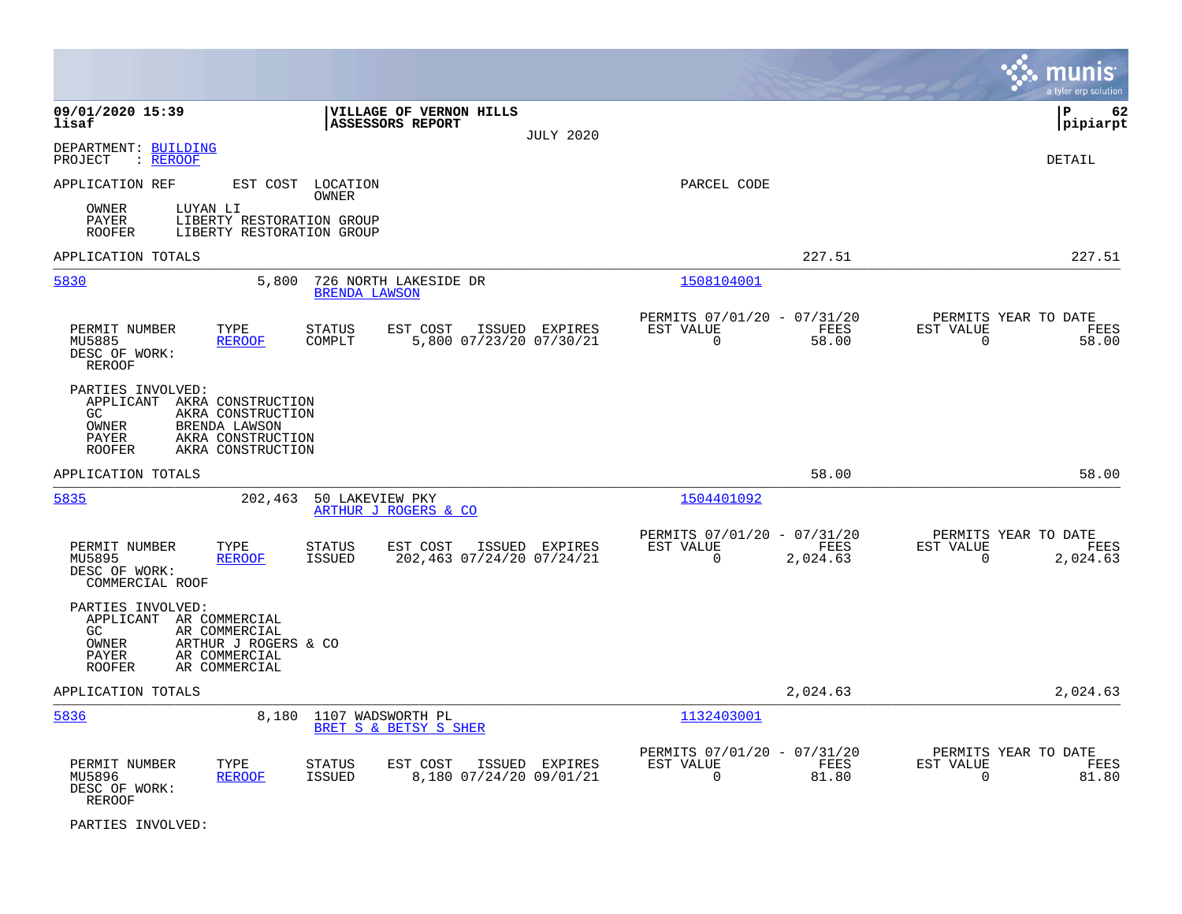**09/01/2020 15:39**
**lisaf**

**VILLAGE OF VERNON HILLS**
**ASSESSORS REPORT**
JULY 2020

**P 62**
**pipiarpt**

DEPARTMENT: BUILDING
PROJECT : REROOF

DETAIL

APPLICATION REF | EST COST | LOCATION / OWNER | PARCEL CODE

OWNER LUYAN LI
PAYER LIBERTY RESTORATION GROUP
ROOFER LIBERTY RESTORATION GROUP

APPLICATION TOTALS 227.51 227.51

---

**5830** | 5,800 | 726 NORTH LAKESIDE DR / BRENDA LAWSON | 1508104001

| PERMIT NUMBER | TYPE | STATUS | EST COST | ISSUED | EXPIRES | PERMITS 07/01/20 - 07/31/20 EST VALUE | FEES | PERMITS YEAR TO DATE EST VALUE | FEES |
|---|---|---|---|---|---|---|---|---|---|
| MU5885 | REROOF | COMPLT | 5,800 | 07/23/20 | 07/30/21 | 0 | 58.00 | 0 | 58.00 |

DESC OF WORK:
REROOF

PARTIES INVOLVED:
APPLICANT AKRA CONSTRUCTION
GC AKRA CONSTRUCTION
OWNER BRENDA LAWSON
PAYER AKRA CONSTRUCTION
ROOFER AKRA CONSTRUCTION

APPLICATION TOTALS 58.00 58.00

---

**5835** | 202,463 | 50 LAKEVIEW PKY / ARTHUR J ROGERS & CO | 1504401092

| PERMIT NUMBER | TYPE | STATUS | EST COST | ISSUED | EXPIRES | PERMITS 07/01/20 - 07/31/20 EST VALUE | FEES | PERMITS YEAR TO DATE EST VALUE | FEES |
|---|---|---|---|---|---|---|---|---|---|
| MU5895 | REROOF | ISSUED | 202,463 | 07/24/20 | 07/24/21 | 0 | 2,024.63 | 0 | 2,024.63 |

DESC OF WORK:
COMMERCIAL ROOF

PARTIES INVOLVED:
APPLICANT AR COMMERCIAL
GC AR COMMERCIAL
OWNER ARTHUR J ROGERS & CO
PAYER AR COMMERCIAL
ROOFER AR COMMERCIAL

APPLICATION TOTALS 2,024.63 2,024.63

---

**5836** | 8,180 | 1107 WADSWORTH PL / BRET S & BETSY S SHER | 1132403001

| PERMIT NUMBER | TYPE | STATUS | EST COST | ISSUED | EXPIRES | PERMITS 07/01/20 - 07/31/20 EST VALUE | FEES | PERMITS YEAR TO DATE EST VALUE | FEES |
|---|---|---|---|---|---|---|---|---|---|
| MU5896 | REROOF | ISSUED | 8,180 | 07/24/20 | 09/01/21 | 0 | 81.80 | 0 | 81.80 |

DESC OF WORK:
REROOF

PARTIES INVOLVED: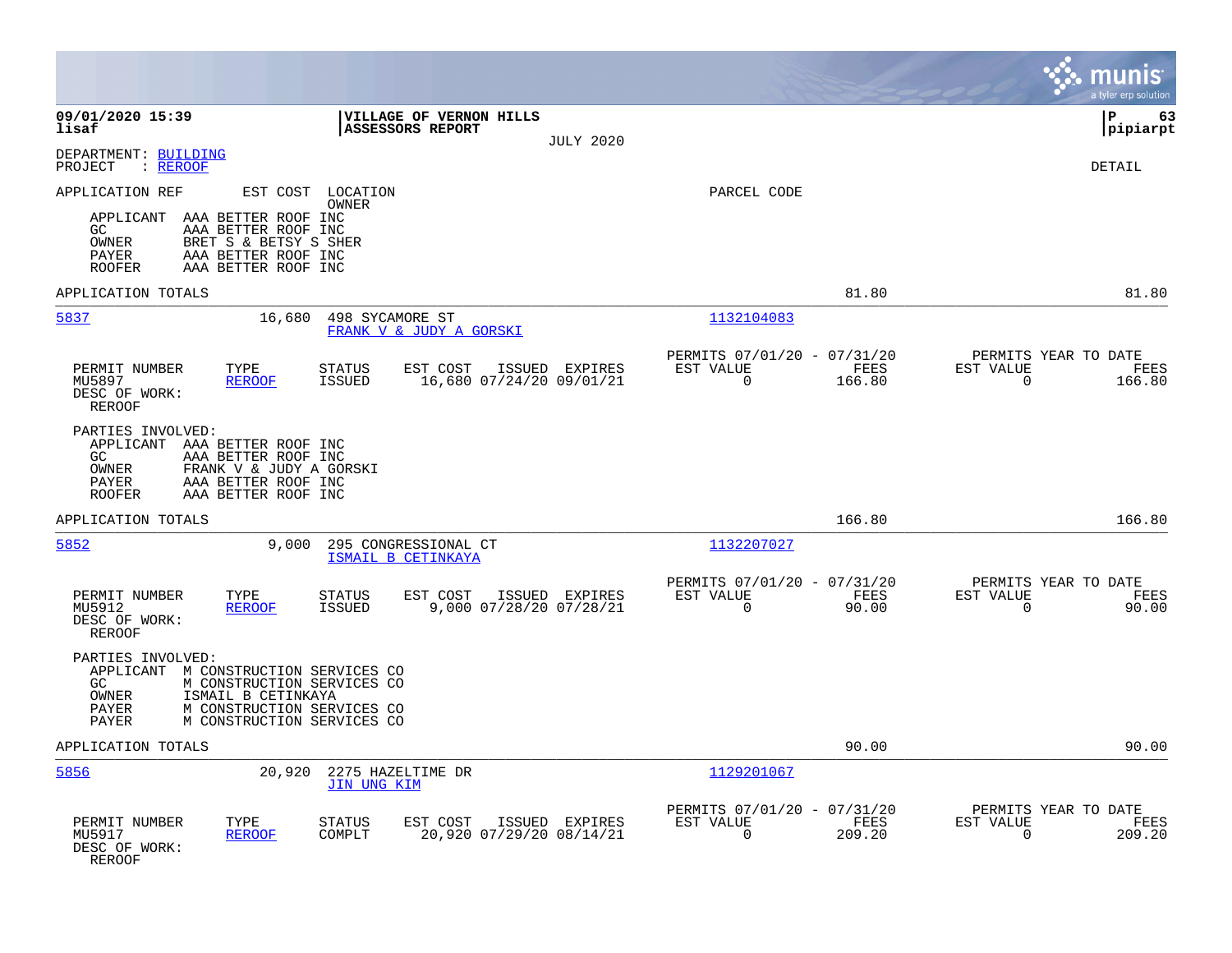**VILLAGE OF VERNON HILLS**
**ASSESSORS REPORT**
JULY 2020

09/01/2020 15:39
lisaf

pipiarpt

DEPARTMENT: BUILDING
PROJECT : REROOF

DETAIL

APPLICATION REF — EST COST — LOCATION / OWNER — PARCEL CODE

PARTIES INVOLVED:
- APPLICANT AAA BETTER ROOF INC
- GC AAA BETTER ROOF INC
- OWNER BRET S & BETSY S SHER
- PAYER AAA BETTER ROOF INC
- ROOFER AAA BETTER ROOF INC

APPLICATION TOTALS — 81.80 — 81.80

---

**5837** — 16,680 — 498 SYCAMORE ST — FRANK V & JUDY A GORSKI — 1132104083

| PERMIT NUMBER | TYPE | STATUS | EST COST | ISSUED | EXPIRES | PERMITS 07/01/20 - 07/31/20 EST VALUE | FEES | PERMITS YEAR TO DATE EST VALUE | FEES |
|---|---|---|---|---|---|---|---|---|---|
| MU5897 | REROOF | ISSUED | 16,680 | 07/24/20 | 09/01/21 | 0 | 166.80 | 0 | 166.80 |

DESC OF WORK: REROOF

PARTIES INVOLVED:
- APPLICANT AAA BETTER ROOF INC
- GC AAA BETTER ROOF INC
- OWNER FRANK V & JUDY A GORSKI
- PAYER AAA BETTER ROOF INC
- ROOFER AAA BETTER ROOF INC

APPLICATION TOTALS — 166.80 — 166.80

---

**5852** — 9,000 — 295 CONGRESSIONAL CT — ISMAIL B CETINKAYA — 1132207027

| PERMIT NUMBER | TYPE | STATUS | EST COST | ISSUED | EXPIRES | PERMITS 07/01/20 - 07/31/20 EST VALUE | FEES | PERMITS YEAR TO DATE EST VALUE | FEES |
|---|---|---|---|---|---|---|---|---|---|
| MU5912 | REROOF | ISSUED | 9,000 | 07/28/20 | 07/28/21 | 0 | 90.00 | 0 | 90.00 |

DESC OF WORK: REROOF

PARTIES INVOLVED:
- APPLICANT M CONSTRUCTION SERVICES CO
- GC M CONSTRUCTION SERVICES CO
- OWNER ISMAIL B CETINKAYA
- PAYER M CONSTRUCTION SERVICES CO
- PAYER M CONSTRUCTION SERVICES CO

APPLICATION TOTALS — 90.00 — 90.00

---

**5856** — 20,920 — 2275 HAZELTIME DR — JIN UNG KIM — 1129201067

| PERMIT NUMBER | TYPE | STATUS | EST COST | ISSUED | EXPIRES | PERMITS 07/01/20 - 07/31/20 EST VALUE | FEES | PERMITS YEAR TO DATE EST VALUE | FEES |
|---|---|---|---|---|---|---|---|---|---|
| MU5917 | REROOF | COMPLT | 20,920 | 07/29/20 | 08/14/21 | 0 | 209.20 | 0 | 209.20 |

DESC OF WORK: REROOF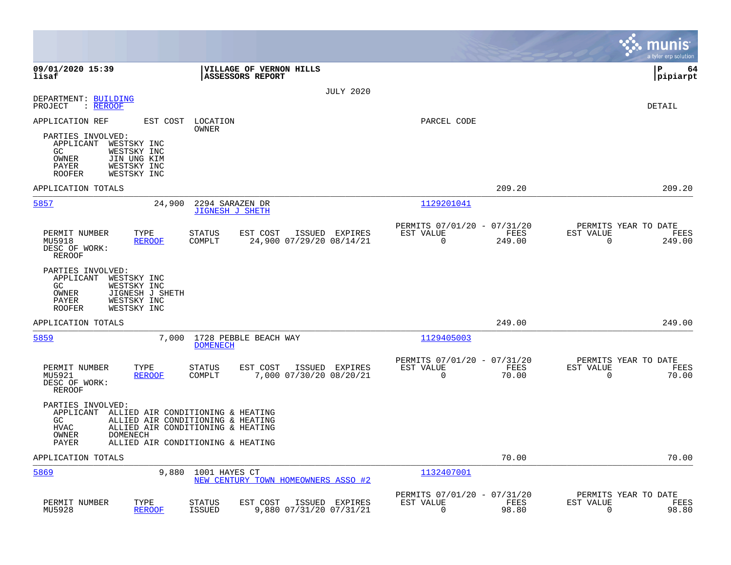**09/01/2020 15:39**
**lisaf**

**VILLAGE OF VERNON HILLS**
**ASSESSORS REPORT**

JULY 2020

DEPARTMENT: BUILDING
PROJECT : REROOF

DETAIL

APPLICATION REF | EST COST | LOCATION / OWNER | PARCEL CODE

PARTIES INVOLVED:
- APPLICANT WESTSKY INC
- GC WESTSKY INC
- OWNER JIN UNG KIM
- PAYER WESTSKY INC
- ROOFER WESTSKY INC

APPLICATION TOTALS 209.20 209.20

---

**5857** 24,900 2294 SARAZEN DR — JIGNESH J SHETH — 1129201041

| PERMIT NUMBER | TYPE | STATUS | EST COST | ISSUED | EXPIRES | PERMITS 07/01/20 - 07/31/20 EST VALUE | FEES | PERMITS YEAR TO DATE EST VALUE | FEES |
|---|---|---|---|---|---|---|---|---|---|
| MU5918 | REROOF | COMPLT | 24,900 | 07/29/20 | 08/14/21 | 0 | 249.00 | 0 | 249.00 |

DESC OF WORK:
REROOF

PARTIES INVOLVED:
- APPLICANT WESTSKY INC
- GC WESTSKY INC
- OWNER JIGNESH J SHETH
- PAYER WESTSKY INC
- ROOFER WESTSKY INC

APPLICATION TOTALS 249.00 249.00

---

**5859** 7,000 1728 PEBBLE BEACH WAY — DOMENECH — 1129405003

| PERMIT NUMBER | TYPE | STATUS | EST COST | ISSUED | EXPIRES | PERMITS 07/01/20 - 07/31/20 EST VALUE | FEES | PERMITS YEAR TO DATE EST VALUE | FEES |
|---|---|---|---|---|---|---|---|---|---|
| MU5921 | REROOF | COMPLT | 7,000 | 07/30/20 | 08/20/21 | 0 | 70.00 | 0 | 70.00 |

DESC OF WORK:
REROOF

PARTIES INVOLVED:
- APPLICANT ALLIED AIR CONDITIONING & HEATING
- GC ALLIED AIR CONDITIONING & HEATING
- HVAC ALLIED AIR CONDITIONING & HEATING
- OWNER DOMENECH
- PAYER ALLIED AIR CONDITIONING & HEATING

APPLICATION TOTALS 70.00 70.00

---

**5869** 9,880 1001 HAYES CT — NEW CENTURY TOWN HOMEOWNERS ASSO #2 — 1132407001

| PERMIT NUMBER | TYPE | STATUS | EST COST | ISSUED | EXPIRES | PERMITS 07/01/20 - 07/31/20 EST VALUE | FEES | PERMITS YEAR TO DATE EST VALUE | FEES |
|---|---|---|---|---|---|---|---|---|---|
| MU5928 | REROOF | ISSUED | 9,880 | 07/31/20 | 07/31/21 | 0 | 98.80 | 0 | 98.80 |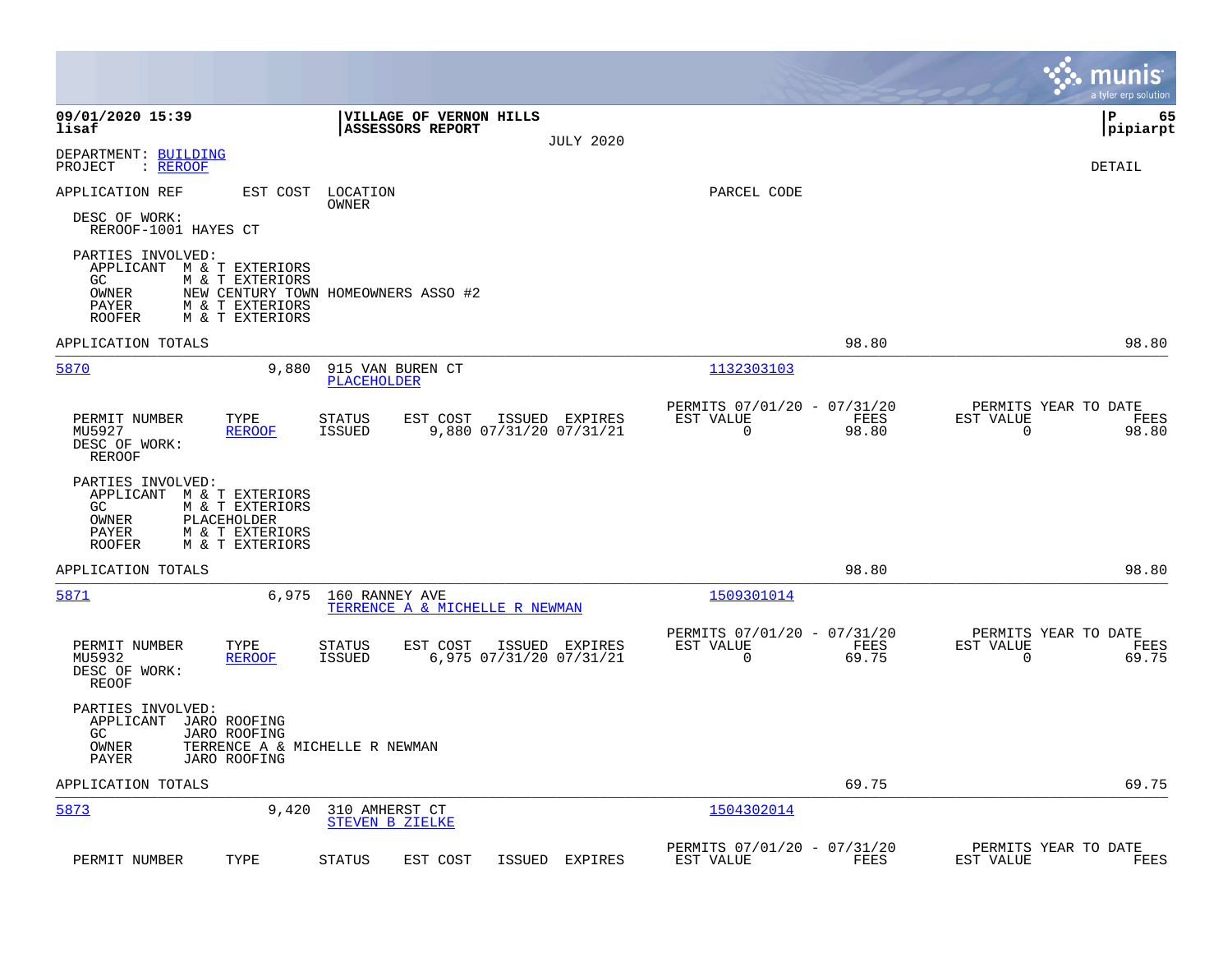09/01/2020 15:39 | VILLAGE OF VERNON HILLS | P 65
lisaf | ASSESSORS REPORT | pipiarpt

JULY 2020

DEPARTMENT: BUILDING
PROJECT : REROOF

DETAIL

APPLICATION REF EST COST LOCATION PARCEL CODE
OWNER

DESC OF WORK:
REROOF-1001 HAYES CT

PARTIES INVOLVED:
APPLICANT M & T EXTERIORS
GC M & T EXTERIORS
OWNER NEW CENTURY TOWN HOMEOWNERS ASSO #2
PAYER M & T EXTERIORS
ROOFER M & T EXTERIORS

APPLICATION TOTALS 98.80 98.80

---

**5870** 9,880 915 VAN BUREN CT 1132303103
PLACEHOLDER

| PERMIT NUMBER | TYPE | STATUS | EST COST | ISSUED | EXPIRES | PERMITS 07/01/20 - 07/31/20 EST VALUE | FEES | PERMITS YEAR TO DATE EST VALUE | FEES |
|---|---|---|---|---|---|---|---|---|---|
| MU5927 | REROOF | ISSUED | 9,880 | 07/31/20 | 07/31/21 | 0 | 98.80 | 0 | 98.80 |

DESC OF WORK:
REROOF

PARTIES INVOLVED:
APPLICANT M & T EXTERIORS
GC M & T EXTERIORS
OWNER PLACEHOLDER
PAYER M & T EXTERIORS
ROOFER M & T EXTERIORS

APPLICATION TOTALS 98.80 98.80

---

**5871** 6,975 160 RANNEY AVE 1509301014
TERRENCE A & MICHELLE R NEWMAN

| PERMIT NUMBER | TYPE | STATUS | EST COST | ISSUED | EXPIRES | PERMITS 07/01/20 - 07/31/20 EST VALUE | FEES | PERMITS YEAR TO DATE EST VALUE | FEES |
|---|---|---|---|---|---|---|---|---|---|
| MU5932 | REROOF | ISSUED | 6,975 | 07/31/20 | 07/31/21 | 0 | 69.75 | 0 | 69.75 |

DESC OF WORK:
REOOF

PARTIES INVOLVED:
APPLICANT JARO ROOFING
GC JARO ROOFING
OWNER TERRENCE A & MICHELLE R NEWMAN
PAYER JARO ROOFING

APPLICATION TOTALS 69.75 69.75

---

**5873** 9,420 310 AMHERST CT 1504302014
STEVEN B ZIELKE

| PERMIT NUMBER | TYPE | STATUS | EST COST | ISSUED | EXPIRES | PERMITS 07/01/20 - 07/31/20 EST VALUE | FEES | PERMITS YEAR TO DATE EST VALUE | FEES |
|---|---|---|---|---|---|---|---|---|---|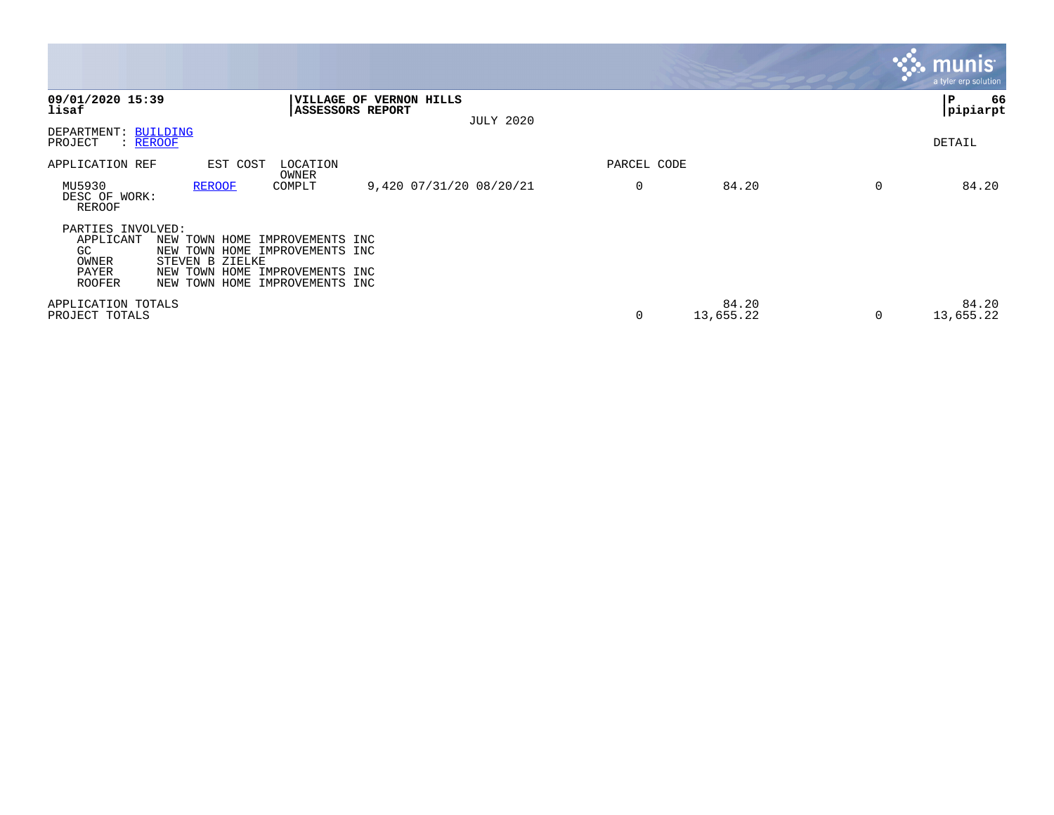**09/01/2020 15:39** | **VILLAGE OF VERNON HILLS** | **P 66**
**lisaf** | **ASSESSORS REPORT** | **pipiarpt**

JULY 2020

DEPARTMENT: BUILDING
PROJECT : REROOF

DETAIL

| APPLICATION REF | EST COST | LOCATION / OWNER | | PARCEL CODE | | | |
|---|---|---|---|---|---|---|---|
| MU5930 | REROOF | COMPLT | 9,420 07/31/20 08/20/21 | 0 | 84.20 | 0 | 84.20 |

DESC OF WORK:
REROOF

PARTIES INVOLVED:

| | |
|---|---|
| APPLICANT | NEW TOWN HOME IMPROVEMENTS INC |
| GC | NEW TOWN HOME IMPROVEMENTS INC |
| OWNER | STEVEN B ZIELKE |
| PAYER | NEW TOWN HOME IMPROVEMENTS INC |
| ROOFER | NEW TOWN HOME IMPROVEMENTS INC |

| | | | | |
|---|---|---|---|---|
| APPLICATION TOTALS | | 84.20 | | 84.20 |
| PROJECT TOTALS | 0 | 13,655.22 | 0 | 13,655.22 |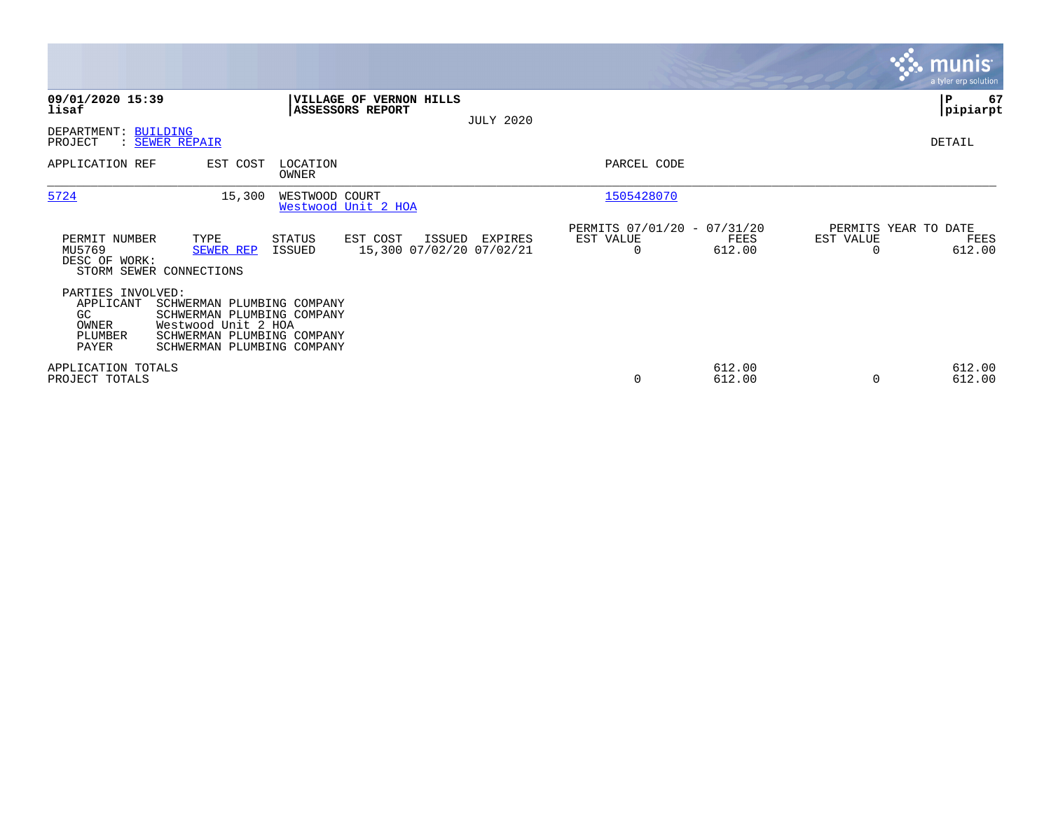**09/01/2020 15:39**
**lisaf**

**VILLAGE OF VERNON HILLS**
**ASSESSORS REPORT**

JULY 2020

**P 67**
**pipiarpt**

DEPARTMENT: BUILDING
PROJECT : SEWER REPAIR

DETAIL

| APPLICATION REF | EST COST | LOCATION / OWNER | PARCEL CODE |
|---|---|---|---|
| 5724 | 15,300 | WESTWOOD COURT / Westwood Unit 2 HOA | 1505428070 |

| PERMIT NUMBER | TYPE | STATUS | EST COST | ISSUED | EXPIRES | PERMITS 07/01/20 - 07/31/20 EST VALUE | FEES | PERMITS YEAR TO DATE EST VALUE | FEES |
|---|---|---|---|---|---|---|---|---|---|
| MU5769 | SEWER REP | ISSUED | 15,300 | 07/02/20 | 07/02/21 | 0 | 612.00 | 0 | 612.00 |

DESC OF WORK:
STORM SEWER CONNECTIONS

PARTIES INVOLVED:

| | |
|---|---|
| APPLICANT | SCHWERMAN PLUMBING COMPANY |
| GC | SCHWERMAN PLUMBING COMPANY |
| OWNER | Westwood Unit 2 HOA |
| PLUMBER | SCHWERMAN PLUMBING COMPANY |
| PAYER | SCHWERMAN PLUMBING COMPANY |

| | EST VALUE | FEES | EST VALUE | FEES |
|---|---|---|---|---|
| APPLICATION TOTALS | | 612.00 | | 612.00 |
| PROJECT TOTALS | 0 | 612.00 | 0 | 612.00 |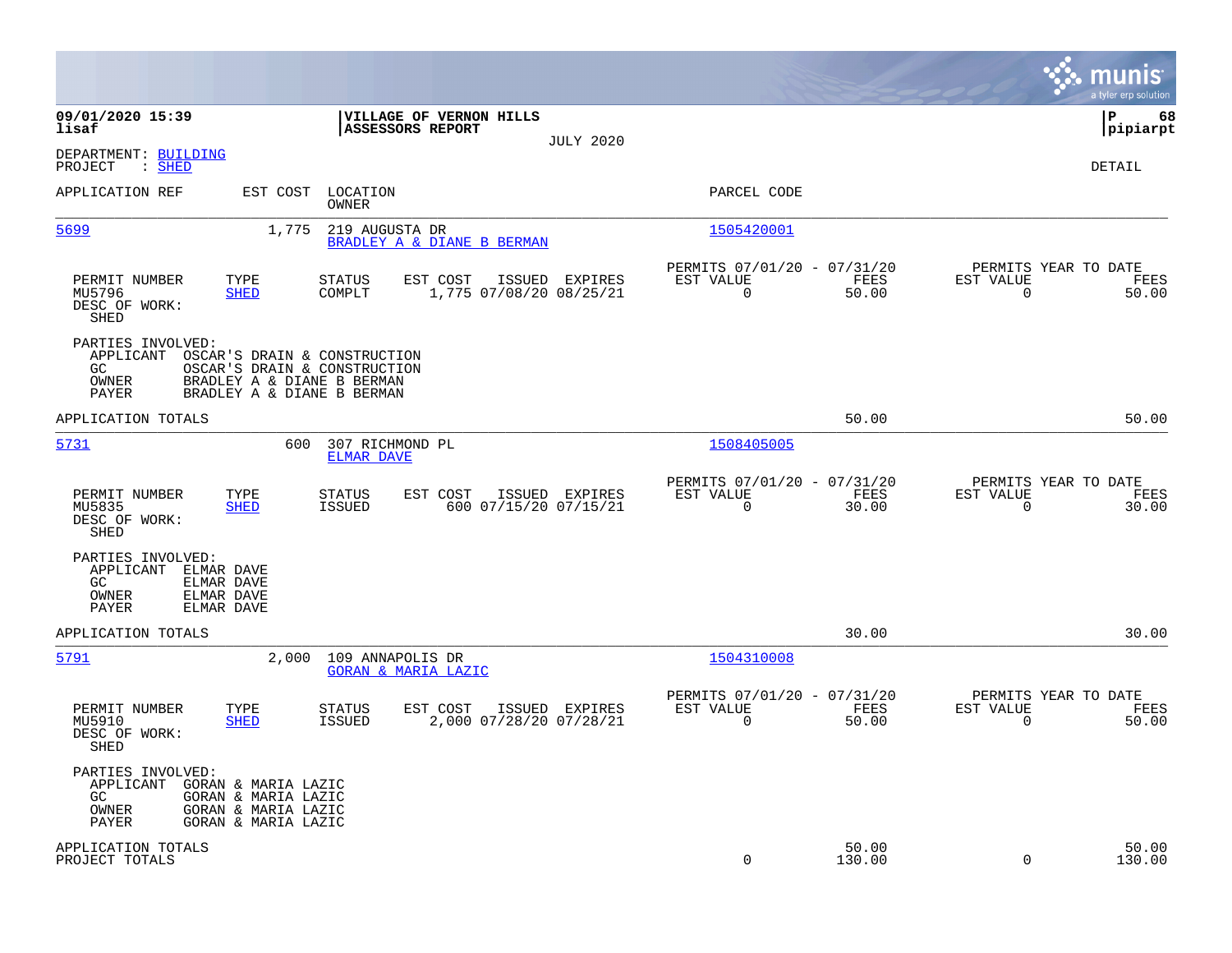**09/01/2020 15:39**
**lisaf**

**VILLAGE OF VERNON HILLS**
**ASSESSORS REPORT**
JULY 2020

**P 68**
**pipiarpt**

DEPARTMENT: BUILDING
PROJECT : SHED

DETAIL

| APPLICATION REF | EST COST | LOCATION / OWNER | PARCEL CODE |
|---|---|---|---|
| 5699 | 1,775 | 219 AUGUSTA DR / BRADLEY A & DIANE B BERMAN | 1505420001 |

| PERMIT NUMBER | TYPE | STATUS | EST COST | ISSUED | EXPIRES | PERMITS 07/01/20 - 07/31/20 EST VALUE | FEES | PERMITS YEAR TO DATE EST VALUE | FEES |
|---|---|---|---|---|---|---|---|---|---|
| MU5796 | SHED | COMPLT | 1,775 | 07/08/20 | 08/25/21 | 0 | 50.00 | 0 | 50.00 |

DESC OF WORK:
SHED

PARTIES INVOLVED:
- APPLICANT OSCAR'S DRAIN & CONSTRUCTION
- GC OSCAR'S DRAIN & CONSTRUCTION
- OWNER BRADLEY A & DIANE B BERMAN
- PAYER BRADLEY A & DIANE B BERMAN

APPLICATION TOTALS: 50.00 | 50.00

| APPLICATION REF | EST COST | LOCATION / OWNER | PARCEL CODE |
|---|---|---|---|
| 5731 | 600 | 307 RICHMOND PL / ELMAR DAVE | 1508405005 |

| PERMIT NUMBER | TYPE | STATUS | EST COST | ISSUED | EXPIRES | PERMITS 07/01/20 - 07/31/20 EST VALUE | FEES | PERMITS YEAR TO DATE EST VALUE | FEES |
|---|---|---|---|---|---|---|---|---|---|
| MU5835 | SHED | ISSUED | 600 | 07/15/20 | 07/15/21 | 0 | 30.00 | 0 | 30.00 |

DESC OF WORK:
SHED

PARTIES INVOLVED:
- APPLICANT ELMAR DAVE
- GC ELMAR DAVE
- OWNER ELMAR DAVE
- PAYER ELMAR DAVE

APPLICATION TOTALS: 30.00 | 30.00

| APPLICATION REF | EST COST | LOCATION / OWNER | PARCEL CODE |
|---|---|---|---|
| 5791 | 2,000 | 109 ANNAPOLIS DR / GORAN & MARIA LAZIC | 1504310008 |

| PERMIT NUMBER | TYPE | STATUS | EST COST | ISSUED | EXPIRES | PERMITS 07/01/20 - 07/31/20 EST VALUE | FEES | PERMITS YEAR TO DATE EST VALUE | FEES |
|---|---|---|---|---|---|---|---|---|---|
| MU5910 | SHED | ISSUED | 2,000 | 07/28/20 | 07/28/21 | 0 | 50.00 | 0 | 50.00 |

DESC OF WORK:
SHED

PARTIES INVOLVED:
- APPLICANT GORAN & MARIA LAZIC
- GC GORAN & MARIA LAZIC
- OWNER GORAN & MARIA LAZIC
- PAYER GORAN & MARIA LAZIC

| | PERMITS EST VALUE | FEES | YTD EST VALUE | FEES |
|---|---|---|---|---|
| APPLICATION TOTALS | | 50.00 | | 50.00 |
| PROJECT TOTALS | 0 | 130.00 | 0 | 130.00 |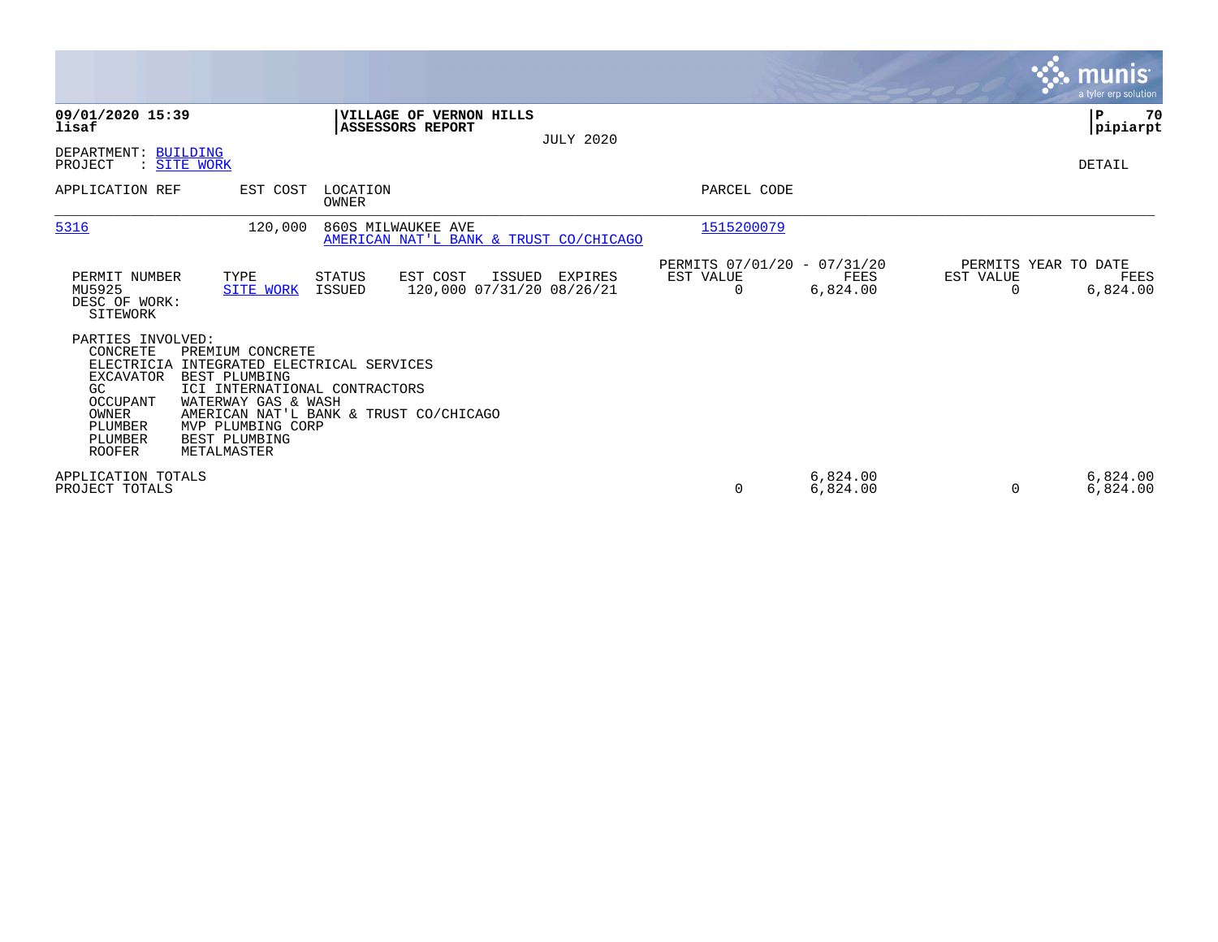**09/01/2020 15:39**
**lisaf**

**VILLAGE OF VERNON HILLS**
**ASSESSORS REPORT**

JULY 2020

**P 70**
**pipiarpt**

DEPARTMENT: BUILDING
PROJECT : SITE WORK

DETAIL

| APPLICATION REF | EST COST | LOCATION / OWNER | PARCEL CODE |
|---|---|---|---|
| 5316 | 120,000 | 860S MILWAUKEE AVE<br>AMERICAN NAT'L BANK & TRUST CO/CHICAGO | 1515200079 |

| PERMIT NUMBER | TYPE | STATUS | EST COST | ISSUED | EXPIRES | PERMITS 07/01/20 - 07/31/20 EST VALUE | FEES | PERMITS YEAR TO DATE EST VALUE | FEES |
|---|---|---|---|---|---|---|---|---|---|
| MU5925 | SITE WORK | ISSUED | 120,000 | 07/31/20 | 08/26/21 | 0 | 6,824.00 | 0 | 6,824.00 |

DESC OF WORK:
SITEWORK

PARTIES INVOLVED:

| Role | Party |
|---|---|
| CONCRETE | PREMIUM CONCRETE |
| ELECTRICIA | INTEGRATED ELECTRICAL SERVICES |
| EXCAVATOR | BEST PLUMBING |
| GC | ICI INTERNATIONAL CONTRACTORS |
| OCCUPANT | WATERWAY GAS & WASH |
| OWNER | AMERICAN NAT'L BANK & TRUST CO/CHICAGO |
| PLUMBER | MVP PLUMBING CORP |
| PLUMBER | BEST PLUMBING |
| ROOFER | METALMASTER |

| | EST VALUE | FEES | YTD EST VALUE | YTD FEES |
|---|---|---|---|---|
| APPLICATION TOTALS | | 6,824.00 | | 6,824.00 |
| PROJECT TOTALS | 0 | 6,824.00 | 0 | 6,824.00 |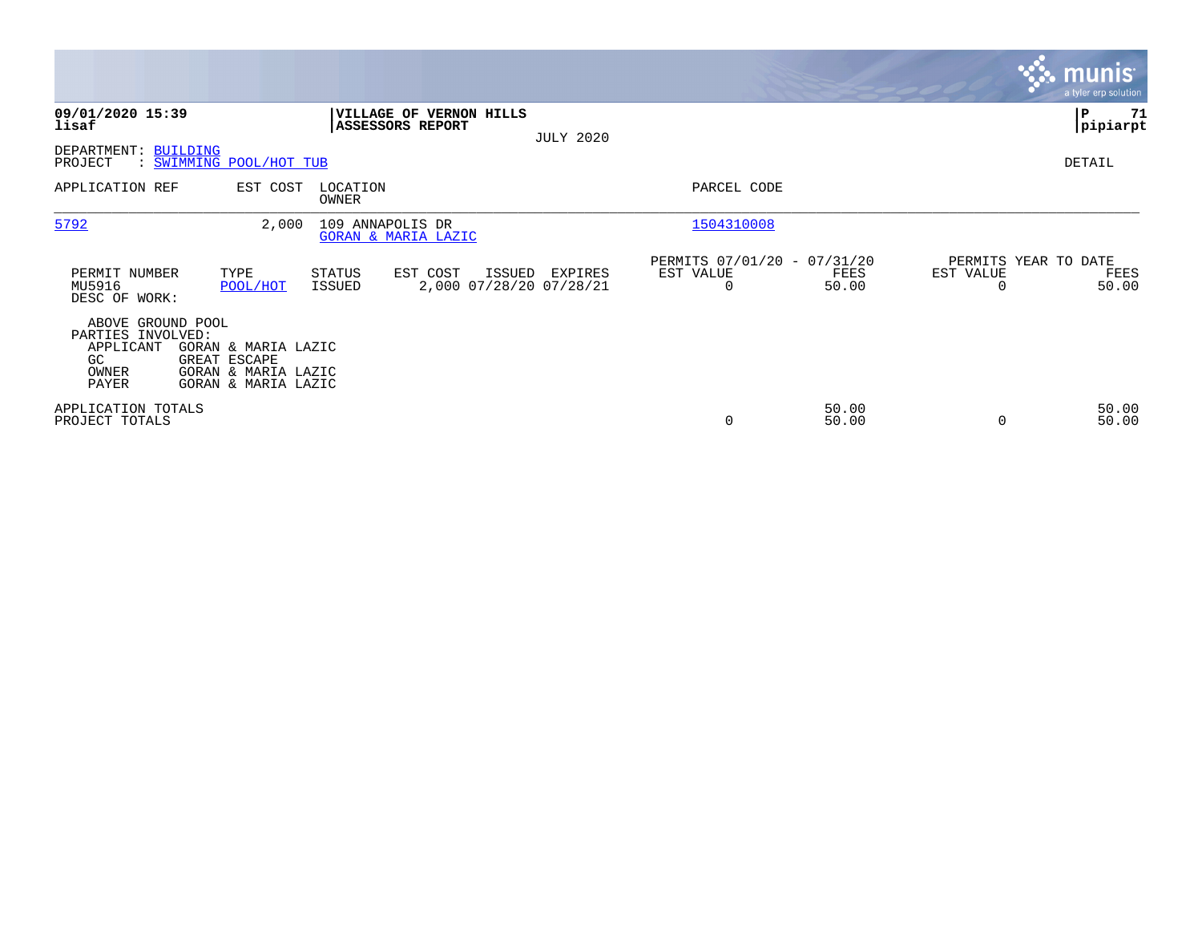**09/01/2020 15:39**
**lisaf**

**VILLAGE OF VERNON HILLS**
**ASSESSORS REPORT**
JULY 2020

**P 71**
**pipiarpt**

DEPARTMENT: BUILDING
PROJECT : SWIMMING POOL/HOT TUB

DETAIL

| APPLICATION REF | EST COST | LOCATION / OWNER | PARCEL CODE |
|---|---|---|---|
| 5792 | 2,000 | 109 ANNAPOLIS DR / GORAN & MARIA LAZIC | 1504310008 |

| PERMIT NUMBER | TYPE | STATUS | EST COST | ISSUED | EXPIRES | PERMITS 07/01/20 - 07/31/20 EST VALUE | FEES | PERMITS YEAR TO DATE EST VALUE | FEES |
|---|---|---|---|---|---|---|---|---|---|
| MU5916 | POOL/HOT | ISSUED | 2,000 | 07/28/20 | 07/28/21 | 0 | 50.00 | 0 | 50.00 |

DESC OF WORK:

ABOVE GROUND POOL

PARTIES INVOLVED:

| | |
|---|---|
| APPLICANT | GORAN & MARIA LAZIC |
| GC | GREAT ESCAPE |
| OWNER | GORAN & MARIA LAZIC |
| PAYER | GORAN & MARIA LAZIC |

| | EST VALUE | FEES | EST VALUE | FEES |
|---|---|---|---|---|
| APPLICATION TOTALS | | 50.00 | | 50.00 |
| PROJECT TOTALS | 0 | 50.00 | 0 | 50.00 |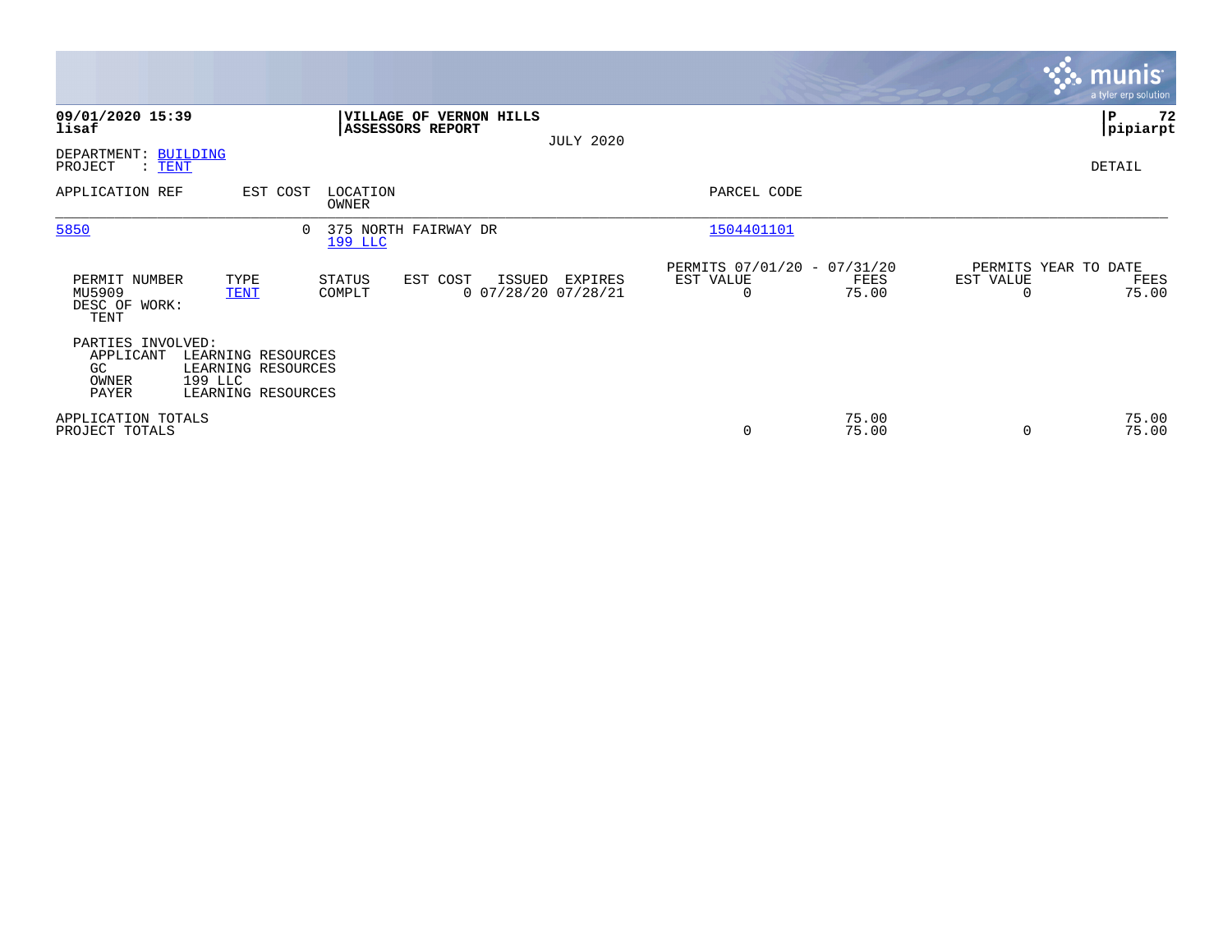**09/01/2020 15:39**
**lisaf**

**VILLAGE OF VERNON HILLS**
**ASSESSORS REPORT**

JULY 2020

**P 72**
**pipiarpt**

DEPARTMENT: BUILDING
PROJECT : TENT

DETAIL

| APPLICATION REF | EST COST | LOCATION / OWNER | PARCEL CODE |
|---|---|---|---|
| 5850 | 0 | 375 NORTH FAIRWAY DR / 199 LLC | 1504401101 |

| PERMIT NUMBER | TYPE | STATUS | EST COST | ISSUED | EXPIRES | PERMITS 07/01/20 - 07/31/20 EST VALUE | FEES | PERMITS YEAR TO DATE EST VALUE | FEES |
|---|---|---|---|---|---|---|---|---|---|
| MU5909 | TENT | COMPLT | 0 | 07/28/20 | 07/28/21 | 0 | 75.00 | 0 | 75.00 |

DESC OF WORK:
TENT

PARTIES INVOLVED:

| Role | Name |
|---|---|
| APPLICANT | LEARNING RESOURCES |
| GC | LEARNING RESOURCES |
| OWNER | 199 LLC |
| PAYER | LEARNING RESOURCES |

| | EST VALUE | FEES | EST VALUE | FEES |
|---|---|---|---|---|
| APPLICATION TOTALS | | 75.00 | | 75.00 |
| PROJECT TOTALS | 0 | 75.00 | 0 | 75.00 |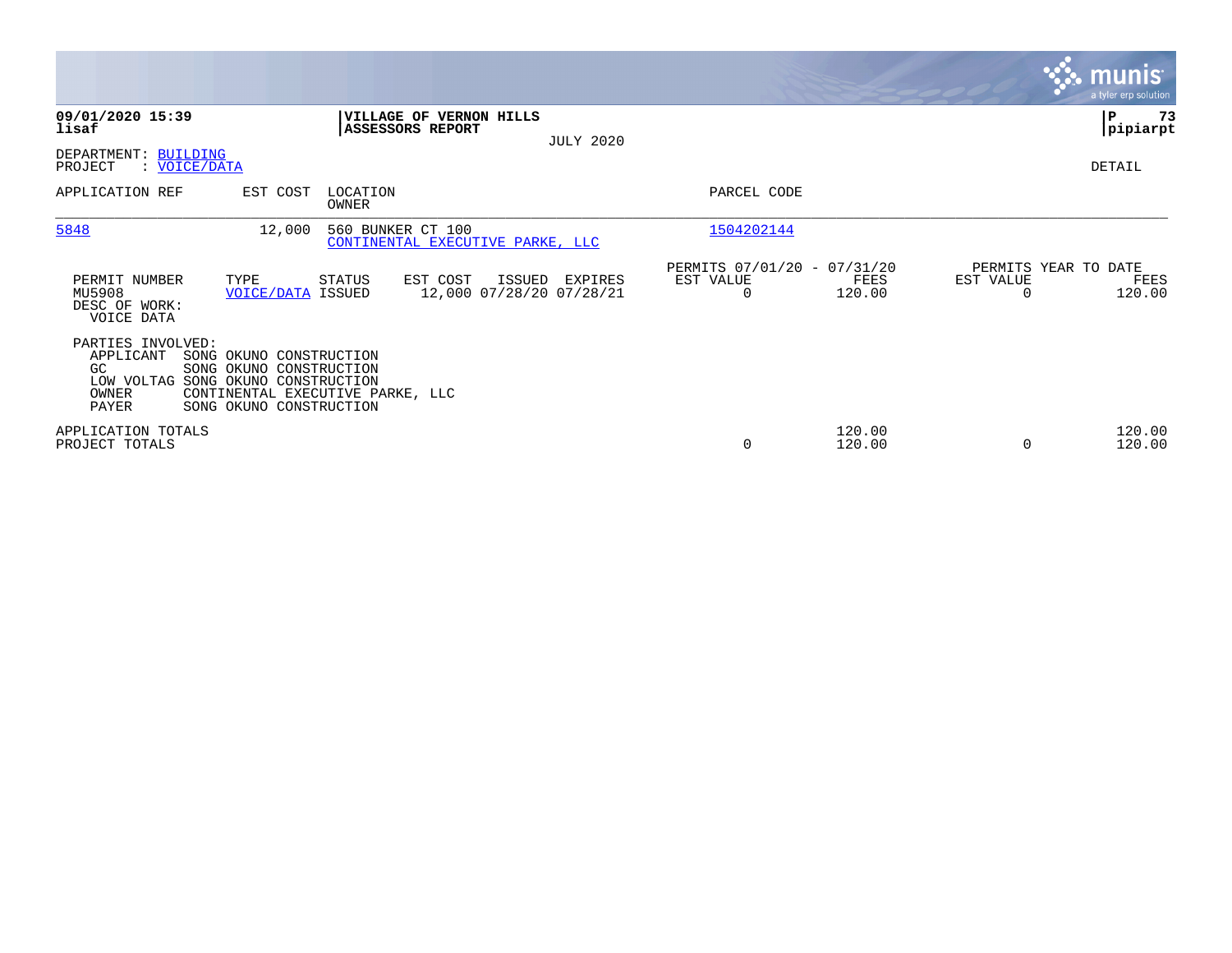**09/01/2020 15:39**
**lisaf**

**VILLAGE OF VERNON HILLS**
**ASSESSORS REPORT**
JULY 2020

**P 73**
**pipiarpt**

DEPARTMENT: BUILDING
PROJECT : VOICE/DATA

DETAIL

| APPLICATION REF | EST COST | LOCATION / OWNER | PARCEL CODE |
|---|---|---|---|
| 5848 | 12,000 | 560 BUNKER CT 100 / CONTINENTAL EXECUTIVE PARKE, LLC | 1504202144 |

| PERMIT NUMBER | TYPE | STATUS | EST COST | ISSUED | EXPIRES | PERMITS 07/01/20 - 07/31/20 EST VALUE | FEES | PERMITS YEAR TO DATE EST VALUE | FEES |
|---|---|---|---|---|---|---|---|---|---|
| MU5908 | VOICE/DATA | ISSUED | 12,000 | 07/28/20 | 07/28/21 | 0 | 120.00 | 0 | 120.00 |

DESC OF WORK:
VOICE DATA

PARTIES INVOLVED:
APPLICANT SONG OKUNO CONSTRUCTION
GC SONG OKUNO CONSTRUCTION
LOW VOLTAG SONG OKUNO CONSTRUCTION
OWNER CONTINENTAL EXECUTIVE PARKE, LLC
PAYER SONG OKUNO CONSTRUCTION

| | EST VALUE | FEES | YTD EST VALUE | YTD FEES |
|---|---|---|---|---|
| APPLICATION TOTALS | | 120.00 | | 120.00 |
| PROJECT TOTALS | 0 | 120.00 | 0 | 120.00 |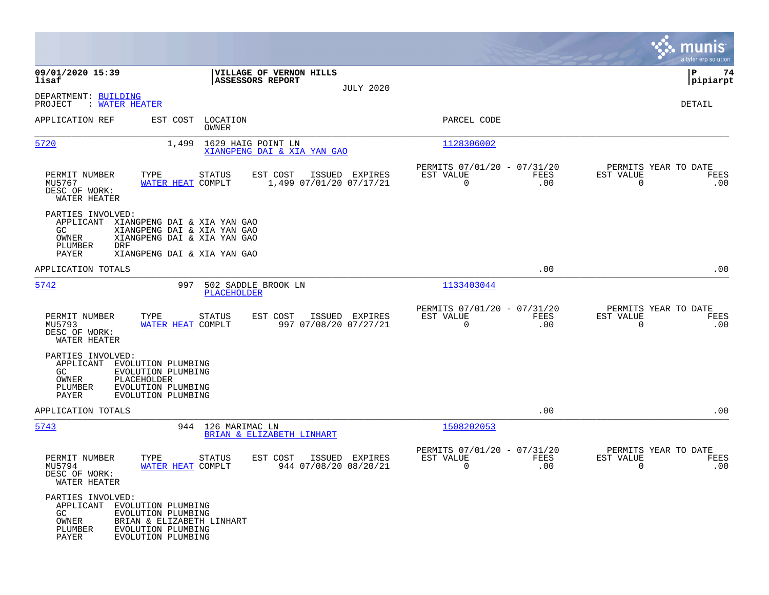**09/01/2020 15:39**
**lisaf**

**VILLAGE OF VERNON HILLS**
**ASSESSORS REPORT**
JULY 2020

**pipiarpt**

DEPARTMENT: BUILDING
PROJECT : WATER HEATER

DETAIL

| APPLICATION REF | EST COST | LOCATION / OWNER | PARCEL CODE |
|---|---|---|---|
| 5720 | 1,499 | 1629 HAIG POINT LN / XIANGPENG DAI & XIA YAN GAO | 1128306002 |

| PERMIT NUMBER | TYPE | STATUS | EST COST | ISSUED | EXPIRES | PERMITS 07/01/20 - 07/31/20 EST VALUE | FEES | PERMITS YEAR TO DATE EST VALUE | FEES |
|---|---|---|---|---|---|---|---|---|---|
| MU5767 | WATER HEAT | COMPLT | 1,499 | 07/01/20 | 07/17/21 | 0 | .00 | 0 | .00 |

DESC OF WORK:
WATER HEATER

PARTIES INVOLVED:
- APPLICANT XIANGPENG DAI & XIA YAN GAO
- GC XIANGPENG DAI & XIA YAN GAO
- OWNER XIANGPENG DAI & XIA YAN GAO
- PLUMBER DRF
- PAYER XIANGPENG DAI & XIA YAN GAO

APPLICATION TOTALS .00 .00

| APPLICATION REF | EST COST | LOCATION / OWNER | PARCEL CODE |
|---|---|---|---|
| 5742 | 997 | 502 SADDLE BROOK LN / PLACEHOLDER | 1133403044 |

| PERMIT NUMBER | TYPE | STATUS | EST COST | ISSUED | EXPIRES | PERMITS 07/01/20 - 07/31/20 EST VALUE | FEES | PERMITS YEAR TO DATE EST VALUE | FEES |
|---|---|---|---|---|---|---|---|---|---|
| MU5793 | WATER HEAT | COMPLT | 997 | 07/08/20 | 07/27/21 | 0 | .00 | 0 | .00 |

DESC OF WORK:
WATER HEATER

PARTIES INVOLVED:
- APPLICANT EVOLUTION PLUMBING
- GC EVOLUTION PLUMBING
- OWNER PLACEHOLDER
- PLUMBER EVOLUTION PLUMBING
- PAYER EVOLUTION PLUMBING

APPLICATION TOTALS .00 .00

| APPLICATION REF | EST COST | LOCATION / OWNER | PARCEL CODE |
|---|---|---|---|
| 5743 | 944 | 126 MARIMAC LN / BRIAN & ELIZABETH LINHART | 1508202053 |

| PERMIT NUMBER | TYPE | STATUS | EST COST | ISSUED | EXPIRES | PERMITS 07/01/20 - 07/31/20 EST VALUE | FEES | PERMITS YEAR TO DATE EST VALUE | FEES |
|---|---|---|---|---|---|---|---|---|---|
| MU5794 | WATER HEAT | COMPLT | 944 | 07/08/20 | 08/20/21 | 0 | .00 | 0 | .00 |

DESC OF WORK:
WATER HEATER

PARTIES INVOLVED:
- APPLICANT EVOLUTION PLUMBING
- GC EVOLUTION PLUMBING
- OWNER BRIAN & ELIZABETH LINHART
- PLUMBER EVOLUTION PLUMBING
- PAYER EVOLUTION PLUMBING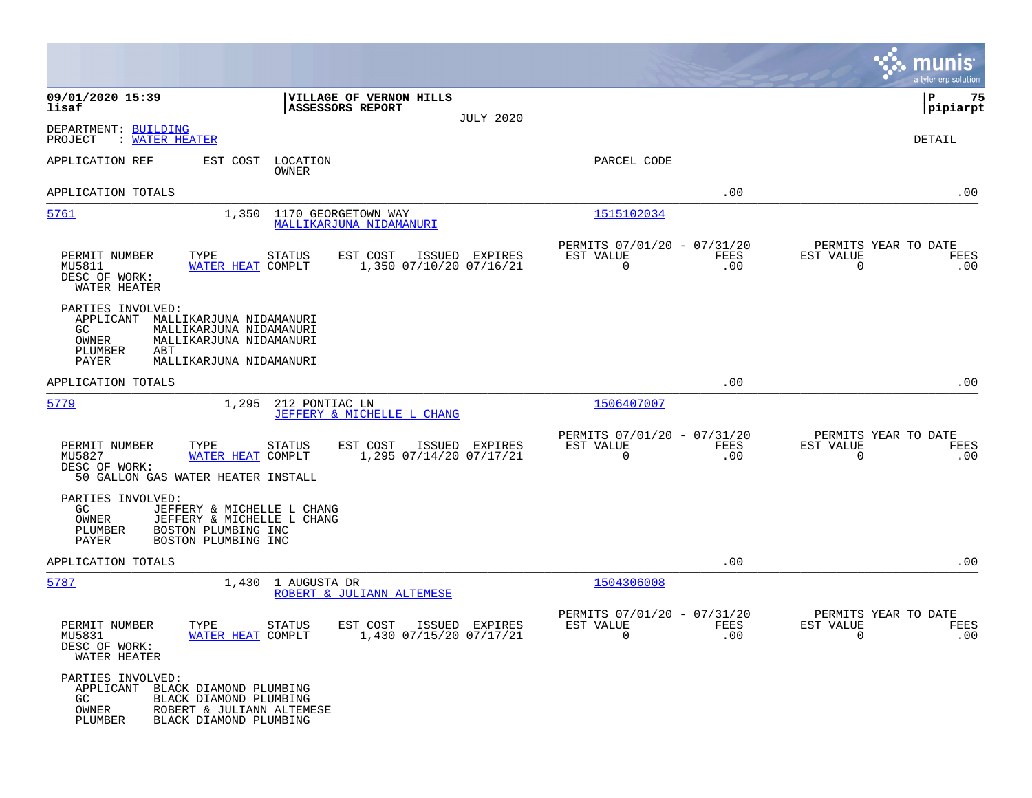**09/01/2020 15:39**
**lisaf**

**VILLAGE OF VERNON HILLS**
**ASSESSORS REPORT**
JULY 2020

DEPARTMENT: BUILDING
PROJECT : WATER HEATER

DETAIL

| APPLICATION REF | EST COST | LOCATION / OWNER | PARCEL CODE | | |
|---|---|---|---|---|---|
| APPLICATION TOTALS | | | | .00 | .00 |
| 5761 | 1,350 | 1170 GEORGETOWN WAY / MALLIKARJUNA NIDAMANURI | 1515102034 | | |

| PERMIT NUMBER | TYPE | STATUS | EST COST | ISSUED | EXPIRES | PERMITS 07/01/20 - 07/31/20 EST VALUE | FEES | PERMITS YEAR TO DATE EST VALUE | FEES |
|---|---|---|---|---|---|---|---|---|---|
| MU5811 | WATER HEAT | COMPLT | 1,350 | 07/10/20 | 07/16/21 | 0 | .00 | 0 | .00 |

DESC OF WORK:
WATER HEATER

PARTIES INVOLVED:
- APPLICANT MALLIKARJUNA NIDAMANURI
- GC MALLIKARJUNA NIDAMANURI
- OWNER MALLIKARJUNA NIDAMANURI
- PLUMBER ABT
- PAYER MALLIKARJUNA NIDAMANURI

| APPLICATION REF | EST COST | LOCATION / OWNER | PARCEL CODE | | |
|---|---|---|---|---|---|
| APPLICATION TOTALS | | | | .00 | .00 |
| 5779 | 1,295 | 212 PONTIAC LN / JEFFERY & MICHELLE L CHANG | 1506407007 | | |

| PERMIT NUMBER | TYPE | STATUS | EST COST | ISSUED | EXPIRES | PERMITS 07/01/20 - 07/31/20 EST VALUE | FEES | PERMITS YEAR TO DATE EST VALUE | FEES |
|---|---|---|---|---|---|---|---|---|---|
| MU5827 | WATER HEAT | COMPLT | 1,295 | 07/14/20 | 07/17/21 | 0 | .00 | 0 | .00 |

DESC OF WORK:
50 GALLON GAS WATER HEATER INSTALL

PARTIES INVOLVED:
- GC JEFFERY & MICHELLE L CHANG
- OWNER JEFFERY & MICHELLE L CHANG
- PLUMBER BOSTON PLUMBING INC
- PAYER BOSTON PLUMBING INC

| APPLICATION REF | EST COST | LOCATION / OWNER | PARCEL CODE | | |
|---|---|---|---|---|---|
| APPLICATION TOTALS | | | | .00 | .00 |
| 5787 | 1,430 | 1 AUGUSTA DR / ROBERT & JULIANN ALTEMESE | 1504306008 | | |

| PERMIT NUMBER | TYPE | STATUS | EST COST | ISSUED | EXPIRES | PERMITS 07/01/20 - 07/31/20 EST VALUE | FEES | PERMITS YEAR TO DATE EST VALUE | FEES |
|---|---|---|---|---|---|---|---|---|---|
| MU5831 | WATER HEAT | COMPLT | 1,430 | 07/15/20 | 07/17/21 | 0 | .00 | 0 | .00 |

DESC OF WORK:
WATER HEATER

PARTIES INVOLVED:
- APPLICANT BLACK DIAMOND PLUMBING
- GC BLACK DIAMOND PLUMBING
- OWNER ROBERT & JULIANN ALTEMESE
- PLUMBER BLACK DIAMOND PLUMBING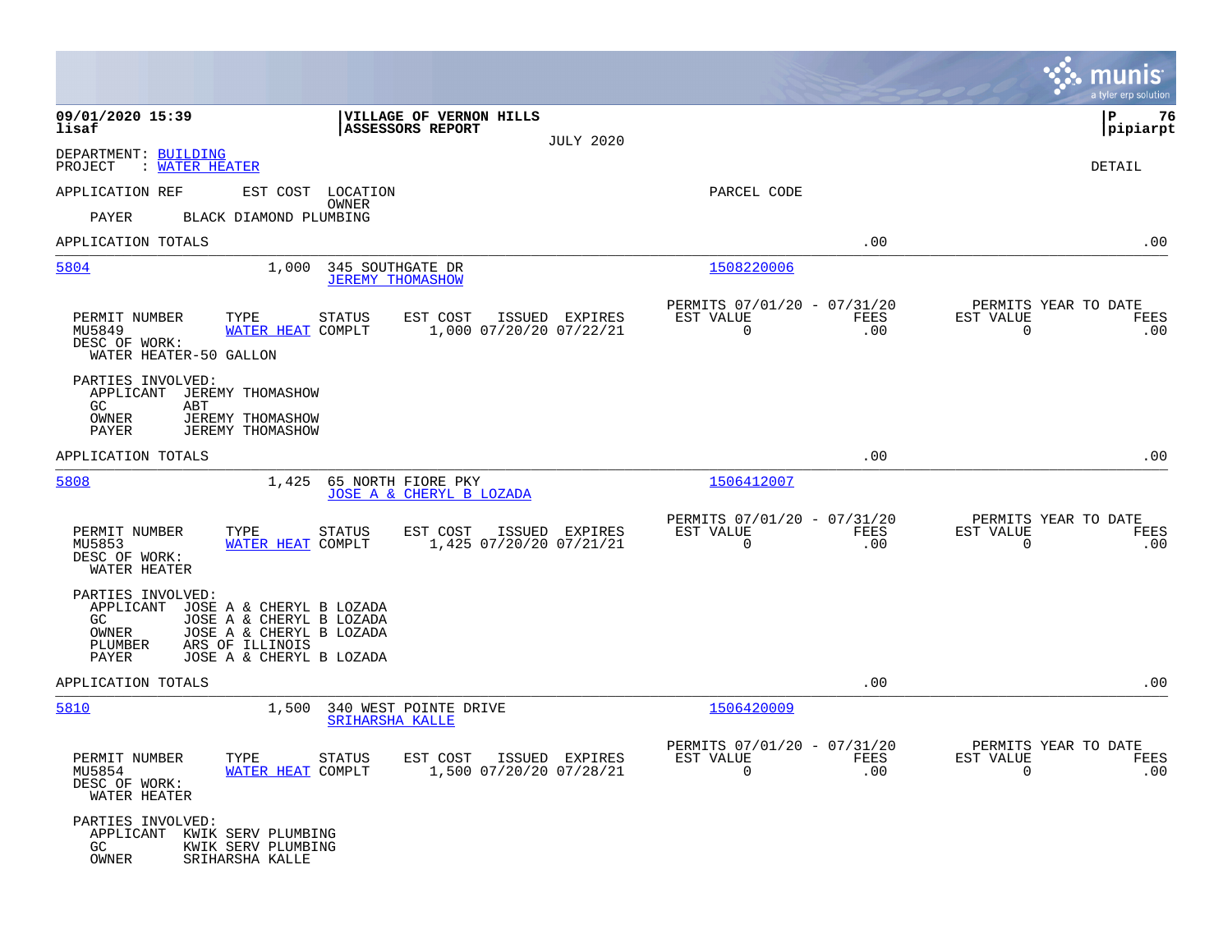**09/01/2020 15:39**
**lisaf**

**VILLAGE OF VERNON HILLS**
**ASSESSORS REPORT**

JULY 2020

**pipiarpt**

DEPARTMENT: BUILDING
PROJECT : WATER HEATER

DETAIL

APPLICATION REF | EST COST | LOCATION / OWNER | PARCEL CODE

PAYER BLACK DIAMOND PLUMBING

APPLICATION TOTALS .00 .00

---

**5804** | 1,000 | 345 SOUTHGATE DR | 1508220006
JEREMY THOMASHOW

| PERMIT NUMBER | TYPE | STATUS | EST COST | ISSUED | EXPIRES | PERMITS 07/01/20 - 07/31/20 EST VALUE | FEES | PERMITS YEAR TO DATE EST VALUE | FEES |
|---|---|---|---|---|---|---|---|---|---|
| MU5849 | WATER HEAT | COMPLT | 1,000 | 07/20/20 | 07/22/21 | 0 | .00 | 0 | .00 |

DESC OF WORK:
WATER HEATER-50 GALLON

PARTIES INVOLVED:
- APPLICANT JEREMY THOMASHOW
- GC ABT
- OWNER JEREMY THOMASHOW
- PAYER JEREMY THOMASHOW

APPLICATION TOTALS .00 .00

---

**5808** | 1,425 | 65 NORTH FIORE PKY | 1506412007
JOSE A & CHERYL B LOZADA

| PERMIT NUMBER | TYPE | STATUS | EST COST | ISSUED | EXPIRES | PERMITS 07/01/20 - 07/31/20 EST VALUE | FEES | PERMITS YEAR TO DATE EST VALUE | FEES |
|---|---|---|---|---|---|---|---|---|---|
| MU5853 | WATER HEAT | COMPLT | 1,425 | 07/20/20 | 07/21/21 | 0 | .00 | 0 | .00 |

DESC OF WORK:
WATER HEATER

PARTIES INVOLVED:
- APPLICANT JOSE A & CHERYL B LOZADA
- GC JOSE A & CHERYL B LOZADA
- OWNER JOSE A & CHERYL B LOZADA
- PLUMBER ARS OF ILLINOIS
- PAYER JOSE A & CHERYL B LOZADA

APPLICATION TOTALS .00 .00

---

**5810** | 1,500 | 340 WEST POINTE DRIVE | 1506420009
SRIHARSHA KALLE

| PERMIT NUMBER | TYPE | STATUS | EST COST | ISSUED | EXPIRES | PERMITS 07/01/20 - 07/31/20 EST VALUE | FEES | PERMITS YEAR TO DATE EST VALUE | FEES |
|---|---|---|---|---|---|---|---|---|---|
| MU5854 | WATER HEAT | COMPLT | 1,500 | 07/20/20 | 07/28/21 | 0 | .00 | 0 | .00 |

DESC OF WORK:
WATER HEATER

PARTIES INVOLVED:
- APPLICANT KWIK SERV PLUMBING
- GC KWIK SERV PLUMBING
- OWNER SRIHARSHA KALLE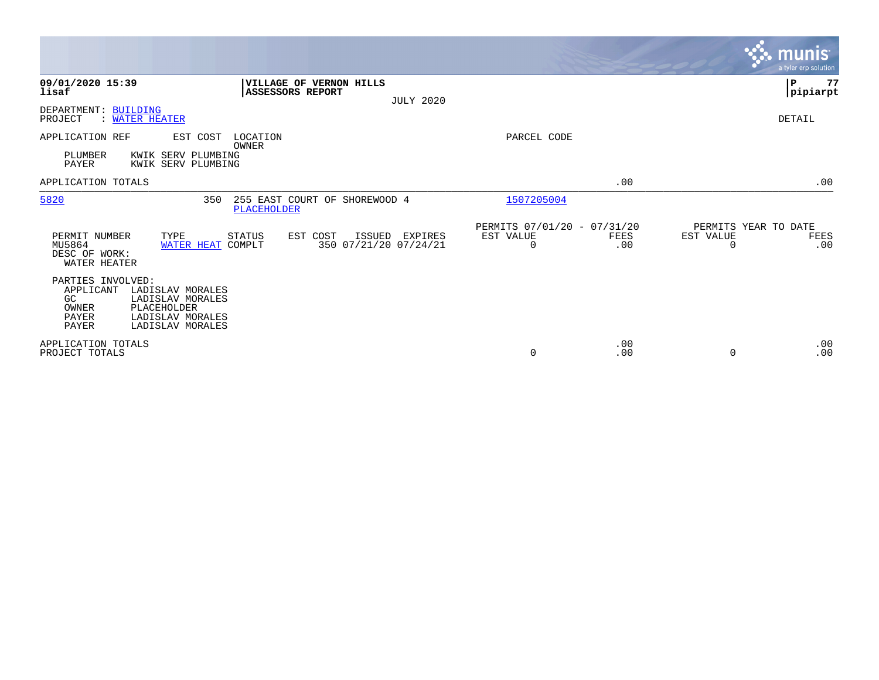**09/01/2020 15:39**
**lisaf**

**VILLAGE OF VERNON HILLS**
**ASSESSORS REPORT**

JULY 2020

**P 77**
**pipiarpt**

DEPARTMENT: BUILDING
PROJECT : WATER HEATER

DETAIL

| APPLICATION REF | EST COST | LOCATION / OWNER | PARCEL CODE | | |
|---|---|---|---|---|---|
| PLUMBER | KWIK SERV PLUMBING | | | | |
| PAYER | KWIK SERV PLUMBING | | | | |
| APPLICATION TOTALS | | | | .00 | .00 |
| 5820 | 350 | 255 EAST COURT OF SHOREWOOD 4 / PLACEHOLDER | 1507205004 | | |

| PERMIT NUMBER | TYPE | STATUS | EST COST | ISSUED | EXPIRES | PERMITS 07/01/20 - 07/31/20 EST VALUE | FEES | PERMITS YEAR TO DATE EST VALUE | FEES |
|---|---|---|---|---|---|---|---|---|---|
| MU5864 | WATER HEAT | COMPLT | 350 | 07/21/20 | 07/24/21 | 0 | .00 | 0 | .00 |

DESC OF WORK:
WATER HEATER

PARTIES INVOLVED:

| Role | Name |
|---|---|
| APPLICANT | LADISLAV MORALES |
| GC | LADISLAV MORALES |
| OWNER | PLACEHOLDER |
| PAYER | LADISLAV MORALES |
| PAYER | LADISLAV MORALES |

| | EST VALUE | FEES | EST VALUE | FEES |
|---|---|---|---|---|
| APPLICATION TOTALS | | .00 | | .00 |
| PROJECT TOTALS | 0 | .00 | 0 | .00 |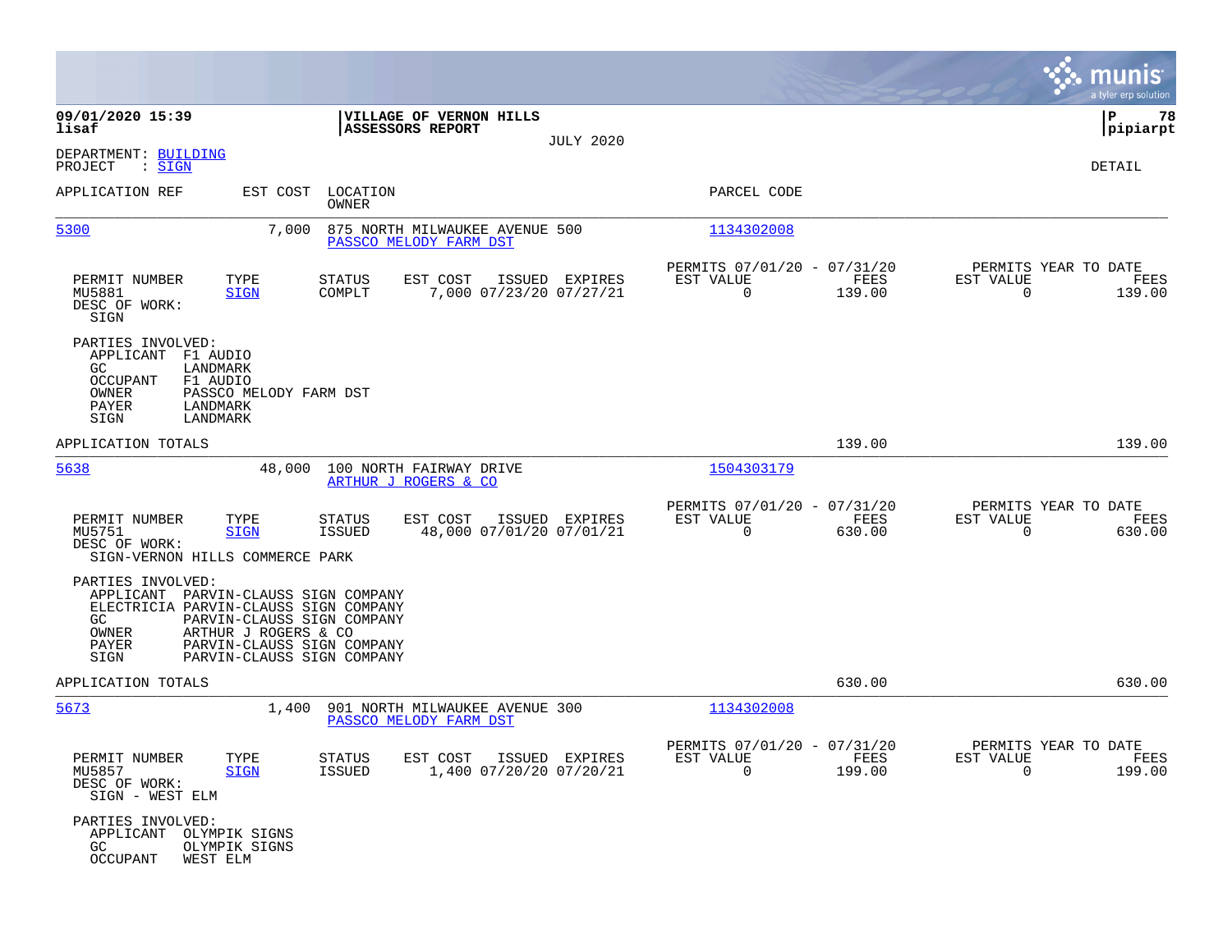**09/01/2020 15:39** | **VILLAGE OF VERNON HILLS** | **P 78**
**lisaf** | **ASSESSORS REPORT** | **pipiarpt**

JULY 2020

DEPARTMENT: BUILDING
PROJECT : SIGN

DETAIL

| APPLICATION REF | EST COST | LOCATION / OWNER | PARCEL CODE |
|---|---|---|---|
| 5300 | 7,000 | 875 NORTH MILWAUKEE AVENUE 500 / PASSCO MELODY FARM DST | 1134302008 |

| PERMIT NUMBER | TYPE | STATUS | EST COST | ISSUED | EXPIRES | PERMITS 07/01/20 - 07/31/20 EST VALUE | FEES | PERMITS YEAR TO DATE EST VALUE | FEES |
|---|---|---|---|---|---|---|---|---|---|
| MU5881 | SIGN | COMPLT | 7,000 | 07/23/20 | 07/27/21 | 0 | 139.00 | 0 | 139.00 |

DESC OF WORK:
SIGN

PARTIES INVOLVED:
- APPLICANT F1 AUDIO
- GC LANDMARK
- OCCUPANT F1 AUDIO
- OWNER PASSCO MELODY FARM DST
- PAYER LANDMARK
- SIGN LANDMARK

APPLICATION TOTALS 139.00 139.00

| APPLICATION REF | EST COST | LOCATION / OWNER | PARCEL CODE |
|---|---|---|---|
| 5638 | 48,000 | 100 NORTH FAIRWAY DRIVE / ARTHUR J ROGERS & CO | 1504303179 |

| PERMIT NUMBER | TYPE | STATUS | EST COST | ISSUED | EXPIRES | PERMITS 07/01/20 - 07/31/20 EST VALUE | FEES | PERMITS YEAR TO DATE EST VALUE | FEES |
|---|---|---|---|---|---|---|---|---|---|
| MU5751 | SIGN | ISSUED | 48,000 | 07/01/20 | 07/01/21 | 0 | 630.00 | 0 | 630.00 |

DESC OF WORK:
SIGN-VERNON HILLS COMMERCE PARK

PARTIES INVOLVED:
- APPLICANT PARVIN-CLAUSS SIGN COMPANY
- ELECTRICIA PARVIN-CLAUSS SIGN COMPANY
- GC PARVIN-CLAUSS SIGN COMPANY
- OWNER ARTHUR J ROGERS & CO
- PAYER PARVIN-CLAUSS SIGN COMPANY
- SIGN PARVIN-CLAUSS SIGN COMPANY

APPLICATION TOTALS 630.00 630.00

| APPLICATION REF | EST COST | LOCATION / OWNER | PARCEL CODE |
|---|---|---|---|
| 5673 | 1,400 | 901 NORTH MILWAUKEE AVENUE 300 / PASSCO MELODY FARM DST | 1134302008 |

| PERMIT NUMBER | TYPE | STATUS | EST COST | ISSUED | EXPIRES | PERMITS 07/01/20 - 07/31/20 EST VALUE | FEES | PERMITS YEAR TO DATE EST VALUE | FEES |
|---|---|---|---|---|---|---|---|---|---|
| MU5857 | SIGN | ISSUED | 1,400 | 07/20/20 | 07/20/21 | 0 | 199.00 | 0 | 199.00 |

DESC OF WORK:
SIGN - WEST ELM

PARTIES INVOLVED:
- APPLICANT OLYMPIK SIGNS
- GC OLYMPIK SIGNS
- OCCUPANT WEST ELM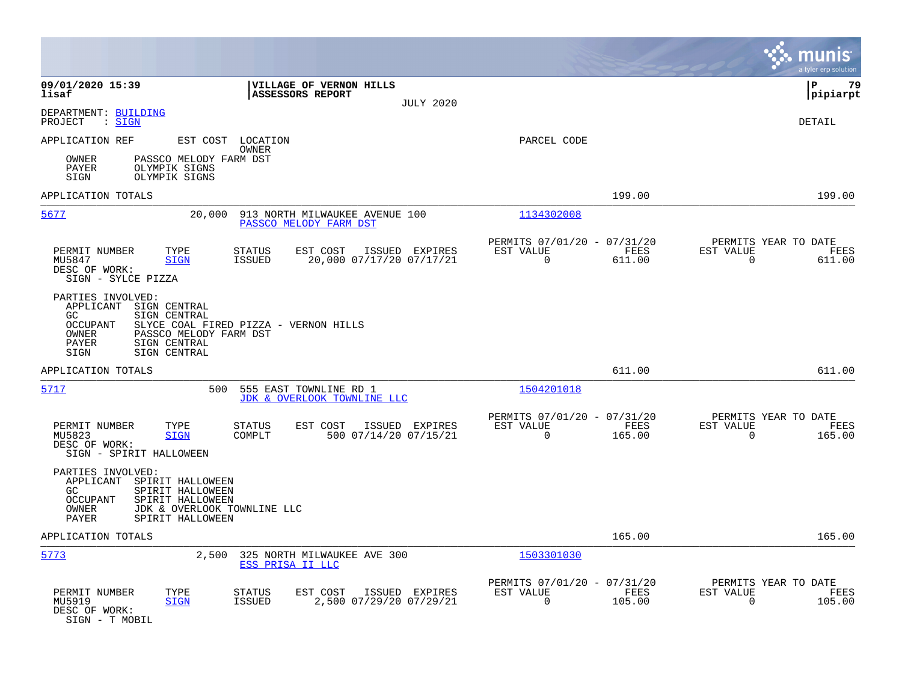**09/01/2020 15:39**
**lisaf**

**VILLAGE OF VERNON HILLS**
**ASSESSORS REPORT**
JULY 2020

**P 79**
**pipiarpt**

DEPARTMENT: BUILDING
PROJECT : SIGN

DETAIL

| APPLICATION REF | EST COST | LOCATION / OWNER | PARCEL CODE | | |
|---|---|---|---|---|---|

OWNER PASSCO MELODY FARM DST
PAYER OLYMPIK SIGNS
SIGN OLYMPIK SIGNS

APPLICATION TOTALS — 199.00 — 199.00

---

**5677** — 20,000 — 913 NORTH MILWAUKEE AVENUE 100 — PASSCO MELODY FARM DST — 1134302008

| PERMIT NUMBER | TYPE | STATUS | EST COST | ISSUED | EXPIRES | PERMITS 07/01/20 - 07/31/20 EST VALUE | FEES | PERMITS YEAR TO DATE EST VALUE | FEES |
|---|---|---|---|---|---|---|---|---|---|
| MU5847 | SIGN | ISSUED | 20,000 | 07/17/20 | 07/17/21 | 0 | 611.00 | 0 | 611.00 |

DESC OF WORK:
SIGN - SYLCE PIZZA

PARTIES INVOLVED:
APPLICANT SIGN CENTRAL
GC SIGN CENTRAL
OCCUPANT SLYCE COAL FIRED PIZZA - VERNON HILLS
OWNER PASSCO MELODY FARM DST
PAYER SIGN CENTRAL
SIGN SIGN CENTRAL

APPLICATION TOTALS — 611.00 — 611.00

---

**5717** — 500 — 555 EAST TOWNLINE RD 1 — JDK & OVERLOOK TOWNLINE LLC — 1504201018

| PERMIT NUMBER | TYPE | STATUS | EST COST | ISSUED | EXPIRES | PERMITS 07/01/20 - 07/31/20 EST VALUE | FEES | PERMITS YEAR TO DATE EST VALUE | FEES |
|---|---|---|---|---|---|---|---|---|---|
| MU5823 | SIGN | COMPLT | 500 | 07/14/20 | 07/15/21 | 0 | 165.00 | 0 | 165.00 |

DESC OF WORK:
SIGN - SPIRIT HALLOWEEN

PARTIES INVOLVED:
APPLICANT SPIRIT HALLOWEEN
GC SPIRIT HALLOWEEN
OCCUPANT SPIRIT HALLOWEEN
OWNER JDK & OVERLOOK TOWNLINE LLC
PAYER SPIRIT HALLOWEEN

APPLICATION TOTALS — 165.00 — 165.00

---

**5773** — 2,500 — 325 NORTH MILWAUKEE AVE 300 — ESS PRISA II LLC — 1503301030

| PERMIT NUMBER | TYPE | STATUS | EST COST | ISSUED | EXPIRES | PERMITS 07/01/20 - 07/31/20 EST VALUE | FEES | PERMITS YEAR TO DATE EST VALUE | FEES |
|---|---|---|---|---|---|---|---|---|---|
| MU5919 | SIGN | ISSUED | 2,500 | 07/29/20 | 07/29/21 | 0 | 105.00 | 0 | 105.00 |

DESC OF WORK:
SIGN - T MOBIL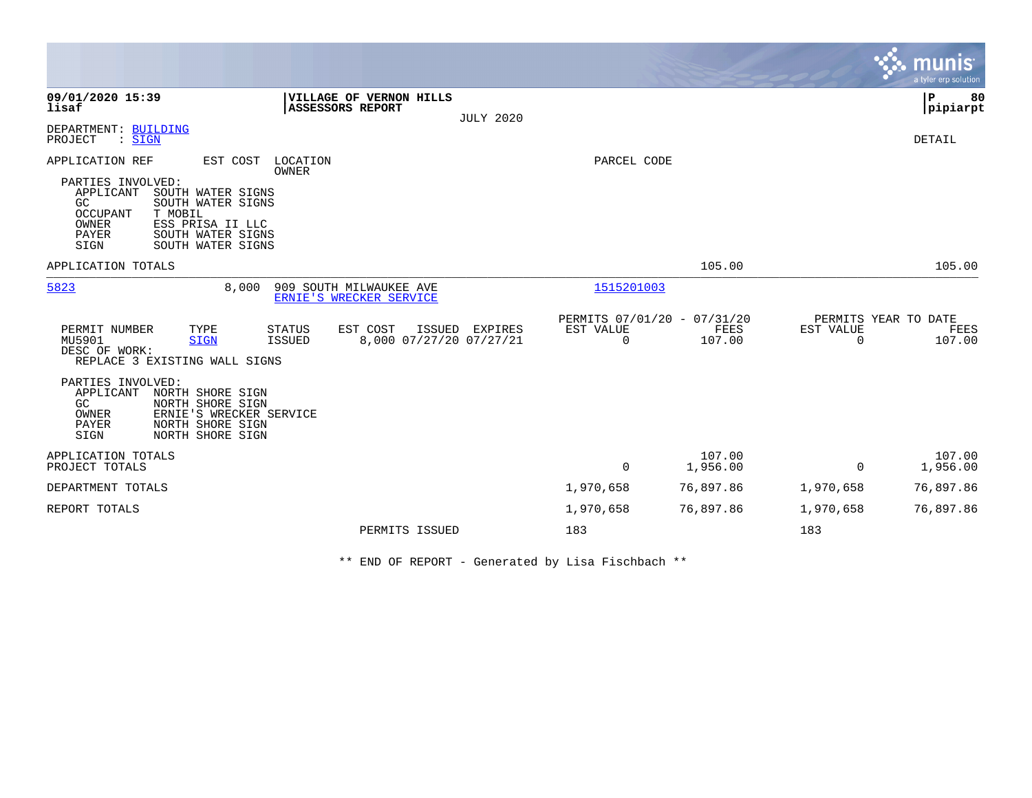**09/01/2020 15:39** | **VILLAGE OF VERNON HILLS** | **P 80**
**lisaf** | **ASSESSORS REPORT** | **pipiarpt**

JULY 2020

DEPARTMENT: BUILDING
PROJECT : SIGN

DETAIL

APPLICATION REF   EST COST   LOCATION / OWNER   PARCEL CODE

PARTIES INVOLVED:

| | |
|---|---|
| APPLICANT | SOUTH WATER SIGNS |
| GC | SOUTH WATER SIGNS |
| OCCUPANT | T MOBIL |
| OWNER | ESS PRISA II LLC |
| PAYER | SOUTH WATER SIGNS |
| SIGN | SOUTH WATER SIGNS |

APPLICATION TOTALS — 105.00 — 105.00

---

5823   8,000   909 SOUTH MILWAUKEE AVE / ERNIE'S WRECKER SERVICE   1515201003

| PERMIT NUMBER | TYPE | STATUS | EST COST | ISSUED | EXPIRES | PERMITS 07/01/20 - 07/31/20 EST VALUE | FEES | PERMITS YEAR TO DATE EST VALUE | FEES |
|---|---|---|---|---|---|---|---|---|---|
| MU5901 | SIGN | ISSUED | 8,000 | 07/27/20 | 07/27/21 | 0 | 107.00 | 0 | 107.00 |

DESC OF WORK:
REPLACE 3 EXISTING WALL SIGNS

PARTIES INVOLVED:

| | |
|---|---|
| APPLICANT | NORTH SHORE SIGN |
| GC | NORTH SHORE SIGN |
| OWNER | ERNIE'S WRECKER SERVICE |
| PAYER | NORTH SHORE SIGN |
| SIGN | NORTH SHORE SIGN |

| | EST VALUE | FEES | YTD EST VALUE | YTD FEES |
|---|---|---|---|---|
| APPLICATION TOTALS | 0 | 107.00 | 0 | 107.00 |
| PROJECT TOTALS | | 1,956.00 | | 1,956.00 |
| DEPARTMENT TOTALS | 1,970,658 | 76,897.86 | 1,970,658 | 76,897.86 |
| REPORT TOTALS | 1,970,658 | 76,897.86 | 1,970,658 | 76,897.86 |
| PERMITS ISSUED | 183 | | 183 | |

** END OF REPORT - Generated by Lisa Fischbach **